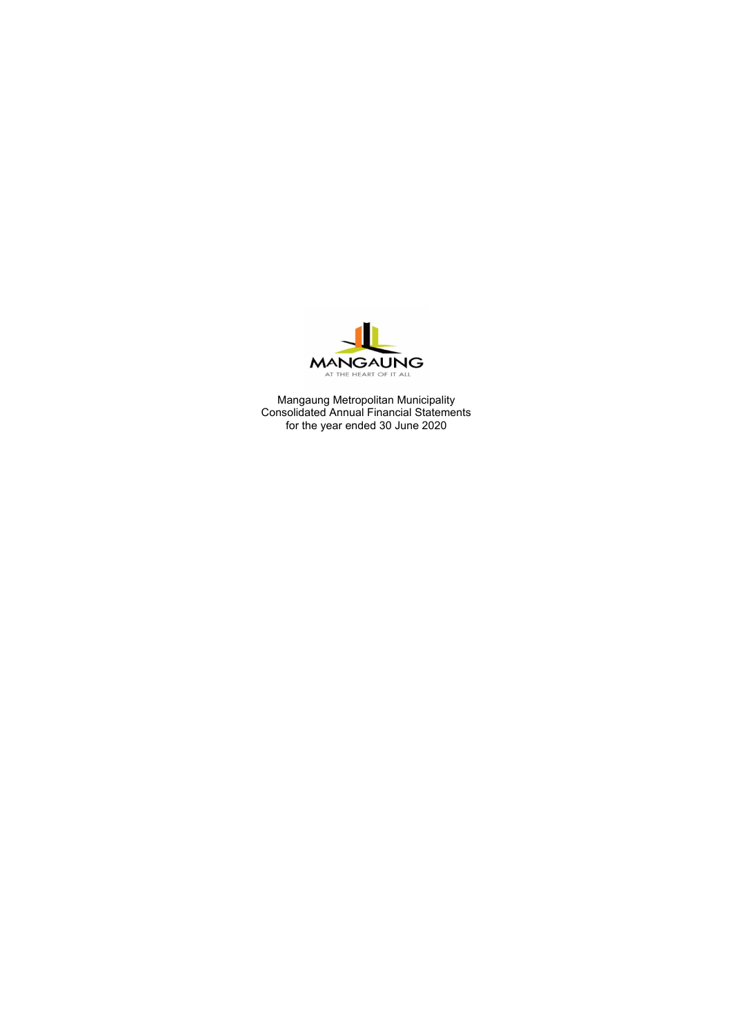MANGAUNG
AT THE HEART OF IT ALL

Mangaung Metropolitan Municipality
Consolidated Annual Financial Statements
for the year ended 30 June 2020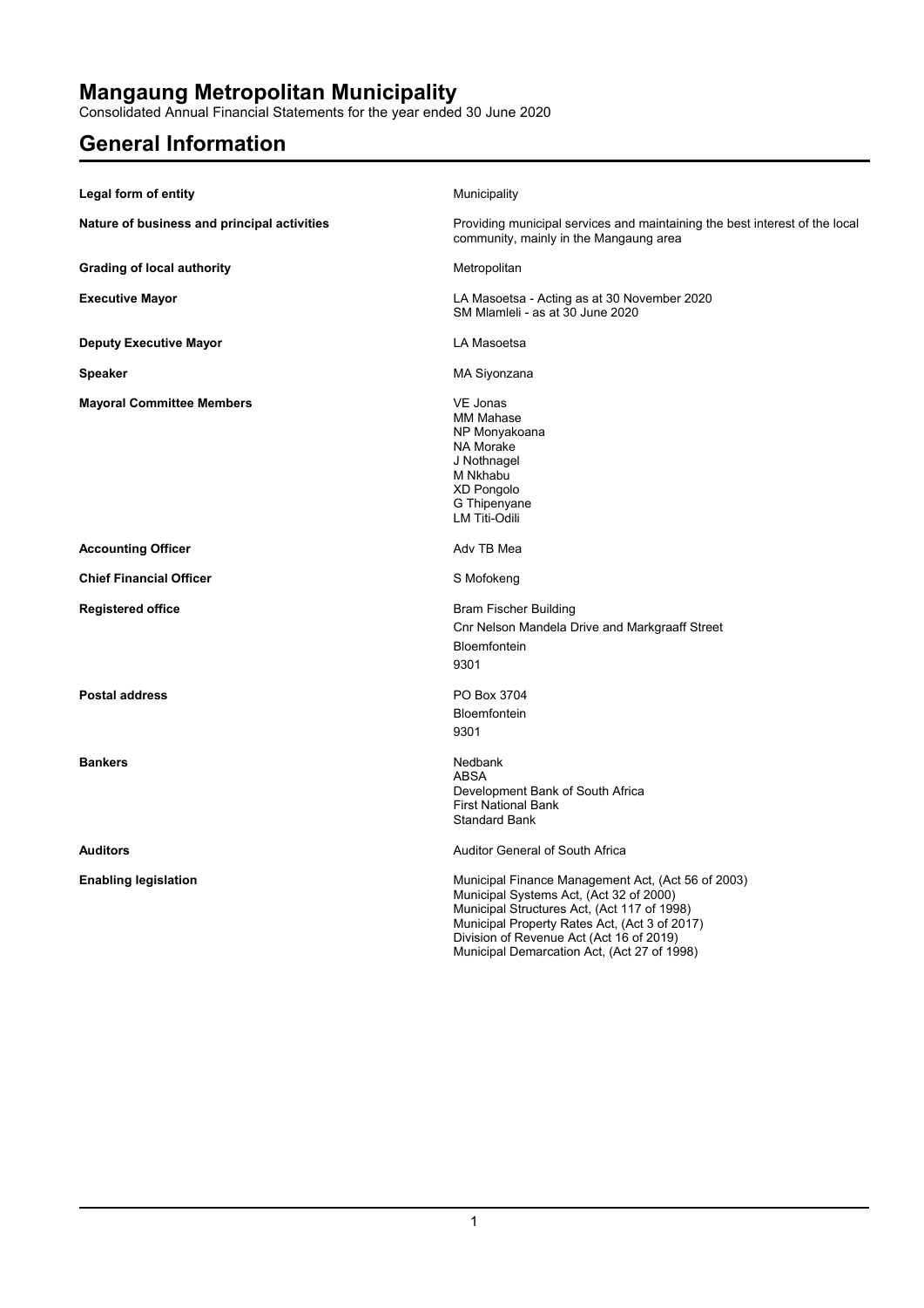# Mangaung Metropolitan Municipality

Consolidated Annual Financial Statements for the year ended 30 June 2020

## General Information

| | |
|---|---|
| **Legal form of entity** | Municipality |
| **Nature of business and principal activities** | Providing municipal services and maintaining the best interest of the local community, mainly in the Mangaung area |
| **Grading of local authority** | Metropolitan |
| **Executive Mayor** | LA Masoetsa - Acting as at 30 November 2020<br>SM Mlamleli - as at 30 June 2020 |
| **Deputy Executive Mayor** | LA Masoetsa |
| **Speaker** | MA Siyonzana |
| **Mayoral Committee Members** | VE Jonas<br>MM Mahase<br>NP Monyakoana<br>NA Morake<br>J Nothnagel<br>M Nkhabu<br>XD Pongolo<br>G Thipenyane<br>LM Titi-Odili |
| **Accounting Officer** | Adv TB Mea |
| **Chief Financial Officer** | S Mofokeng |
| **Registered office** | Bram Fischer Building<br>Cnr Nelson Mandela Drive and Markgraaff Street<br>Bloemfontein<br>9301 |
| **Postal address** | PO Box 3704<br>Bloemfontein<br>9301 |
| **Bankers** | Nedbank<br>ABSA<br>Development Bank of South Africa<br>First National Bank<br>Standard Bank |
| **Auditors** | Auditor General of South Africa |
| **Enabling legislation** | Municipal Finance Management Act, (Act 56 of 2003)<br>Municipal Systems Act, (Act 32 of 2000)<br>Municipal Structures Act, (Act 117 of 1998)<br>Municipal Property Rates Act, (Act 3 of 2017)<br>Division of Revenue Act (Act 16 of 2019)<br>Municipal Demarcation Act, (Act 27 of 1998) |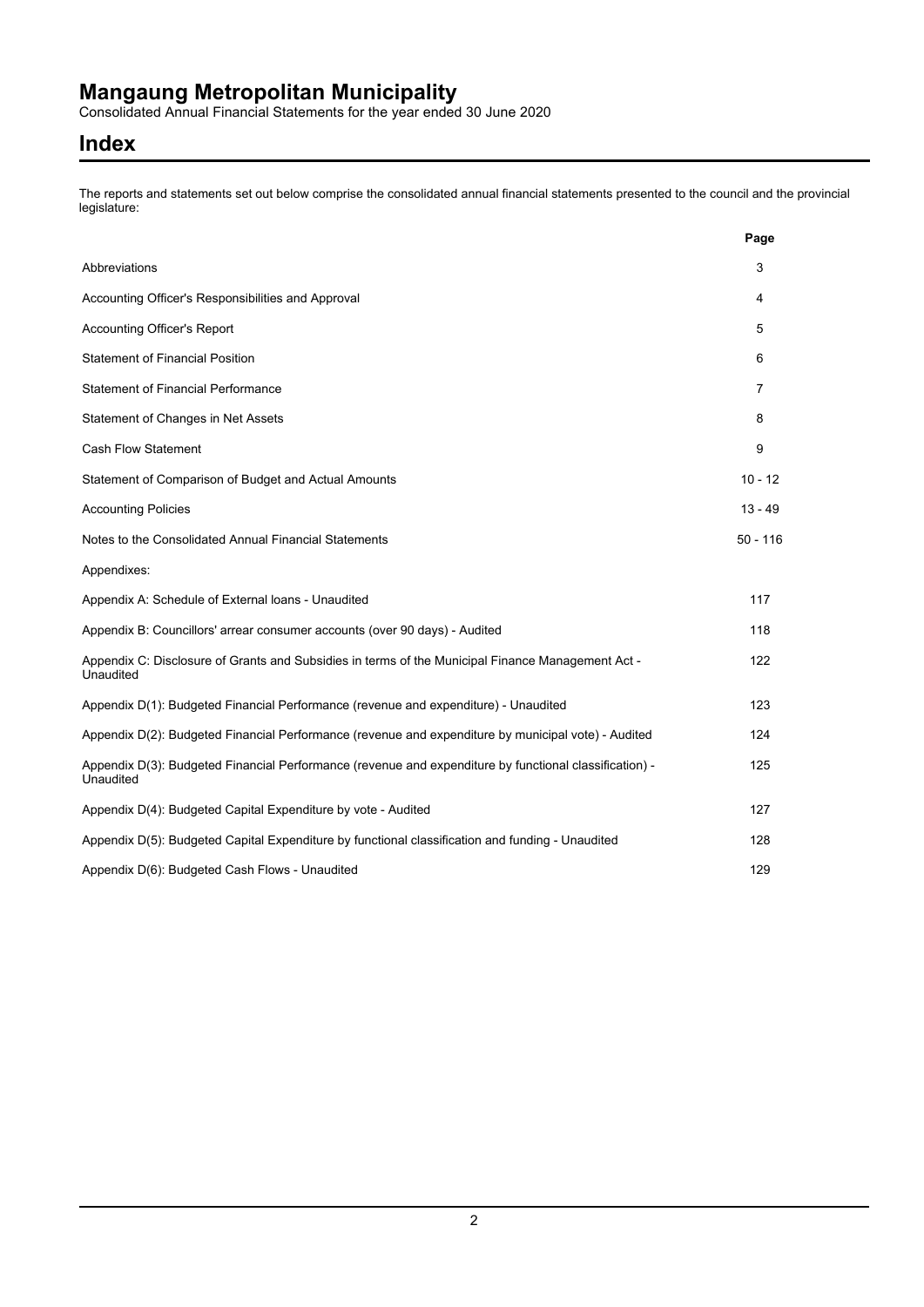# Mangaung Metropolitan Municipality

Consolidated Annual Financial Statements for the year ended 30 June 2020

## Index

The reports and statements set out below comprise the consolidated annual financial statements presented to the council and the provincial legislature:

| | Page |
|---|---|
| Abbreviations | 3 |
| Accounting Officer's Responsibilities and Approval | 4 |
| Accounting Officer's Report | 5 |
| Statement of Financial Position | 6 |
| Statement of Financial Performance | 7 |
| Statement of Changes in Net Assets | 8 |
| Cash Flow Statement | 9 |
| Statement of Comparison of Budget and Actual Amounts | 10 - 12 |
| Accounting Policies | 13 - 49 |
| Notes to the Consolidated Annual Financial Statements | 50 - 116 |
| Appendixes: | |
| Appendix A: Schedule of External loans - Unaudited | 117 |
| Appendix B: Councillors' arrear consumer accounts (over 90 days) - Audited | 118 |
| Appendix C: Disclosure of Grants and Subsidies in terms of the Municipal Finance Management Act - Unaudited | 122 |
| Appendix D(1): Budgeted Financial Performance (revenue and expenditure) - Unaudited | 123 |
| Appendix D(2): Budgeted Financial Performance (revenue and expenditure by municipal vote) - Audited | 124 |
| Appendix D(3): Budgeted Financial Performance (revenue and expenditure by functional classification) - Unaudited | 125 |
| Appendix D(4): Budgeted Capital Expenditure by vote - Audited | 127 |
| Appendix D(5): Budgeted Capital Expenditure by functional classification and funding - Unaudited | 128 |
| Appendix D(6): Budgeted Cash Flows - Unaudited | 129 |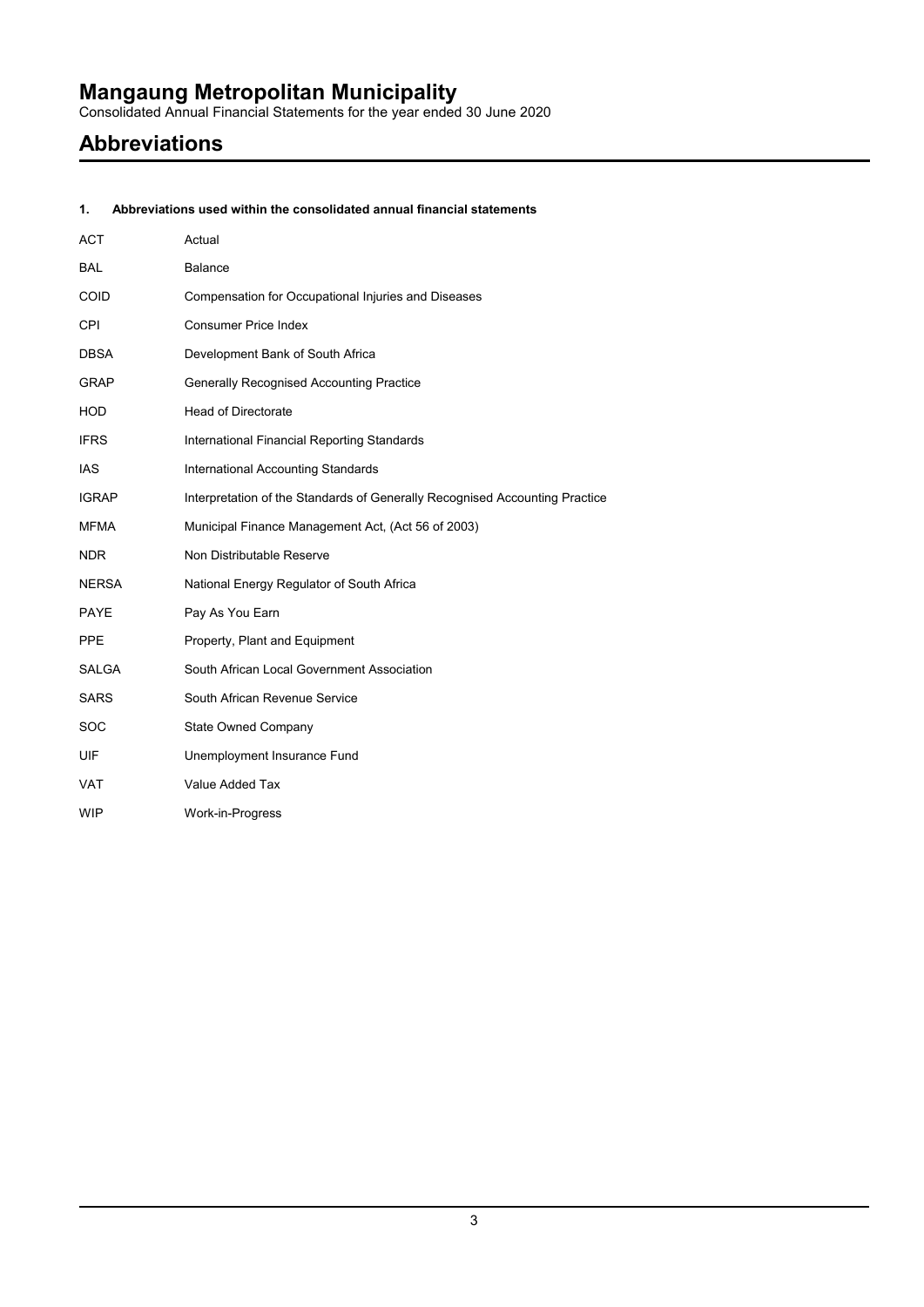# Mangaung Metropolitan Municipality

Consolidated Annual Financial Statements for the year ended 30 June 2020

## Abbreviations

**1. Abbreviations used within the consolidated annual financial statements**

| | |
|---|---|
| ACT | Actual |
| BAL | Balance |
| COID | Compensation for Occupational Injuries and Diseases |
| CPI | Consumer Price Index |
| DBSA | Development Bank of South Africa |
| GRAP | Generally Recognised Accounting Practice |
| HOD | Head of Directorate |
| IFRS | International Financial Reporting Standards |
| IAS | International Accounting Standards |
| IGRAP | Interpretation of the Standards of Generally Recognised Accounting Practice |
| MFMA | Municipal Finance Management Act, (Act 56 of 2003) |
| NDR | Non Distributable Reserve |
| NERSA | National Energy Regulator of South Africa |
| PAYE | Pay As You Earn |
| PPE | Property, Plant and Equipment |
| SALGA | South African Local Government Association |
| SARS | South African Revenue Service |
| SOC | State Owned Company |
| UIF | Unemployment Insurance Fund |
| VAT | Value Added Tax |
| WIP | Work-in-Progress |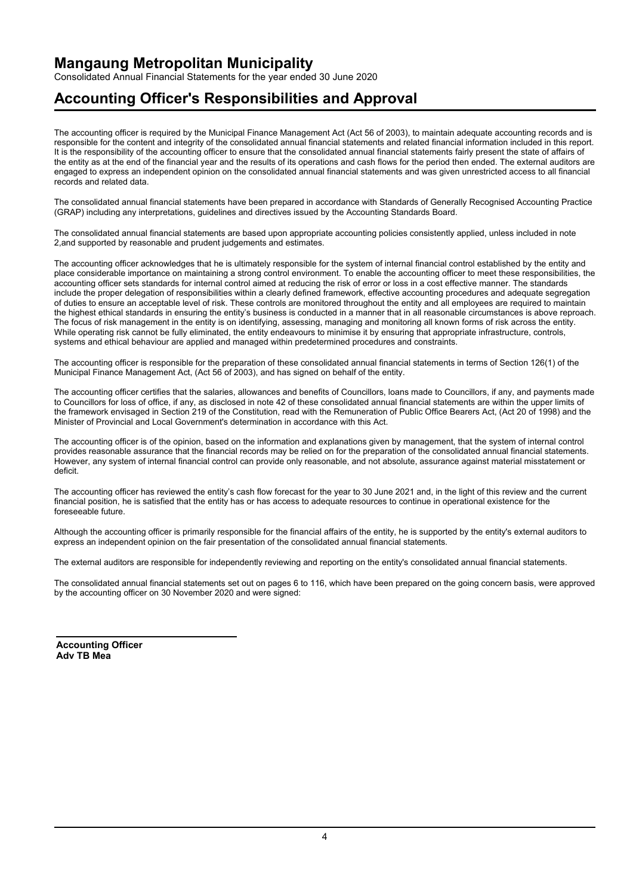# Mangaung Metropolitan Municipality

Consolidated Annual Financial Statements for the year ended 30 June 2020

## Accounting Officer's Responsibilities and Approval

The accounting officer is required by the Municipal Finance Management Act (Act 56 of 2003), to maintain adequate accounting records and is responsible for the content and integrity of the consolidated annual financial statements and related financial information included in this report. It is the responsibility of the accounting officer to ensure that the consolidated annual financial statements fairly present the state of affairs of the entity as at the end of the financial year and the results of its operations and cash flows for the period then ended. The external auditors are engaged to express an independent opinion on the consolidated annual financial statements and was given unrestricted access to all financial records and related data.

The consolidated annual financial statements have been prepared in accordance with Standards of Generally Recognised Accounting Practice (GRAP) including any interpretations, guidelines and directives issued by the Accounting Standards Board.

The consolidated annual financial statements are based upon appropriate accounting policies consistently applied, unless included in note 2,and supported by reasonable and prudent judgements and estimates.

The accounting officer acknowledges that he is ultimately responsible for the system of internal financial control established by the entity and place considerable importance on maintaining a strong control environment. To enable the accounting officer to meet these responsibilities, the accounting officer sets standards for internal control aimed at reducing the risk of error or loss in a cost effective manner. The standards include the proper delegation of responsibilities within a clearly defined framework, effective accounting procedures and adequate segregation of duties to ensure an acceptable level of risk. These controls are monitored throughout the entity and all employees are required to maintain the highest ethical standards in ensuring the entity's business is conducted in a manner that in all reasonable circumstances is above reproach. The focus of risk management in the entity is on identifying, assessing, managing and monitoring all known forms of risk across the entity. While operating risk cannot be fully eliminated, the entity endeavours to minimise it by ensuring that appropriate infrastructure, controls, systems and ethical behaviour are applied and managed within predetermined procedures and constraints.

The accounting officer is responsible for the preparation of these consolidated annual financial statements in terms of Section 126(1) of the Municipal Finance Management Act, (Act 56 of 2003), and has signed on behalf of the entity.

The accounting officer certifies that the salaries, allowances and benefits of Councillors, loans made to Councillors, if any, and payments made to Councillors for loss of office, if any, as disclosed in note 42 of these consolidated annual financial statements are within the upper limits of the framework envisaged in Section 219 of the Constitution, read with the Remuneration of Public Office Bearers Act, (Act 20 of 1998) and the Minister of Provincial and Local Government's determination in accordance with this Act.

The accounting officer is of the opinion, based on the information and explanations given by management, that the system of internal control provides reasonable assurance that the financial records may be relied on for the preparation of the consolidated annual financial statements. However, any system of internal financial control can provide only reasonable, and not absolute, assurance against material misstatement or deficit.

The accounting officer has reviewed the entity's cash flow forecast for the year to 30 June 2021 and, in the light of this review and the current financial position, he is satisfied that the entity has or has access to adequate resources to continue in operational existence for the foreseeable future.

Although the accounting officer is primarily responsible for the financial affairs of the entity, he is supported by the entity's external auditors to express an independent opinion on the fair presentation of the consolidated annual financial statements.

The external auditors are responsible for independently reviewing and reporting on the entity's consolidated annual financial statements.

The consolidated annual financial statements set out on pages 6 to 116, which have been prepared on the going concern basis, were approved by the accounting officer on 30 November 2020 and were signed:

**Accounting Officer**
**Adv TB Mea**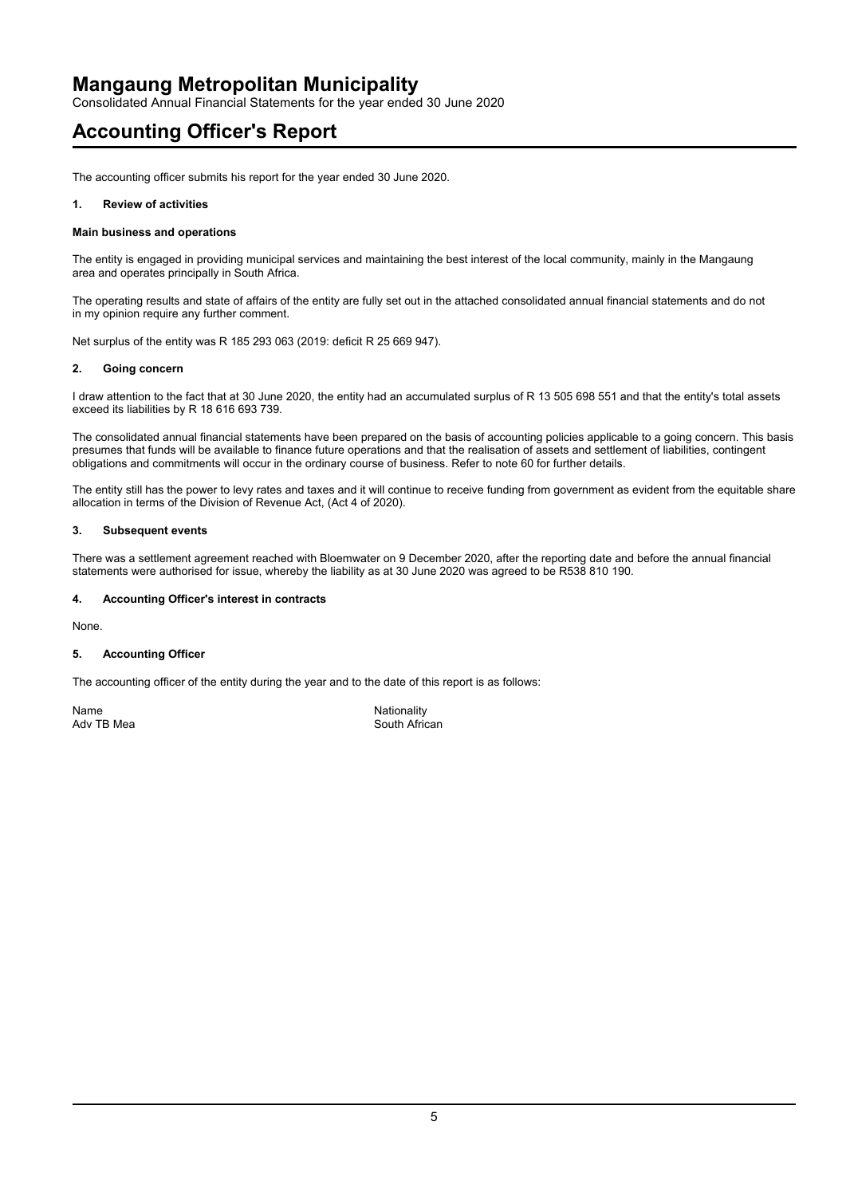# Mangaung Metropolitan Municipality

Consolidated Annual Financial Statements for the year ended 30 June 2020

# Accounting Officer's Report

The accounting officer submits his report for the year ended 30 June 2020.

### 1. Review of activities

**Main business and operations**

The entity is engaged in providing municipal services and maintaining the best interest of the local community, mainly in the Mangaung area and operates principally in South Africa.

The operating results and state of affairs of the entity are fully set out in the attached consolidated annual financial statements and do not in my opinion require any further comment.

Net surplus of the entity was R 185 293 063 (2019: deficit R 25 669 947).

### 2. Going concern

I draw attention to the fact that at 30 June 2020, the entity had an accumulated surplus of R 13 505 698 551 and that the entity's total assets exceed its liabilities by R 18 616 693 739.

The consolidated annual financial statements have been prepared on the basis of accounting policies applicable to a going concern. This basis presumes that funds will be available to finance future operations and that the realisation of assets and settlement of liabilities, contingent obligations and commitments will occur in the ordinary course of business. Refer to note 60 for further details.

The entity still has the power to levy rates and taxes and it will continue to receive funding from government as evident from the equitable share allocation in terms of the Division of Revenue Act, (Act 4 of 2020).

### 3. Subsequent events

There was a settlement agreement reached with Bloemwater on 9 December 2020, after the reporting date and before the annual financial statements were authorised for issue, whereby the liability as at 30 June 2020 was agreed to be R538 810 190.

### 4. Accounting Officer's interest in contracts

None.

### 5. Accounting Officer

The accounting officer of the entity during the year and to the date of this report is as follows:

| Name | Nationality |
|---|---|
| Adv TB Mea | South African |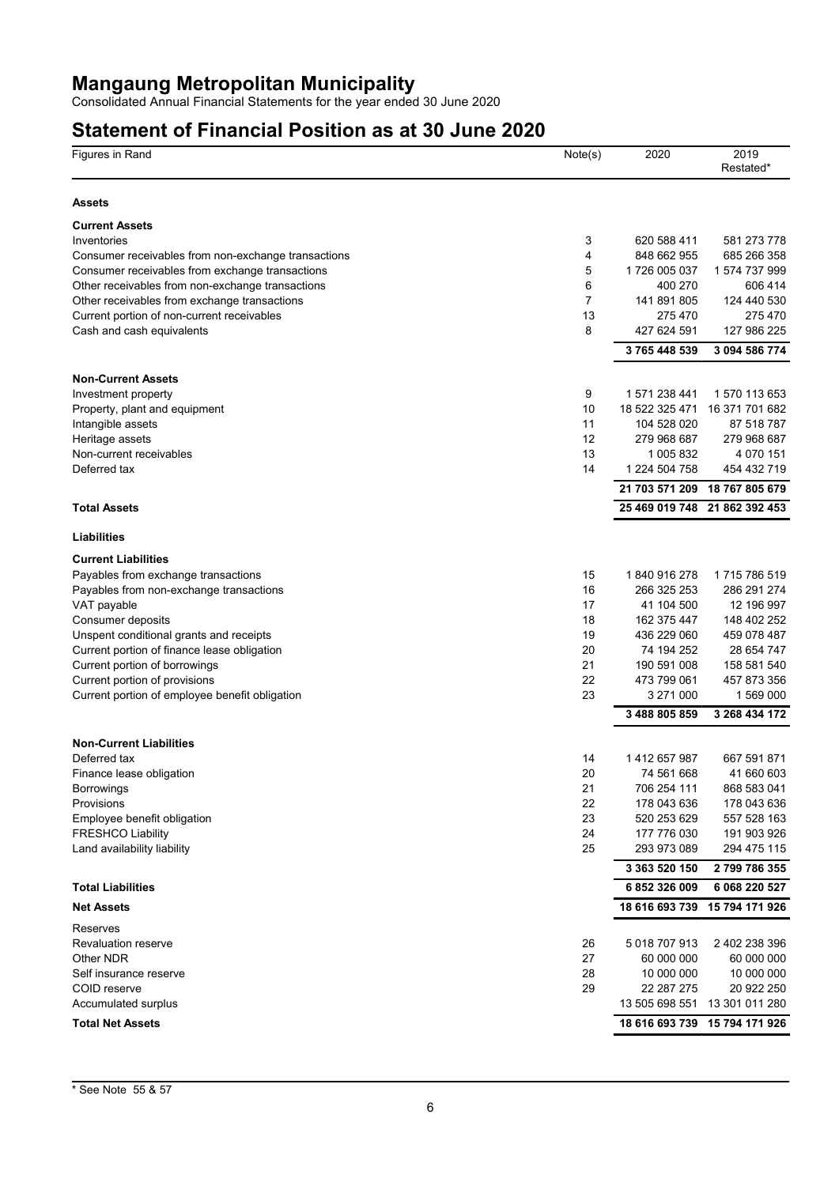# Mangaung Metropolitan Municipality

Consolidated Annual Financial Statements for the year ended 30 June 2020

## Statement of Financial Position as at 30 June 2020

| Figures in Rand | Note(s) | 2020 | 2019 Restated* |
|---|---|---|---|
| **Assets** | | | |
| **Current Assets** | | | |
| Inventories | 3 | 620 588 411 | 581 273 778 |
| Consumer receivables from non-exchange transactions | 4 | 848 662 955 | 685 266 358 |
| Consumer receivables from exchange transactions | 5 | 1 726 005 037 | 1 574 737 999 |
| Other receivables from non-exchange transactions | 6 | 400 270 | 606 414 |
| Other receivables from exchange transactions | 7 | 141 891 805 | 124 440 530 |
| Current portion of non-current receivables | 13 | 275 470 | 275 470 |
| Cash and cash equivalents | 8 | 427 624 591 | 127 986 225 |
| | | **3 765 448 539** | **3 094 586 774** |
| **Non-Current Assets** | | | |
| Investment property | 9 | 1 571 238 441 | 1 570 113 653 |
| Property, plant and equipment | 10 | 18 522 325 471 | 16 371 701 682 |
| Intangible assets | 11 | 104 528 020 | 87 518 787 |
| Heritage assets | 12 | 279 968 687 | 279 968 687 |
| Non-current receivables | 13 | 1 005 832 | 4 070 151 |
| Deferred tax | 14 | 1 224 504 758 | 454 432 719 |
| | | **21 703 571 209** | **18 767 805 679** |
| **Total Assets** | | **25 469 019 748** | **21 862 392 453** |
| **Liabilities** | | | |
| **Current Liabilities** | | | |
| Payables from exchange transactions | 15 | 1 840 916 278 | 1 715 786 519 |
| Payables from non-exchange transactions | 16 | 266 325 253 | 286 291 274 |
| VAT payable | 17 | 41 104 500 | 12 196 997 |
| Consumer deposits | 18 | 162 375 447 | 148 402 252 |
| Unspent conditional grants and receipts | 19 | 436 229 060 | 459 078 487 |
| Current portion of finance lease obligation | 20 | 74 194 252 | 28 654 747 |
| Current portion of borrowings | 21 | 190 591 008 | 158 581 540 |
| Current portion of provisions | 22 | 473 799 061 | 457 873 356 |
| Current portion of employee benefit obligation | 23 | 3 271 000 | 1 569 000 |
| | | **3 488 805 859** | **3 268 434 172** |
| **Non-Current Liabilities** | | | |
| Deferred tax | 14 | 1 412 657 987 | 667 591 871 |
| Finance lease obligation | 20 | 74 561 668 | 41 660 603 |
| Borrowings | 21 | 706 254 111 | 868 583 041 |
| Provisions | 22 | 178 043 636 | 178 043 636 |
| Employee benefit obligation | 23 | 520 253 629 | 557 528 163 |
| FRESHCO Liability | 24 | 177 776 030 | 191 903 926 |
| Land availability liability | 25 | 293 973 089 | 294 475 115 |
| | | **3 363 520 150** | **2 799 786 355** |
| **Total Liabilities** | | **6 852 326 009** | **6 068 220 527** |
| **Net Assets** | | **18 616 693 739** | **15 794 171 926** |
| Reserves | | | |
| Revaluation reserve | 26 | 5 018 707 913 | 2 402 238 396 |
| Other NDR | 27 | 60 000 000 | 60 000 000 |
| Self insurance reserve | 28 | 10 000 000 | 10 000 000 |
| COID reserve | 29 | 22 287 275 | 20 922 250 |
| Accumulated surplus | | 13 505 698 551 | 13 301 011 280 |
| **Total Net Assets** | | **18 616 693 739** | **15 794 171 926** |

* See Note 55 & 57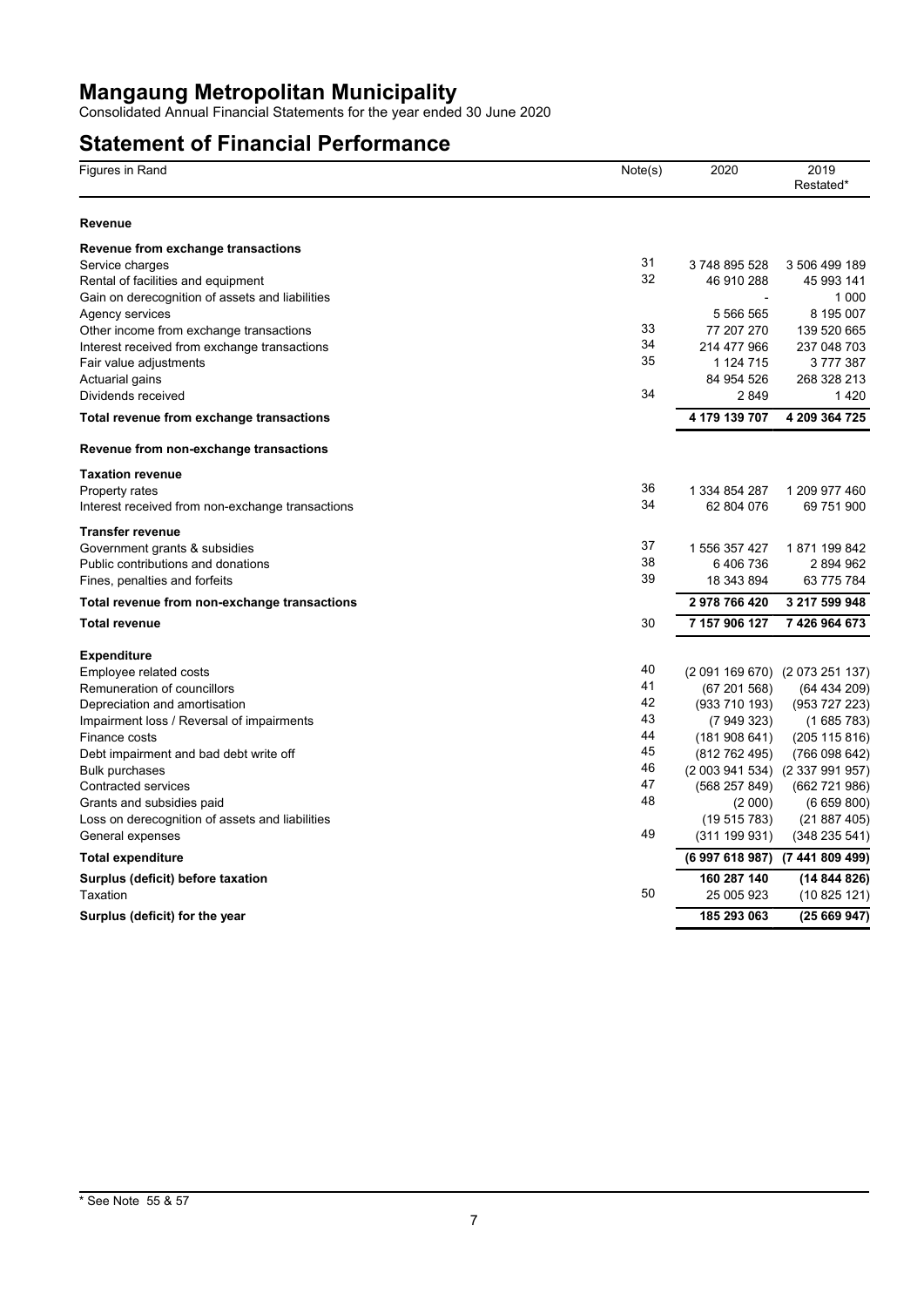# Mangaung Metropolitan Municipality

Consolidated Annual Financial Statements for the year ended 30 June 2020

## Statement of Financial Performance

| Figures in Rand | Note(s) | 2020 | 2019 Restated* |
|---|---|---|---|
| **Revenue** | | | |
| **Revenue from exchange transactions** | | | |
| Service charges | 31 | 3 748 895 528 | 3 506 499 189 |
| Rental of facilities and equipment | 32 | 46 910 288 | 45 993 141 |
| Gain on derecognition of assets and liabilities | | - | 1 000 |
| Agency services | | 5 566 565 | 8 195 007 |
| Other income from exchange transactions | 33 | 77 207 270 | 139 520 665 |
| Interest received from exchange transactions | 34 | 214 477 966 | 237 048 703 |
| Fair value adjustments | 35 | 1 124 715 | 3 777 387 |
| Actuarial gains | | 84 954 526 | 268 328 213 |
| Dividends received | 34 | 2 849 | 1 420 |
| **Total revenue from exchange transactions** | | **4 179 139 707** | **4 209 364 725** |
| **Revenue from non-exchange transactions** | | | |
| **Taxation revenue** | | | |
| Property rates | 36 | 1 334 854 287 | 1 209 977 460 |
| Interest received from non-exchange transactions | 34 | 62 804 076 | 69 751 900 |
| **Transfer revenue** | | | |
| Government grants & subsidies | 37 | 1 556 357 427 | 1 871 199 842 |
| Public contributions and donations | 38 | 6 406 736 | 2 894 962 |
| Fines, penalties and forfeits | 39 | 18 343 894 | 63 775 784 |
| **Total revenue from non-exchange transactions** | | **2 978 766 420** | **3 217 599 948** |
| **Total revenue** | 30 | **7 157 906 127** | **7 426 964 673** |
| **Expenditure** | | | |
| Employee related costs | 40 | (2 091 169 670) | (2 073 251 137) |
| Remuneration of councillors | 41 | (67 201 568) | (64 434 209) |
| Depreciation and amortisation | 42 | (933 710 193) | (953 727 223) |
| Impairment loss / Reversal of impairments | 43 | (7 949 323) | (1 685 783) |
| Finance costs | 44 | (181 908 641) | (205 115 816) |
| Debt impairment and bad debt write off | 45 | (812 762 495) | (766 098 642) |
| Bulk purchases | 46 | (2 003 941 534) | (2 337 991 957) |
| Contracted services | 47 | (568 257 849) | (662 721 986) |
| Grants and subsidies paid | 48 | (2 000) | (6 659 800) |
| Loss on derecognition of assets and liabilities | | (19 515 783) | (21 887 405) |
| General expenses | 49 | (311 199 931) | (348 235 541) |
| **Total expenditure** | | **(6 997 618 987)** | **(7 441 809 499)** |
| **Surplus (deficit) before taxation** | | **160 287 140** | **(14 844 826)** |
| Taxation | 50 | 25 005 923 | (10 825 121) |
| **Surplus (deficit) for the year** | | **185 293 063** | **(25 669 947)** |

* See Note 55 & 57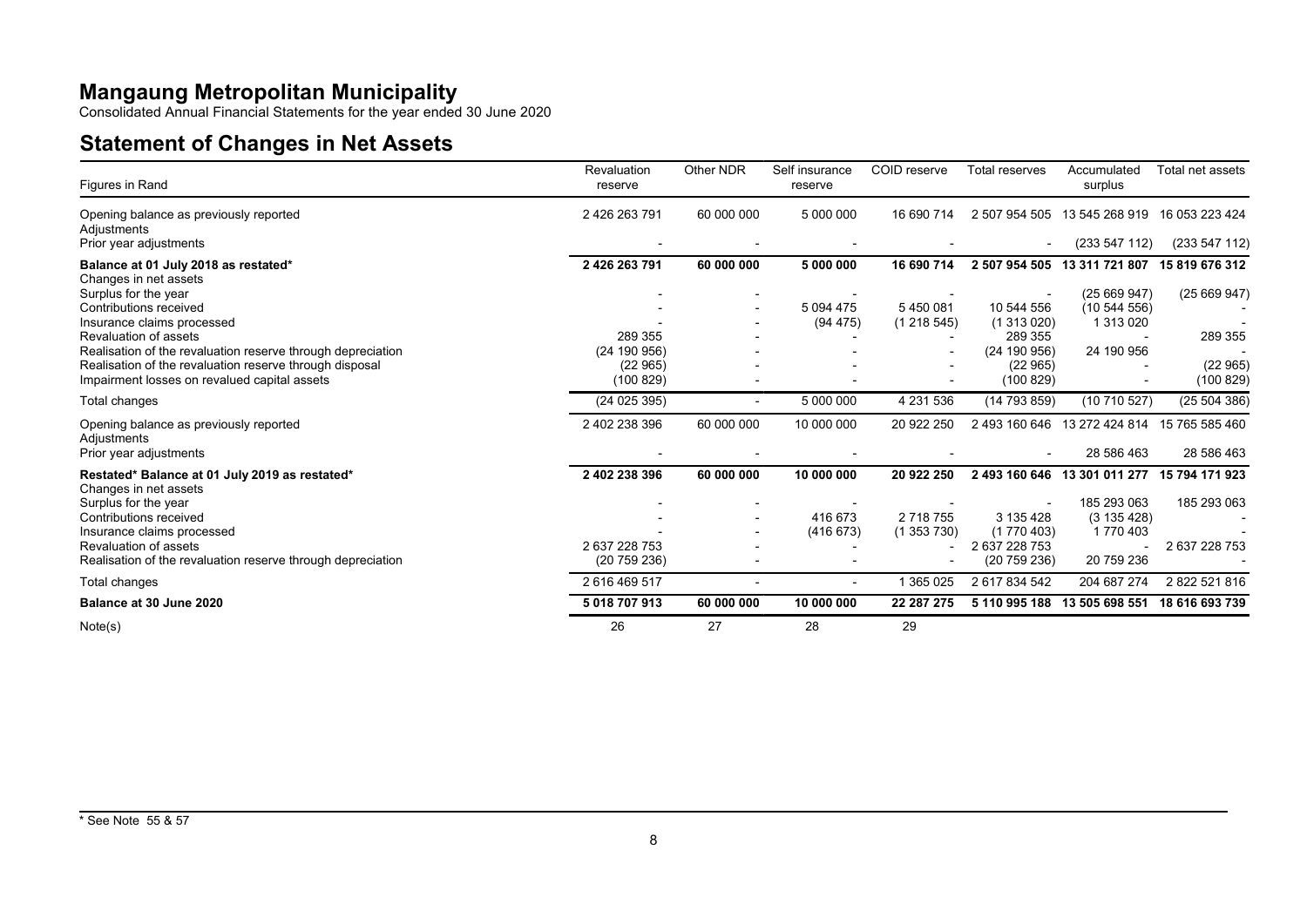# Mangaung Metropolitan Municipality

Consolidated Annual Financial Statements for the year ended 30 June 2020

## Statement of Changes in Net Assets

| Figures in Rand | Revaluation reserve | Other NDR | Self insurance reserve | COID reserve | Total reserves | Accumulated surplus | Total net assets |
|---|---|---|---|---|---|---|---|
| Opening balance as previously reported | 2 426 263 791 | 60 000 000 | 5 000 000 | 16 690 714 | 2 507 954 505 | 13 545 268 919 | 16 053 223 424 |
| Adjustments | | | | | | | |
| Prior year adjustments | - | - | - | - | - | (233 547 112) | (233 547 112) |
| **Balance at 01 July 2018 as restated*** | **2 426 263 791** | **60 000 000** | **5 000 000** | **16 690 714** | **2 507 954 505** | **13 311 721 807** | **15 819 676 312** |
| Changes in net assets | | | | | | | |
| Surplus for the year | - | - | - | - | - | (25 669 947) | (25 669 947) |
| Contributions received | - | - | 5 094 475 | 5 450 081 | 10 544 556 | (10 544 556) | - |
| Insurance claims processed | - | - | (94 475) | (1 218 545) | (1 313 020) | 1 313 020 | - |
| Revaluation of assets | 289 355 | - | - | - | 289 355 | - | 289 355 |
| Realisation of the revaluation reserve through depreciation | (24 190 956) | - | - | - | (24 190 956) | 24 190 956 | - |
| Realisation of the revaluation reserve through disposal | (22 965) | - | - | - | (22 965) | - | (22 965) |
| Impairment losses on revalued capital assets | (100 829) | - | - | - | (100 829) | - | (100 829) |
| Total changes | (24 025 395) | - | 5 000 000 | 4 231 536 | (14 793 859) | (10 710 527) | (25 504 386) |
| Opening balance as previously reported | 2 402 238 396 | 60 000 000 | 10 000 000 | 20 922 250 | 2 493 160 646 | 13 272 424 814 | 15 765 585 460 |
| Adjustments | | | | | | | |
| Prior year adjustments | - | - | - | - | - | 28 586 463 | 28 586 463 |
| **Restated* Balance at 01 July 2019 as restated*** | **2 402 238 396** | **60 000 000** | **10 000 000** | **20 922 250** | **2 493 160 646** | **13 301 011 277** | **15 794 171 923** |
| Changes in net assets | | | | | | | |
| Surplus for the year | - | - | - | - | - | 185 293 063 | 185 293 063 |
| Contributions received | - | - | 416 673 | 2 718 755 | 3 135 428 | (3 135 428) | - |
| Insurance claims processed | - | - | (416 673) | (1 353 730) | (1 770 403) | 1 770 403 | - |
| Revaluation of assets | 2 637 228 753 | - | - | - | 2 637 228 753 | - | 2 637 228 753 |
| Realisation of the revaluation reserve through depreciation | (20 759 236) | - | - | - | (20 759 236) | 20 759 236 | - |
| Total changes | 2 616 469 517 | - | - | 1 365 025 | 2 617 834 542 | 204 687 274 | 2 822 521 816 |
| **Balance at 30 June 2020** | **5 018 707 913** | **60 000 000** | **10 000 000** | **22 287 275** | **5 110 995 188** | **13 505 698 551** | **18 616 693 739** |
| Note(s) | 26 | 27 | 28 | 29 | | | |

* See Note 55 & 57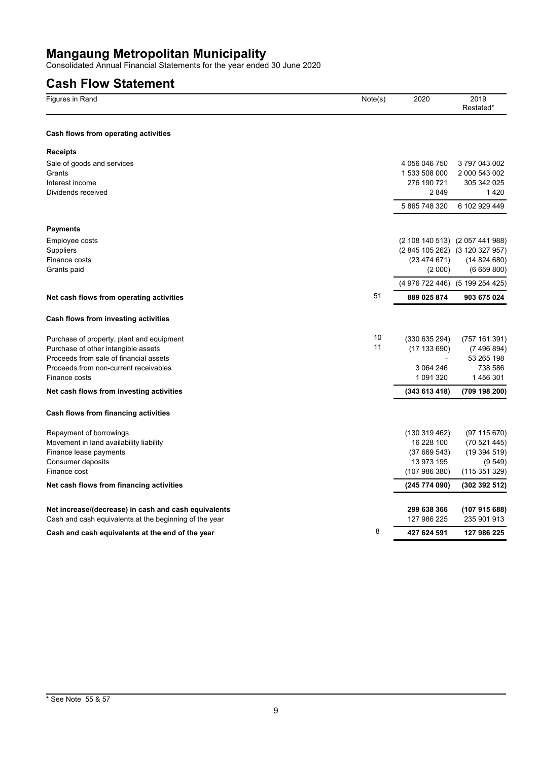# Mangaung Metropolitan Municipality

Consolidated Annual Financial Statements for the year ended 30 June 2020

## Cash Flow Statement

| Figures in Rand | Note(s) | 2020 | 2019 Restated* |
|---|---|---|---|
| **Cash flows from operating activities** | | | |
| **Receipts** | | | |
| Sale of goods and services | | 4 056 046 750 | 3 797 043 002 |
| Grants | | 1 533 508 000 | 2 000 543 002 |
| Interest income | | 276 190 721 | 305 342 025 |
| Dividends received | | 2 849 | 1 420 |
| | | 5 865 748 320 | 6 102 929 449 |
| **Payments** | | | |
| Employee costs | | (2 108 140 513) | (2 057 441 988) |
| Suppliers | | (2 845 105 262) | (3 120 327 957) |
| Finance costs | | (23 474 671) | (14 824 680) |
| Grants paid | | (2 000) | (6 659 800) |
| | | (4 976 722 446) | (5 199 254 425) |
| **Net cash flows from operating activities** | 51 | **889 025 874** | **903 675 024** |
| **Cash flows from investing activities** | | | |
| Purchase of property, plant and equipment | 10 | (330 635 294) | (757 161 391) |
| Purchase of other intangible assets | 11 | (17 133 690) | (7 496 894) |
| Proceeds from sale of financial assets | | - | 53 265 198 |
| Proceeds from non-current receivables | | 3 064 246 | 738 586 |
| Finance costs | | 1 091 320 | 1 456 301 |
| **Net cash flows from investing activities** | | **(343 613 418)** | **(709 198 200)** |
| **Cash flows from financing activities** | | | |
| Repayment of borrowings | | (130 319 462) | (97 115 670) |
| Movement in land availability liability | | 16 228 100 | (70 521 445) |
| Finance lease payments | | (37 669 543) | (19 394 519) |
| Consumer deposits | | 13 973 195 | (9 549) |
| Finance cost | | (107 986 380) | (115 351 329) |
| **Net cash flows from financing activities** | | **(245 774 090)** | **(302 392 512)** |
| **Net increase/(decrease) in cash and cash equivalents** | | **299 638 366** | **(107 915 688)** |
| Cash and cash equivalents at the beginning of the year | | 127 986 225 | 235 901 913 |
| **Cash and cash equivalents at the end of the year** | 8 | **427 624 591** | **127 986 225** |

* See Note 55 & 57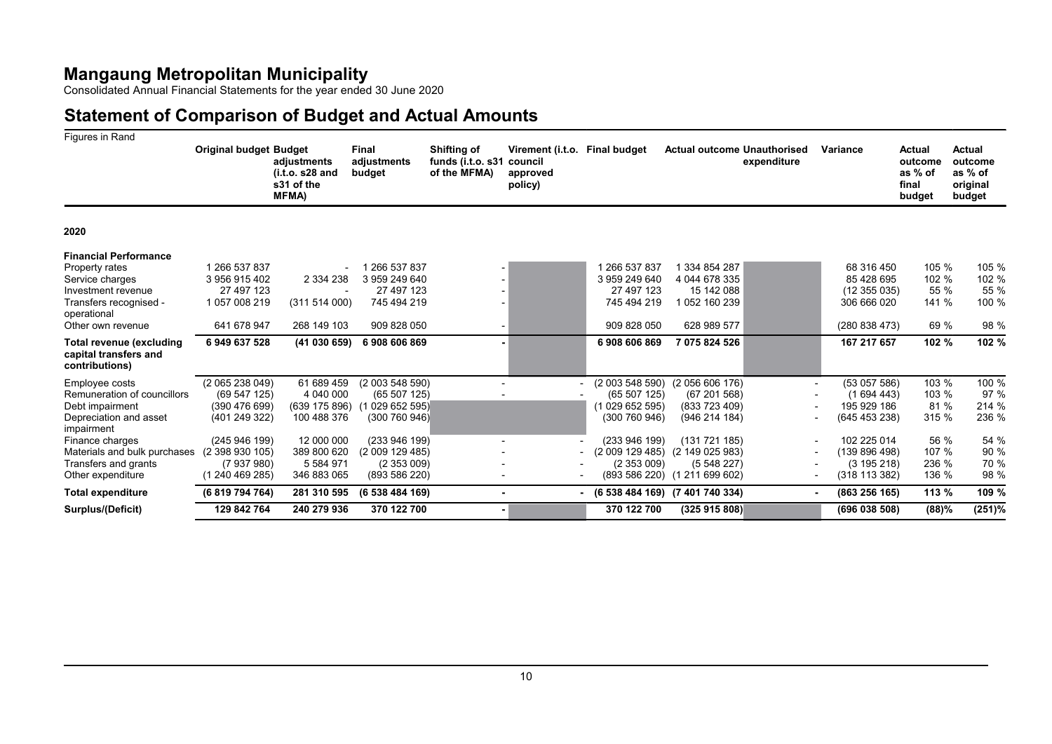# Mangaung Metropolitan Municipality

Consolidated Annual Financial Statements for the year ended 30 June 2020

## Statement of Comparison of Budget and Actual Amounts

Figures in Rand

| | Original budget | Budget adjustments (i.t.o. s28 and s31 of the MFMA) | Final adjustments budget | Shifting of funds (i.t.o. s31 of the MFMA) | Virement (i.t.o. council approved policy) | Final budget | Actual outcome | Unauthorised expenditure | Variance | Actual outcome as % of final budget | Actual outcome as % of original budget |
|---|---|---|---|---|---|---|---|---|---|---|---|
| **2020** | | | | | | | | | | | |
| **Financial Performance** | | | | | | | | | | | |
| Property rates | 1 266 537 837 | - | 1 266 537 837 | - | | 1 266 537 837 | 1 334 854 287 | | 68 316 450 | 105 % | 105 % |
| Service charges | 3 956 915 402 | 2 334 238 | 3 959 249 640 | - | | 3 959 249 640 | 4 044 678 335 | | 85 428 695 | 102 % | 102 % |
| Investment revenue | 27 497 123 | - | 27 497 123 | - | | 27 497 123 | 15 142 088 | | (12 355 035) | 55 % | 55 % |
| Transfers recognised - operational | 1 057 008 219 | (311 514 000) | 745 494 219 | - | | 745 494 219 | 1 052 160 239 | | 306 666 020 | 141 % | 100 % |
| Other own revenue | 641 678 947 | 268 149 103 | 909 828 050 | - | | 909 828 050 | 628 989 577 | | (280 838 473) | 69 % | 98 % |
| **Total revenue (excluding capital transfers and contributions)** | **6 949 637 528** | **(41 030 659)** | **6 908 606 869** | **-** | | **6 908 606 869** | **7 075 824 526** | | **167 217 657** | **102 %** | **102 %** |
| Employee costs | (2 065 238 049) | 61 689 459 | (2 003 548 590) | - | - | (2 003 548 590) | (2 056 606 176) | - | (53 057 586) | 103 % | 100 % |
| Remuneration of councillors | (69 547 125) | 4 040 000 | (65 507 125) | - | - | (65 507 125) | (67 201 568) | - | (1 694 443) | 103 % | 97 % |
| Debt impairment | (390 476 699) | (639 175 896) | (1 029 652 595) | | | (1 029 652 595) | (833 723 409) | - | 195 929 186 | 81 % | 214 % |
| Depreciation and asset impairment | (401 249 322) | 100 488 376 | (300 760 946) | | | (300 760 946) | (946 214 184) | - | (645 453 238) | 315 % | 236 % |
| Finance charges | (245 946 199) | 12 000 000 | (233 946 199) | - | - | (233 946 199) | (131 721 185) | - | 102 225 014 | 56 % | 54 % |
| Materials and bulk purchases | (2 398 930 105) | 389 800 620 | (2 009 129 485) | - | - | (2 009 129 485) | (2 149 025 983) | - | (139 896 498) | 107 % | 90 % |
| Transfers and grants | (7 937 980) | 5 584 971 | (2 353 009) | - | - | (2 353 009) | (5 548 227) | - | (3 195 218) | 236 % | 70 % |
| Other expenditure | (1 240 469 285) | 346 883 065 | (893 586 220) | - | - | (893 586 220) | (1 211 699 602) | - | (318 113 382) | 136 % | 98 % |
| **Total expenditure** | **(6 819 794 764)** | **281 310 595** | **(6 538 484 169)** | **-** | **-** | **(6 538 484 169)** | **(7 401 740 334)** | **-** | **(863 256 165)** | **113 %** | **109 %** |
| **Surplus/(Deficit)** | **129 842 764** | **240 279 936** | **370 122 700** | **-** | | **370 122 700** | **(325 915 808)** | | **(696 038 508)** | **(88)%** | **(251)%** |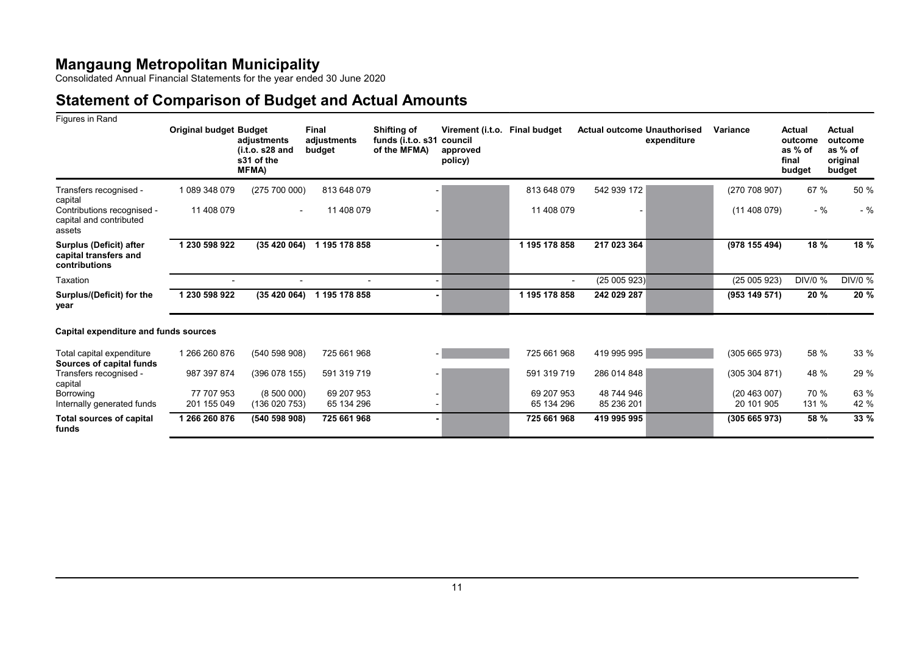# Mangaung Metropolitan Municipality

Consolidated Annual Financial Statements for the year ended 30 June 2020

## Statement of Comparison of Budget and Actual Amounts

Figures in Rand

| | Original budget | Budget adjustments (i.t.o. s28 and s31 of the MFMA) | Final adjustments budget | Shifting of funds (i.t.o. s31 of the MFMA) | Virement (i.t.o. council approved policy) | Final budget | Actual outcome | Unauthorised expenditure | Variance | Actual outcome as % of final budget | Actual outcome as % of original budget |
|---|---|---|---|---|---|---|---|---|---|---|---|
| Transfers recognised - capital | 1 089 348 079 | (275 700 000) | 813 648 079 | - | | 813 648 079 | 542 939 172 | | (270 708 907) | 67 % | 50 % |
| Contributions recognised - capital and contributed assets | 11 408 079 | - | 11 408 079 | - | | 11 408 079 | - | | (11 408 079) | - % | - % |
| **Surplus (Deficit) after capital transfers and contributions** | **1 230 598 922** | **(35 420 064)** | **1 195 178 858** | **-** | | **1 195 178 858** | **217 023 364** | | **(978 155 494)** | **18 %** | **18 %** |
| Taxation | - | - | - | - | | - | (25 005 923) | | (25 005 923) | DIV/0 % | DIV/0 % |
| **Surplus/(Deficit) for the year** | **1 230 598 922** | **(35 420 064)** | **1 195 178 858** | **-** | | **1 195 178 858** | **242 029 287** | | **(953 149 571)** | **20 %** | **20 %** |
| **Capital expenditure and funds sources** | | | | | | | | | | | |
| Total capital expenditure | 1 266 260 876 | (540 598 908) | 725 661 968 | - | | 725 661 968 | 419 995 995 | | (305 665 973) | 58 % | 33 % |
| **Sources of capital funds** | | | | | | | | | | | |
| Transfers recognised - capital | 987 397 874 | (396 078 155) | 591 319 719 | - | | 591 319 719 | 286 014 848 | | (305 304 871) | 48 % | 29 % |
| Borrowing | 77 707 953 | (8 500 000) | 69 207 953 | - | | 69 207 953 | 48 744 946 | | (20 463 007) | 70 % | 63 % |
| Internally generated funds | 201 155 049 | (136 020 753) | 65 134 296 | - | | 65 134 296 | 85 236 201 | | 20 101 905 | 131 % | 42 % |
| **Total sources of capital funds** | **1 266 260 876** | **(540 598 908)** | **725 661 968** | **-** | | **725 661 968** | **419 995 995** | | **(305 665 973)** | **58 %** | **33 %** |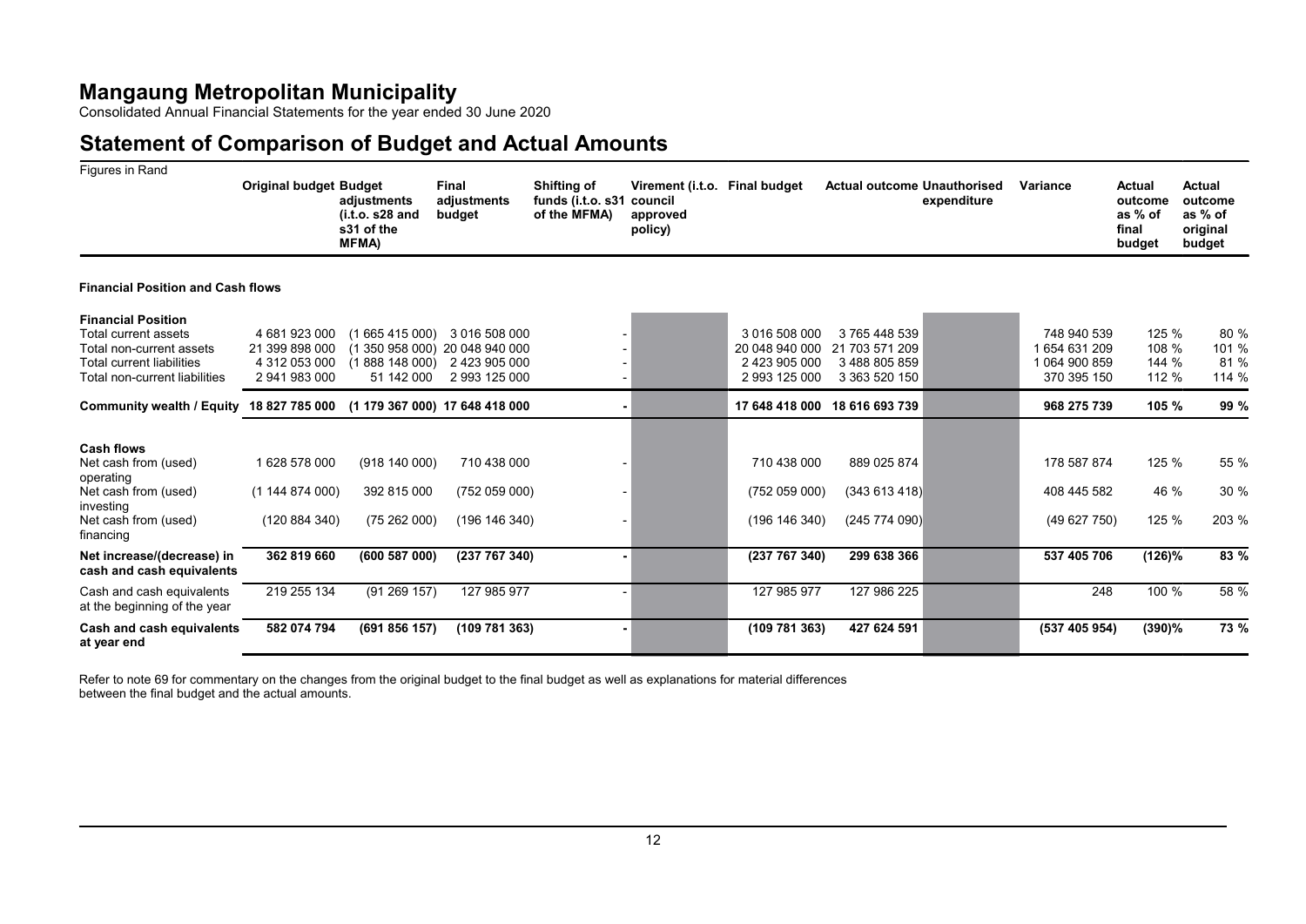# Mangaung Metropolitan Municipality

Consolidated Annual Financial Statements for the year ended 30 June 2020

## Statement of Comparison of Budget and Actual Amounts

Figures in Rand

| | Original budget | Budget adjustments (i.t.o. s28 and s31 of the MFMA) | Final adjustments budget | Shifting of funds (i.t.o. s31 of the MFMA) | Virement (i.t.o. council approved policy) | Final budget | Actual outcome | Unauthorised expenditure | Variance | Actual outcome as % of final budget | Actual outcome as % of original budget |
|---|---|---|---|---|---|---|---|---|---|---|---|
| **Financial Position and Cash flows** | | | | | | | | | | | |
| **Financial Position** | | | | | | | | | | | |
| Total current assets | 4 681 923 000 | (1 665 415 000) | 3 016 508 000 | - | | 3 016 508 000 | 3 765 448 539 | | 748 940 539 | 125 % | 80 % |
| Total non-current assets | 21 399 898 000 | (1 350 958 000) | 20 048 940 000 | - | | 20 048 940 000 | 21 703 571 209 | | 1 654 631 209 | 108 % | 101 % |
| Total current liabilities | 4 312 053 000 | (1 888 148 000) | 2 423 905 000 | - | | 2 423 905 000 | 3 488 805 859 | | 1 064 900 859 | 144 % | 81 % |
| Total non-current liabilities | 2 941 983 000 | 51 142 000 | 2 993 125 000 | - | | 2 993 125 000 | 3 363 520 150 | | 370 395 150 | 112 % | 114 % |
| **Community wealth / Equity** | **18 827 785 000** | **(1 179 367 000)** | **17 648 418 000** | **-** | | **17 648 418 000** | **18 616 693 739** | | **968 275 739** | **105 %** | **99 %** |
| **Cash flows** | | | | | | | | | | | |
| Net cash from (used) operating | 1 628 578 000 | (918 140 000) | 710 438 000 | - | | 710 438 000 | 889 025 874 | | 178 587 874 | 125 % | 55 % |
| Net cash from (used) investing | (1 144 874 000) | 392 815 000 | (752 059 000) | - | | (752 059 000) | (343 613 418) | | 408 445 582 | 46 % | 30 % |
| Net cash from (used) financing | (120 884 340) | (75 262 000) | (196 146 340) | - | | (196 146 340) | (245 774 090) | | (49 627 750) | 125 % | 203 % |
| **Net increase/(decrease) in cash and cash equivalents** | **362 819 660** | **(600 587 000)** | **(237 767 340)** | **-** | | **(237 767 340)** | **299 638 366** | | **537 405 706** | **(126)%** | **83 %** |
| Cash and cash equivalents at the beginning of the year | 219 255 134 | (91 269 157) | 127 985 977 | - | | 127 985 977 | 127 986 225 | | 248 | 100 % | 58 % |
| **Cash and cash equivalents at year end** | **582 074 794** | **(691 856 157)** | **(109 781 363)** | **-** | | **(109 781 363)** | **427 624 591** | | **(537 405 954)** | **(390)%** | **73 %** |

Refer to note 69 for commentary on the changes from the original budget to the final budget as well as explanations for material differences between the final budget and the actual amounts.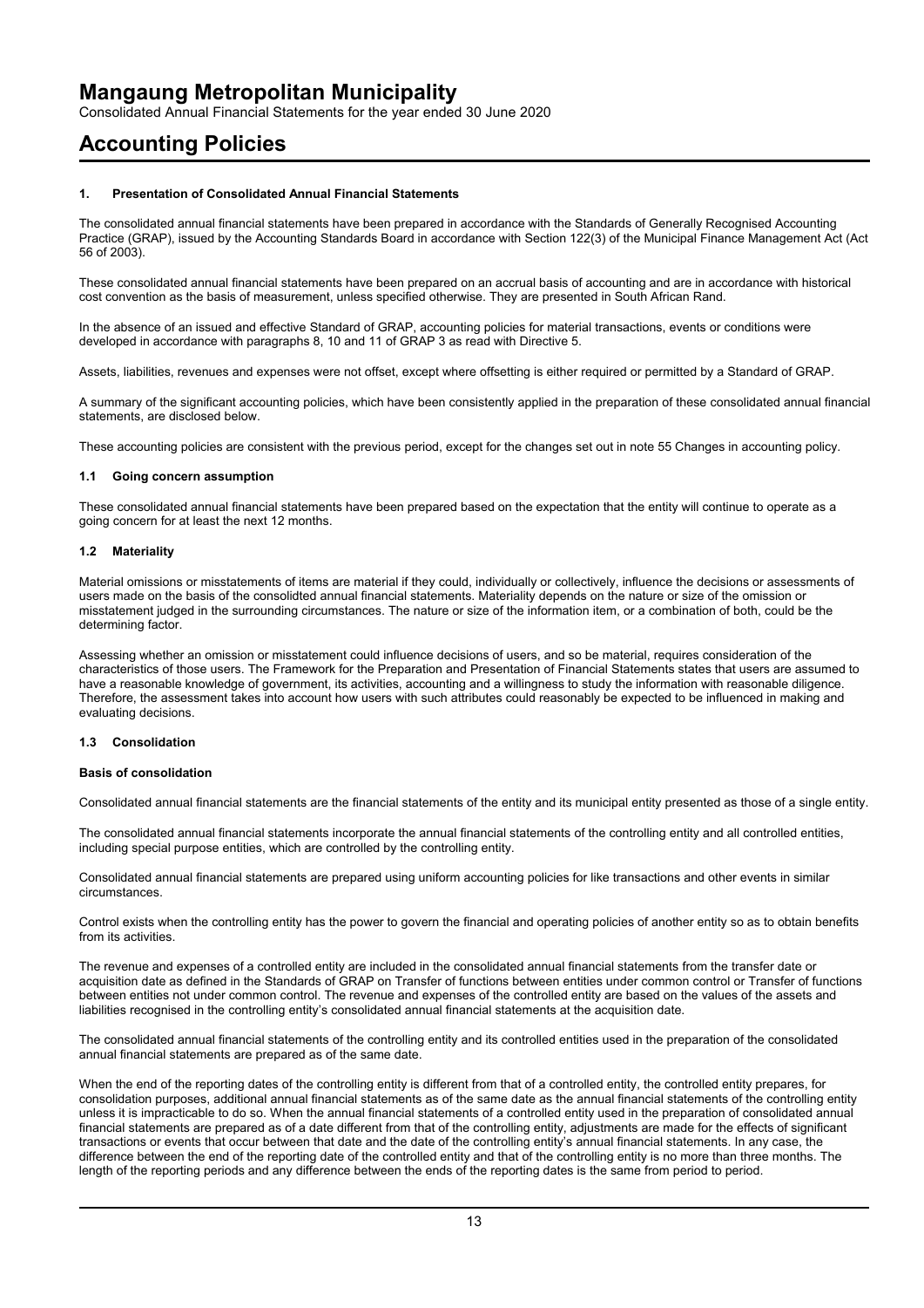# Accounting Policies

### 1. Presentation of Consolidated Annual Financial Statements

The consolidated annual financial statements have been prepared in accordance with the Standards of Generally Recognised Accounting Practice (GRAP), issued by the Accounting Standards Board in accordance with Section 122(3) of the Municipal Finance Management Act (Act 56 of 2003).

These consolidated annual financial statements have been prepared on an accrual basis of accounting and are in accordance with historical cost convention as the basis of measurement, unless specified otherwise. They are presented in South African Rand.

In the absence of an issued and effective Standard of GRAP, accounting policies for material transactions, events or conditions were developed in accordance with paragraphs 8, 10 and 11 of GRAP 3 as read with Directive 5.

Assets, liabilities, revenues and expenses were not offset, except where offsetting is either required or permitted by a Standard of GRAP.

A summary of the significant accounting policies, which have been consistently applied in the preparation of these consolidated annual financial statements, are disclosed below.

These accounting policies are consistent with the previous period, except for the changes set out in note 55 Changes in accounting policy.

### 1.1 Going concern assumption

These consolidated annual financial statements have been prepared based on the expectation that the entity will continue to operate as a going concern for at least the next 12 months.

### 1.2 Materiality

Material omissions or misstatements of items are material if they could, individually or collectively, influence the decisions or assessments of users made on the basis of the consolidted annual financial statements. Materiality depends on the nature or size of the omission or misstatement judged in the surrounding circumstances. The nature or size of the information item, or a combination of both, could be the determining factor.

Assessing whether an omission or misstatement could influence decisions of users, and so be material, requires consideration of the characteristics of those users. The Framework for the Preparation and Presentation of Financial Statements states that users are assumed to have a reasonable knowledge of government, its activities, accounting and a willingness to study the information with reasonable diligence. Therefore, the assessment takes into account how users with such attributes could reasonably be expected to be influenced in making and evaluating decisions.

### 1.3 Consolidation

#### Basis of consolidation

Consolidated annual financial statements are the financial statements of the entity and its municipal entity presented as those of a single entity.

The consolidated annual financial statements incorporate the annual financial statements of the controlling entity and all controlled entities, including special purpose entities, which are controlled by the controlling entity.

Consolidated annual financial statements are prepared using uniform accounting policies for like transactions and other events in similar circumstances.

Control exists when the controlling entity has the power to govern the financial and operating policies of another entity so as to obtain benefits from its activities.

The revenue and expenses of a controlled entity are included in the consolidated annual financial statements from the transfer date or acquisition date as defined in the Standards of GRAP on Transfer of functions between entities under common control or Transfer of functions between entities not under common control. The revenue and expenses of the controlled entity are based on the values of the assets and liabilities recognised in the controlling entity's consolidated annual financial statements at the acquisition date.

The consolidated annual financial statements of the controlling entity and its controlled entities used in the preparation of the consolidated annual financial statements are prepared as of the same date.

When the end of the reporting dates of the controlling entity is different from that of a controlled entity, the controlled entity prepares, for consolidation purposes, additional annual financial statements as of the same date as the annual financial statements of the controlling entity unless it is impracticable to do so. When the annual financial statements of a controlled entity used in the preparation of consolidated annual financial statements are prepared as of a date different from that of the controlling entity, adjustments are made for the effects of significant transactions or events that occur between that date and the date of the controlling entity's annual financial statements. In any case, the difference between the end of the reporting date of the controlled entity and that of the controlling entity is no more than three months. The length of the reporting periods and any difference between the ends of the reporting dates is the same from period to period.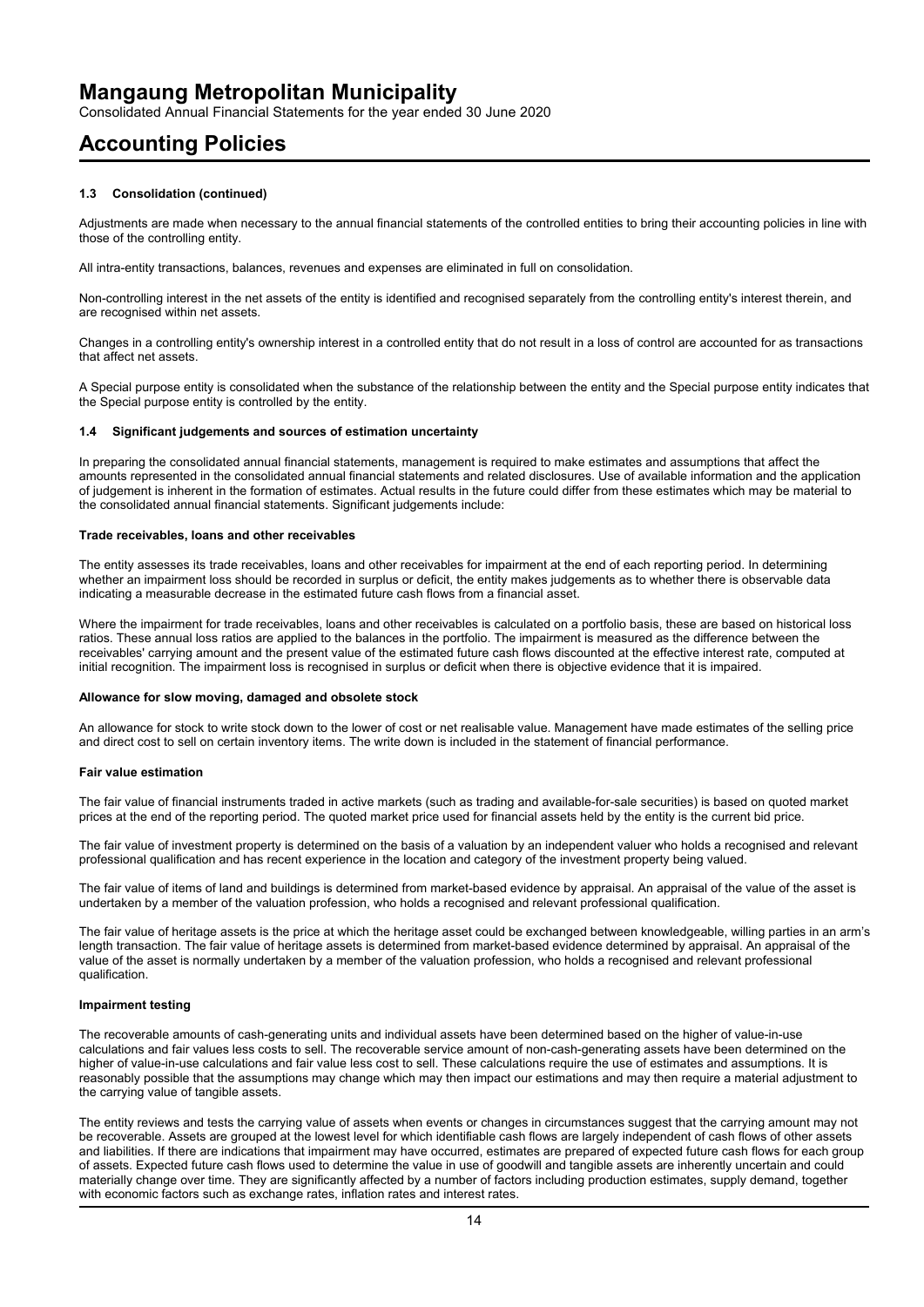### 1.3 Consolidation (continued)

Adjustments are made when necessary to the annual financial statements of the controlled entities to bring their accounting policies in line with those of the controlling entity.

All intra-entity transactions, balances, revenues and expenses are eliminated in full on consolidation.

Non-controlling interest in the net assets of the entity is identified and recognised separately from the controlling entity's interest therein, and are recognised within net assets.

Changes in a controlling entity's ownership interest in a controlled entity that do not result in a loss of control are accounted for as transactions that affect net assets.

A Special purpose entity is consolidated when the substance of the relationship between the entity and the Special purpose entity indicates that the Special purpose entity is controlled by the entity.

### 1.4 Significant judgements and sources of estimation uncertainty

In preparing the consolidated annual financial statements, management is required to make estimates and assumptions that affect the amounts represented in the consolidated annual financial statements and related disclosures. Use of available information and the application of judgement is inherent in the formation of estimates. Actual results in the future could differ from these estimates which may be material to the consolidated annual financial statements. Significant judgements include:

**Trade receivables, loans and other receivables**

The entity assesses its trade receivables, loans and other receivables for impairment at the end of each reporting period. In determining whether an impairment loss should be recorded in surplus or deficit, the entity makes judgements as to whether there is observable data indicating a measurable decrease in the estimated future cash flows from a financial asset.

Where the impairment for trade receivables, loans and other receivables is calculated on a portfolio basis, these are based on historical loss ratios. These annual loss ratios are applied to the balances in the portfolio. The impairment is measured as the difference between the receivables' carrying amount and the present value of the estimated future cash flows discounted at the effective interest rate, computed at initial recognition. The impairment loss is recognised in surplus or deficit when there is objective evidence that it is impaired.

**Allowance for slow moving, damaged and obsolete stock**

An allowance for stock to write stock down to the lower of cost or net realisable value. Management have made estimates of the selling price and direct cost to sell on certain inventory items. The write down is included in the statement of financial performance.

**Fair value estimation**

The fair value of financial instruments traded in active markets (such as trading and available-for-sale securities) is based on quoted market prices at the end of the reporting period. The quoted market price used for financial assets held by the entity is the current bid price.

The fair value of investment property is determined on the basis of a valuation by an independent valuer who holds a recognised and relevant professional qualification and has recent experience in the location and category of the investment property being valued.

The fair value of items of land and buildings is determined from market-based evidence by appraisal. An appraisal of the value of the asset is undertaken by a member of the valuation profession, who holds a recognised and relevant professional qualification.

The fair value of heritage assets is the price at which the heritage asset could be exchanged between knowledgeable, willing parties in an arm's length transaction. The fair value of heritage assets is determined from market-based evidence determined by appraisal. An appraisal of the value of the asset is normally undertaken by a member of the valuation profession, who holds a recognised and relevant professional qualification.

**Impairment testing**

The recoverable amounts of cash-generating units and individual assets have been determined based on the higher of value-in-use calculations and fair values less costs to sell. The recoverable service amount of non-cash-generating assets have been determined on the higher of value-in-use calculations and fair value less cost to sell. These calculations require the use of estimates and assumptions. It is reasonably possible that the assumptions may change which may then impact our estimations and may then require a material adjustment to the carrying value of tangible assets.

The entity reviews and tests the carrying value of assets when events or changes in circumstances suggest that the carrying amount may not be recoverable. Assets are grouped at the lowest level for which identifiable cash flows are largely independent of cash flows of other assets and liabilities. If there are indications that impairment may have occurred, estimates are prepared of expected future cash flows for each group of assets. Expected future cash flows used to determine the value in use of goodwill and tangible assets are inherently uncertain and could materially change over time. They are significantly affected by a number of factors including production estimates, supply demand, together with economic factors such as exchange rates, inflation rates and interest rates.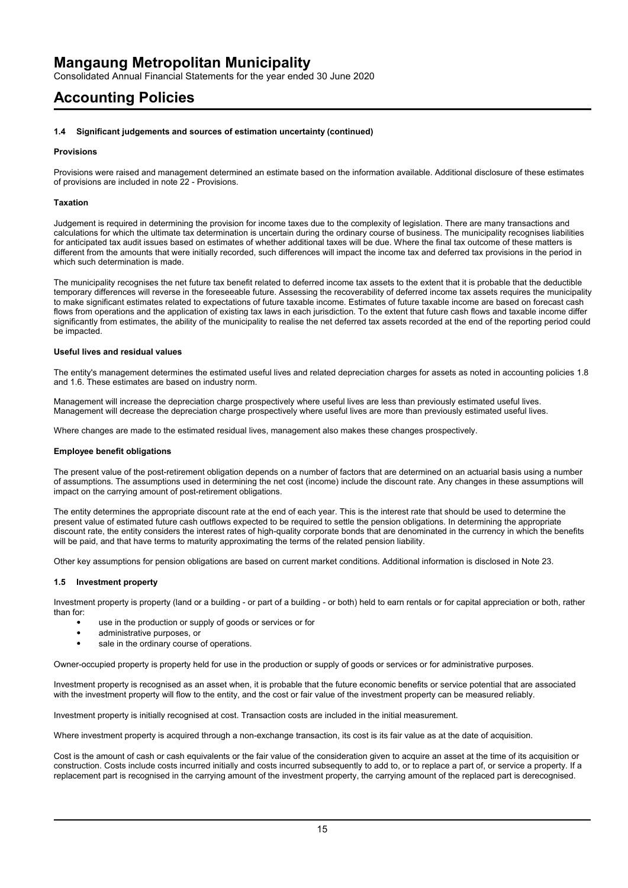### 1.4 Significant judgements and sources of estimation uncertainty (continued)

**Provisions**

Provisions were raised and management determined an estimate based on the information available. Additional disclosure of these estimates of provisions are included in note 22 - Provisions.

**Taxation**

Judgement is required in determining the provision for income taxes due to the complexity of legislation. There are many transactions and calculations for which the ultimate tax determination is uncertain during the ordinary course of business. The municipality recognises liabilities for anticipated tax audit issues based on estimates of whether additional taxes will be due. Where the final tax outcome of these matters is different from the amounts that were initially recorded, such differences will impact the income tax and deferred tax provisions in the period in which such determination is made.

The municipality recognises the net future tax benefit related to deferred income tax assets to the extent that it is probable that the deductible temporary differences will reverse in the foreseeable future. Assessing the recoverability of deferred income tax assets requires the municipality to make significant estimates related to expectations of future taxable income. Estimates of future taxable income are based on forecast cash flows from operations and the application of existing tax laws in each jurisdiction. To the extent that future cash flows and taxable income differ significantly from estimates, the ability of the municipality to realise the net deferred tax assets recorded at the end of the reporting period could be impacted.

**Useful lives and residual values**

The entity's management determines the estimated useful lives and related depreciation charges for assets as noted in accounting policies 1.8 and 1.6. These estimates are based on industry norm.

Management will increase the depreciation charge prospectively where useful lives are less than previously estimated useful lives. Management will decrease the depreciation charge prospectively where useful lives are more than previously estimated useful lives.

Where changes are made to the estimated residual lives, management also makes these changes prospectively.

**Employee benefit obligations**

The present value of the post-retirement obligation depends on a number of factors that are determined on an actuarial basis using a number of assumptions. The assumptions used in determining the net cost (income) include the discount rate. Any changes in these assumptions will impact on the carrying amount of post-retirement obligations.

The entity determines the appropriate discount rate at the end of each year. This is the interest rate that should be used to determine the present value of estimated future cash outflows expected to be required to settle the pension obligations. In determining the appropriate discount rate, the entity considers the interest rates of high-quality corporate bonds that are denominated in the currency in which the benefits will be paid, and that have terms to maturity approximating the terms of the related pension liability.

Other key assumptions for pension obligations are based on current market conditions. Additional information is disclosed in Note 23.

### 1.5 Investment property

Investment property is property (land or a building - or part of a building - or both) held to earn rentals or for capital appreciation or both, rather than for:

- use in the production or supply of goods or services or for
- administrative purposes, or
- sale in the ordinary course of operations.

Owner-occupied property is property held for use in the production or supply of goods or services or for administrative purposes.

Investment property is recognised as an asset when, it is probable that the future economic benefits or service potential that are associated with the investment property will flow to the entity, and the cost or fair value of the investment property can be measured reliably.

Investment property is initially recognised at cost. Transaction costs are included in the initial measurement.

Where investment property is acquired through a non-exchange transaction, its cost is its fair value as at the date of acquisition.

Cost is the amount of cash or cash equivalents or the fair value of the consideration given to acquire an asset at the time of its acquisition or construction. Costs include costs incurred initially and costs incurred subsequently to add to, or to replace a part of, or service a property. If a replacement part is recognised in the carrying amount of the investment property, the carrying amount of the replaced part is derecognised.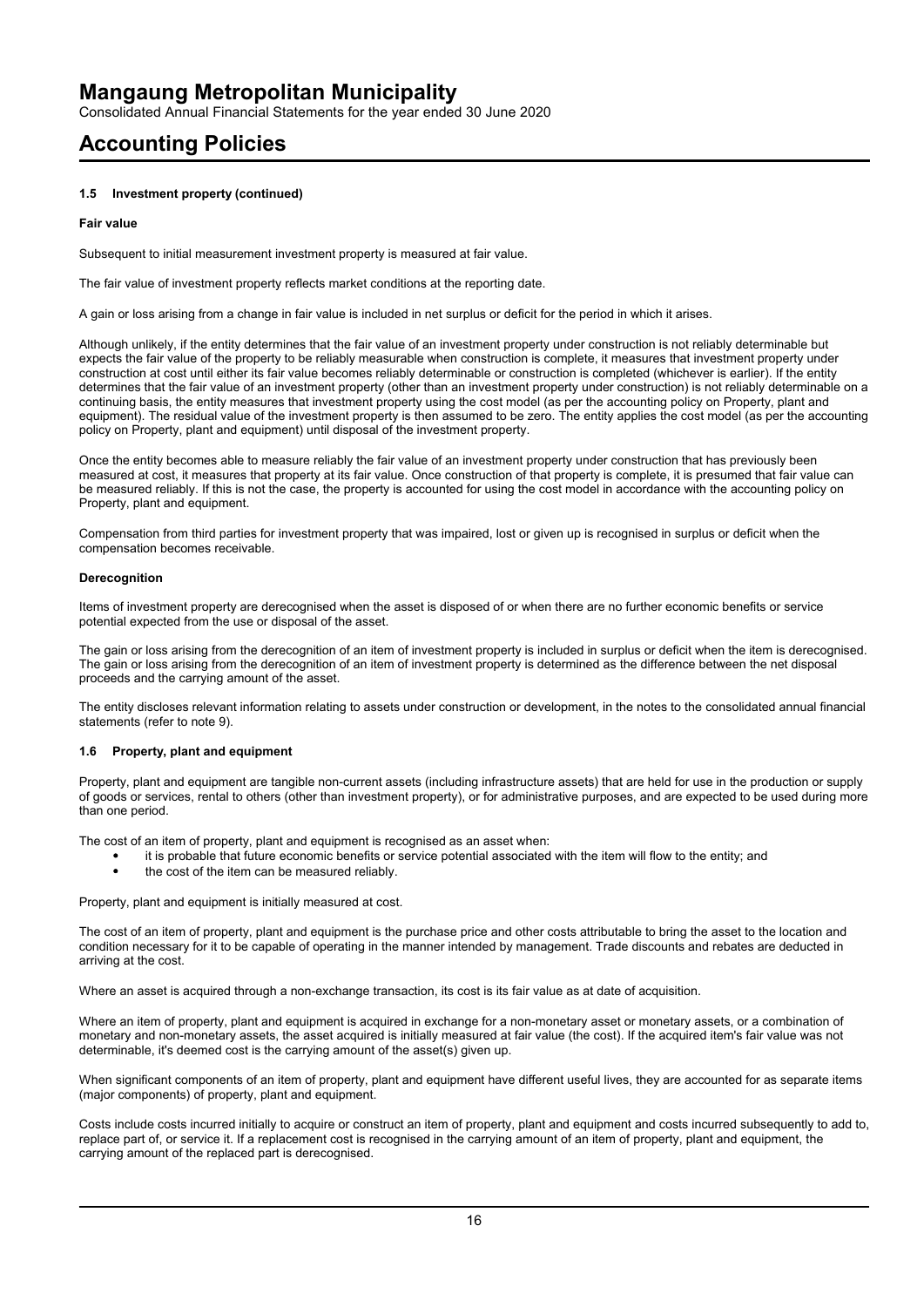#### 1.5 Investment property (continued)

**Fair value**

Subsequent to initial measurement investment property is measured at fair value.

The fair value of investment property reflects market conditions at the reporting date.

A gain or loss arising from a change in fair value is included in net surplus or deficit for the period in which it arises.

Although unlikely, if the entity determines that the fair value of an investment property under construction is not reliably determinable but expects the fair value of the property to be reliably measurable when construction is complete, it measures that investment property under construction at cost until either its fair value becomes reliably determinable or construction is completed (whichever is earlier). If the entity determines that the fair value of an investment property (other than an investment property under construction) is not reliably determinable on a continuing basis, the entity measures that investment property using the cost model (as per the accounting policy on Property, plant and equipment). The residual value of the investment property is then assumed to be zero. The entity applies the cost model (as per the accounting policy on Property, plant and equipment) until disposal of the investment property.

Once the entity becomes able to measure reliably the fair value of an investment property under construction that has previously been measured at cost, it measures that property at its fair value. Once construction of that property is complete, it is presumed that fair value can be measured reliably. If this is not the case, the property is accounted for using the cost model in accordance with the accounting policy on Property, plant and equipment.

Compensation from third parties for investment property that was impaired, lost or given up is recognised in surplus or deficit when the compensation becomes receivable.

**Derecognition**

Items of investment property are derecognised when the asset is disposed of or when there are no further economic benefits or service potential expected from the use or disposal of the asset.

The gain or loss arising from the derecognition of an item of investment property is included in surplus or deficit when the item is derecognised. The gain or loss arising from the derecognition of an item of investment property is determined as the difference between the net disposal proceeds and the carrying amount of the asset.

The entity discloses relevant information relating to assets under construction or development, in the notes to the consolidated annual financial statements (refer to note 9).

#### 1.6 Property, plant and equipment

Property, plant and equipment are tangible non-current assets (including infrastructure assets) that are held for use in the production or supply of goods or services, rental to others (other than investment property), or for administrative purposes, and are expected to be used during more than one period.

The cost of an item of property, plant and equipment is recognised as an asset when:

- it is probable that future economic benefits or service potential associated with the item will flow to the entity; and
- the cost of the item can be measured reliably.

Property, plant and equipment is initially measured at cost.

The cost of an item of property, plant and equipment is the purchase price and other costs attributable to bring the asset to the location and condition necessary for it to be capable of operating in the manner intended by management. Trade discounts and rebates are deducted in arriving at the cost.

Where an asset is acquired through a non-exchange transaction, its cost is its fair value as at date of acquisition.

Where an item of property, plant and equipment is acquired in exchange for a non-monetary asset or monetary assets, or a combination of monetary and non-monetary assets, the asset acquired is initially measured at fair value (the cost). If the acquired item's fair value was not determinable, it's deemed cost is the carrying amount of the asset(s) given up.

When significant components of an item of property, plant and equipment have different useful lives, they are accounted for as separate items (major components) of property, plant and equipment.

Costs include costs incurred initially to acquire or construct an item of property, plant and equipment and costs incurred subsequently to add to, replace part of, or service it. If a replacement cost is recognised in the carrying amount of an item of property, plant and equipment, the carrying amount of the replaced part is derecognised.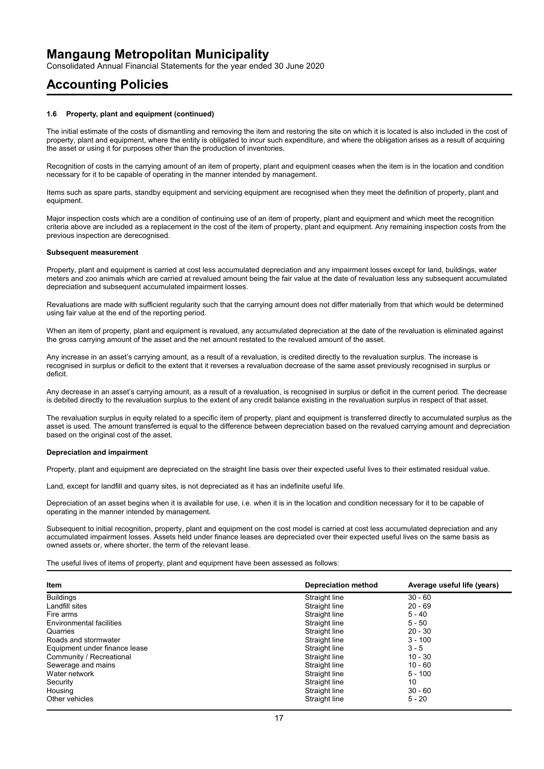# Mangaung Metropolitan Municipality

Consolidated Annual Financial Statements for the year ended 30 June 2020

# Accounting Policies

### 1.6 Property, plant and equipment (continued)

The initial estimate of the costs of dismantling and removing the item and restoring the site on which it is located is also included in the cost of property, plant and equipment, where the entity is obligated to incur such expenditure, and where the obligation arises as a result of acquiring the asset or using it for purposes other than the production of inventories.

Recognition of costs in the carrying amount of an item of property, plant and equipment ceases when the item is in the location and condition necessary for it to be capable of operating in the manner intended by management.

Items such as spare parts, standby equipment and servicing equipment are recognised when they meet the definition of property, plant and equipment.

Major inspection costs which are a condition of continuing use of an item of property, plant and equipment and which meet the recognition criteria above are included as a replacement in the cost of the item of property, plant and equipment. Any remaining inspection costs from the previous inspection are derecognised.

**Subsequent measurement**

Property, plant and equipment is carried at cost less accumulated depreciation and any impairment losses except for land, buildings, water meters and zoo animals which are carried at revalued amount being the fair value at the date of revaluation less any subsequent accumulated depreciation and subsequent accumulated impairment losses.

Revaluations are made with sufficient regularity such that the carrying amount does not differ materially from that which would be determined using fair value at the end of the reporting period.

When an item of property, plant and equipment is revalued, any accumulated depreciation at the date of the revaluation is eliminated against the gross carrying amount of the asset and the net amount restated to the revalued amount of the asset.

Any increase in an asset's carrying amount, as a result of a revaluation, is credited directly to the revaluation surplus. The increase is recognised in surplus or deficit to the extent that it reverses a revaluation decrease of the same asset previously recognised in surplus or deficit.

Any decrease in an asset's carrying amount, as a result of a revaluation, is recognised in surplus or deficit in the current period. The decrease is debited directly to the revaluation surplus to the extent of any credit balance existing in the revaluation surplus in respect of that asset.

The revaluation surplus in equity related to a specific item of property, plant and equipment is transferred directly to accumulated surplus as the asset is used. The amount transferred is equal to the difference between depreciation based on the revalued carrying amount and depreciation based on the original cost of the asset.

**Depreciation and impairment**

Property, plant and equipment are depreciated on the straight line basis over their expected useful lives to their estimated residual value.

Land, except for landfill and quarry sites, is not depreciated as it has an indefinite useful life.

Depreciation of an asset begins when it is available for use, i.e. when it is in the location and condition necessary for it to be capable of operating in the manner intended by management.

Subsequent to initial recognition, property, plant and equipment on the cost model is carried at cost less accumulated depreciation and any accumulated impairment losses. Assets held under finance leases are depreciated over their expected useful lives on the same basis as owned assets or, where shorter, the term of the relevant lease.

The useful lives of items of property, plant and equipment have been assessed as follows:

| Item | Depreciation method | Average useful life (years) |
|---|---|---|
| Buildings | Straight line | 30 - 60 |
| Landfill sites | Straight line | 20 - 69 |
| Fire arms | Straight line | 5 - 40 |
| Environmental facilities | Straight line | 5 - 50 |
| Quarries | Straight line | 20 - 30 |
| Roads and stormwater | Straight line | 3 - 100 |
| Equipment under finance lease | Straight line | 3 - 5 |
| Community / Recreational | Straight line | 10 - 30 |
| Sewerage and mains | Straight line | 10 - 60 |
| Water network | Straight line | 5 - 100 |
| Security | Straight line | 10 |
| Housing | Straight line | 30 - 60 |
| Other vehicles | Straight line | 5 - 20 |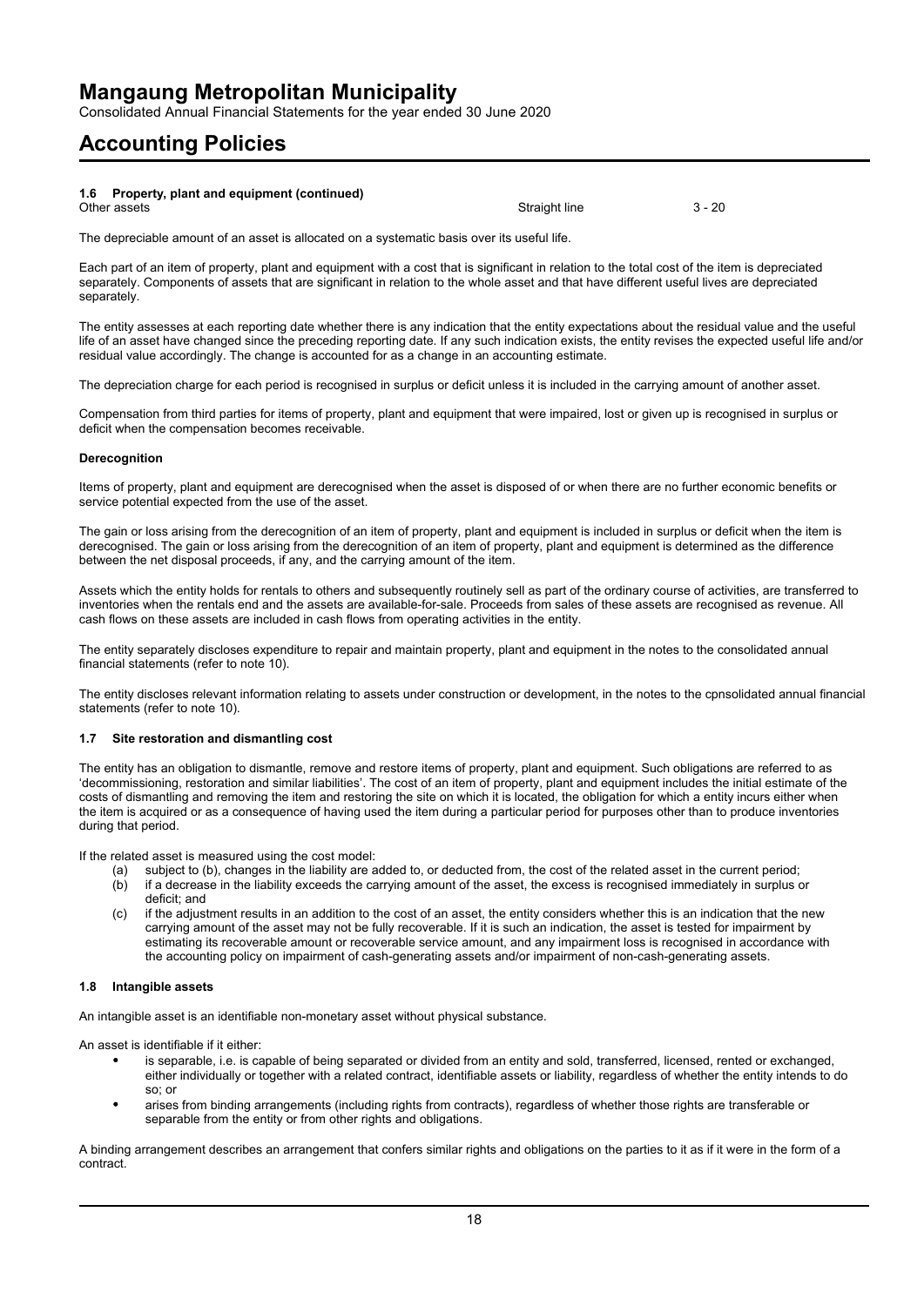### 1.6 Property, plant and equipment (continued)

| | | |
|---|---|---|
| Other assets | Straight line | 3 - 20 |

The depreciable amount of an asset is allocated on a systematic basis over its useful life.

Each part of an item of property, plant and equipment with a cost that is significant in relation to the total cost of the item is depreciated separately. Components of assets that are significant in relation to the whole asset and that have different useful lives are depreciated separately.

The entity assesses at each reporting date whether there is any indication that the entity expectations about the residual value and the useful life of an asset have changed since the preceding reporting date. If any such indication exists, the entity revises the expected useful life and/or residual value accordingly. The change is accounted for as a change in an accounting estimate.

The depreciation charge for each period is recognised in surplus or deficit unless it is included in the carrying amount of another asset.

Compensation from third parties for items of property, plant and equipment that were impaired, lost or given up is recognised in surplus or deficit when the compensation becomes receivable.

**Derecognition**

Items of property, plant and equipment are derecognised when the asset is disposed of or when there are no further economic benefits or service potential expected from the use of the asset.

The gain or loss arising from the derecognition of an item of property, plant and equipment is included in surplus or deficit when the item is derecognised. The gain or loss arising from the derecognition of an item of property, plant and equipment is determined as the difference between the net disposal proceeds, if any, and the carrying amount of the item.

Assets which the entity holds for rentals to others and subsequently routinely sell as part of the ordinary course of activities, are transferred to inventories when the rentals end and the assets are available-for-sale. Proceeds from sales of these assets are recognised as revenue. All cash flows on these assets are included in cash flows from operating activities in the entity.

The entity separately discloses expenditure to repair and maintain property, plant and equipment in the notes to the consolidated annual financial statements (refer to note 10).

The entity discloses relevant information relating to assets under construction or development, in the notes to the cpnsolidated annual financial statements (refer to note 10).

### 1.7 Site restoration and dismantling cost

The entity has an obligation to dismantle, remove and restore items of property, plant and equipment. Such obligations are referred to as 'decommissioning, restoration and similar liabilities'. The cost of an item of property, plant and equipment includes the initial estimate of the costs of dismantling and removing the item and restoring the site on which it is located, the obligation for which a entity incurs either when the item is acquired or as a consequence of having used the item during a particular period for purposes other than to produce inventories during that period.

If the related asset is measured using the cost model:

(a) subject to (b), changes in the liability are added to, or deducted from, the cost of the related asset in the current period;
(b) if a decrease in the liability exceeds the carrying amount of the asset, the excess is recognised immediately in surplus or deficit; and
(c) if the adjustment results in an addition to the cost of an asset, the entity considers whether this is an indication that the new carrying amount of the asset may not be fully recoverable. If it is such an indication, the asset is tested for impairment by estimating its recoverable amount or recoverable service amount, and any impairment loss is recognised in accordance with the accounting policy on impairment of cash-generating assets and/or impairment of non-cash-generating assets.

### 1.8 Intangible assets

An intangible asset is an identifiable non-monetary asset without physical substance.

An asset is identifiable if it either:

- is separable, i.e. is capable of being separated or divided from an entity and sold, transferred, licensed, rented or exchanged, either individually or together with a related contract, identifiable assets or liability, regardless of whether the entity intends to do so; or
- arises from binding arrangements (including rights from contracts), regardless of whether those rights are transferable or separable from the entity or from other rights and obligations.

A binding arrangement describes an arrangement that confers similar rights and obligations on the parties to it as if it were in the form of a contract.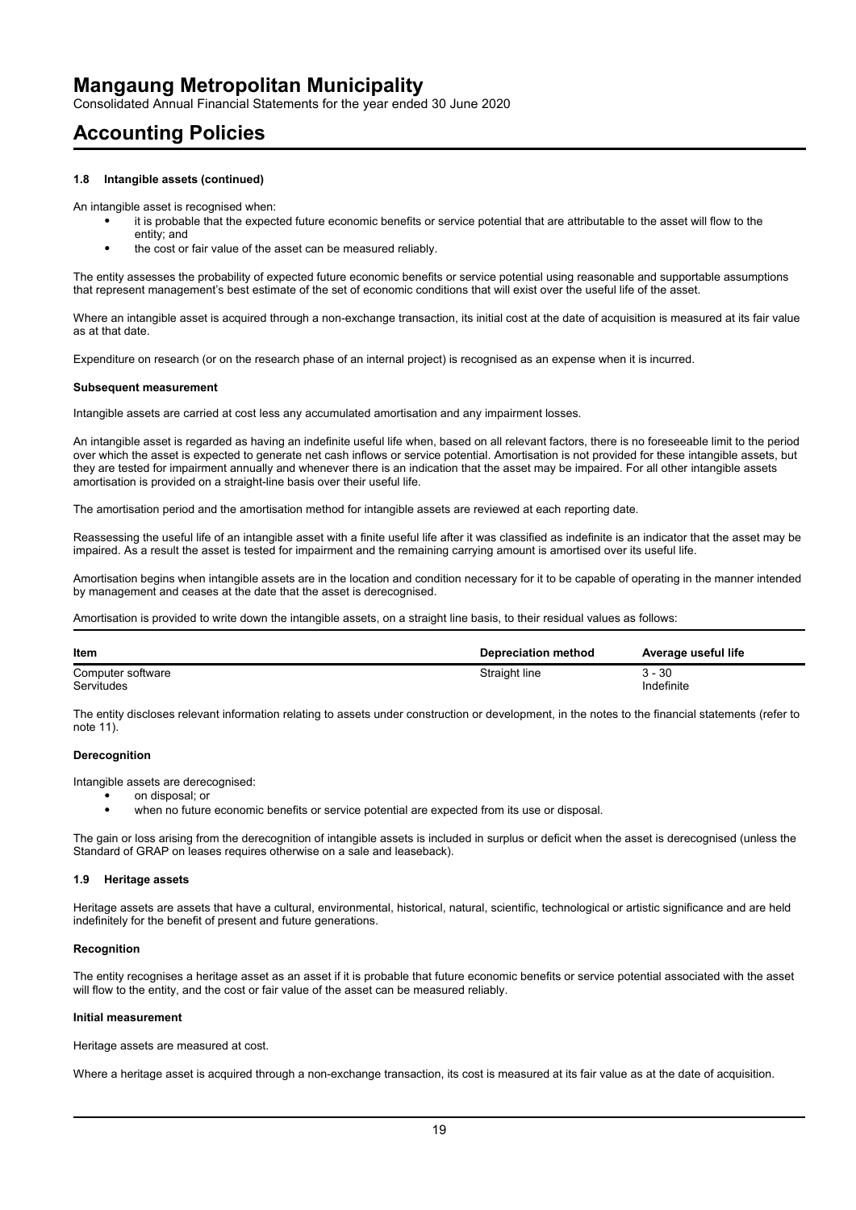#### 1.8 Intangible assets (continued)

An intangible asset is recognised when:

- it is probable that the expected future economic benefits or service potential that are attributable to the asset will flow to the entity; and
- the cost or fair value of the asset can be measured reliably.

The entity assesses the probability of expected future economic benefits or service potential using reasonable and supportable assumptions that represent management's best estimate of the set of economic conditions that will exist over the useful life of the asset.

Where an intangible asset is acquired through a non-exchange transaction, its initial cost at the date of acquisition is measured at its fair value as at that date.

Expenditure on research (or on the research phase of an internal project) is recognised as an expense when it is incurred.

**Subsequent measurement**

Intangible assets are carried at cost less any accumulated amortisation and any impairment losses.

An intangible asset is regarded as having an indefinite useful life when, based on all relevant factors, there is no foreseeable limit to the period over which the asset is expected to generate net cash inflows or service potential. Amortisation is not provided for these intangible assets, but they are tested for impairment annually and whenever there is an indication that the asset may be impaired. For all other intangible assets amortisation is provided on a straight-line basis over their useful life.

The amortisation period and the amortisation method for intangible assets are reviewed at each reporting date.

Reassessing the useful life of an intangible asset with a finite useful life after it was classified as indefinite is an indicator that the asset may be impaired. As a result the asset is tested for impairment and the remaining carrying amount is amortised over its useful life.

Amortisation begins when intangible assets are in the location and condition necessary for it to be capable of operating in the manner intended by management and ceases at the date that the asset is derecognised.

Amortisation is provided to write down the intangible assets, on a straight line basis, to their residual values as follows:

| Item | Depreciation method | Average useful life |
|---|---|---|
| Computer software | Straight line | 3 - 30 |
| Servitudes | | Indefinite |

The entity discloses relevant information relating to assets under construction or development, in the notes to the financial statements (refer to note 11).

**Derecognition**

Intangible assets are derecognised:

- on disposal; or
- when no future economic benefits or service potential are expected from its use or disposal.

The gain or loss arising from the derecognition of intangible assets is included in surplus or deficit when the asset is derecognised (unless the Standard of GRAP on leases requires otherwise on a sale and leaseback).

#### 1.9 Heritage assets

Heritage assets are assets that have a cultural, environmental, historical, natural, scientific, technological or artistic significance and are held indefinitely for the benefit of present and future generations.

**Recognition**

The entity recognises a heritage asset as an asset if it is probable that future economic benefits or service potential associated with the asset will flow to the entity, and the cost or fair value of the asset can be measured reliably.

**Initial measurement**

Heritage assets are measured at cost.

Where a heritage asset is acquired through a non-exchange transaction, its cost is measured at its fair value as at the date of acquisition.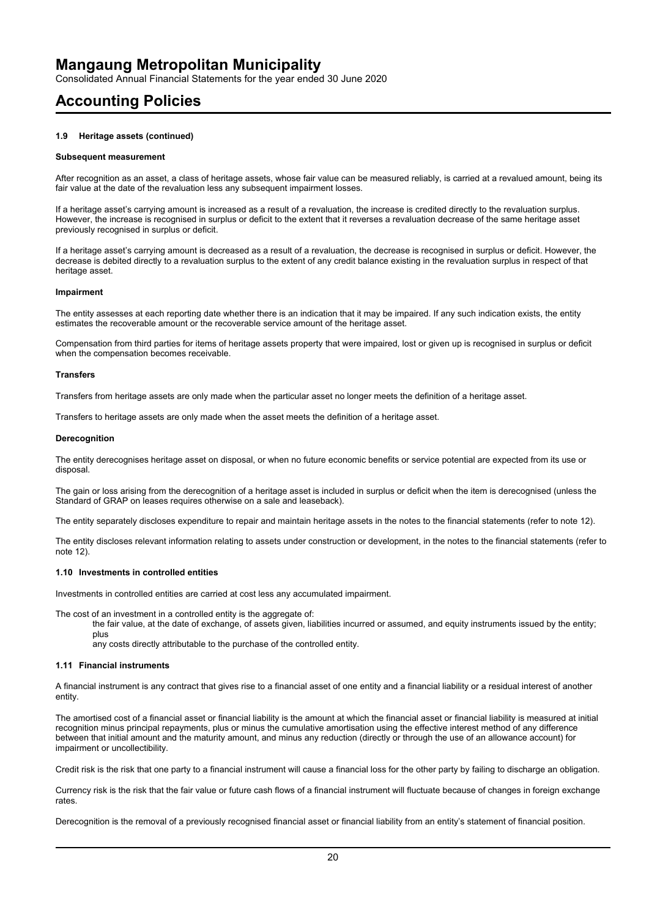### 1.9 Heritage assets (continued)

**Subsequent measurement**

After recognition as an asset, a class of heritage assets, whose fair value can be measured reliably, is carried at a revalued amount, being its fair value at the date of the revaluation less any subsequent impairment losses.

If a heritage asset's carrying amount is increased as a result of a revaluation, the increase is credited directly to the revaluation surplus. However, the increase is recognised in surplus or deficit to the extent that it reverses a revaluation decrease of the same heritage asset previously recognised in surplus or deficit.

If a heritage asset's carrying amount is decreased as a result of a revaluation, the decrease is recognised in surplus or deficit. However, the decrease is debited directly to a revaluation surplus to the extent of any credit balance existing in the revaluation surplus in respect of that heritage asset.

**Impairment**

The entity assesses at each reporting date whether there is an indication that it may be impaired. If any such indication exists, the entity estimates the recoverable amount or the recoverable service amount of the heritage asset.

Compensation from third parties for items of heritage assets property that were impaired, lost or given up is recognised in surplus or deficit when the compensation becomes receivable.

**Transfers**

Transfers from heritage assets are only made when the particular asset no longer meets the definition of a heritage asset.

Transfers to heritage assets are only made when the asset meets the definition of a heritage asset.

**Derecognition**

The entity derecognises heritage asset on disposal, or when no future economic benefits or service potential are expected from its use or disposal.

The gain or loss arising from the derecognition of a heritage asset is included in surplus or deficit when the item is derecognised (unless the Standard of GRAP on leases requires otherwise on a sale and leaseback).

The entity separately discloses expenditure to repair and maintain heritage assets in the notes to the financial statements (refer to note 12).

The entity discloses relevant information relating to assets under construction or development, in the notes to the financial statements (refer to note 12).

### 1.10 Investments in controlled entities

Investments in controlled entities are carried at cost less any accumulated impairment.

The cost of an investment in a controlled entity is the aggregate of:

- the fair value, at the date of exchange, of assets given, liabilities incurred or assumed, and equity instruments issued by the entity; plus
- any costs directly attributable to the purchase of the controlled entity.

### 1.11 Financial instruments

A financial instrument is any contract that gives rise to a financial asset of one entity and a financial liability or a residual interest of another entity.

The amortised cost of a financial asset or financial liability is the amount at which the financial asset or financial liability is measured at initial recognition minus principal repayments, plus or minus the cumulative amortisation using the effective interest method of any difference between that initial amount and the maturity amount, and minus any reduction (directly or through the use of an allowance account) for impairment or uncollectibility.

Credit risk is the risk that one party to a financial instrument will cause a financial loss for the other party by failing to discharge an obligation.

Currency risk is the risk that the fair value or future cash flows of a financial instrument will fluctuate because of changes in foreign exchange rates.

Derecognition is the removal of a previously recognised financial asset or financial liability from an entity's statement of financial position.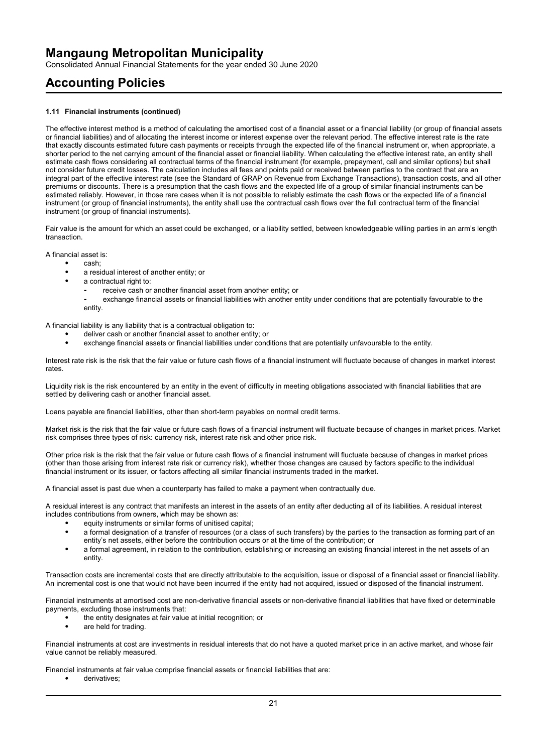#### 1.11 Financial instruments (continued)

The effective interest method is a method of calculating the amortised cost of a financial asset or a financial liability (or group of financial assets or financial liabilities) and of allocating the interest income or interest expense over the relevant period. The effective interest rate is the rate that exactly discounts estimated future cash payments or receipts through the expected life of the financial instrument or, when appropriate, a shorter period to the net carrying amount of the financial asset or financial liability. When calculating the effective interest rate, an entity shall estimate cash flows considering all contractual terms of the financial instrument (for example, prepayment, call and similar options) but shall not consider future credit losses. The calculation includes all fees and points paid or received between parties to the contract that are an integral part of the effective interest rate (see the Standard of GRAP on Revenue from Exchange Transactions), transaction costs, and all other premiums or discounts. There is a presumption that the cash flows and the expected life of a group of similar financial instruments can be estimated reliably. However, in those rare cases when it is not possible to reliably estimate the cash flows or the expected life of a financial instrument (or group of financial instruments), the entity shall use the contractual cash flows over the full contractual term of the financial instrument (or group of financial instruments).

Fair value is the amount for which an asset could be exchanged, or a liability settled, between knowledgeable willing parties in an arm's length transaction.

A financial asset is:

- cash;
- a residual interest of another entity; or
- a contractual right to:
  - receive cash or another financial asset from another entity; or
  - exchange financial assets or financial liabilities with another entity under conditions that are potentially favourable to the entity.

A financial liability is any liability that is a contractual obligation to:

- deliver cash or another financial asset to another entity; or
- exchange financial assets or financial liabilities under conditions that are potentially unfavourable to the entity.

Interest rate risk is the risk that the fair value or future cash flows of a financial instrument will fluctuate because of changes in market interest rates.

Liquidity risk is the risk encountered by an entity in the event of difficulty in meeting obligations associated with financial liabilities that are settled by delivering cash or another financial asset.

Loans payable are financial liabilities, other than short-term payables on normal credit terms.

Market risk is the risk that the fair value or future cash flows of a financial instrument will fluctuate because of changes in market prices. Market risk comprises three types of risk: currency risk, interest rate risk and other price risk.

Other price risk is the risk that the fair value or future cash flows of a financial instrument will fluctuate because of changes in market prices (other than those arising from interest rate risk or currency risk), whether those changes are caused by factors specific to the individual financial instrument or its issuer, or factors affecting all similar financial instruments traded in the market.

A financial asset is past due when a counterparty has failed to make a payment when contractually due.

A residual interest is any contract that manifests an interest in the assets of an entity after deducting all of its liabilities. A residual interest includes contributions from owners, which may be shown as:

- equity instruments or similar forms of unitised capital;
- a formal designation of a transfer of resources (or a class of such transfers) by the parties to the transaction as forming part of an entity's net assets, either before the contribution occurs or at the time of the contribution; or
- a formal agreement, in relation to the contribution, establishing or increasing an existing financial interest in the net assets of an entity.

Transaction costs are incremental costs that are directly attributable to the acquisition, issue or disposal of a financial asset or financial liability. An incremental cost is one that would not have been incurred if the entity had not acquired, issued or disposed of the financial instrument.

Financial instruments at amortised cost are non-derivative financial assets or non-derivative financial liabilities that have fixed or determinable payments, excluding those instruments that:

- the entity designates at fair value at initial recognition; or
- are held for trading.

Financial instruments at cost are investments in residual interests that do not have a quoted market price in an active market, and whose fair value cannot be reliably measured.

Financial instruments at fair value comprise financial assets or financial liabilities that are:

- derivatives;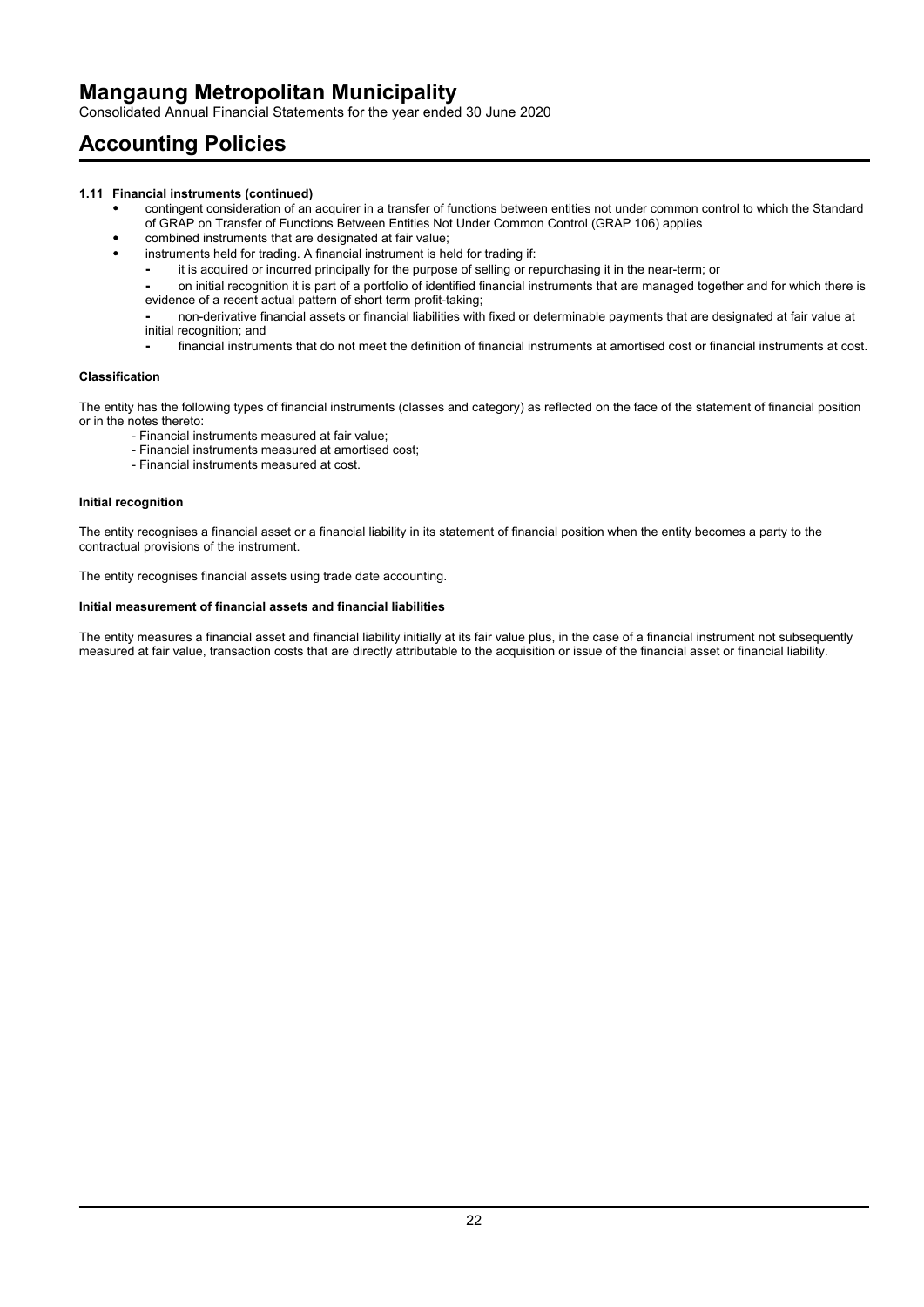**1.11 Financial instruments (continued)**

- contingent consideration of an acquirer in a transfer of functions between entities not under common control to which the Standard of GRAP on Transfer of Functions Between Entities Not Under Common Control (GRAP 106) applies
- combined instruments that are designated at fair value;
- instruments held for trading. A financial instrument is held for trading if:
  - it is acquired or incurred principally for the purpose of selling or repurchasing it in the near-term; or
  - on initial recognition it is part of a portfolio of identified financial instruments that are managed together and for which there is evidence of a recent actual pattern of short term profit-taking;
  - non-derivative financial assets or financial liabilities with fixed or determinable payments that are designated at fair value at initial recognition; and
  - financial instruments that do not meet the definition of financial instruments at amortised cost or financial instruments at cost.

**Classification**

The entity has the following types of financial instruments (classes and category) as reflected on the face of the statement of financial position or in the notes thereto:

- Financial instruments measured at fair value;
- Financial instruments measured at amortised cost;
- Financial instruments measured at cost.

**Initial recognition**

The entity recognises a financial asset or a financial liability in its statement of financial position when the entity becomes a party to the contractual provisions of the instrument.

The entity recognises financial assets using trade date accounting.

**Initial measurement of financial assets and financial liabilities**

The entity measures a financial asset and financial liability initially at its fair value plus, in the case of a financial instrument not subsequently measured at fair value, transaction costs that are directly attributable to the acquisition or issue of the financial asset or financial liability.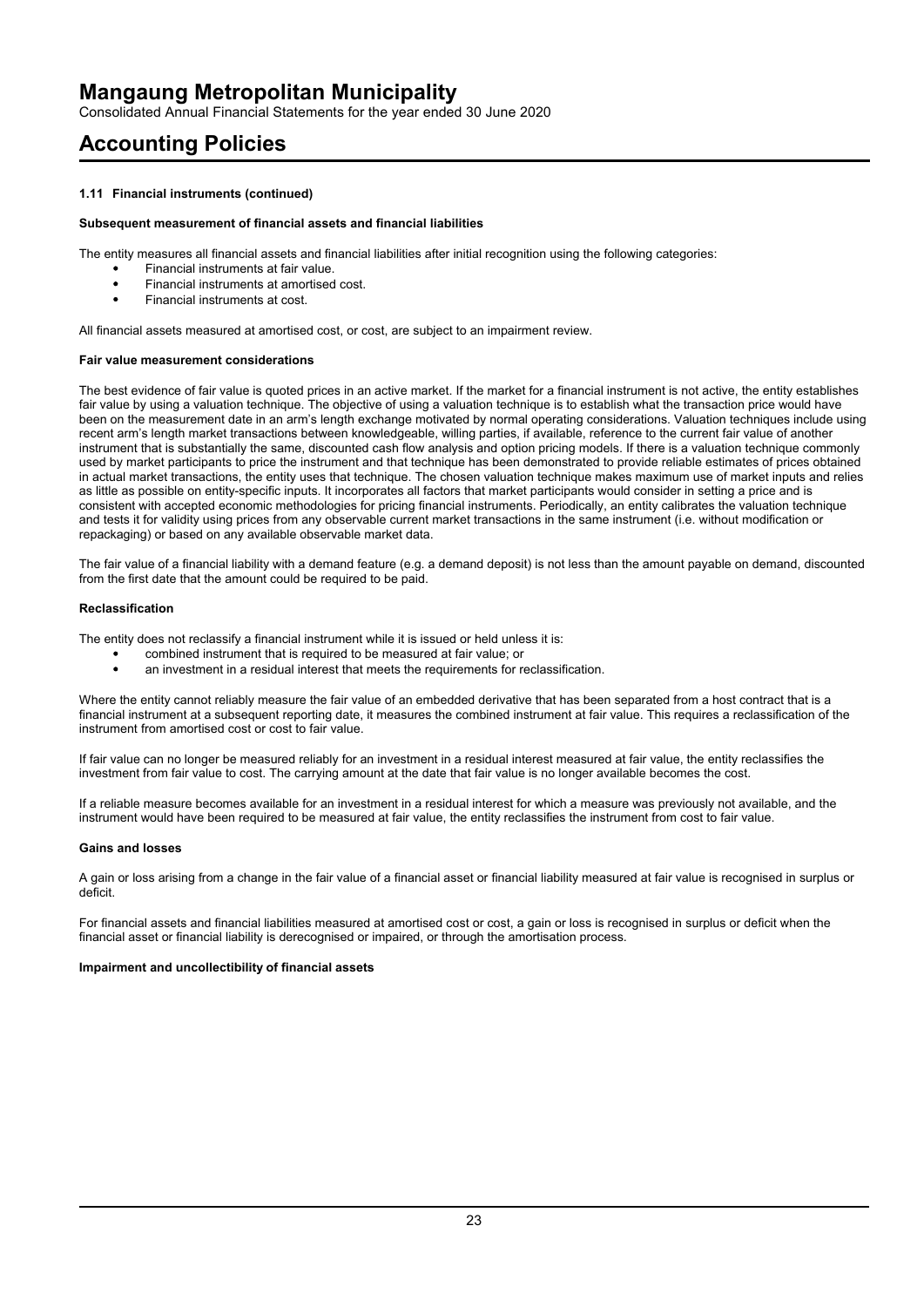#### 1.11 Financial instruments (continued)

**Subsequent measurement of financial assets and financial liabilities**

The entity measures all financial assets and financial liabilities after initial recognition using the following categories:

- Financial instruments at fair value.
- Financial instruments at amortised cost.
- Financial instruments at cost.

All financial assets measured at amortised cost, or cost, are subject to an impairment review.

**Fair value measurement considerations**

The best evidence of fair value is quoted prices in an active market. If the market for a financial instrument is not active, the entity establishes fair value by using a valuation technique. The objective of using a valuation technique is to establish what the transaction price would have been on the measurement date in an arm's length exchange motivated by normal operating considerations. Valuation techniques include using recent arm's length market transactions between knowledgeable, willing parties, if available, reference to the current fair value of another instrument that is substantially the same, discounted cash flow analysis and option pricing models. If there is a valuation technique commonly used by market participants to price the instrument and that technique has been demonstrated to provide reliable estimates of prices obtained in actual market transactions, the entity uses that technique. The chosen valuation technique makes maximum use of market inputs and relies as little as possible on entity-specific inputs. It incorporates all factors that market participants would consider in setting a price and is consistent with accepted economic methodologies for pricing financial instruments. Periodically, an entity calibrates the valuation technique and tests it for validity using prices from any observable current market transactions in the same instrument (i.e. without modification or repackaging) or based on any available observable market data.

The fair value of a financial liability with a demand feature (e.g. a demand deposit) is not less than the amount payable on demand, discounted from the first date that the amount could be required to be paid.

**Reclassification**

The entity does not reclassify a financial instrument while it is issued or held unless it is:

- combined instrument that is required to be measured at fair value; or
- an investment in a residual interest that meets the requirements for reclassification.

Where the entity cannot reliably measure the fair value of an embedded derivative that has been separated from a host contract that is a financial instrument at a subsequent reporting date, it measures the combined instrument at fair value. This requires a reclassification of the instrument from amortised cost or cost to fair value.

If fair value can no longer be measured reliably for an investment in a residual interest measured at fair value, the entity reclassifies the investment from fair value to cost. The carrying amount at the date that fair value is no longer available becomes the cost.

If a reliable measure becomes available for an investment in a residual interest for which a measure was previously not available, and the instrument would have been required to be measured at fair value, the entity reclassifies the instrument from cost to fair value.

**Gains and losses**

A gain or loss arising from a change in the fair value of a financial asset or financial liability measured at fair value is recognised in surplus or deficit.

For financial assets and financial liabilities measured at amortised cost or cost, a gain or loss is recognised in surplus or deficit when the financial asset or financial liability is derecognised or impaired, or through the amortisation process.

**Impairment and uncollectibility of financial assets**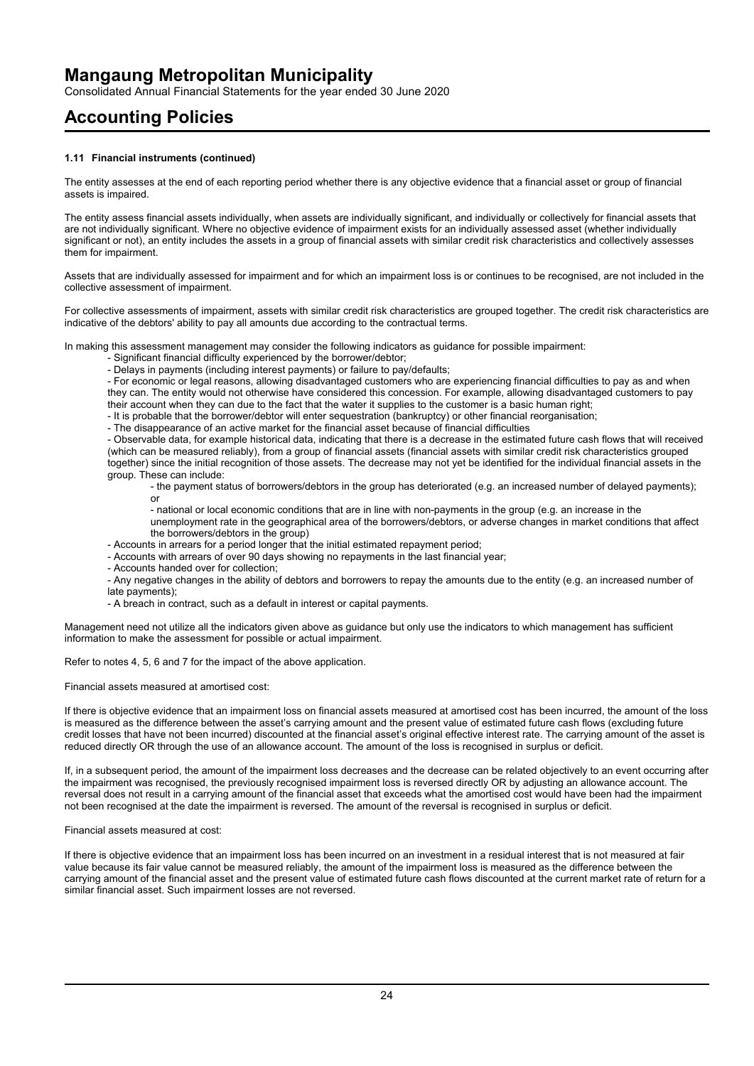#### 1.11 Financial instruments (continued)

The entity assesses at the end of each reporting period whether there is any objective evidence that a financial asset or group of financial assets is impaired.

The entity assess financial assets individually, when assets are individually significant, and individually or collectively for financial assets that are not individually significant. Where no objective evidence of impairment exists for an individually assessed asset (whether individually significant or not), an entity includes the assets in a group of financial assets with similar credit risk characteristics and collectively assesses them for impairment.

Assets that are individually assessed for impairment and for which an impairment loss is or continues to be recognised, are not included in the collective assessment of impairment.

For collective assessments of impairment, assets with similar credit risk characteristics are grouped together. The credit risk characteristics are indicative of the debtors' ability to pay all amounts due according to the contractual terms.

In making this assessment management may consider the following indicators as guidance for possible impairment:

- Significant financial difficulty experienced by the borrower/debtor;
- Delays in payments (including interest payments) or failure to pay/defaults;
- For economic or legal reasons, allowing disadvantaged customers who are experiencing financial difficulties to pay as and when they can. The entity would not otherwise have considered this concession. For example, allowing disadvantaged customers to pay their account when they can due to the fact that the water it supplies to the customer is a basic human right;
- It is probable that the borrower/debtor will enter sequestration (bankruptcy) or other financial reorganisation;
- The disappearance of an active market for the financial asset because of financial difficulties
- Observable data, for example historical data, indicating that there is a decrease in the estimated future cash flows that will received (which can be measured reliably), from a group of financial assets (financial assets with similar credit risk characteristics grouped together) since the initial recognition of those assets. The decrease may not yet be identified for the individual financial assets in the group. These can include:
  - the payment status of borrowers/debtors in the group has deteriorated (e.g. an increased number of delayed payments); or
  - national or local economic conditions that are in line with non-payments in the group (e.g. an increase in the unemployment rate in the geographical area of the borrowers/debtors, or adverse changes in market conditions that affect the borrowers/debtors in the group)
- Accounts in arrears for a period longer that the initial estimated repayment period;
- Accounts with arrears of over 90 days showing no repayments in the last financial year;
- Accounts handed over for collection;
- Any negative changes in the ability of debtors and borrowers to repay the amounts due to the entity (e.g. an increased number of late payments);
- A breach in contract, such as a default in interest or capital payments.

Management need not utilize all the indicators given above as guidance but only use the indicators to which management has sufficient information to make the assessment for possible or actual impairment.

Refer to notes 4, 5, 6 and 7 for the impact of the above application.

Financial assets measured at amortised cost:

If there is objective evidence that an impairment loss on financial assets measured at amortised cost has been incurred, the amount of the loss is measured as the difference between the asset's carrying amount and the present value of estimated future cash flows (excluding future credit losses that have not been incurred) discounted at the financial asset's original effective interest rate. The carrying amount of the asset is reduced directly OR through the use of an allowance account. The amount of the loss is recognised in surplus or deficit.

If, in a subsequent period, the amount of the impairment loss decreases and the decrease can be related objectively to an event occurring after the impairment was recognised, the previously recognised impairment loss is reversed directly OR by adjusting an allowance account. The reversal does not result in a carrying amount of the financial asset that exceeds what the amortised cost would have been had the impairment not been recognised at the date the impairment is reversed. The amount of the reversal is recognised in surplus or deficit.

Financial assets measured at cost:

If there is objective evidence that an impairment loss has been incurred on an investment in a residual interest that is not measured at fair value because its fair value cannot be measured reliably, the amount of the impairment loss is measured as the difference between the carrying amount of the financial asset and the present value of estimated future cash flows discounted at the current market rate of return for a similar financial asset. Such impairment losses are not reversed.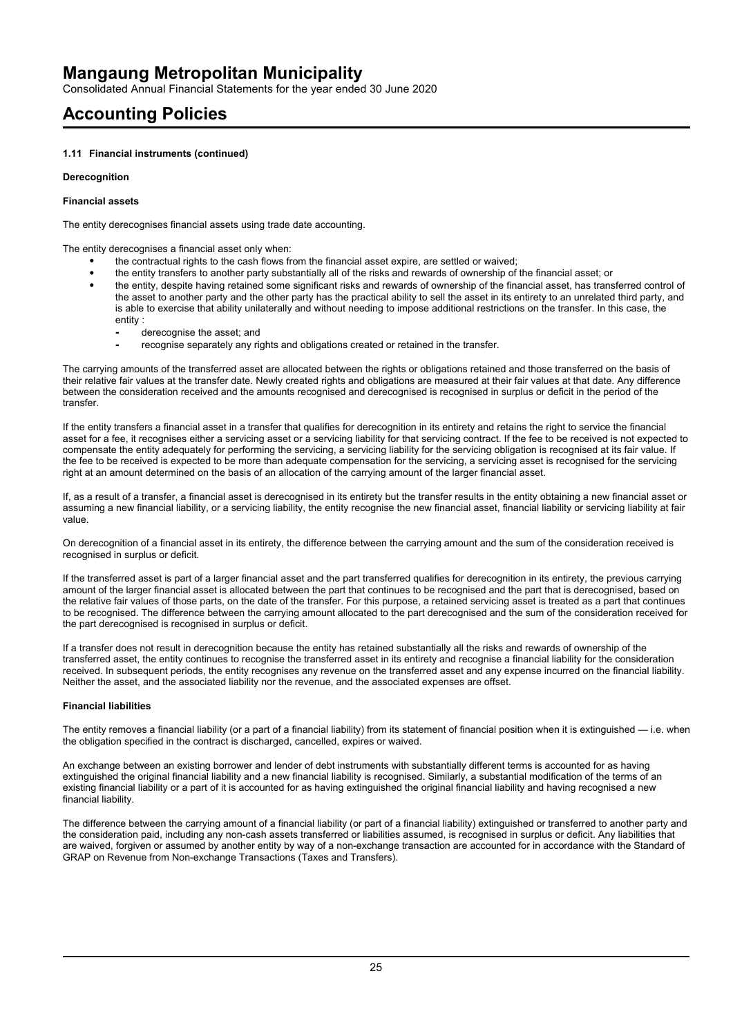#### 1.11 Financial instruments (continued)

**Derecognition**

**Financial assets**

The entity derecognises financial assets using trade date accounting.

The entity derecognises a financial asset only when:

- the contractual rights to the cash flows from the financial asset expire, are settled or waived;
- the entity transfers to another party substantially all of the risks and rewards of ownership of the financial asset; or
- the entity, despite having retained some significant risks and rewards of ownership of the financial asset, has transferred control of the asset to another party and the other party has the practical ability to sell the asset in its entirety to an unrelated third party, and is able to exercise that ability unilaterally and without needing to impose additional restrictions on the transfer. In this case, the entity :
  - derecognise the asset; and
  - recognise separately any rights and obligations created or retained in the transfer.

The carrying amounts of the transferred asset are allocated between the rights or obligations retained and those transferred on the basis of their relative fair values at the transfer date. Newly created rights and obligations are measured at their fair values at that date. Any difference between the consideration received and the amounts recognised and derecognised is recognised in surplus or deficit in the period of the transfer.

If the entity transfers a financial asset in a transfer that qualifies for derecognition in its entirety and retains the right to service the financial asset for a fee, it recognises either a servicing asset or a servicing liability for that servicing contract. If the fee to be received is not expected to compensate the entity adequately for performing the servicing, a servicing liability for the servicing obligation is recognised at its fair value. If the fee to be received is expected to be more than adequate compensation for the servicing, a servicing asset is recognised for the servicing right at an amount determined on the basis of an allocation of the carrying amount of the larger financial asset.

If, as a result of a transfer, a financial asset is derecognised in its entirety but the transfer results in the entity obtaining a new financial asset or assuming a new financial liability, or a servicing liability, the entity recognise the new financial asset, financial liability or servicing liability at fair value.

On derecognition of a financial asset in its entirety, the difference between the carrying amount and the sum of the consideration received is recognised in surplus or deficit.

If the transferred asset is part of a larger financial asset and the part transferred qualifies for derecognition in its entirety, the previous carrying amount of the larger financial asset is allocated between the part that continues to be recognised and the part that is derecognised, based on the relative fair values of those parts, on the date of the transfer. For this purpose, a retained servicing asset is treated as a part that continues to be recognised. The difference between the carrying amount allocated to the part derecognised and the sum of the consideration received for the part derecognised is recognised in surplus or deficit.

If a transfer does not result in derecognition because the entity has retained substantially all the risks and rewards of ownership of the transferred asset, the entity continues to recognise the transferred asset in its entirety and recognise a financial liability for the consideration received. In subsequent periods, the entity recognises any revenue on the transferred asset and any expense incurred on the financial liability. Neither the asset, and the associated liability nor the revenue, and the associated expenses are offset.

**Financial liabilities**

The entity removes a financial liability (or a part of a financial liability) from its statement of financial position when it is extinguished — i.e. when the obligation specified in the contract is discharged, cancelled, expires or waived.

An exchange between an existing borrower and lender of debt instruments with substantially different terms is accounted for as having extinguished the original financial liability and a new financial liability is recognised. Similarly, a substantial modification of the terms of an existing financial liability or a part of it is accounted for as having extinguished the original financial liability and having recognised a new financial liability.

The difference between the carrying amount of a financial liability (or part of a financial liability) extinguished or transferred to another party and the consideration paid, including any non-cash assets transferred or liabilities assumed, is recognised in surplus or deficit. Any liabilities that are waived, forgiven or assumed by another entity by way of a non-exchange transaction are accounted for in accordance with the Standard of GRAP on Revenue from Non-exchange Transactions (Taxes and Transfers).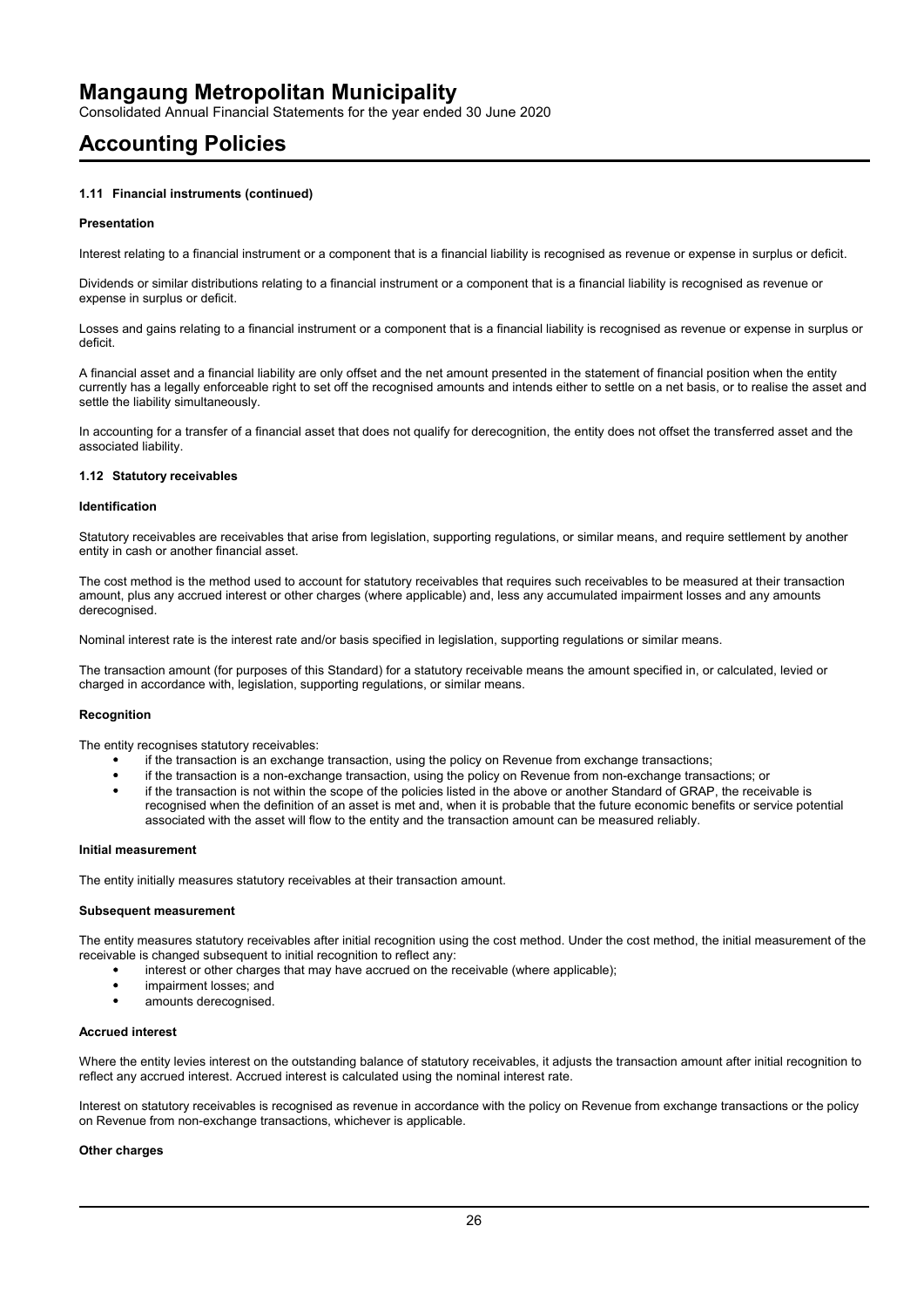### 1.11 Financial instruments (continued)

#### Presentation

Interest relating to a financial instrument or a component that is a financial liability is recognised as revenue or expense in surplus or deficit.

Dividends or similar distributions relating to a financial instrument or a component that is a financial liability is recognised as revenue or expense in surplus or deficit.

Losses and gains relating to a financial instrument or a component that is a financial liability is recognised as revenue or expense in surplus or deficit.

A financial asset and a financial liability are only offset and the net amount presented in the statement of financial position when the entity currently has a legally enforceable right to set off the recognised amounts and intends either to settle on a net basis, or to realise the asset and settle the liability simultaneously.

In accounting for a transfer of a financial asset that does not qualify for derecognition, the entity does not offset the transferred asset and the associated liability.

### 1.12 Statutory receivables

#### Identification

Statutory receivables are receivables that arise from legislation, supporting regulations, or similar means, and require settlement by another entity in cash or another financial asset.

The cost method is the method used to account for statutory receivables that requires such receivables to be measured at their transaction amount, plus any accrued interest or other charges (where applicable) and, less any accumulated impairment losses and any amounts derecognised.

Nominal interest rate is the interest rate and/or basis specified in legislation, supporting regulations or similar means.

The transaction amount (for purposes of this Standard) for a statutory receivable means the amount specified in, or calculated, levied or charged in accordance with, legislation, supporting regulations, or similar means.

#### Recognition

The entity recognises statutory receivables:

- if the transaction is an exchange transaction, using the policy on Revenue from exchange transactions;
- if the transaction is a non-exchange transaction, using the policy on Revenue from non-exchange transactions; or
- if the transaction is not within the scope of the policies listed in the above or another Standard of GRAP, the receivable is recognised when the definition of an asset is met and, when it is probable that the future economic benefits or service potential associated with the asset will flow to the entity and the transaction amount can be measured reliably.

#### Initial measurement

The entity initially measures statutory receivables at their transaction amount.

#### Subsequent measurement

The entity measures statutory receivables after initial recognition using the cost method. Under the cost method, the initial measurement of the receivable is changed subsequent to initial recognition to reflect any:

- interest or other charges that may have accrued on the receivable (where applicable);
- impairment losses; and
- amounts derecognised.

#### Accrued interest

Where the entity levies interest on the outstanding balance of statutory receivables, it adjusts the transaction amount after initial recognition to reflect any accrued interest. Accrued interest is calculated using the nominal interest rate.

Interest on statutory receivables is recognised as revenue in accordance with the policy on Revenue from exchange transactions or the policy on Revenue from non-exchange transactions, whichever is applicable.

#### Other charges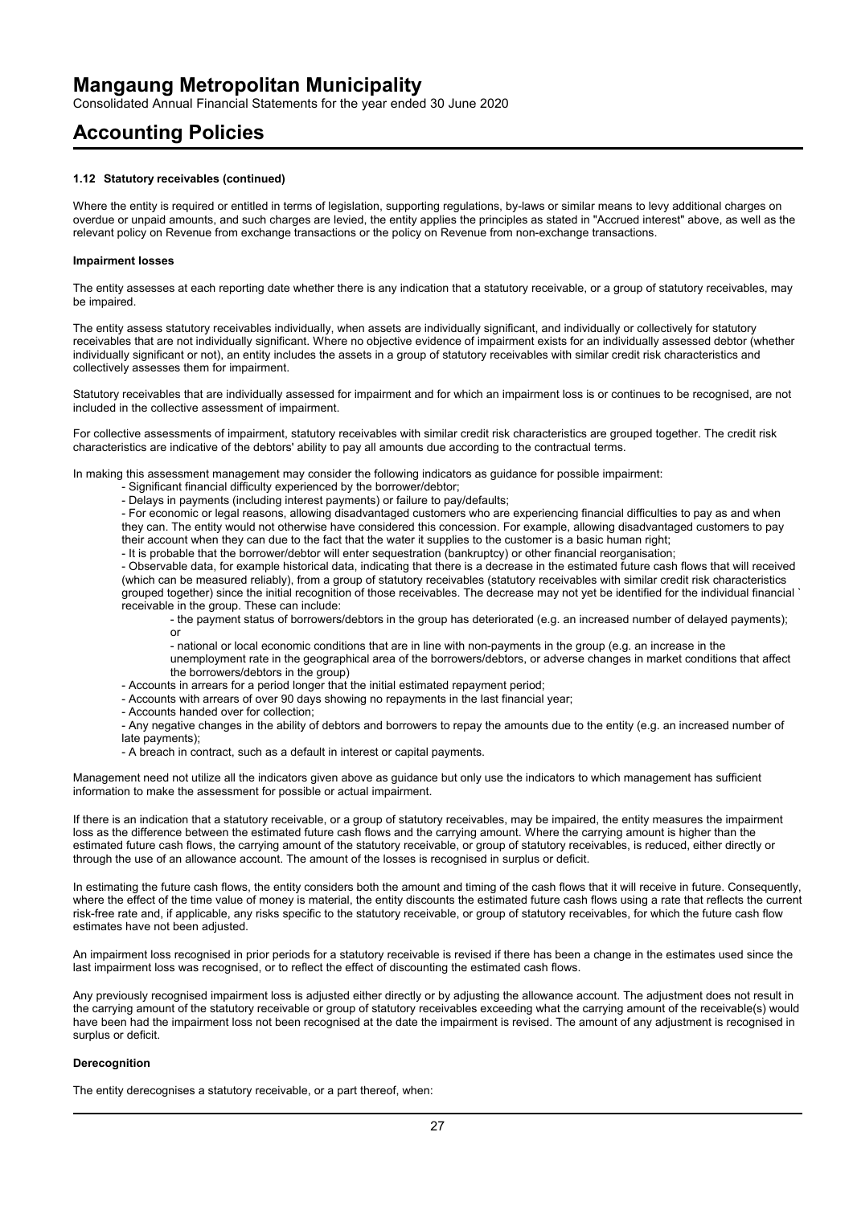#### 1.12 Statutory receivables (continued)

Where the entity is required or entitled in terms of legislation, supporting regulations, by-laws or similar means to levy additional charges on overdue or unpaid amounts, and such charges are levied, the entity applies the principles as stated in "Accrued interest" above, as well as the relevant policy on Revenue from exchange transactions or the policy on Revenue from non-exchange transactions.

**Impairment losses**

The entity assesses at each reporting date whether there is any indication that a statutory receivable, or a group of statutory receivables, may be impaired.

The entity assess statutory receivables individually, when assets are individually significant, and individually or collectively for statutory receivables that are not individually significant. Where no objective evidence of impairment exists for an individually assessed debtor (whether individually significant or not), an entity includes the assets in a group of statutory receivables with similar credit risk characteristics and collectively assesses them for impairment.

Statutory receivables that are individually assessed for impairment and for which an impairment loss is or continues to be recognised, are not included in the collective assessment of impairment.

For collective assessments of impairment, statutory receivables with similar credit risk characteristics are grouped together. The credit risk characteristics are indicative of the debtors' ability to pay all amounts due according to the contractual terms.

In making this assessment management may consider the following indicators as guidance for possible impairment:

- Significant financial difficulty experienced by the borrower/debtor;
- Delays in payments (including interest payments) or failure to pay/defaults;
- For economic or legal reasons, allowing disadvantaged customers who are experiencing financial difficulties to pay as and when they can. The entity would not otherwise have considered this concession. For example, allowing disadvantaged customers to pay their account when they can due to the fact that the water it supplies to the customer is a basic human right;
- It is probable that the borrower/debtor will enter sequestration (bankruptcy) or other financial reorganisation;
- Observable data, for example historical data, indicating that there is a decrease in the estimated future cash flows that will received (which can be measured reliably), from a group of statutory receivables (statutory receivables with similar credit risk characteristics grouped together) since the initial recognition of those receivables. The decrease may not yet be identified for the individual financial ` receivable in the group. These can include:
  - the payment status of borrowers/debtors in the group has deteriorated (e.g. an increased number of delayed payments); or
  - national or local economic conditions that are in line with non-payments in the group (e.g. an increase in the unemployment rate in the geographical area of the borrowers/debtors, or adverse changes in market conditions that affect the borrowers/debtors in the group)
- Accounts in arrears for a period longer that the initial estimated repayment period;
- Accounts with arrears of over 90 days showing no repayments in the last financial year;
- Accounts handed over for collection;
- Any negative changes in the ability of debtors and borrowers to repay the amounts due to the entity (e.g. an increased number of late payments);
- A breach in contract, such as a default in interest or capital payments.

Management need not utilize all the indicators given above as guidance but only use the indicators to which management has sufficient information to make the assessment for possible or actual impairment.

If there is an indication that a statutory receivable, or a group of statutory receivables, may be impaired, the entity measures the impairment loss as the difference between the estimated future cash flows and the carrying amount. Where the carrying amount is higher than the estimated future cash flows, the carrying amount of the statutory receivable, or group of statutory receivables, is reduced, either directly or through the use of an allowance account. The amount of the losses is recognised in surplus or deficit.

In estimating the future cash flows, the entity considers both the amount and timing of the cash flows that it will receive in future. Consequently, where the effect of the time value of money is material, the entity discounts the estimated future cash flows using a rate that reflects the current risk-free rate and, if applicable, any risks specific to the statutory receivable, or group of statutory receivables, for which the future cash flow estimates have not been adjusted.

An impairment loss recognised in prior periods for a statutory receivable is revised if there has been a change in the estimates used since the last impairment loss was recognised, or to reflect the effect of discounting the estimated cash flows.

Any previously recognised impairment loss is adjusted either directly or by adjusting the allowance account. The adjustment does not result in the carrying amount of the statutory receivable or group of statutory receivables exceeding what the carrying amount of the receivable(s) would have been had the impairment loss not been recognised at the date the impairment is revised. The amount of any adjustment is recognised in surplus or deficit.

**Derecognition**

The entity derecognises a statutory receivable, or a part thereof, when: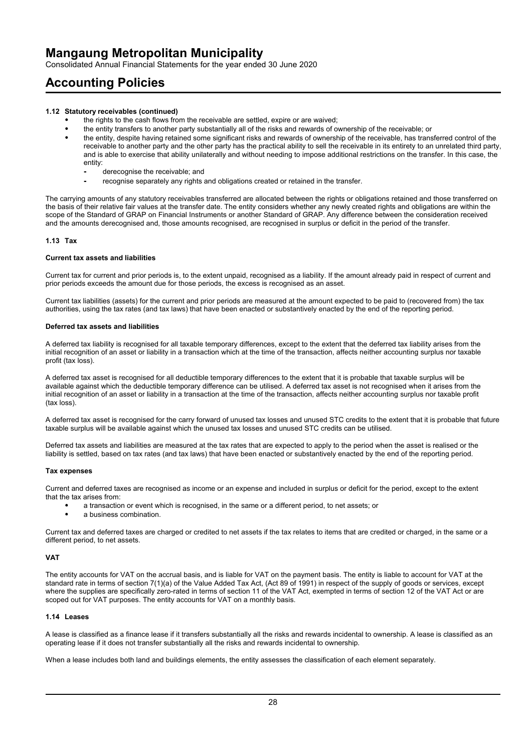### 1.12 Statutory receivables (continued)

- the rights to the cash flows from the receivable are settled, expire or are waived;
- the entity transfers to another party substantially all of the risks and rewards of ownership of the receivable; or
- the entity, despite having retained some significant risks and rewards of ownership of the receivable, has transferred control of the receivable to another party and the other party has the practical ability to sell the receivable in its entirety to an unrelated third party, and is able to exercise that ability unilaterally and without needing to impose additional restrictions on the transfer. In this case, the entity:
  - derecognise the receivable; and
  - recognise separately any rights and obligations created or retained in the transfer.

The carrying amounts of any statutory receivables transferred are allocated between the rights or obligations retained and those transferred on the basis of their relative fair values at the transfer date. The entity considers whether any newly created rights and obligations are within the scope of the Standard of GRAP on Financial Instruments or another Standard of GRAP. Any difference between the consideration received and the amounts derecognised and, those amounts recognised, are recognised in surplus or deficit in the period of the transfer.

### 1.13 Tax

#### Current tax assets and liabilities

Current tax for current and prior periods is, to the extent unpaid, recognised as a liability. If the amount already paid in respect of current and prior periods exceeds the amount due for those periods, the excess is recognised as an asset.

Current tax liabilities (assets) for the current and prior periods are measured at the amount expected to be paid to (recovered from) the tax authorities, using the tax rates (and tax laws) that have been enacted or substantively enacted by the end of the reporting period.

#### Deferred tax assets and liabilities

A deferred tax liability is recognised for all taxable temporary differences, except to the extent that the deferred tax liability arises from the initial recognition of an asset or liability in a transaction which at the time of the transaction, affects neither accounting surplus nor taxable profit (tax loss).

A deferred tax asset is recognised for all deductible temporary differences to the extent that it is probable that taxable surplus will be available against which the deductible temporary difference can be utilised. A deferred tax asset is not recognised when it arises from the initial recognition of an asset or liability in a transaction at the time of the transaction, affects neither accounting surplus nor taxable profit (tax loss).

A deferred tax asset is recognised for the carry forward of unused tax losses and unused STC credits to the extent that it is probable that future taxable surplus will be available against which the unused tax losses and unused STC credits can be utilised.

Deferred tax assets and liabilities are measured at the tax rates that are expected to apply to the period when the asset is realised or the liability is settled, based on tax rates (and tax laws) that have been enacted or substantively enacted by the end of the reporting period.

#### Tax expenses

Current and deferred taxes are recognised as income or an expense and included in surplus or deficit for the period, except to the extent that the tax arises from:

- a transaction or event which is recognised, in the same or a different period, to net assets; or
- a business combination.

Current tax and deferred taxes are charged or credited to net assets if the tax relates to items that are credited or charged, in the same or a different period, to net assets.

#### VAT

The entity accounts for VAT on the accrual basis, and is liable for VAT on the payment basis. The entity is liable to account for VAT at the standard rate in terms of section 7(1)(a) of the Value Added Tax Act, (Act 89 of 1991) in respect of the supply of goods or services, except where the supplies are specifically zero-rated in terms of section 11 of the VAT Act, exempted in terms of section 12 of the VAT Act or are scoped out for VAT purposes. The entity accounts for VAT on a monthly basis.

### 1.14 Leases

A lease is classified as a finance lease if it transfers substantially all the risks and rewards incidental to ownership. A lease is classified as an operating lease if it does not transfer substantially all the risks and rewards incidental to ownership.

When a lease includes both land and buildings elements, the entity assesses the classification of each element separately.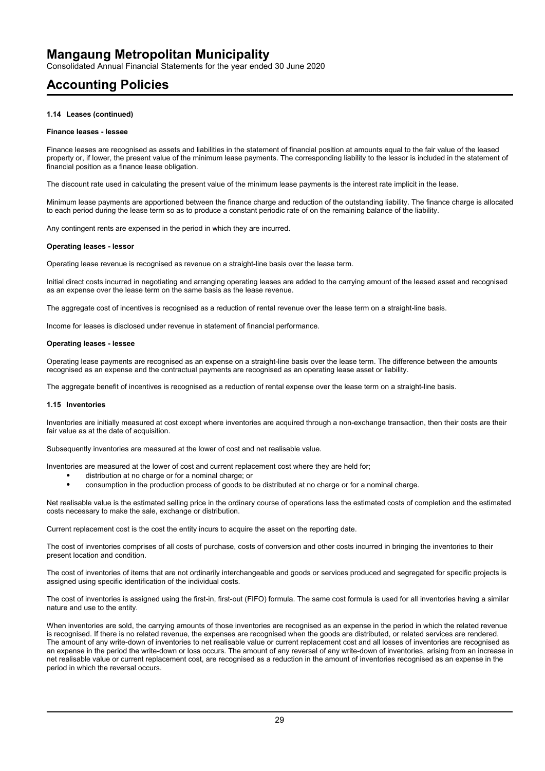#### 1.14 Leases (continued)

**Finance leases - lessee**

Finance leases are recognised as assets and liabilities in the statement of financial position at amounts equal to the fair value of the leased property or, if lower, the present value of the minimum lease payments. The corresponding liability to the lessor is included in the statement of financial position as a finance lease obligation.

The discount rate used in calculating the present value of the minimum lease payments is the interest rate implicit in the lease.

Minimum lease payments are apportioned between the finance charge and reduction of the outstanding liability. The finance charge is allocated to each period during the lease term so as to produce a constant periodic rate of on the remaining balance of the liability.

Any contingent rents are expensed in the period in which they are incurred.

**Operating leases - lessor**

Operating lease revenue is recognised as revenue on a straight-line basis over the lease term.

Initial direct costs incurred in negotiating and arranging operating leases are added to the carrying amount of the leased asset and recognised as an expense over the lease term on the same basis as the lease revenue.

The aggregate cost of incentives is recognised as a reduction of rental revenue over the lease term on a straight-line basis.

Income for leases is disclosed under revenue in statement of financial performance.

**Operating leases - lessee**

Operating lease payments are recognised as an expense on a straight-line basis over the lease term. The difference between the amounts recognised as an expense and the contractual payments are recognised as an operating lease asset or liability.

The aggregate benefit of incentives is recognised as a reduction of rental expense over the lease term on a straight-line basis.

#### 1.15 Inventories

Inventories are initially measured at cost except where inventories are acquired through a non-exchange transaction, then their costs are their fair value as at the date of acquisition.

Subsequently inventories are measured at the lower of cost and net realisable value.

Inventories are measured at the lower of cost and current replacement cost where they are held for;

- distribution at no charge or for a nominal charge; or
- consumption in the production process of goods to be distributed at no charge or for a nominal charge.

Net realisable value is the estimated selling price in the ordinary course of operations less the estimated costs of completion and the estimated costs necessary to make the sale, exchange or distribution.

Current replacement cost is the cost the entity incurs to acquire the asset on the reporting date.

The cost of inventories comprises of all costs of purchase, costs of conversion and other costs incurred in bringing the inventories to their present location and condition.

The cost of inventories of items that are not ordinarily interchangeable and goods or services produced and segregated for specific projects is assigned using specific identification of the individual costs.

The cost of inventories is assigned using the first-in, first-out (FIFO) formula. The same cost formula is used for all inventories having a similar nature and use to the entity.

When inventories are sold, the carrying amounts of those inventories are recognised as an expense in the period in which the related revenue is recognised. If there is no related revenue, the expenses are recognised when the goods are distributed, or related services are rendered. The amount of any write-down of inventories to net realisable value or current replacement cost and all losses of inventories are recognised as an expense in the period the write-down or loss occurs. The amount of any reversal of any write-down of inventories, arising from an increase in net realisable value or current replacement cost, are recognised as a reduction in the amount of inventories recognised as an expense in the period in which the reversal occurs.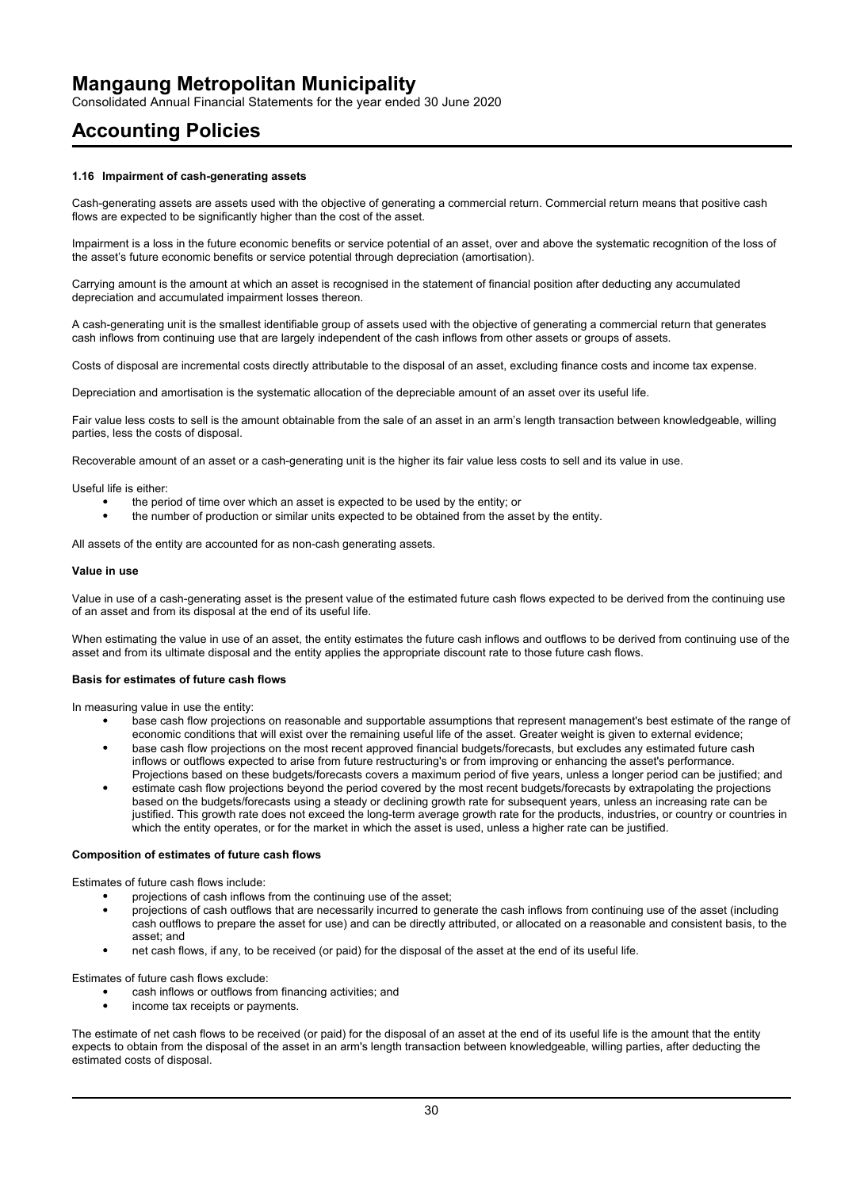# Mangaung Metropolitan Municipality

Consolidated Annual Financial Statements for the year ended 30 June 2020

## Accounting Policies

#### 1.16 Impairment of cash-generating assets

Cash-generating assets are assets used with the objective of generating a commercial return. Commercial return means that positive cash flows are expected to be significantly higher than the cost of the asset.

Impairment is a loss in the future economic benefits or service potential of an asset, over and above the systematic recognition of the loss of the asset's future economic benefits or service potential through depreciation (amortisation).

Carrying amount is the amount at which an asset is recognised in the statement of financial position after deducting any accumulated depreciation and accumulated impairment losses thereon.

A cash-generating unit is the smallest identifiable group of assets used with the objective of generating a commercial return that generates cash inflows from continuing use that are largely independent of the cash inflows from other assets or groups of assets.

Costs of disposal are incremental costs directly attributable to the disposal of an asset, excluding finance costs and income tax expense.

Depreciation and amortisation is the systematic allocation of the depreciable amount of an asset over its useful life.

Fair value less costs to sell is the amount obtainable from the sale of an asset in an arm's length transaction between knowledgeable, willing parties, less the costs of disposal.

Recoverable amount of an asset or a cash-generating unit is the higher its fair value less costs to sell and its value in use.

Useful life is either:

- the period of time over which an asset is expected to be used by the entity; or
- the number of production or similar units expected to be obtained from the asset by the entity.

All assets of the entity are accounted for as non-cash generating assets.

#### Value in use

Value in use of a cash-generating asset is the present value of the estimated future cash flows expected to be derived from the continuing use of an asset and from its disposal at the end of its useful life.

When estimating the value in use of an asset, the entity estimates the future cash inflows and outflows to be derived from continuing use of the asset and from its ultimate disposal and the entity applies the appropriate discount rate to those future cash flows.

#### Basis for estimates of future cash flows

In measuring value in use the entity:

- base cash flow projections on reasonable and supportable assumptions that represent management's best estimate of the range of economic conditions that will exist over the remaining useful life of the asset. Greater weight is given to external evidence;
- base cash flow projections on the most recent approved financial budgets/forecasts, but excludes any estimated future cash inflows or outflows expected to arise from future restructuring's or from improving or enhancing the asset's performance. Projections based on these budgets/forecasts covers a maximum period of five years, unless a longer period can be justified; and
- estimate cash flow projections beyond the period covered by the most recent budgets/forecasts by extrapolating the projections based on the budgets/forecasts using a steady or declining growth rate for subsequent years, unless an increasing rate can be justified. This growth rate does not exceed the long-term average growth rate for the products, industries, or country or countries in which the entity operates, or for the market in which the asset is used, unless a higher rate can be justified.

#### Composition of estimates of future cash flows

Estimates of future cash flows include:

- projections of cash inflows from the continuing use of the asset;
- projections of cash outflows that are necessarily incurred to generate the cash inflows from continuing use of the asset (including cash outflows to prepare the asset for use) and can be directly attributed, or allocated on a reasonable and consistent basis, to the asset; and
- net cash flows, if any, to be received (or paid) for the disposal of the asset at the end of its useful life.

Estimates of future cash flows exclude:

- cash inflows or outflows from financing activities; and
- income tax receipts or payments.

The estimate of net cash flows to be received (or paid) for the disposal of an asset at the end of its useful life is the amount that the entity expects to obtain from the disposal of the asset in an arm's length transaction between knowledgeable, willing parties, after deducting the estimated costs of disposal.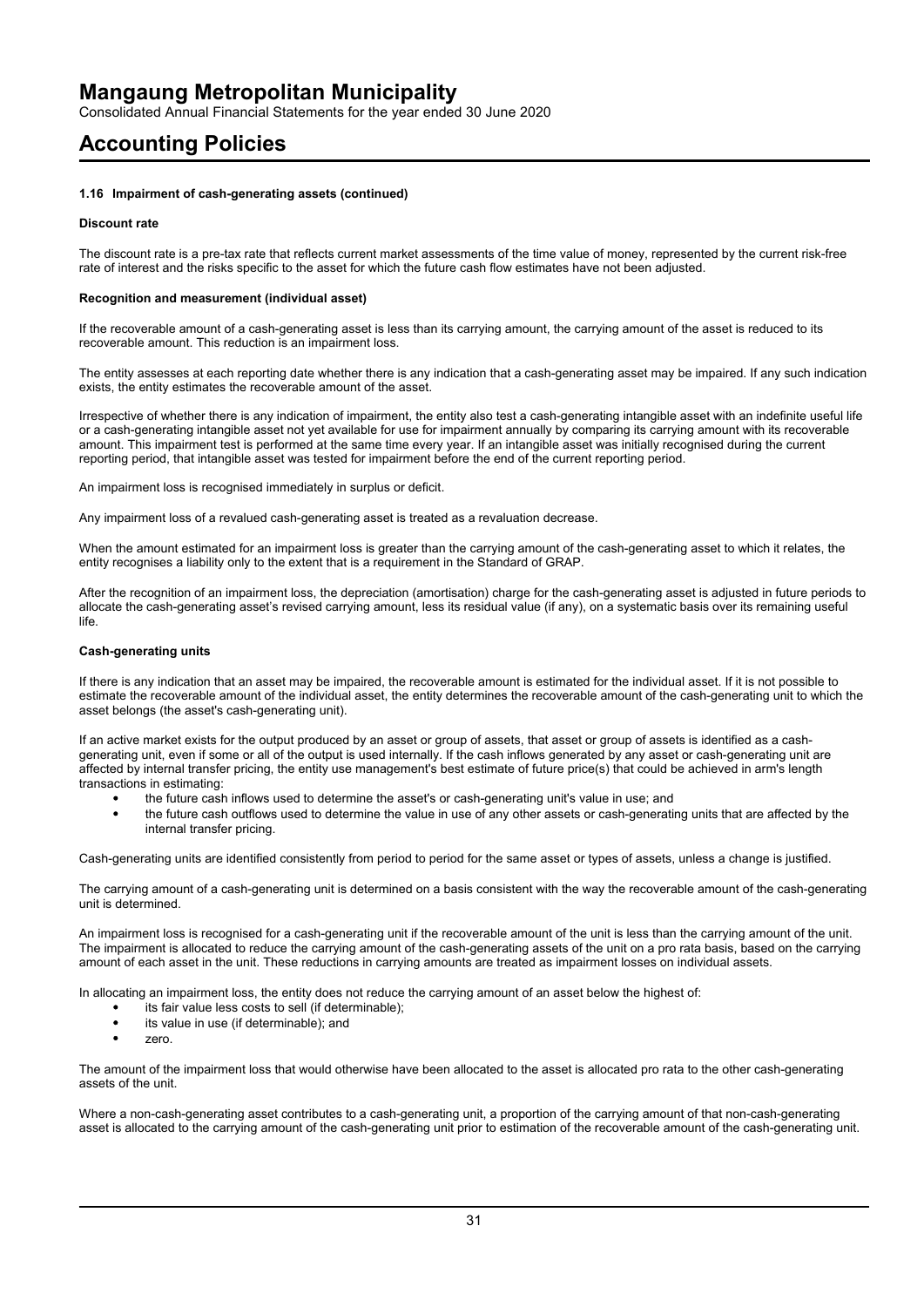#### 1.16 Impairment of cash-generating assets (continued)

**Discount rate**

The discount rate is a pre-tax rate that reflects current market assessments of the time value of money, represented by the current risk-free rate of interest and the risks specific to the asset for which the future cash flow estimates have not been adjusted.

**Recognition and measurement (individual asset)**

If the recoverable amount of a cash-generating asset is less than its carrying amount, the carrying amount of the asset is reduced to its recoverable amount. This reduction is an impairment loss.

The entity assesses at each reporting date whether there is any indication that a cash-generating asset may be impaired. If any such indication exists, the entity estimates the recoverable amount of the asset.

Irrespective of whether there is any indication of impairment, the entity also test a cash-generating intangible asset with an indefinite useful life or a cash-generating intangible asset not yet available for use for impairment annually by comparing its carrying amount with its recoverable amount. This impairment test is performed at the same time every year. If an intangible asset was initially recognised during the current reporting period, that intangible asset was tested for impairment before the end of the current reporting period.

An impairment loss is recognised immediately in surplus or deficit.

Any impairment loss of a revalued cash-generating asset is treated as a revaluation decrease.

When the amount estimated for an impairment loss is greater than the carrying amount of the cash-generating asset to which it relates, the entity recognises a liability only to the extent that is a requirement in the Standard of GRAP.

After the recognition of an impairment loss, the depreciation (amortisation) charge for the cash-generating asset is adjusted in future periods to allocate the cash-generating asset's revised carrying amount, less its residual value (if any), on a systematic basis over its remaining useful life.

**Cash-generating units**

If there is any indication that an asset may be impaired, the recoverable amount is estimated for the individual asset. If it is not possible to estimate the recoverable amount of the individual asset, the entity determines the recoverable amount of the cash-generating unit to which the asset belongs (the asset's cash-generating unit).

If an active market exists for the output produced by an asset or group of assets, that asset or group of assets is identified as a cash-generating unit, even if some or all of the output is used internally. If the cash inflows generated by any asset or cash-generating unit are affected by internal transfer pricing, the entity use management's best estimate of future price(s) that could be achieved in arm's length transactions in estimating:

- the future cash inflows used to determine the asset's or cash-generating unit's value in use; and
- the future cash outflows used to determine the value in use of any other assets or cash-generating units that are affected by the internal transfer pricing.

Cash-generating units are identified consistently from period to period for the same asset or types of assets, unless a change is justified.

The carrying amount of a cash-generating unit is determined on a basis consistent with the way the recoverable amount of the cash-generating unit is determined.

An impairment loss is recognised for a cash-generating unit if the recoverable amount of the unit is less than the carrying amount of the unit. The impairment is allocated to reduce the carrying amount of the cash-generating assets of the unit on a pro rata basis, based on the carrying amount of each asset in the unit. These reductions in carrying amounts are treated as impairment losses on individual assets.

In allocating an impairment loss, the entity does not reduce the carrying amount of an asset below the highest of:

- its fair value less costs to sell (if determinable);
- its value in use (if determinable); and
- zero.

The amount of the impairment loss that would otherwise have been allocated to the asset is allocated pro rata to the other cash-generating assets of the unit.

Where a non-cash-generating asset contributes to a cash-generating unit, a proportion of the carrying amount of that non-cash-generating asset is allocated to the carrying amount of the cash-generating unit prior to estimation of the recoverable amount of the cash-generating unit.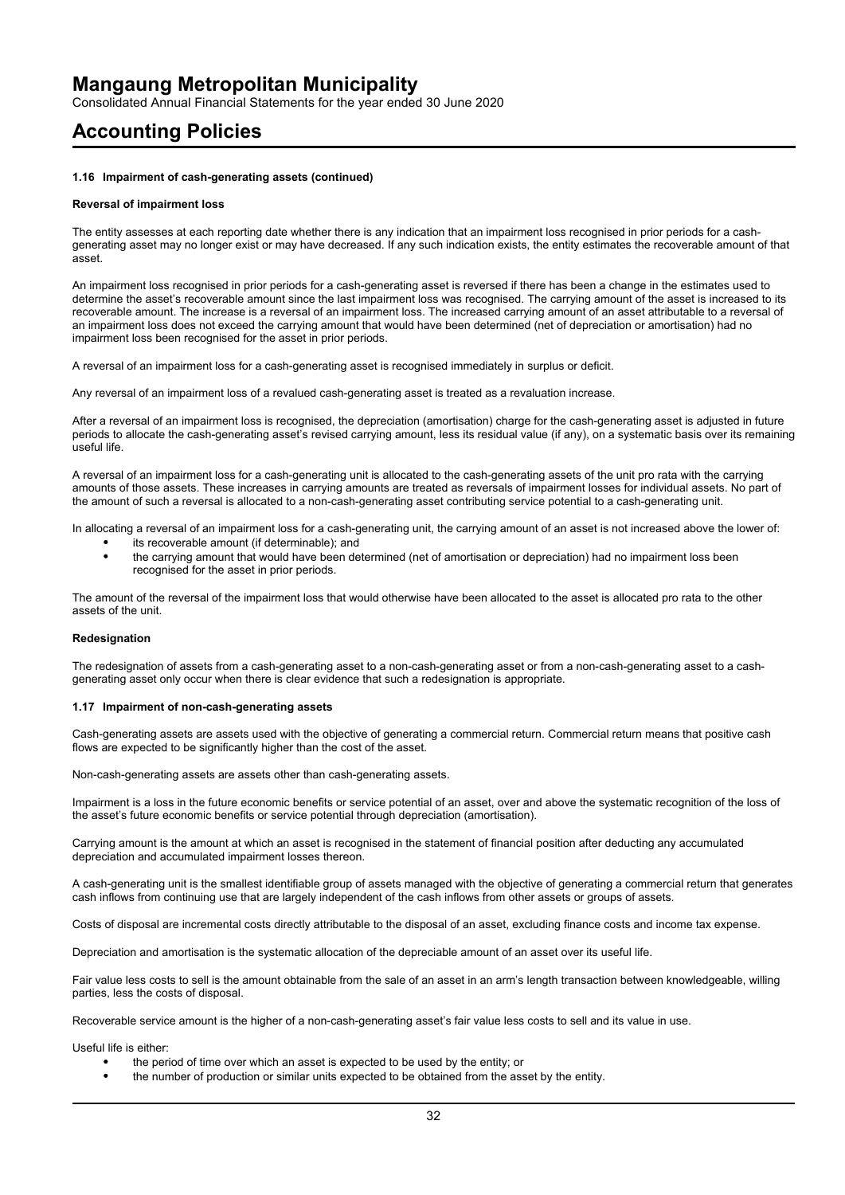# Mangaung Metropolitan Municipality

Consolidated Annual Financial Statements for the year ended 30 June 2020

# Accounting Policies

### 1.16 Impairment of cash-generating assets (continued)

#### Reversal of impairment loss

The entity assesses at each reporting date whether there is any indication that an impairment loss recognised in prior periods for a cash-generating asset may no longer exist or may have decreased. If any such indication exists, the entity estimates the recoverable amount of that asset.

An impairment loss recognised in prior periods for a cash-generating asset is reversed if there has been a change in the estimates used to determine the asset's recoverable amount since the last impairment loss was recognised. The carrying amount of the asset is increased to its recoverable amount. The increase is a reversal of an impairment loss. The increased carrying amount of an asset attributable to a reversal of an impairment loss does not exceed the carrying amount that would have been determined (net of depreciation or amortisation) had no impairment loss been recognised for the asset in prior periods.

A reversal of an impairment loss for a cash-generating asset is recognised immediately in surplus or deficit.

Any reversal of an impairment loss of a revalued cash-generating asset is treated as a revaluation increase.

After a reversal of an impairment loss is recognised, the depreciation (amortisation) charge for the cash-generating asset is adjusted in future periods to allocate the cash-generating asset's revised carrying amount, less its residual value (if any), on a systematic basis over its remaining useful life.

A reversal of an impairment loss for a cash-generating unit is allocated to the cash-generating assets of the unit pro rata with the carrying amounts of those assets. These increases in carrying amounts are treated as reversals of impairment losses for individual assets. No part of the amount of such a reversal is allocated to a non-cash-generating asset contributing service potential to a cash-generating unit.

In allocating a reversal of an impairment loss for a cash-generating unit, the carrying amount of an asset is not increased above the lower of:

- its recoverable amount (if determinable); and
- the carrying amount that would have been determined (net of amortisation or depreciation) had no impairment loss been recognised for the asset in prior periods.

The amount of the reversal of the impairment loss that would otherwise have been allocated to the asset is allocated pro rata to the other assets of the unit.

#### Redesignation

The redesignation of assets from a cash-generating asset to a non-cash-generating asset or from a non-cash-generating asset to a cash-generating asset only occur when there is clear evidence that such a redesignation is appropriate.

### 1.17 Impairment of non-cash-generating assets

Cash-generating assets are assets used with the objective of generating a commercial return. Commercial return means that positive cash flows are expected to be significantly higher than the cost of the asset.

Non-cash-generating assets are assets other than cash-generating assets.

Impairment is a loss in the future economic benefits or service potential of an asset, over and above the systematic recognition of the loss of the asset's future economic benefits or service potential through depreciation (amortisation).

Carrying amount is the amount at which an asset is recognised in the statement of financial position after deducting any accumulated depreciation and accumulated impairment losses thereon.

A cash-generating unit is the smallest identifiable group of assets managed with the objective of generating a commercial return that generates cash inflows from continuing use that are largely independent of the cash inflows from other assets or groups of assets.

Costs of disposal are incremental costs directly attributable to the disposal of an asset, excluding finance costs and income tax expense.

Depreciation and amortisation is the systematic allocation of the depreciable amount of an asset over its useful life.

Fair value less costs to sell is the amount obtainable from the sale of an asset in an arm's length transaction between knowledgeable, willing parties, less the costs of disposal.

Recoverable service amount is the higher of a non-cash-generating asset's fair value less costs to sell and its value in use.

Useful life is either:

- the period of time over which an asset is expected to be used by the entity; or
- the number of production or similar units expected to be obtained from the asset by the entity.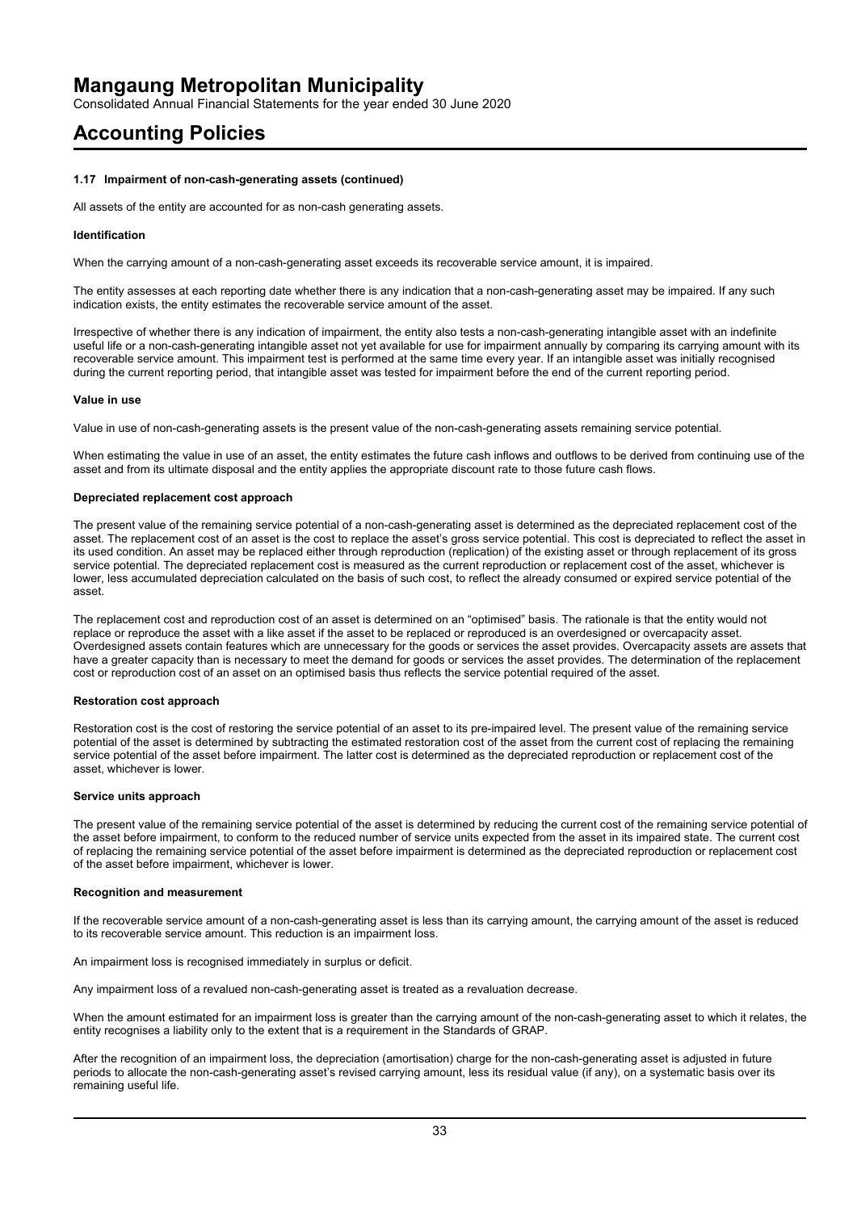# Mangaung Metropolitan Municipality

Consolidated Annual Financial Statements for the year ended 30 June 2020

# Accounting Policies

### 1.17 Impairment of non-cash-generating assets (continued)

All assets of the entity are accounted for as non-cash generating assets.

**Identification**

When the carrying amount of a non-cash-generating asset exceeds its recoverable service amount, it is impaired.

The entity assesses at each reporting date whether there is any indication that a non-cash-generating asset may be impaired. If any such indication exists, the entity estimates the recoverable service amount of the asset.

Irrespective of whether there is any indication of impairment, the entity also tests a non-cash-generating intangible asset with an indefinite useful life or a non-cash-generating intangible asset not yet available for use for impairment annually by comparing its carrying amount with its recoverable service amount. This impairment test is performed at the same time every year. If an intangible asset was initially recognised during the current reporting period, that intangible asset was tested for impairment before the end of the current reporting period.

**Value in use**

Value in use of non-cash-generating assets is the present value of the non-cash-generating assets remaining service potential.

When estimating the value in use of an asset, the entity estimates the future cash inflows and outflows to be derived from continuing use of the asset and from its ultimate disposal and the entity applies the appropriate discount rate to those future cash flows.

**Depreciated replacement cost approach**

The present value of the remaining service potential of a non-cash-generating asset is determined as the depreciated replacement cost of the asset. The replacement cost of an asset is the cost to replace the asset's gross service potential. This cost is depreciated to reflect the asset in its used condition. An asset may be replaced either through reproduction (replication) of the existing asset or through replacement of its gross service potential. The depreciated replacement cost is measured as the current reproduction or replacement cost of the asset, whichever is lower, less accumulated depreciation calculated on the basis of such cost, to reflect the already consumed or expired service potential of the asset.

The replacement cost and reproduction cost of an asset is determined on an "optimised" basis. The rationale is that the entity would not replace or reproduce the asset with a like asset if the asset to be replaced or reproduced is an overdesigned or overcapacity asset. Overdesigned assets contain features which are unnecessary for the goods or services the asset provides. Overcapacity assets are assets that have a greater capacity than is necessary to meet the demand for goods or services the asset provides. The determination of the replacement cost or reproduction cost of an asset on an optimised basis thus reflects the service potential required of the asset.

**Restoration cost approach**

Restoration cost is the cost of restoring the service potential of an asset to its pre-impaired level. The present value of the remaining service potential of the asset is determined by subtracting the estimated restoration cost of the asset from the current cost of replacing the remaining service potential of the asset before impairment. The latter cost is determined as the depreciated reproduction or replacement cost of the asset, whichever is lower.

**Service units approach**

The present value of the remaining service potential of the asset is determined by reducing the current cost of the remaining service potential of the asset before impairment, to conform to the reduced number of service units expected from the asset in its impaired state. The current cost of replacing the remaining service potential of the asset before impairment is determined as the depreciated reproduction or replacement cost of the asset before impairment, whichever is lower.

**Recognition and measurement**

If the recoverable service amount of a non-cash-generating asset is less than its carrying amount, the carrying amount of the asset is reduced to its recoverable service amount. This reduction is an impairment loss.

An impairment loss is recognised immediately in surplus or deficit.

Any impairment loss of a revalued non-cash-generating asset is treated as a revaluation decrease.

When the amount estimated for an impairment loss is greater than the carrying amount of the non-cash-generating asset to which it relates, the entity recognises a liability only to the extent that is a requirement in the Standards of GRAP.

After the recognition of an impairment loss, the depreciation (amortisation) charge for the non-cash-generating asset is adjusted in future periods to allocate the non-cash-generating asset's revised carrying amount, less its residual value (if any), on a systematic basis over its remaining useful life.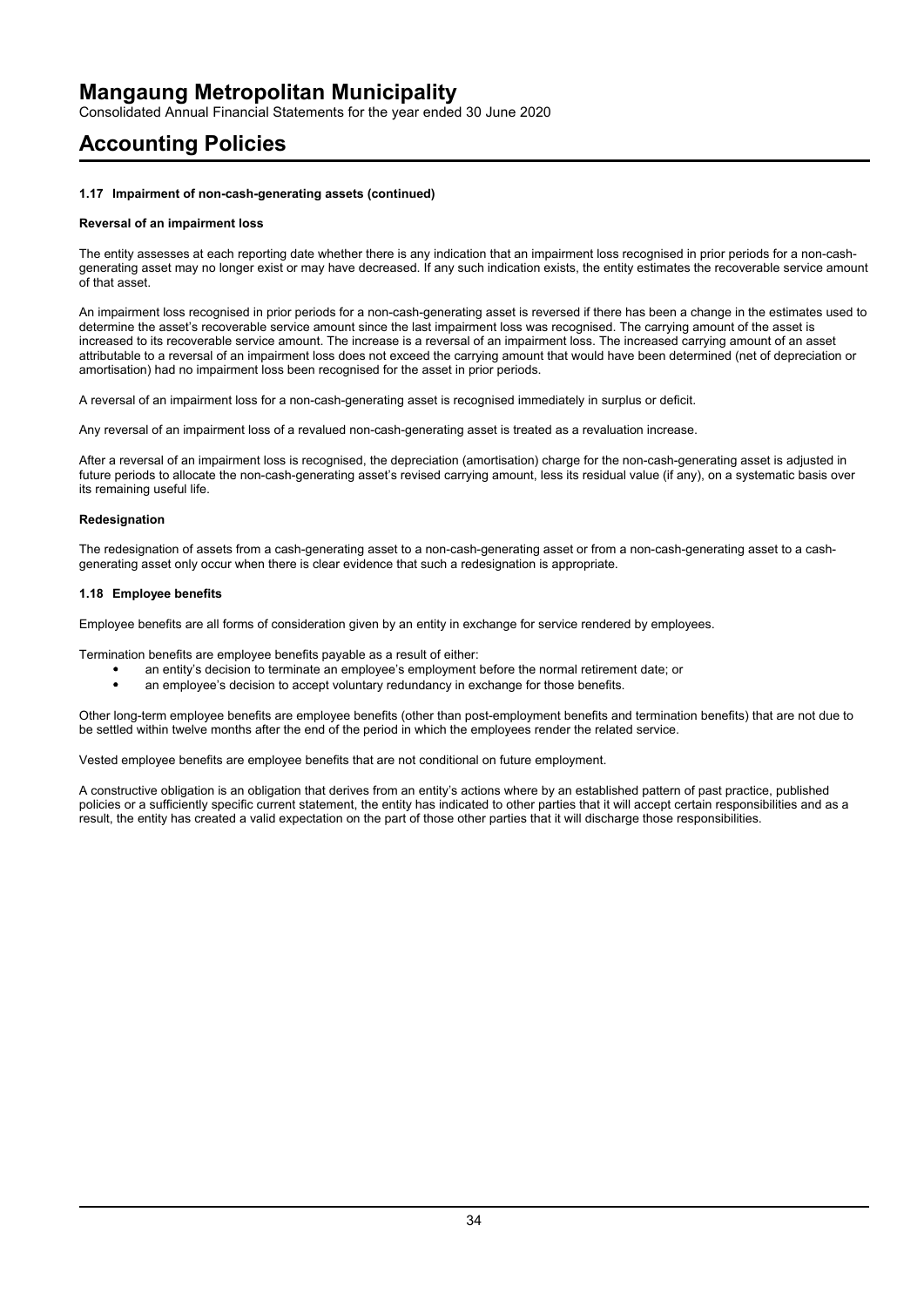#### 1.17 Impairment of non-cash-generating assets (continued)

**Reversal of an impairment loss**

The entity assesses at each reporting date whether there is any indication that an impairment loss recognised in prior periods for a non-cash-generating asset may no longer exist or may have decreased. If any such indication exists, the entity estimates the recoverable service amount of that asset.

An impairment loss recognised in prior periods for a non-cash-generating asset is reversed if there has been a change in the estimates used to determine the asset's recoverable service amount since the last impairment loss was recognised. The carrying amount of the asset is increased to its recoverable service amount. The increase is a reversal of an impairment loss. The increased carrying amount of an asset attributable to a reversal of an impairment loss does not exceed the carrying amount that would have been determined (net of depreciation or amortisation) had no impairment loss been recognised for the asset in prior periods.

A reversal of an impairment loss for a non-cash-generating asset is recognised immediately in surplus or deficit.

Any reversal of an impairment loss of a revalued non-cash-generating asset is treated as a revaluation increase.

After a reversal of an impairment loss is recognised, the depreciation (amortisation) charge for the non-cash-generating asset is adjusted in future periods to allocate the non-cash-generating asset's revised carrying amount, less its residual value (if any), on a systematic basis over its remaining useful life.

**Redesignation**

The redesignation of assets from a cash-generating asset to a non-cash-generating asset or from a non-cash-generating asset to a cash-generating asset only occur when there is clear evidence that such a redesignation is appropriate.

#### 1.18 Employee benefits

Employee benefits are all forms of consideration given by an entity in exchange for service rendered by employees.

Termination benefits are employee benefits payable as a result of either:

- an entity's decision to terminate an employee's employment before the normal retirement date; or
- an employee's decision to accept voluntary redundancy in exchange for those benefits.

Other long-term employee benefits are employee benefits (other than post-employment benefits and termination benefits) that are not due to be settled within twelve months after the end of the period in which the employees render the related service.

Vested employee benefits are employee benefits that are not conditional on future employment.

A constructive obligation is an obligation that derives from an entity's actions where by an established pattern of past practice, published policies or a sufficiently specific current statement, the entity has indicated to other parties that it will accept certain responsibilities and as a result, the entity has created a valid expectation on the part of those other parties that it will discharge those responsibilities.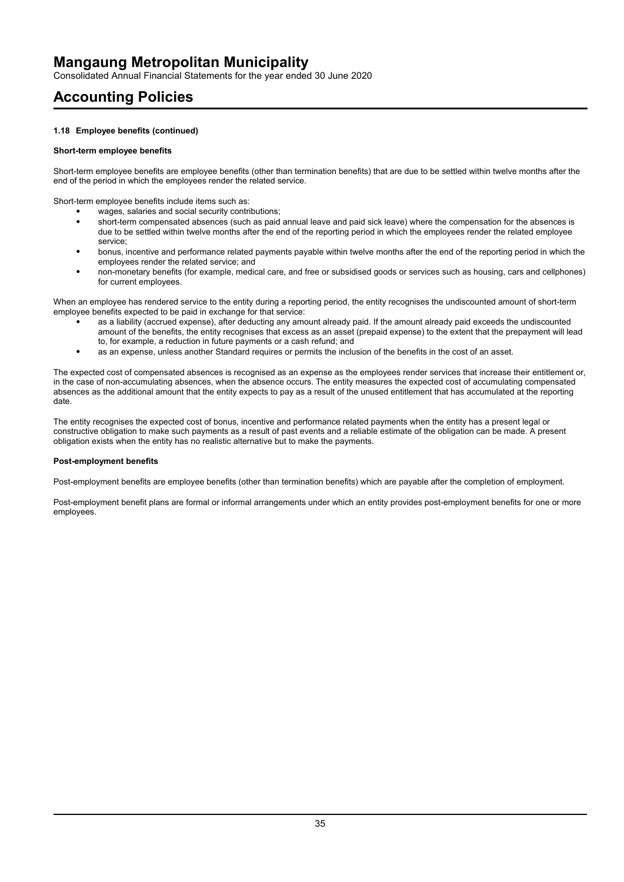#### 1.18 Employee benefits (continued)

**Short-term employee benefits**

Short-term employee benefits are employee benefits (other than termination benefits) that are due to be settled within twelve months after the end of the period in which the employees render the related service.

Short-term employee benefits include items such as:

- wages, salaries and social security contributions;
- short-term compensated absences (such as paid annual leave and paid sick leave) where the compensation for the absences is due to be settled within twelve months after the end of the reporting period in which the employees render the related employee service;
- bonus, incentive and performance related payments payable within twelve months after the end of the reporting period in which the employees render the related service; and
- non-monetary benefits (for example, medical care, and free or subsidised goods or services such as housing, cars and cellphones) for current employees.

When an employee has rendered service to the entity during a reporting period, the entity recognises the undiscounted amount of short-term employee benefits expected to be paid in exchange for that service:

- as a liability (accrued expense), after deducting any amount already paid. If the amount already paid exceeds the undiscounted amount of the benefits, the entity recognises that excess as an asset (prepaid expense) to the extent that the prepayment will lead to, for example, a reduction in future payments or a cash refund; and
- as an expense, unless another Standard requires or permits the inclusion of the benefits in the cost of an asset.

The expected cost of compensated absences is recognised as an expense as the employees render services that increase their entitlement or, in the case of non-accumulating absences, when the absence occurs. The entity measures the expected cost of accumulating compensated absences as the additional amount that the entity expects to pay as a result of the unused entitlement that has accumulated at the reporting date.

The entity recognises the expected cost of bonus, incentive and performance related payments when the entity has a present legal or constructive obligation to make such payments as a result of past events and a reliable estimate of the obligation can be made. A present obligation exists when the entity has no realistic alternative but to make the payments.

**Post-employment benefits**

Post-employment benefits are employee benefits (other than termination benefits) which are payable after the completion of employment.

Post-employment benefit plans are formal or informal arrangements under which an entity provides post-employment benefits for one or more employees.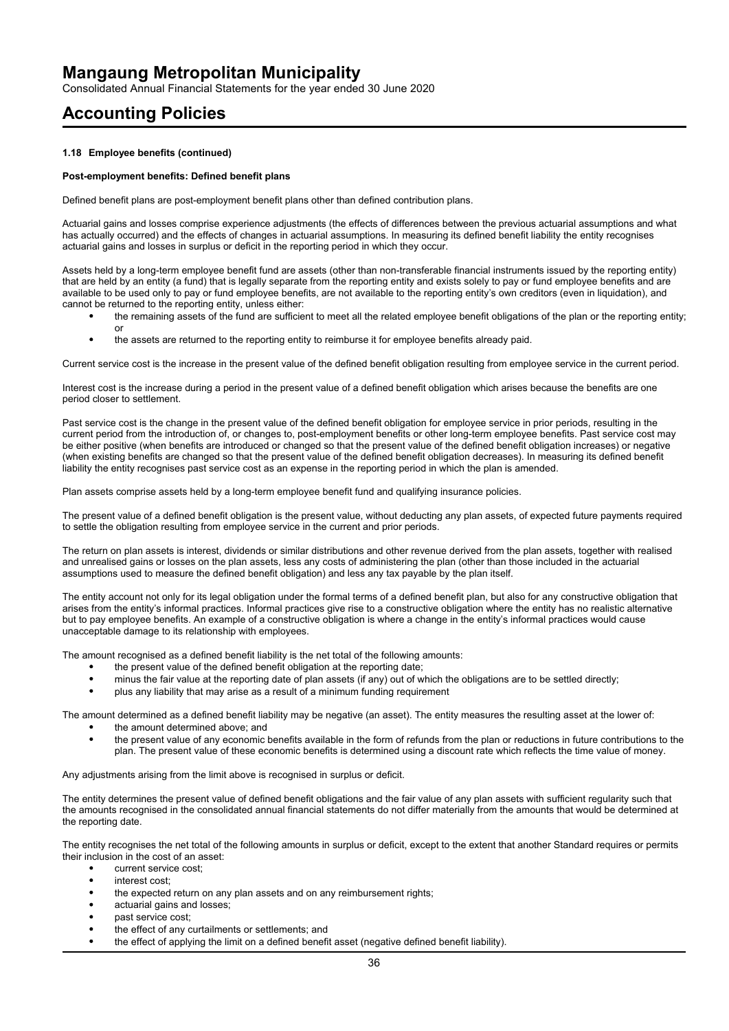### 1.18 Employee benefits (continued)

**Post-employment benefits: Defined benefit plans**

Defined benefit plans are post-employment benefit plans other than defined contribution plans.

Actuarial gains and losses comprise experience adjustments (the effects of differences between the previous actuarial assumptions and what has actually occurred) and the effects of changes in actuarial assumptions. In measuring its defined benefit liability the entity recognises actuarial gains and losses in surplus or deficit in the reporting period in which they occur.

Assets held by a long-term employee benefit fund are assets (other than non-transferable financial instruments issued by the reporting entity) that are held by an entity (a fund) that is legally separate from the reporting entity and exists solely to pay or fund employee benefits and are available to be used only to pay or fund employee benefits, are not available to the reporting entity's own creditors (even in liquidation), and cannot be returned to the reporting entity, unless either:

- the remaining assets of the fund are sufficient to meet all the related employee benefit obligations of the plan or the reporting entity; or
- the assets are returned to the reporting entity to reimburse it for employee benefits already paid.

Current service cost is the increase in the present value of the defined benefit obligation resulting from employee service in the current period.

Interest cost is the increase during a period in the present value of a defined benefit obligation which arises because the benefits are one period closer to settlement.

Past service cost is the change in the present value of the defined benefit obligation for employee service in prior periods, resulting in the current period from the introduction of, or changes to, post-employment benefits or other long-term employee benefits. Past service cost may be either positive (when benefits are introduced or changed so that the present value of the defined benefit obligation increases) or negative (when existing benefits are changed so that the present value of the defined benefit obligation decreases). In measuring its defined benefit liability the entity recognises past service cost as an expense in the reporting period in which the plan is amended.

Plan assets comprise assets held by a long-term employee benefit fund and qualifying insurance policies.

The present value of a defined benefit obligation is the present value, without deducting any plan assets, of expected future payments required to settle the obligation resulting from employee service in the current and prior periods.

The return on plan assets is interest, dividends or similar distributions and other revenue derived from the plan assets, together with realised and unrealised gains or losses on the plan assets, less any costs of administering the plan (other than those included in the actuarial assumptions used to measure the defined benefit obligation) and less any tax payable by the plan itself.

The entity account not only for its legal obligation under the formal terms of a defined benefit plan, but also for any constructive obligation that arises from the entity's informal practices. Informal practices give rise to a constructive obligation where the entity has no realistic alternative but to pay employee benefits. An example of a constructive obligation is where a change in the entity's informal practices would cause unacceptable damage to its relationship with employees.

The amount recognised as a defined benefit liability is the net total of the following amounts:

- the present value of the defined benefit obligation at the reporting date;
- minus the fair value at the reporting date of plan assets (if any) out of which the obligations are to be settled directly;
- plus any liability that may arise as a result of a minimum funding requirement

The amount determined as a defined benefit liability may be negative (an asset). The entity measures the resulting asset at the lower of:

- the amount determined above; and
- the present value of any economic benefits available in the form of refunds from the plan or reductions in future contributions to the plan. The present value of these economic benefits is determined using a discount rate which reflects the time value of money.

Any adjustments arising from the limit above is recognised in surplus or deficit.

The entity determines the present value of defined benefit obligations and the fair value of any plan assets with sufficient regularity such that the amounts recognised in the consolidated annual financial statements do not differ materially from the amounts that would be determined at the reporting date.

The entity recognises the net total of the following amounts in surplus or deficit, except to the extent that another Standard requires or permits their inclusion in the cost of an asset:

- current service cost;
- interest cost;
- the expected return on any plan assets and on any reimbursement rights;
- actuarial gains and losses;
- past service cost;
- the effect of any curtailments or settlements; and
- the effect of applying the limit on a defined benefit asset (negative defined benefit liability).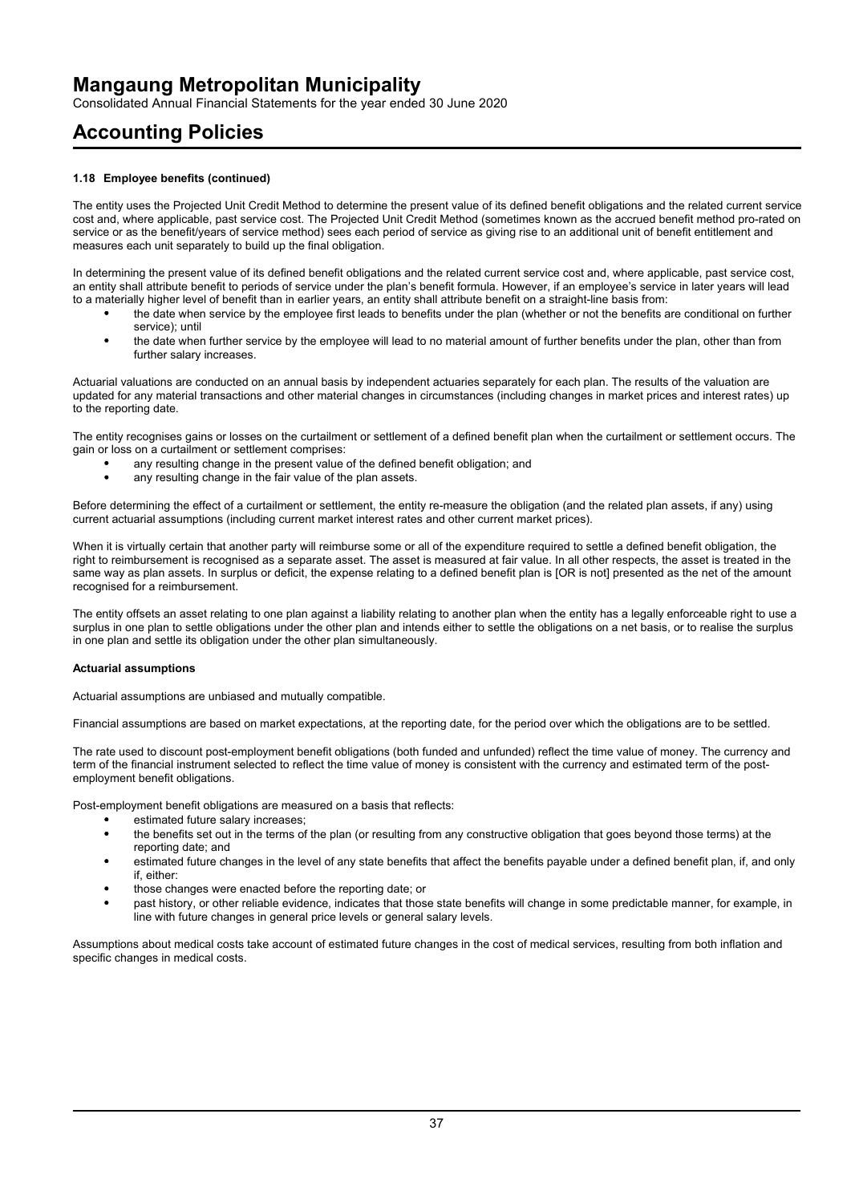# Mangaung Metropolitan Municipality

Consolidated Annual Financial Statements for the year ended 30 June 2020

# Accounting Policies

### 1.18 Employee benefits (continued)

The entity uses the Projected Unit Credit Method to determine the present value of its defined benefit obligations and the related current service cost and, where applicable, past service cost. The Projected Unit Credit Method (sometimes known as the accrued benefit method pro-rated on service or as the benefit/years of service method) sees each period of service as giving rise to an additional unit of benefit entitlement and measures each unit separately to build up the final obligation.

In determining the present value of its defined benefit obligations and the related current service cost and, where applicable, past service cost, an entity shall attribute benefit to periods of service under the plan's benefit formula. However, if an employee's service in later years will lead to a materially higher level of benefit than in earlier years, an entity shall attribute benefit on a straight-line basis from:

- the date when service by the employee first leads to benefits under the plan (whether or not the benefits are conditional on further service); until
- the date when further service by the employee will lead to no material amount of further benefits under the plan, other than from further salary increases.

Actuarial valuations are conducted on an annual basis by independent actuaries separately for each plan. The results of the valuation are updated for any material transactions and other material changes in circumstances (including changes in market prices and interest rates) up to the reporting date.

The entity recognises gains or losses on the curtailment or settlement of a defined benefit plan when the curtailment or settlement occurs. The gain or loss on a curtailment or settlement comprises:

- any resulting change in the present value of the defined benefit obligation; and
- any resulting change in the fair value of the plan assets.

Before determining the effect of a curtailment or settlement, the entity re-measure the obligation (and the related plan assets, if any) using current actuarial assumptions (including current market interest rates and other current market prices).

When it is virtually certain that another party will reimburse some or all of the expenditure required to settle a defined benefit obligation, the right to reimbursement is recognised as a separate asset. The asset is measured at fair value. In all other respects, the asset is treated in the same way as plan assets. In surplus or deficit, the expense relating to a defined benefit plan is [OR is not] presented as the net of the amount recognised for a reimbursement.

The entity offsets an asset relating to one plan against a liability relating to another plan when the entity has a legally enforceable right to use a surplus in one plan to settle obligations under the other plan and intends either to settle the obligations on a net basis, or to realise the surplus in one plan and settle its obligation under the other plan simultaneously.

**Actuarial assumptions**

Actuarial assumptions are unbiased and mutually compatible.

Financial assumptions are based on market expectations, at the reporting date, for the period over which the obligations are to be settled.

The rate used to discount post-employment benefit obligations (both funded and unfunded) reflect the time value of money. The currency and term of the financial instrument selected to reflect the time value of money is consistent with the currency and estimated term of the post-employment benefit obligations.

Post-employment benefit obligations are measured on a basis that reflects:

- estimated future salary increases;
- the benefits set out in the terms of the plan (or resulting from any constructive obligation that goes beyond those terms) at the reporting date; and
- estimated future changes in the level of any state benefits that affect the benefits payable under a defined benefit plan, if, and only if, either:
- those changes were enacted before the reporting date; or
- past history, or other reliable evidence, indicates that those state benefits will change in some predictable manner, for example, in line with future changes in general price levels or general salary levels.

Assumptions about medical costs take account of estimated future changes in the cost of medical services, resulting from both inflation and specific changes in medical costs.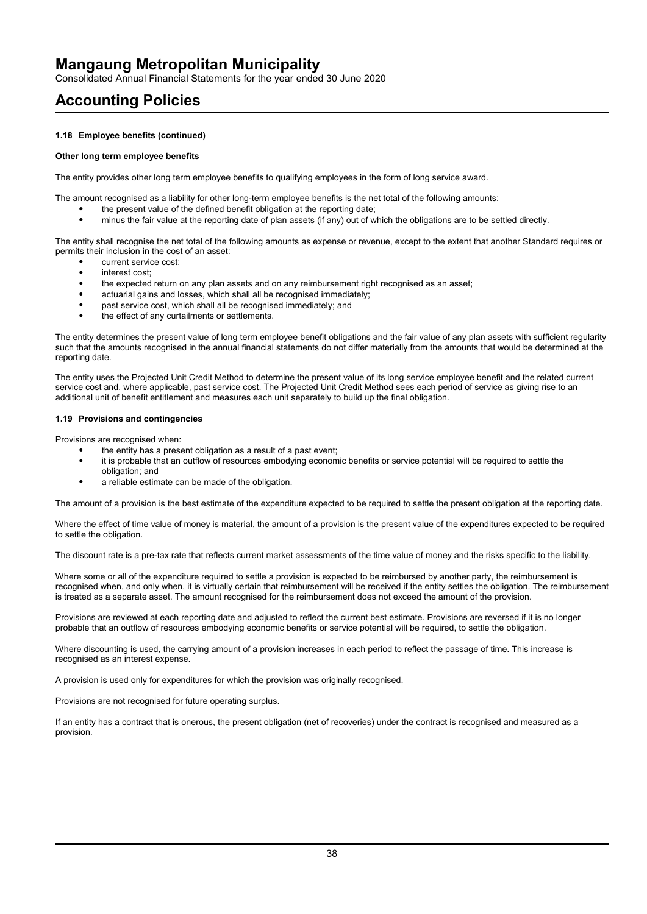# Mangaung Metropolitan Municipality

Consolidated Annual Financial Statements for the year ended 30 June 2020

# Accounting Policies

### 1.18 Employee benefits (continued)

**Other long term employee benefits**

The entity provides other long term employee benefits to qualifying employees in the form of long service award.

The amount recognised as a liability for other long-term employee benefits is the net total of the following amounts:

- the present value of the defined benefit obligation at the reporting date;
- minus the fair value at the reporting date of plan assets (if any) out of which the obligations are to be settled directly.

The entity shall recognise the net total of the following amounts as expense or revenue, except to the extent that another Standard requires or permits their inclusion in the cost of an asset:

- current service cost;
- interest cost;
- the expected return on any plan assets and on any reimbursement right recognised as an asset;
- actuarial gains and losses, which shall all be recognised immediately;
- past service cost, which shall all be recognised immediately; and
- the effect of any curtailments or settlements.

The entity determines the present value of long term employee benefit obligations and the fair value of any plan assets with sufficient regularity such that the amounts recognised in the annual financial statements do not differ materially from the amounts that would be determined at the reporting date.

The entity uses the Projected Unit Credit Method to determine the present value of its long service employee benefit and the related current service cost and, where applicable, past service cost. The Projected Unit Credit Method sees each period of service as giving rise to an additional unit of benefit entitlement and measures each unit separately to build up the final obligation.

### 1.19 Provisions and contingencies

Provisions are recognised when:

- the entity has a present obligation as a result of a past event;
- it is probable that an outflow of resources embodying economic benefits or service potential will be required to settle the obligation; and
- a reliable estimate can be made of the obligation.

The amount of a provision is the best estimate of the expenditure expected to be required to settle the present obligation at the reporting date.

Where the effect of time value of money is material, the amount of a provision is the present value of the expenditures expected to be required to settle the obligation.

The discount rate is a pre-tax rate that reflects current market assessments of the time value of money and the risks specific to the liability.

Where some or all of the expenditure required to settle a provision is expected to be reimbursed by another party, the reimbursement is recognised when, and only when, it is virtually certain that reimbursement will be received if the entity settles the obligation. The reimbursement is treated as a separate asset. The amount recognised for the reimbursement does not exceed the amount of the provision.

Provisions are reviewed at each reporting date and adjusted to reflect the current best estimate. Provisions are reversed if it is no longer probable that an outflow of resources embodying economic benefits or service potential will be required, to settle the obligation.

Where discounting is used, the carrying amount of a provision increases in each period to reflect the passage of time. This increase is recognised as an interest expense.

A provision is used only for expenditures for which the provision was originally recognised.

Provisions are not recognised for future operating surplus.

If an entity has a contract that is onerous, the present obligation (net of recoveries) under the contract is recognised and measured as a provision.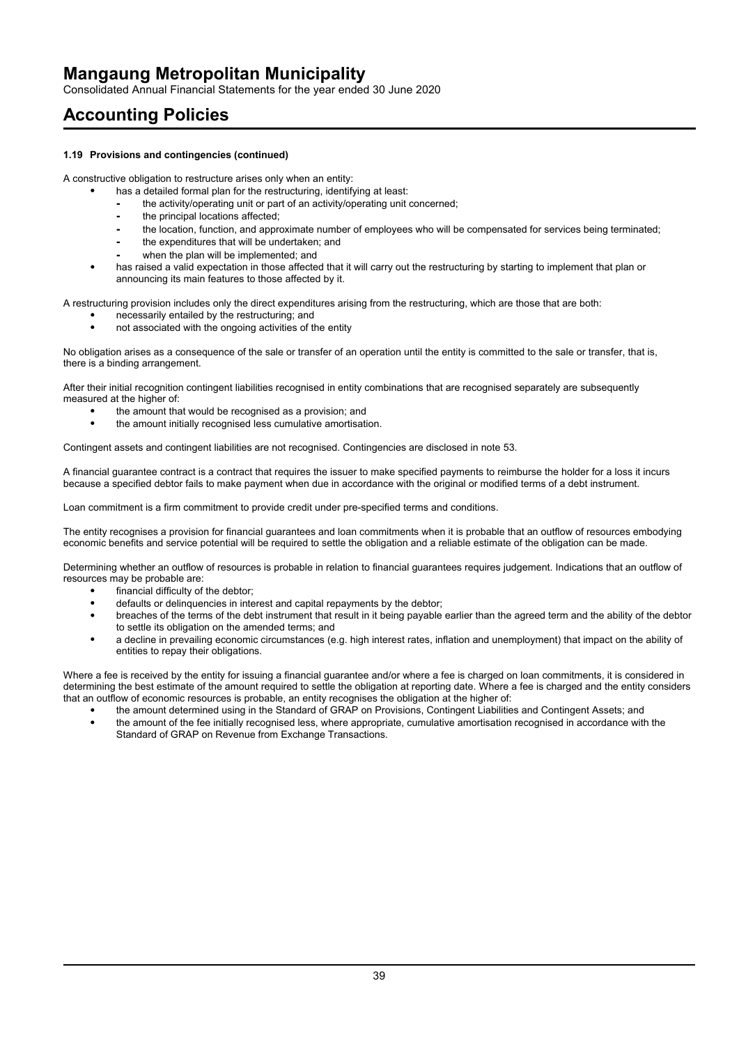#### 1.19 Provisions and contingencies (continued)

A constructive obligation to restructure arises only when an entity:

- has a detailed formal plan for the restructuring, identifying at least:
  - the activity/operating unit or part of an activity/operating unit concerned;
  - the principal locations affected;
  - the location, function, and approximate number of employees who will be compensated for services being terminated;
  - the expenditures that will be undertaken; and
  - when the plan will be implemented; and
- has raised a valid expectation in those affected that it will carry out the restructuring by starting to implement that plan or announcing its main features to those affected by it.

A restructuring provision includes only the direct expenditures arising from the restructuring, which are those that are both:

- necessarily entailed by the restructuring; and
- not associated with the ongoing activities of the entity

No obligation arises as a consequence of the sale or transfer of an operation until the entity is committed to the sale or transfer, that is, there is a binding arrangement.

After their initial recognition contingent liabilities recognised in entity combinations that are recognised separately are subsequently measured at the higher of:

- the amount that would be recognised as a provision; and
- the amount initially recognised less cumulative amortisation.

Contingent assets and contingent liabilities are not recognised. Contingencies are disclosed in note 53.

A financial guarantee contract is a contract that requires the issuer to make specified payments to reimburse the holder for a loss it incurs because a specified debtor fails to make payment when due in accordance with the original or modified terms of a debt instrument.

Loan commitment is a firm commitment to provide credit under pre-specified terms and conditions.

The entity recognises a provision for financial guarantees and loan commitments when it is probable that an outflow of resources embodying economic benefits and service potential will be required to settle the obligation and a reliable estimate of the obligation can be made.

Determining whether an outflow of resources is probable in relation to financial guarantees requires judgement. Indications that an outflow of resources may be probable are:

- financial difficulty of the debtor;
- defaults or delinquencies in interest and capital repayments by the debtor;
- breaches of the terms of the debt instrument that result in it being payable earlier than the agreed term and the ability of the debtor to settle its obligation on the amended terms; and
- a decline in prevailing economic circumstances (e.g. high interest rates, inflation and unemployment) that impact on the ability of entities to repay their obligations.

Where a fee is received by the entity for issuing a financial guarantee and/or where a fee is charged on loan commitments, it is considered in determining the best estimate of the amount required to settle the obligation at reporting date. Where a fee is charged and the entity considers that an outflow of economic resources is probable, an entity recognises the obligation at the higher of:

- the amount determined using in the Standard of GRAP on Provisions, Contingent Liabilities and Contingent Assets; and
- the amount of the fee initially recognised less, where appropriate, cumulative amortisation recognised in accordance with the Standard of GRAP on Revenue from Exchange Transactions.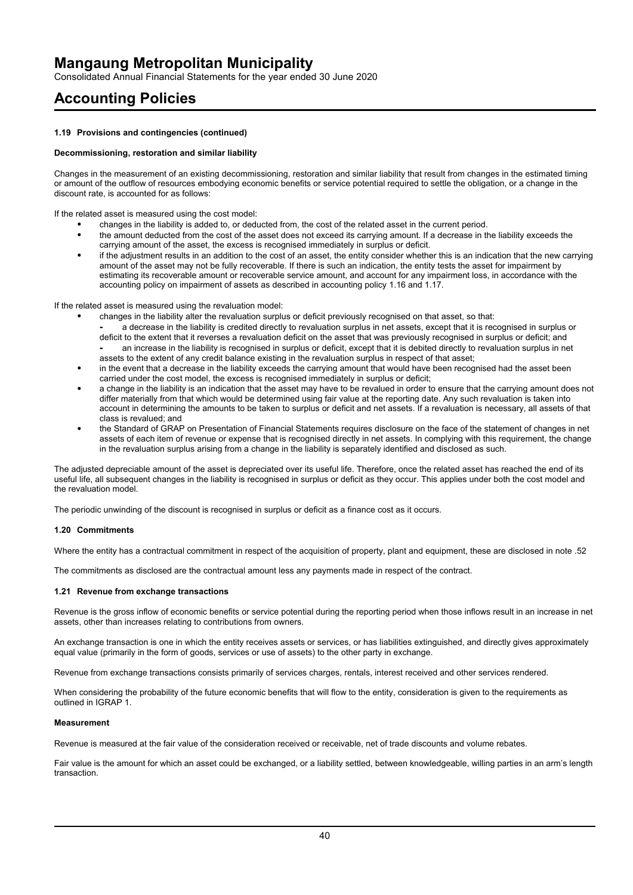### 1.19 Provisions and contingencies (continued)

#### Decommissioning, restoration and similar liability

Changes in the measurement of an existing decommissioning, restoration and similar liability that result from changes in the estimated timing or amount of the outflow of resources embodying economic benefits or service potential required to settle the obligation, or a change in the discount rate, is accounted for as follows:

If the related asset is measured using the cost model:

- changes in the liability is added to, or deducted from, the cost of the related asset in the current period.
- the amount deducted from the cost of the asset does not exceed its carrying amount. If a decrease in the liability exceeds the carrying amount of the asset, the excess is recognised immediately in surplus or deficit.
- if the adjustment results in an addition to the cost of an asset, the entity consider whether this is an indication that the new carrying amount of the asset may not be fully recoverable. If there is such an indication, the entity tests the asset for impairment by estimating its recoverable amount or recoverable service amount, and account for any impairment loss, in accordance with the accounting policy on impairment of assets as described in accounting policy 1.16 and 1.17.

If the related asset is measured using the revaluation model:

- changes in the liability alter the revaluation surplus or deficit previously recognised on that asset, so that:
  - a decrease in the liability is credited directly to revaluation surplus in net assets, except that it is recognised in surplus or deficit to the extent that it reverses a revaluation deficit on the asset that was previously recognised in surplus or deficit; and
  - an increase in the liability is recognised in surplus or deficit, except that it is debited directly to revaluation surplus in net assets to the extent of any credit balance existing in the revaluation surplus in respect of that asset;
- in the event that a decrease in the liability exceeds the carrying amount that would have been recognised had the asset been carried under the cost model, the excess is recognised immediately in surplus or deficit;
- a change in the liability is an indication that the asset may have to be revalued in order to ensure that the carrying amount does not differ materially from that which would be determined using fair value at the reporting date. Any such revaluation is taken into account in determining the amounts to be taken to surplus or deficit and net assets. If a revaluation is necessary, all assets of that class is revalued; and
- the Standard of GRAP on Presentation of Financial Statements requires disclosure on the face of the statement of changes in net assets of each item of revenue or expense that is recognised directly in net assets. In complying with this requirement, the change in the revaluation surplus arising from a change in the liability is separately identified and disclosed as such.

The adjusted depreciable amount of the asset is depreciated over its useful life. Therefore, once the related asset has reached the end of its useful life, all subsequent changes in the liability is recognised in surplus or deficit as they occur. This applies under both the cost model and the revaluation model.

The periodic unwinding of the discount is recognised in surplus or deficit as a finance cost as it occurs.

### 1.20 Commitments

Where the entity has a contractual commitment in respect of the acquisition of property, plant and equipment, these are disclosed in note .52

The commitments as disclosed are the contractual amount less any payments made in respect of the contract.

### 1.21 Revenue from exchange transactions

Revenue is the gross inflow of economic benefits or service potential during the reporting period when those inflows result in an increase in net assets, other than increases relating to contributions from owners.

An exchange transaction is one in which the entity receives assets or services, or has liabilities extinguished, and directly gives approximately equal value (primarily in the form of goods, services or use of assets) to the other party in exchange.

Revenue from exchange transactions consists primarily of services charges, rentals, interest received and other services rendered.

When considering the probability of the future economic benefits that will flow to the entity, consideration is given to the requirements as outlined in IGRAP 1.

#### Measurement

Revenue is measured at the fair value of the consideration received or receivable, net of trade discounts and volume rebates.

Fair value is the amount for which an asset could be exchanged, or a liability settled, between knowledgeable, willing parties in an arm's length transaction.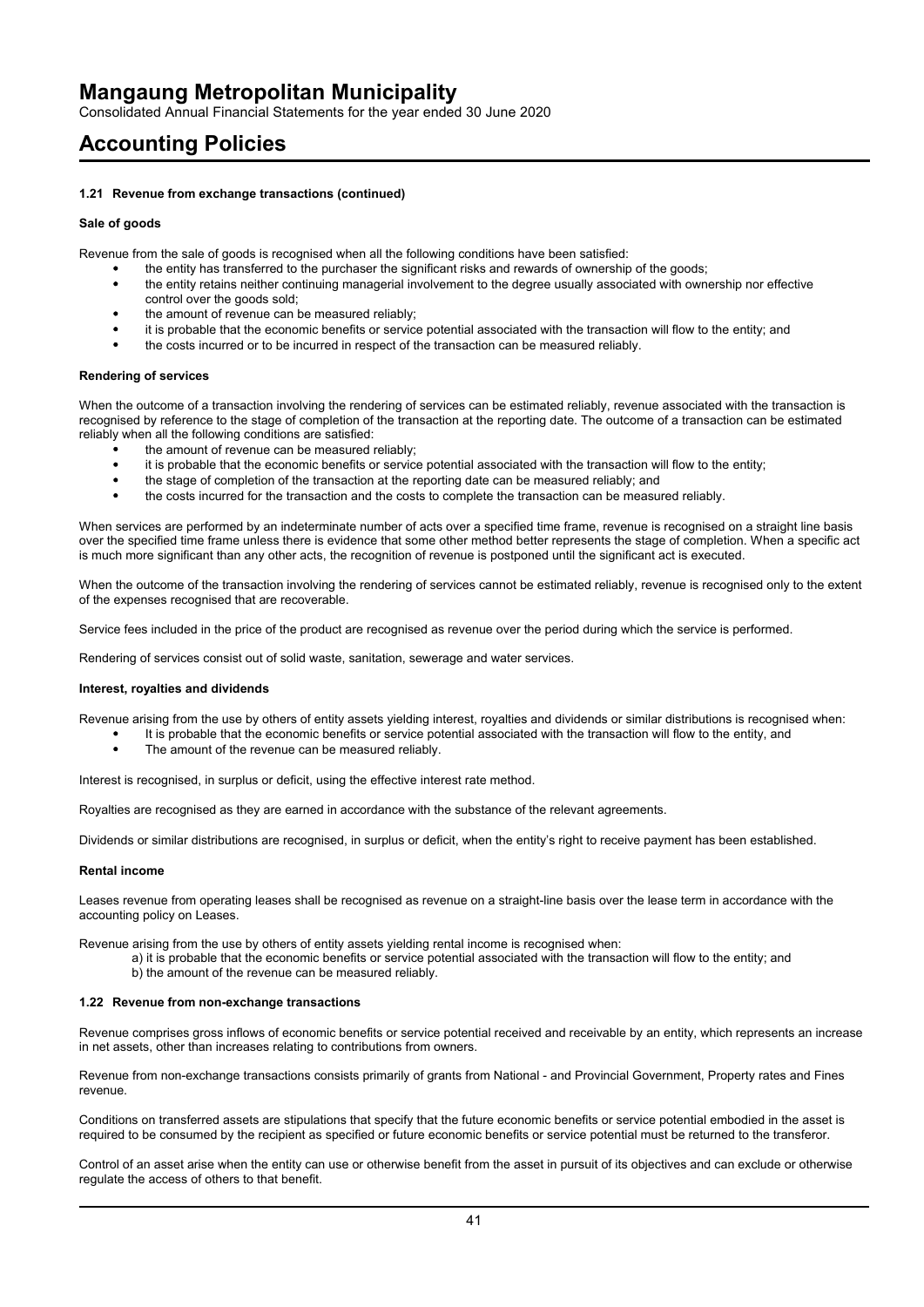#### 1.21 Revenue from exchange transactions (continued)

**Sale of goods**

Revenue from the sale of goods is recognised when all the following conditions have been satisfied:

- the entity has transferred to the purchaser the significant risks and rewards of ownership of the goods;
- the entity retains neither continuing managerial involvement to the degree usually associated with ownership nor effective control over the goods sold;
- the amount of revenue can be measured reliably;
- it is probable that the economic benefits or service potential associated with the transaction will flow to the entity; and
- the costs incurred or to be incurred in respect of the transaction can be measured reliably.

**Rendering of services**

When the outcome of a transaction involving the rendering of services can be estimated reliably, revenue associated with the transaction is recognised by reference to the stage of completion of the transaction at the reporting date. The outcome of a transaction can be estimated reliably when all the following conditions are satisfied:

- the amount of revenue can be measured reliably;
- it is probable that the economic benefits or service potential associated with the transaction will flow to the entity;
- the stage of completion of the transaction at the reporting date can be measured reliably; and
- the costs incurred for the transaction and the costs to complete the transaction can be measured reliably.

When services are performed by an indeterminate number of acts over a specified time frame, revenue is recognised on a straight line basis over the specified time frame unless there is evidence that some other method better represents the stage of completion. When a specific act is much more significant than any other acts, the recognition of revenue is postponed until the significant act is executed.

When the outcome of the transaction involving the rendering of services cannot be estimated reliably, revenue is recognised only to the extent of the expenses recognised that are recoverable.

Service fees included in the price of the product are recognised as revenue over the period during which the service is performed.

Rendering of services consist out of solid waste, sanitation, sewerage and water services.

**Interest, royalties and dividends**

Revenue arising from the use by others of entity assets yielding interest, royalties and dividends or similar distributions is recognised when:

- It is probable that the economic benefits or service potential associated with the transaction will flow to the entity, and
- The amount of the revenue can be measured reliably.

Interest is recognised, in surplus or deficit, using the effective interest rate method.

Royalties are recognised as they are earned in accordance with the substance of the relevant agreements.

Dividends or similar distributions are recognised, in surplus or deficit, when the entity's right to receive payment has been established.

**Rental income**

Leases revenue from operating leases shall be recognised as revenue on a straight-line basis over the lease term in accordance with the accounting policy on Leases.

Revenue arising from the use by others of entity assets yielding rental income is recognised when:

a) it is probable that the economic benefits or service potential associated with the transaction will flow to the entity; and
b) the amount of the revenue can be measured reliably.

#### 1.22 Revenue from non-exchange transactions

Revenue comprises gross inflows of economic benefits or service potential received and receivable by an entity, which represents an increase in net assets, other than increases relating to contributions from owners.

Revenue from non-exchange transactions consists primarily of grants from National - and Provincial Government, Property rates and Fines revenue.

Conditions on transferred assets are stipulations that specify that the future economic benefits or service potential embodied in the asset is required to be consumed by the recipient as specified or future economic benefits or service potential must be returned to the transferor.

Control of an asset arise when the entity can use or otherwise benefit from the asset in pursuit of its objectives and can exclude or otherwise regulate the access of others to that benefit.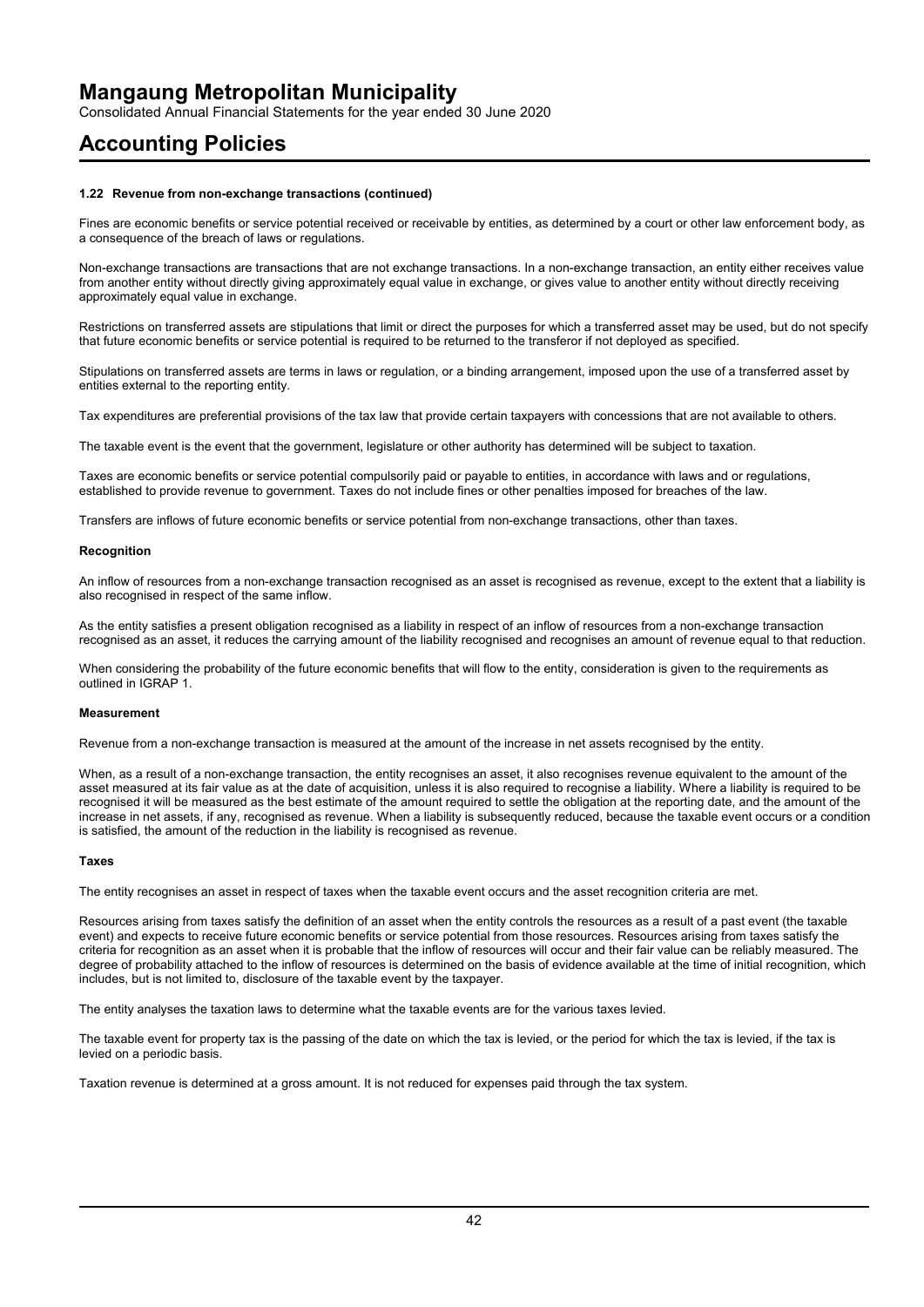#### 1.22 Revenue from non-exchange transactions (continued)

Fines are economic benefits or service potential received or receivable by entities, as determined by a court or other law enforcement body, as a consequence of the breach of laws or regulations.

Non-exchange transactions are transactions that are not exchange transactions. In a non-exchange transaction, an entity either receives value from another entity without directly giving approximately equal value in exchange, or gives value to another entity without directly receiving approximately equal value in exchange.

Restrictions on transferred assets are stipulations that limit or direct the purposes for which a transferred asset may be used, but do not specify that future economic benefits or service potential is required to be returned to the transferor if not deployed as specified.

Stipulations on transferred assets are terms in laws or regulation, or a binding arrangement, imposed upon the use of a transferred asset by entities external to the reporting entity.

Tax expenditures are preferential provisions of the tax law that provide certain taxpayers with concessions that are not available to others.

The taxable event is the event that the government, legislature or other authority has determined will be subject to taxation.

Taxes are economic benefits or service potential compulsorily paid or payable to entities, in accordance with laws and or regulations, established to provide revenue to government. Taxes do not include fines or other penalties imposed for breaches of the law.

Transfers are inflows of future economic benefits or service potential from non-exchange transactions, other than taxes.

**Recognition**

An inflow of resources from a non-exchange transaction recognised as an asset is recognised as revenue, except to the extent that a liability is also recognised in respect of the same inflow.

As the entity satisfies a present obligation recognised as a liability in respect of an inflow of resources from a non-exchange transaction recognised as an asset, it reduces the carrying amount of the liability recognised and recognises an amount of revenue equal to that reduction.

When considering the probability of the future economic benefits that will flow to the entity, consideration is given to the requirements as outlined in IGRAP 1.

**Measurement**

Revenue from a non-exchange transaction is measured at the amount of the increase in net assets recognised by the entity.

When, as a result of a non-exchange transaction, the entity recognises an asset, it also recognises revenue equivalent to the amount of the asset measured at its fair value as at the date of acquisition, unless it is also required to recognise a liability. Where a liability is required to be recognised it will be measured as the best estimate of the amount required to settle the obligation at the reporting date, and the amount of the increase in net assets, if any, recognised as revenue. When a liability is subsequently reduced, because the taxable event occurs or a condition is satisfied, the amount of the reduction in the liability is recognised as revenue.

**Taxes**

The entity recognises an asset in respect of taxes when the taxable event occurs and the asset recognition criteria are met.

Resources arising from taxes satisfy the definition of an asset when the entity controls the resources as a result of a past event (the taxable event) and expects to receive future economic benefits or service potential from those resources. Resources arising from taxes satisfy the criteria for recognition as an asset when it is probable that the inflow of resources will occur and their fair value can be reliably measured. The degree of probability attached to the inflow of resources is determined on the basis of evidence available at the time of initial recognition, which includes, but is not limited to, disclosure of the taxable event by the taxpayer.

The entity analyses the taxation laws to determine what the taxable events are for the various taxes levied.

The taxable event for property tax is the passing of the date on which the tax is levied, or the period for which the tax is levied, if the tax is levied on a periodic basis.

Taxation revenue is determined at a gross amount. It is not reduced for expenses paid through the tax system.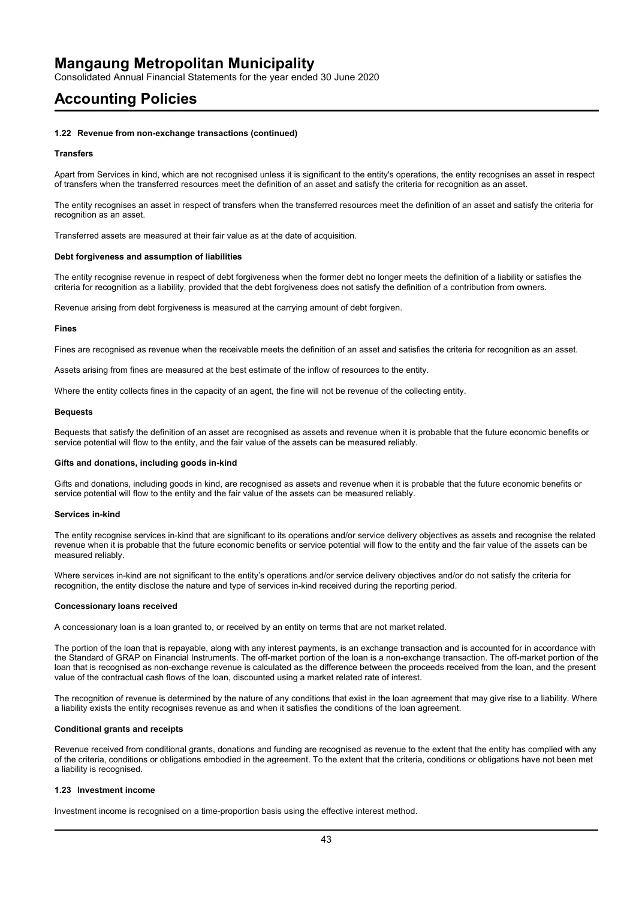**1.22 Revenue from non-exchange transactions (continued)**

**Transfers**

Apart from Services in kind, which are not recognised unless it is significant to the entity's operations, the entity recognises an asset in respect of transfers when the transferred resources meet the definition of an asset and satisfy the criteria for recognition as an asset.

The entity recognises an asset in respect of transfers when the transferred resources meet the definition of an asset and satisfy the criteria for recognition as an asset.

Transferred assets are measured at their fair value as at the date of acquisition.

**Debt forgiveness and assumption of liabilities**

The entity recognise revenue in respect of debt forgiveness when the former debt no longer meets the definition of a liability or satisfies the criteria for recognition as a liability, provided that the debt forgiveness does not satisfy the definition of a contribution from owners.

Revenue arising from debt forgiveness is measured at the carrying amount of debt forgiven.

**Fines**

Fines are recognised as revenue when the receivable meets the definition of an asset and satisfies the criteria for recognition as an asset.

Assets arising from fines are measured at the best estimate of the inflow of resources to the entity.

Where the entity collects fines in the capacity of an agent, the fine will not be revenue of the collecting entity.

**Bequests**

Bequests that satisfy the definition of an asset are recognised as assets and revenue when it is probable that the future economic benefits or service potential will flow to the entity, and the fair value of the assets can be measured reliably.

**Gifts and donations, including goods in-kind**

Gifts and donations, including goods in kind, are recognised as assets and revenue when it is probable that the future economic benefits or service potential will flow to the entity and the fair value of the assets can be measured reliably.

**Services in-kind**

The entity recognise services in-kind that are significant to its operations and/or service delivery objectives as assets and recognise the related revenue when it is probable that the future economic benefits or service potential will flow to the entity and the fair value of the assets can be measured reliably.

Where services in-kind are not significant to the entity's operations and/or service delivery objectives and/or do not satisfy the criteria for recognition, the entity disclose the nature and type of services in-kind received during the reporting period.

**Concessionary loans received**

A concessionary loan is a loan granted to, or received by an entity on terms that are not market related.

The portion of the loan that is repayable, along with any interest payments, is an exchange transaction and is accounted for in accordance with the Standard of GRAP on Financial Instruments. The off-market portion of the loan is a non-exchange transaction. The off-market portion of the loan that is recognised as non-exchange revenue is calculated as the difference between the proceeds received from the loan, and the present value of the contractual cash flows of the loan, discounted using a market related rate of interest.

The recognition of revenue is determined by the nature of any conditions that exist in the loan agreement that may give rise to a liability. Where a liability exists the entity recognises revenue as and when it satisfies the conditions of the loan agreement.

**Conditional grants and receipts**

Revenue received from conditional grants, donations and funding are recognised as revenue to the extent that the entity has complied with any of the criteria, conditions or obligations embodied in the agreement. To the extent that the criteria, conditions or obligations have not been met a liability is recognised.

**1.23 Investment income**

Investment income is recognised on a time-proportion basis using the effective interest method.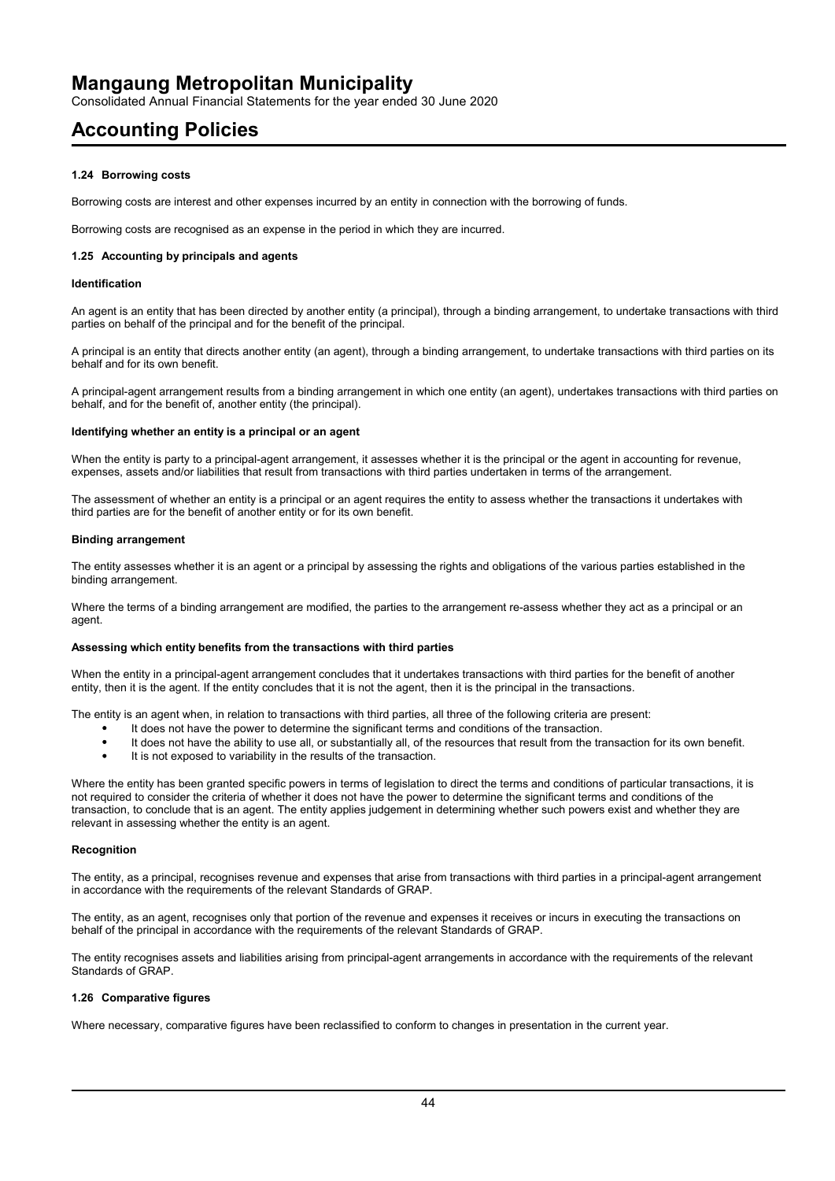### 1.24 Borrowing costs

Borrowing costs are interest and other expenses incurred by an entity in connection with the borrowing of funds.

Borrowing costs are recognised as an expense in the period in which they are incurred.

### 1.25 Accounting by principals and agents

**Identification**

An agent is an entity that has been directed by another entity (a principal), through a binding arrangement, to undertake transactions with third parties on behalf of the principal and for the benefit of the principal.

A principal is an entity that directs another entity (an agent), through a binding arrangement, to undertake transactions with third parties on its behalf and for its own benefit.

A principal-agent arrangement results from a binding arrangement in which one entity (an agent), undertakes transactions with third parties on behalf, and for the benefit of, another entity (the principal).

**Identifying whether an entity is a principal or an agent**

When the entity is party to a principal-agent arrangement, it assesses whether it is the principal or the agent in accounting for revenue, expenses, assets and/or liabilities that result from transactions with third parties undertaken in terms of the arrangement.

The assessment of whether an entity is a principal or an agent requires the entity to assess whether the transactions it undertakes with third parties are for the benefit of another entity or for its own benefit.

**Binding arrangement**

The entity assesses whether it is an agent or a principal by assessing the rights and obligations of the various parties established in the binding arrangement.

Where the terms of a binding arrangement are modified, the parties to the arrangement re-assess whether they act as a principal or an agent.

**Assessing which entity benefits from the transactions with third parties**

When the entity in a principal-agent arrangement concludes that it undertakes transactions with third parties for the benefit of another entity, then it is the agent. If the entity concludes that it is not the agent, then it is the principal in the transactions.

The entity is an agent when, in relation to transactions with third parties, all three of the following criteria are present:

- It does not have the power to determine the significant terms and conditions of the transaction.
- It does not have the ability to use all, or substantially all, of the resources that result from the transaction for its own benefit.
- It is not exposed to variability in the results of the transaction.

Where the entity has been granted specific powers in terms of legislation to direct the terms and conditions of particular transactions, it is not required to consider the criteria of whether it does not have the power to determine the significant terms and conditions of the transaction, to conclude that is an agent. The entity applies judgement in determining whether such powers exist and whether they are relevant in assessing whether the entity is an agent.

**Recognition**

The entity, as a principal, recognises revenue and expenses that arise from transactions with third parties in a principal-agent arrangement in accordance with the requirements of the relevant Standards of GRAP.

The entity, as an agent, recognises only that portion of the revenue and expenses it receives or incurs in executing the transactions on behalf of the principal in accordance with the requirements of the relevant Standards of GRAP.

The entity recognises assets and liabilities arising from principal-agent arrangements in accordance with the requirements of the relevant Standards of GRAP.

### 1.26 Comparative figures

Where necessary, comparative figures have been reclassified to conform to changes in presentation in the current year.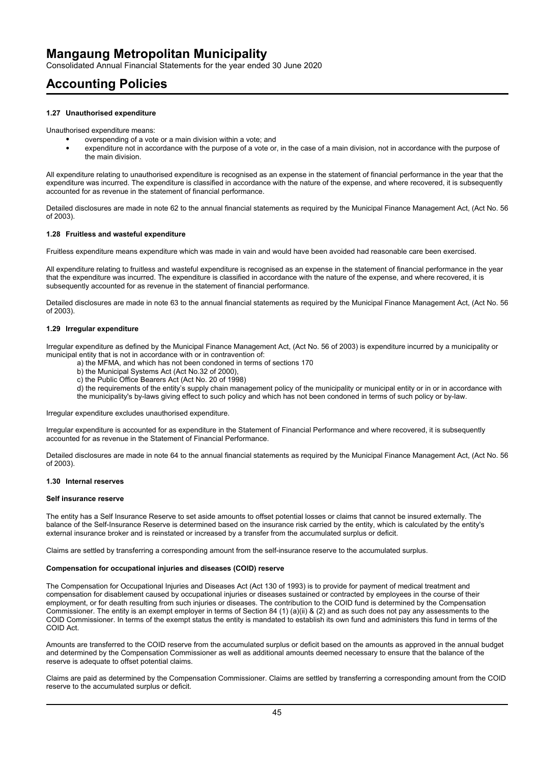### 1.27 Unauthorised expenditure

Unauthorised expenditure means:

- overspending of a vote or a main division within a vote; and
- expenditure not in accordance with the purpose of a vote or, in the case of a main division, not in accordance with the purpose of the main division.

All expenditure relating to unauthorised expenditure is recognised as an expense in the statement of financial performance in the year that the expenditure was incurred. The expenditure is classified in accordance with the nature of the expense, and where recovered, it is subsequently accounted for as revenue in the statement of financial performance.

Detailed disclosures are made in note 62 to the annual financial statements as required by the Municipal Finance Management Act, (Act No. 56 of 2003).

### 1.28 Fruitless and wasteful expenditure

Fruitless expenditure means expenditure which was made in vain and would have been avoided had reasonable care been exercised.

All expenditure relating to fruitless and wasteful expenditure is recognised as an expense in the statement of financial performance in the year that the expenditure was incurred. The expenditure is classified in accordance with the nature of the expense, and where recovered, it is subsequently accounted for as revenue in the statement of financial performance.

Detailed disclosures are made in note 63 to the annual financial statements as required by the Municipal Finance Management Act, (Act No. 56 of 2003).

### 1.29 Irregular expenditure

Irregular expenditure as defined by the Municipal Finance Management Act, (Act No. 56 of 2003) is expenditure incurred by a municipality or municipal entity that is not in accordance with or in contravention of:

a) the MFMA, and which has not been condoned in terms of sections 170
b) the Municipal Systems Act (Act No.32 of 2000),
c) the Public Office Bearers Act (Act No. 20 of 1998)
d) the requirements of the entity's supply chain management policy of the municipality or municipal entity or in or in accordance with the municipality's by-laws giving effect to such policy and which has not been condoned in terms of such policy or by-law.

Irregular expenditure excludes unauthorised expenditure.

Irregular expenditure is accounted for as expenditure in the Statement of Financial Performance and where recovered, it is subsequently accounted for as revenue in the Statement of Financial Performance.

Detailed disclosures are made in note 64 to the annual financial statements as required by the Municipal Finance Management Act, (Act No. 56 of 2003).

### 1.30 Internal reserves

**Self insurance reserve**

The entity has a Self Insurance Reserve to set aside amounts to offset potential losses or claims that cannot be insured externally. The balance of the Self-Insurance Reserve is determined based on the insurance risk carried by the entity, which is calculated by the entity's external insurance broker and is reinstated or increased by a transfer from the accumulated surplus or deficit.

Claims are settled by transferring a corresponding amount from the self-insurance reserve to the accumulated surplus.

**Compensation for occupational injuries and diseases (COID) reserve**

The Compensation for Occupational Injuries and Diseases Act (Act 130 of 1993) is to provide for payment of medical treatment and compensation for disablement caused by occupational injuries or diseases sustained or contracted by employees in the course of their employment, or for death resulting from such injuries or diseases. The contribution to the COID fund is determined by the Compensation Commissioner. The entity is an exempt employer in terms of Section 84 (1) (a)(ii) & (2) and as such does not pay any assessments to the COID Commissioner. In terms of the exempt status the entity is mandated to establish its own fund and administers this fund in terms of the COID Act.

Amounts are transferred to the COID reserve from the accumulated surplus or deficit based on the amounts as approved in the annual budget and determined by the Compensation Commissioner as well as additional amounts deemed necessary to ensure that the balance of the reserve is adequate to offset potential claims.

Claims are paid as determined by the Compensation Commissioner. Claims are settled by transferring a corresponding amount from the COID reserve to the accumulated surplus or deficit.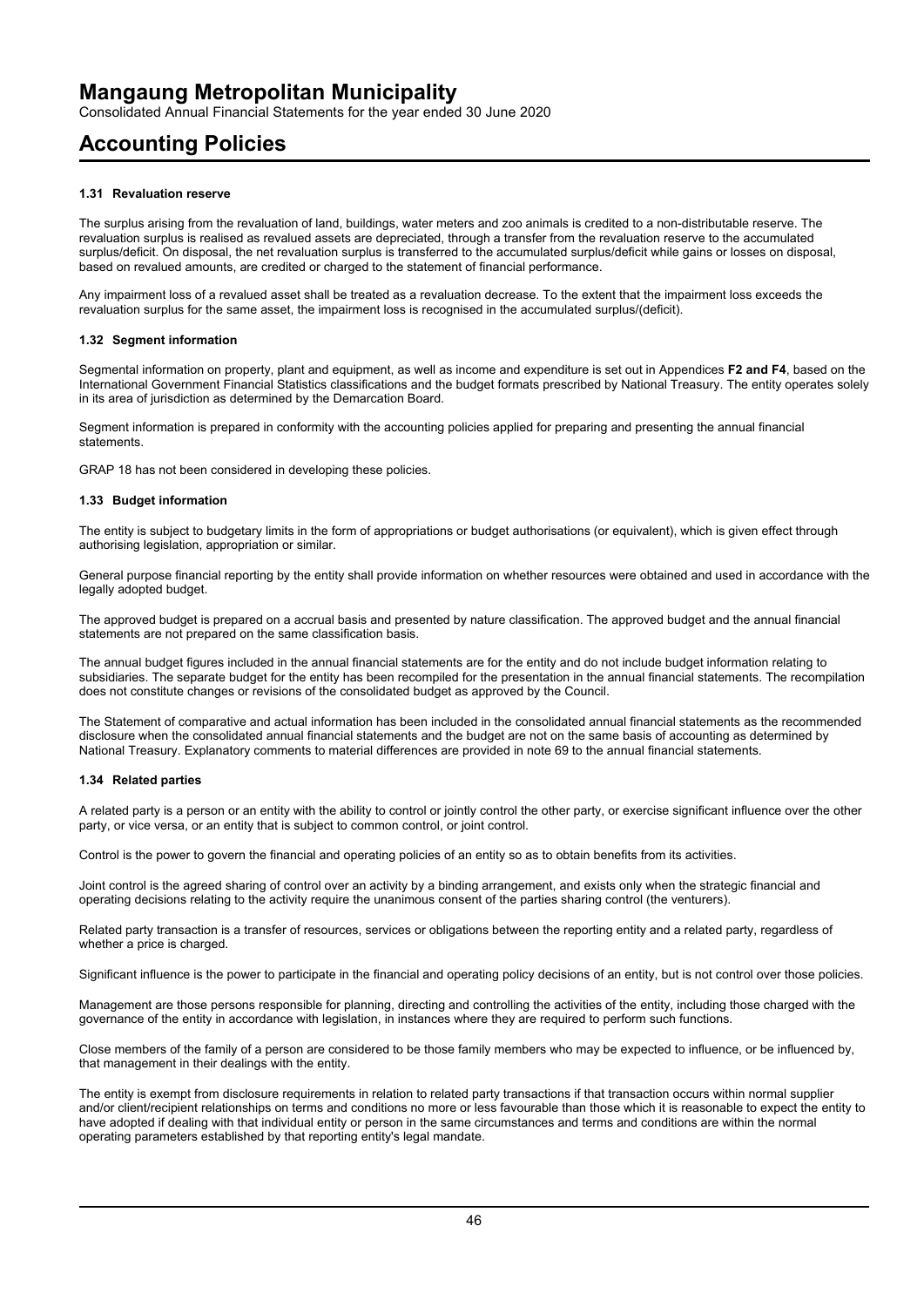### 1.31 Revaluation reserve

The surplus arising from the revaluation of land, buildings, water meters and zoo animals is credited to a non-distributable reserve. The revaluation surplus is realised as revalued assets are depreciated, through a transfer from the revaluation reserve to the accumulated surplus/deficit. On disposal, the net revaluation surplus is transferred to the accumulated surplus/deficit while gains or losses on disposal, based on revalued amounts, are credited or charged to the statement of financial performance.

Any impairment loss of a revalued asset shall be treated as a revaluation decrease. To the extent that the impairment loss exceeds the revaluation surplus for the same asset, the impairment loss is recognised in the accumulated surplus/(deficit).

### 1.32 Segment information

Segmental information on property, plant and equipment, as well as income and expenditure is set out in Appendices **F2 and F4**, based on the International Government Financial Statistics classifications and the budget formats prescribed by National Treasury. The entity operates solely in its area of jurisdiction as determined by the Demarcation Board.

Segment information is prepared in conformity with the accounting policies applied for preparing and presenting the annual financial statements.

GRAP 18 has not been considered in developing these policies.

### 1.33 Budget information

The entity is subject to budgetary limits in the form of appropriations or budget authorisations (or equivalent), which is given effect through authorising legislation, appropriation or similar.

General purpose financial reporting by the entity shall provide information on whether resources were obtained and used in accordance with the legally adopted budget.

The approved budget is prepared on a accrual basis and presented by nature classification. The approved budget and the annual financial statements are not prepared on the same classification basis.

The annual budget figures included in the annual financial statements are for the entity and do not include budget information relating to subsidiaries. The separate budget for the entity has been recompiled for the presentation in the annual financial statements. The recompilation does not constitute changes or revisions of the consolidated budget as approved by the Council.

The Statement of comparative and actual information has been included in the consolidated annual financial statements as the recommended disclosure when the consolidated annual financial statements and the budget are not on the same basis of accounting as determined by National Treasury. Explanatory comments to material differences are provided in note 69 to the annual financial statements.

### 1.34 Related parties

A related party is a person or an entity with the ability to control or jointly control the other party, or exercise significant influence over the other party, or vice versa, or an entity that is subject to common control, or joint control.

Control is the power to govern the financial and operating policies of an entity so as to obtain benefits from its activities.

Joint control is the agreed sharing of control over an activity by a binding arrangement, and exists only when the strategic financial and operating decisions relating to the activity require the unanimous consent of the parties sharing control (the venturers).

Related party transaction is a transfer of resources, services or obligations between the reporting entity and a related party, regardless of whether a price is charged.

Significant influence is the power to participate in the financial and operating policy decisions of an entity, but is not control over those policies.

Management are those persons responsible for planning, directing and controlling the activities of the entity, including those charged with the governance of the entity in accordance with legislation, in instances where they are required to perform such functions.

Close members of the family of a person are considered to be those family members who may be expected to influence, or be influenced by, that management in their dealings with the entity.

The entity is exempt from disclosure requirements in relation to related party transactions if that transaction occurs within normal supplier and/or client/recipient relationships on terms and conditions no more or less favourable than those which it is reasonable to expect the entity to have adopted if dealing with that individual entity or person in the same circumstances and terms and conditions are within the normal operating parameters established by that reporting entity's legal mandate.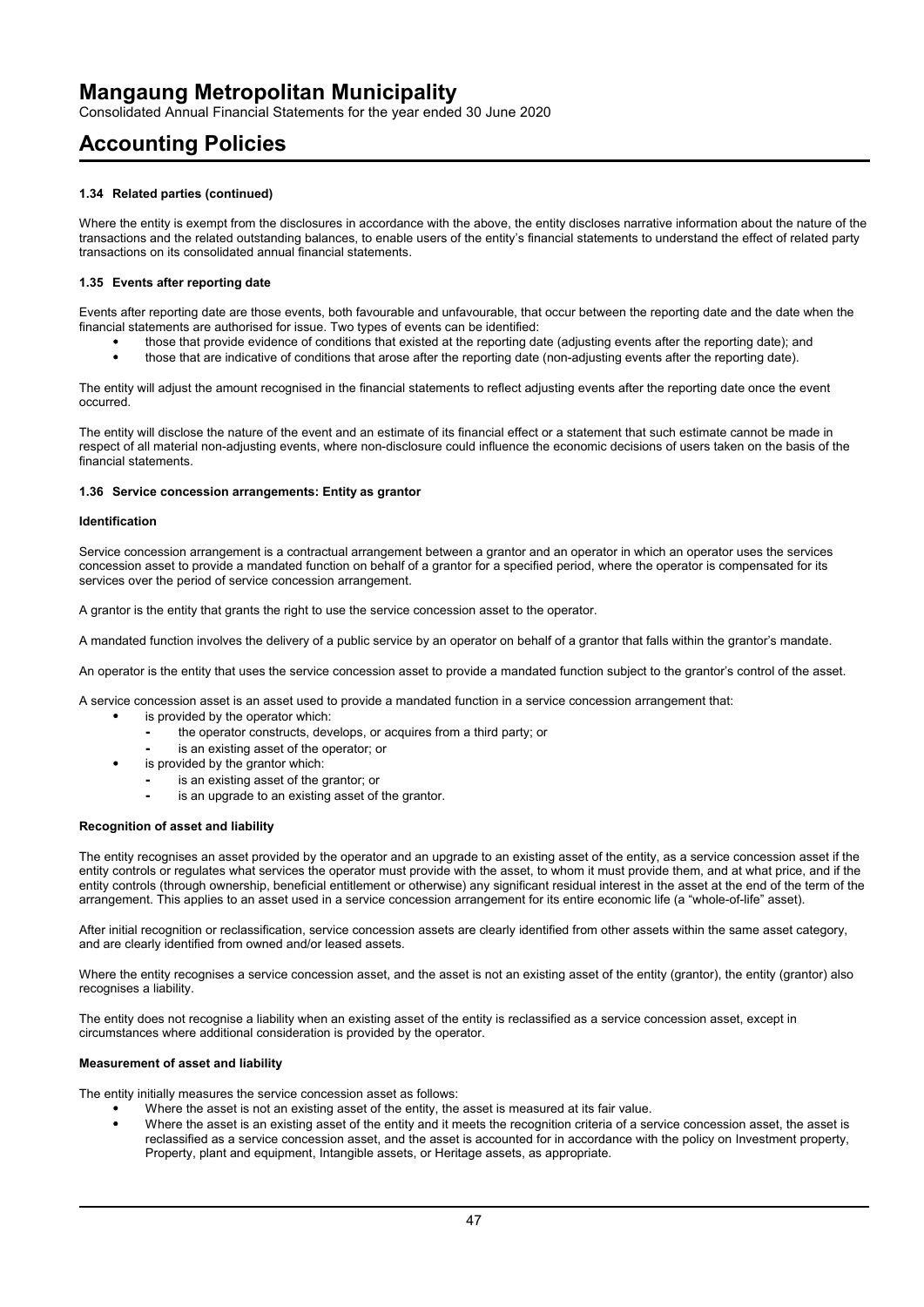#### 1.34 Related parties (continued)

Where the entity is exempt from the disclosures in accordance with the above, the entity discloses narrative information about the nature of the transactions and the related outstanding balances, to enable users of the entity's financial statements to understand the effect of related party transactions on its consolidated annual financial statements.

#### 1.35 Events after reporting date

Events after reporting date are those events, both favourable and unfavourable, that occur between the reporting date and the date when the financial statements are authorised for issue. Two types of events can be identified:

- those that provide evidence of conditions that existed at the reporting date (adjusting events after the reporting date); and
- those that are indicative of conditions that arose after the reporting date (non-adjusting events after the reporting date).

The entity will adjust the amount recognised in the financial statements to reflect adjusting events after the reporting date once the event occurred.

The entity will disclose the nature of the event and an estimate of its financial effect or a statement that such estimate cannot be made in respect of all material non-adjusting events, where non-disclosure could influence the economic decisions of users taken on the basis of the financial statements.

#### 1.36 Service concession arrangements: Entity as grantor

**Identification**

Service concession arrangement is a contractual arrangement between a grantor and an operator in which an operator uses the services concession asset to provide a mandated function on behalf of a grantor for a specified period, where the operator is compensated for its services over the period of service concession arrangement.

A grantor is the entity that grants the right to use the service concession asset to the operator.

A mandated function involves the delivery of a public service by an operator on behalf of a grantor that falls within the grantor's mandate.

An operator is the entity that uses the service concession asset to provide a mandated function subject to the grantor's control of the asset.

A service concession asset is an asset used to provide a mandated function in a service concession arrangement that:

- is provided by the operator which:
  - the operator constructs, develops, or acquires from a third party; or
  - is an existing asset of the operator; or
- is provided by the grantor which:
  - is an existing asset of the grantor; or
  - is an upgrade to an existing asset of the grantor.

**Recognition of asset and liability**

The entity recognises an asset provided by the operator and an upgrade to an existing asset of the entity, as a service concession asset if the entity controls or regulates what services the operator must provide with the asset, to whom it must provide them, and at what price, and if the entity controls (through ownership, beneficial entitlement or otherwise) any significant residual interest in the asset at the end of the term of the arrangement. This applies to an asset used in a service concession arrangement for its entire economic life (a "whole-of-life" asset).

After initial recognition or reclassification, service concession assets are clearly identified from other assets within the same asset category, and are clearly identified from owned and/or leased assets.

Where the entity recognises a service concession asset, and the asset is not an existing asset of the entity (grantor), the entity (grantor) also recognises a liability.

The entity does not recognise a liability when an existing asset of the entity is reclassified as a service concession asset, except in circumstances where additional consideration is provided by the operator.

**Measurement of asset and liability**

The entity initially measures the service concession asset as follows:

- Where the asset is not an existing asset of the entity, the asset is measured at its fair value.
- Where the asset is an existing asset of the entity and it meets the recognition criteria of a service concession asset, the asset is reclassified as a service concession asset, and the asset is accounted for in accordance with the policy on Investment property, Property, plant and equipment, Intangible assets, or Heritage assets, as appropriate.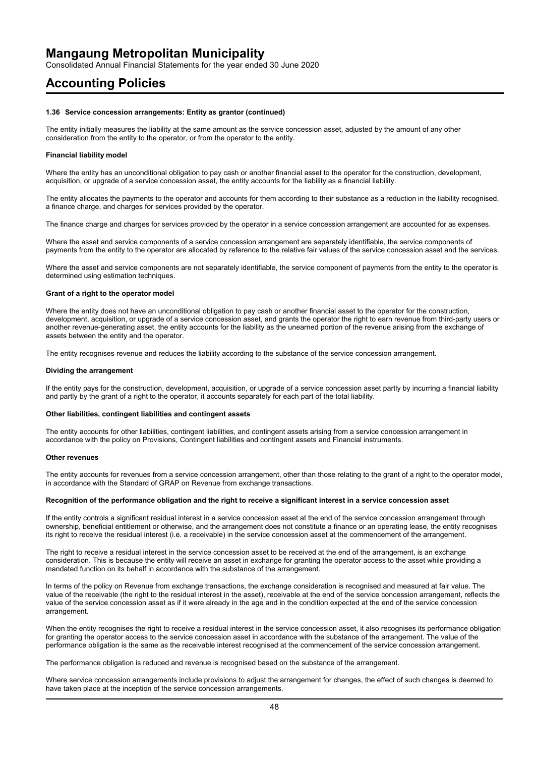### 1.36 Service concession arrangements: Entity as grantor (continued)

The entity initially measures the liability at the same amount as the service concession asset, adjusted by the amount of any other consideration from the entity to the operator, or from the operator to the entity.

**Financial liability model**

Where the entity has an unconditional obligation to pay cash or another financial asset to the operator for the construction, development, acquisition, or upgrade of a service concession asset, the entity accounts for the liability as a financial liability.

The entity allocates the payments to the operator and accounts for them according to their substance as a reduction in the liability recognised, a finance charge, and charges for services provided by the operator.

The finance charge and charges for services provided by the operator in a service concession arrangement are accounted for as expenses.

Where the asset and service components of a service concession arrangement are separately identifiable, the service components of payments from the entity to the operator are allocated by reference to the relative fair values of the service concession asset and the services.

Where the asset and service components are not separately identifiable, the service component of payments from the entity to the operator is determined using estimation techniques.

**Grant of a right to the operator model**

Where the entity does not have an unconditional obligation to pay cash or another financial asset to the operator for the construction, development, acquisition, or upgrade of a service concession asset, and grants the operator the right to earn revenue from third-party users or another revenue-generating asset, the entity accounts for the liability as the unearned portion of the revenue arising from the exchange of assets between the entity and the operator.

The entity recognises revenue and reduces the liability according to the substance of the service concession arrangement.

**Dividing the arrangement**

If the entity pays for the construction, development, acquisition, or upgrade of a service concession asset partly by incurring a financial liability and partly by the grant of a right to the operator, it accounts separately for each part of the total liability.

**Other liabilities, contingent liabilities and contingent assets**

The entity accounts for other liabilities, contingent liabilities, and contingent assets arising from a service concession arrangement in accordance with the policy on Provisions, Contingent liabilities and contingent assets and Financial instruments.

**Other revenues**

The entity accounts for revenues from a service concession arrangement, other than those relating to the grant of a right to the operator model, in accordance with the Standard of GRAP on Revenue from exchange transactions.

**Recognition of the performance obligation and the right to receive a significant interest in a service concession asset**

If the entity controls a significant residual interest in a service concession asset at the end of the service concession arrangement through ownership, beneficial entitlement or otherwise, and the arrangement does not constitute a finance or an operating lease, the entity recognises its right to receive the residual interest (i.e. a receivable) in the service concession asset at the commencement of the arrangement.

The right to receive a residual interest in the service concession asset to be received at the end of the arrangement, is an exchange consideration. This is because the entity will receive an asset in exchange for granting the operator access to the asset while providing a mandated function on its behalf in accordance with the substance of the arrangement.

In terms of the policy on Revenue from exchange transactions, the exchange consideration is recognised and measured at fair value. The value of the receivable (the right to the residual interest in the asset), receivable at the end of the service concession arrangement, reflects the value of the service concession asset as if it were already in the age and in the condition expected at the end of the service concession arrangement.

When the entity recognises the right to receive a residual interest in the service concession asset, it also recognises its performance obligation for granting the operator access to the service concession asset in accordance with the substance of the arrangement. The value of the performance obligation is the same as the receivable interest recognised at the commencement of the service concession arrangement.

The performance obligation is reduced and revenue is recognised based on the substance of the arrangement.

Where service concession arrangements include provisions to adjust the arrangement for changes, the effect of such changes is deemed to have taken place at the inception of the service concession arrangements.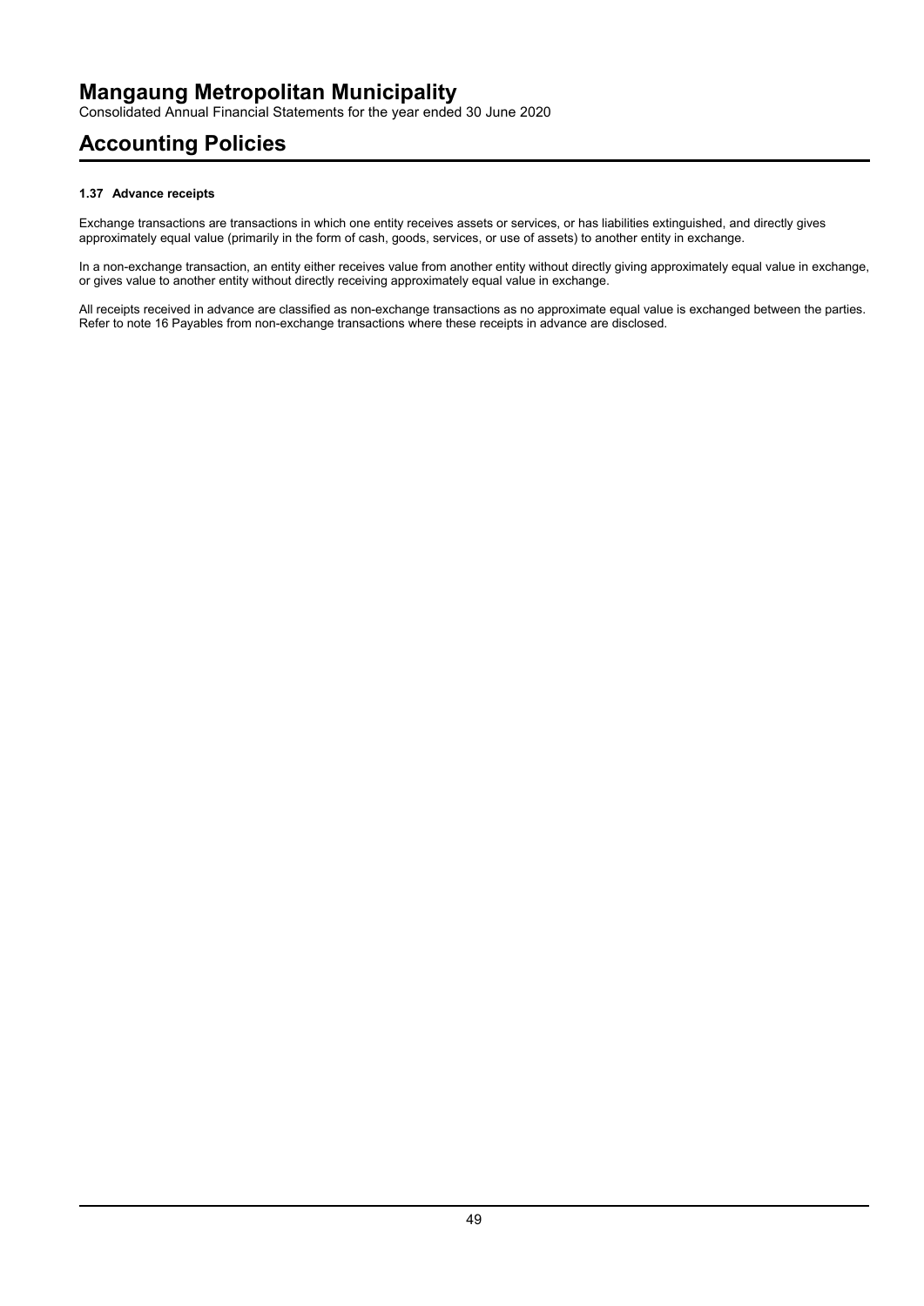#### 1.37 Advance receipts

Exchange transactions are transactions in which one entity receives assets or services, or has liabilities extinguished, and directly gives approximately equal value (primarily in the form of cash, goods, services, or use of assets) to another entity in exchange.

In a non-exchange transaction, an entity either receives value from another entity without directly giving approximately equal value in exchange, or gives value to another entity without directly receiving approximately equal value in exchange.

All receipts received in advance are classified as non-exchange transactions as no approximate equal value is exchanged between the parties. Refer to note 16 Payables from non-exchange transactions where these receipts in advance are disclosed.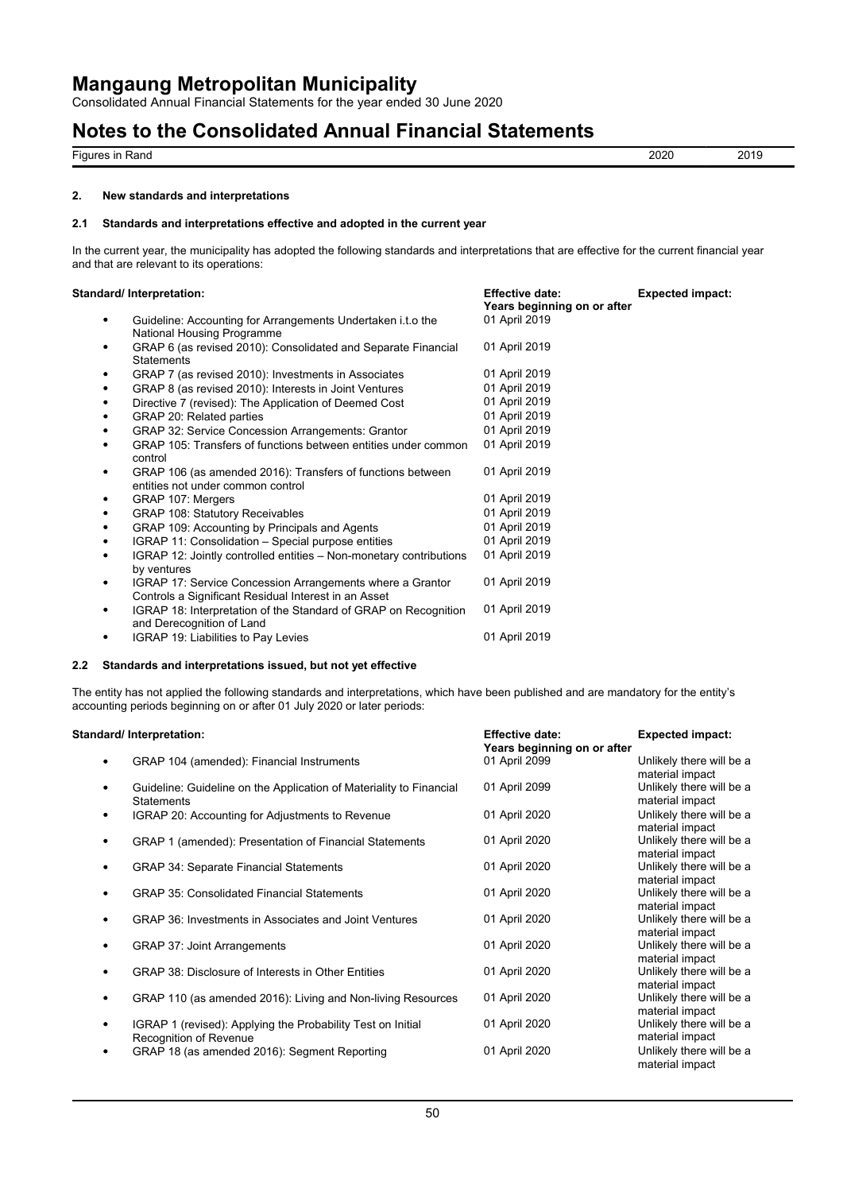## 2. New standards and interpretations

### 2.1 Standards and interpretations effective and adopted in the current year

In the current year, the municipality has adopted the following standards and interpretations that are effective for the current financial year and that are relevant to its operations:

| Standard/ Interpretation: | Effective date: Years beginning on or after | Expected impact: |
|---|---|---|
| • Guideline: Accounting for Arrangements Undertaken i.t.o the National Housing Programme | 01 April 2019 | |
| • GRAP 6 (as revised 2010): Consolidated and Separate Financial Statements | 01 April 2019 | |
| • GRAP 7 (as revised 2010): Investments in Associates | 01 April 2019 | |
| • GRAP 8 (as revised 2010): Interests in Joint Ventures | 01 April 2019 | |
| • Directive 7 (revised): The Application of Deemed Cost | 01 April 2019 | |
| • GRAP 20: Related parties | 01 April 2019 | |
| • GRAP 32: Service Concession Arrangements: Grantor | 01 April 2019 | |
| • GRAP 105: Transfers of functions between entities under common control | 01 April 2019 | |
| • GRAP 106 (as amended 2016): Transfers of functions between entities not under common control | 01 April 2019 | |
| • GRAP 107: Mergers | 01 April 2019 | |
| • GRAP 108: Statutory Receivables | 01 April 2019 | |
| • GRAP 109: Accounting by Principals and Agents | 01 April 2019 | |
| • IGRAP 11: Consolidation – Special purpose entities | 01 April 2019 | |
| • IGRAP 12: Jointly controlled entities – Non-monetary contributions by ventures | 01 April 2019 | |
| • IGRAP 17: Service Concession Arrangements where a Grantor Controls a Significant Residual Interest in an Asset | 01 April 2019 | |
| • IGRAP 18: Interpretation of the Standard of GRAP on Recognition and Derecognition of Land | 01 April 2019 | |
| • IGRAP 19: Liabilities to Pay Levies | 01 April 2019 | |

### 2.2 Standards and interpretations issued, but not yet effective

The entity has not applied the following standards and interpretations, which have been published and are mandatory for the entity's accounting periods beginning on or after 01 July 2020 or later periods:

| Standard/ Interpretation: | Effective date: Years beginning on or after | Expected impact: |
|---|---|---|
| • GRAP 104 (amended): Financial Instruments | 01 April 2099 | Unlikely there will be a material impact |
| • Guideline: Guideline on the Application of Materiality to Financial Statements | 01 April 2099 | Unlikely there will be a material impact |
| • IGRAP 20: Accounting for Adjustments to Revenue | 01 April 2020 | Unlikely there will be a material impact |
| • GRAP 1 (amended): Presentation of Financial Statements | 01 April 2020 | Unlikely there will be a material impact |
| • GRAP 34: Separate Financial Statements | 01 April 2020 | Unlikely there will be a material impact |
| • GRAP 35: Consolidated Financial Statements | 01 April 2020 | Unlikely there will be a material impact |
| • GRAP 36: Investments in Associates and Joint Ventures | 01 April 2020 | Unlikely there will be a material impact |
| • GRAP 37: Joint Arrangements | 01 April 2020 | Unlikely there will be a material impact |
| • GRAP 38: Disclosure of Interests in Other Entities | 01 April 2020 | Unlikely there will be a material impact |
| • GRAP 110 (as amended 2016): Living and Non-living Resources | 01 April 2020 | Unlikely there will be a material impact |
| • IGRAP 1 (revised): Applying the Probability Test on Initial Recognition of Revenue | 01 April 2020 | Unlikely there will be a material impact |
| • GRAP 18 (as amended 2016): Segment Reporting | 01 April 2020 | Unlikely there will be a material impact |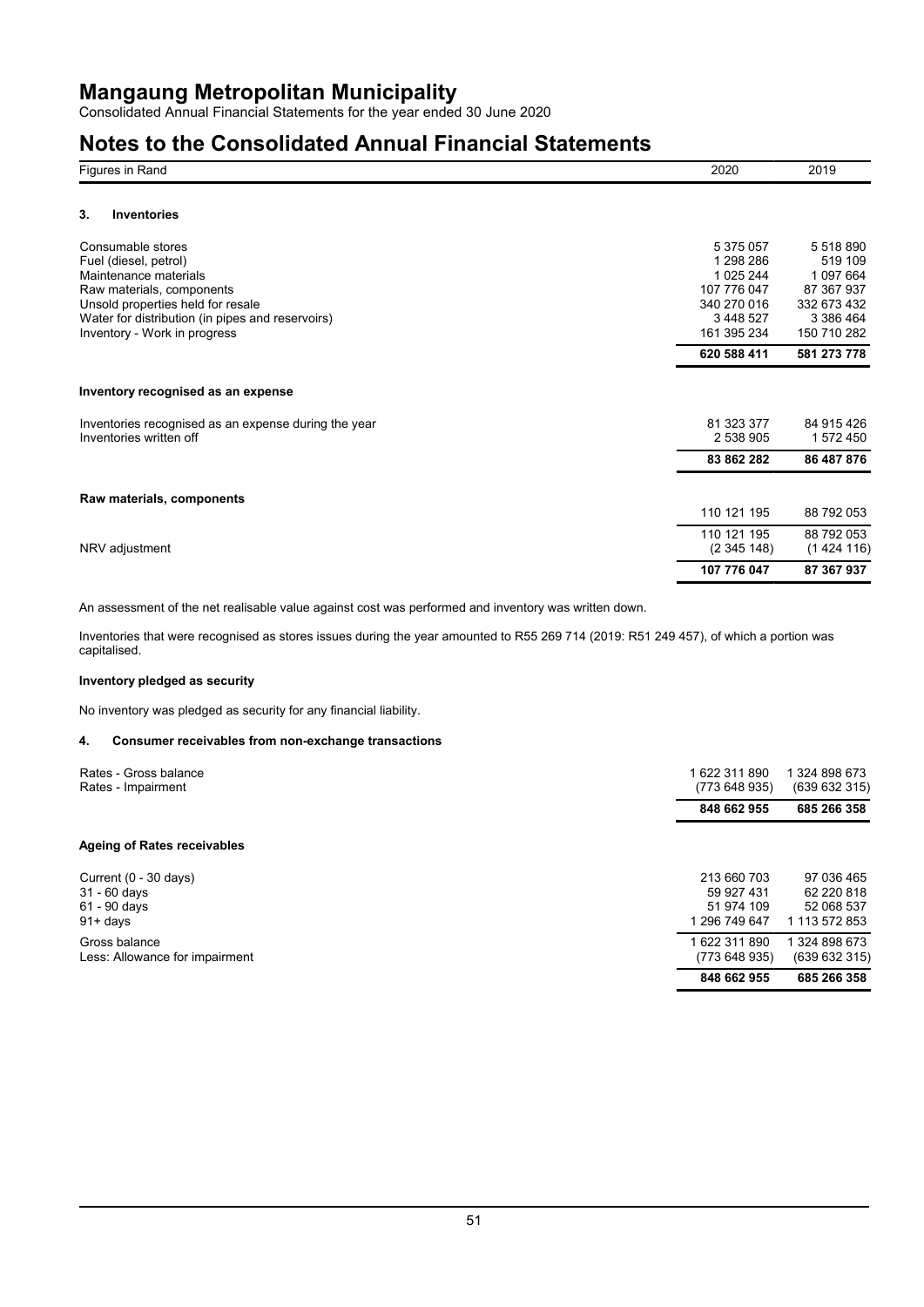# Mangaung Metropolitan Municipality

Consolidated Annual Financial Statements for the year ended 30 June 2020

# Notes to the Consolidated Annual Financial Statements

| Figures in Rand | 2020 | 2019 |
|---|---|---|

### 3. Inventories

| | 2020 | 2019 |
|---|---|---|
| Consumable stores | 5 375 057 | 5 518 890 |
| Fuel (diesel, petrol) | 1 298 286 | 519 109 |
| Maintenance materials | 1 025 244 | 1 097 664 |
| Raw materials, components | 107 776 047 | 87 367 937 |
| Unsold properties held for resale | 340 270 016 | 332 673 432 |
| Water for distribution (in pipes and reservoirs) | 3 448 527 | 3 386 464 |
| Inventory - Work in progress | 161 395 234 | 150 710 282 |
| | **620 588 411** | **581 273 778** |

**Inventory recognised as an expense**

| | 2020 | 2019 |
|---|---|---|
| Inventories recognised as an expense during the year | 81 323 377 | 84 915 426 |
| Inventories written off | 2 538 905 | 1 572 450 |
| | **83 862 282** | **86 487 876** |

**Raw materials, components**

| | 2020 | 2019 |
|---|---|---|
| | 110 121 195 | 88 792 053 |
| | 110 121 195 | 88 792 053 |
| NRV adjustment | (2 345 148) | (1 424 116) |
| | **107 776 047** | **87 367 937** |

An assessment of the net realisable value against cost was performed and inventory was written down.

Inventories that were recognised as stores issues during the year amounted to R55 269 714 (2019: R51 249 457), of which a portion was capitalised.

**Inventory pledged as security**

No inventory was pledged as security for any financial liability.

### 4. Consumer receivables from non-exchange transactions

| | 2020 | 2019 |
|---|---|---|
| Rates - Gross balance | 1 622 311 890 | 1 324 898 673 |
| Rates - Impairment | (773 648 935) | (639 632 315) |
| | **848 662 955** | **685 266 358** |

**Ageing of Rates receivables**

| | 2020 | 2019 |
|---|---|---|
| Current (0 - 30 days) | 213 660 703 | 97 036 465 |
| 31 - 60 days | 59 927 431 | 62 220 818 |
| 61 - 90 days | 51 974 109 | 52 068 537 |
| 91+ days | 1 296 749 647 | 1 113 572 853 |
| Gross balance | 1 622 311 890 | 1 324 898 673 |
| Less: Allowance for impairment | (773 648 935) | (639 632 315) |
| | **848 662 955** | **685 266 358** |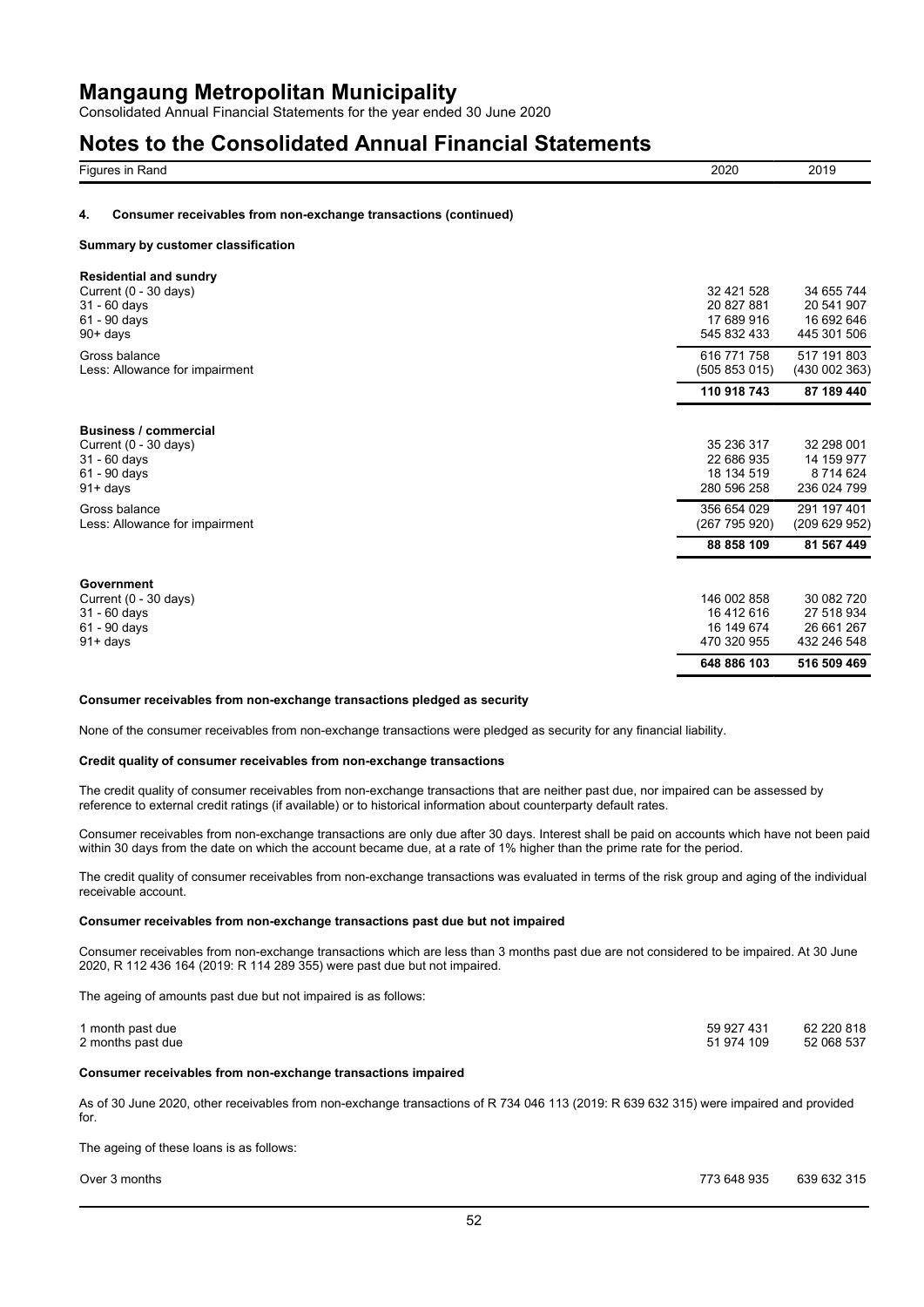# Mangaung Metropolitan Municipality

Consolidated Annual Financial Statements for the year ended 30 June 2020

# Notes to the Consolidated Annual Financial Statements

| Figures in Rand | 2020 | 2019 |
|---|---|---|

## 4. Consumer receivables from non-exchange transactions (continued)

### Summary by customer classification

| | 2020 | 2019 |
|---|---|---|
| **Residential and sundry** | | |
| Current (0 - 30 days) | 32 421 528 | 34 655 744 |
| 31 - 60 days | 20 827 881 | 20 541 907 |
| 61 - 90 days | 17 689 916 | 16 692 646 |
| 90+ days | 545 832 433 | 445 301 506 |
| Gross balance | 616 771 758 | 517 191 803 |
| Less: Allowance for impairment | (505 853 015) | (430 002 363) |
| | **110 918 743** | **87 189 440** |
| **Business / commercial** | | |
| Current (0 - 30 days) | 35 236 317 | 32 298 001 |
| 31 - 60 days | 22 686 935 | 14 159 977 |
| 61 - 90 days | 18 134 519 | 8 714 624 |
| 91+ days | 280 596 258 | 236 024 799 |
| Gross balance | 356 654 029 | 291 197 401 |
| Less: Allowance for impairment | (267 795 920) | (209 629 952) |
| | **88 858 109** | **81 567 449** |
| **Government** | | |
| Current (0 - 30 days) | 146 002 858 | 30 082 720 |
| 31 - 60 days | 16 412 616 | 27 518 934 |
| 61 - 90 days | 16 149 674 | 26 661 267 |
| 91+ days | 470 320 955 | 432 246 548 |
| | **648 886 103** | **516 509 469** |

#### Consumer receivables from non-exchange transactions pledged as security

None of the consumer receivables from non-exchange transactions were pledged as security for any financial liability.

#### Credit quality of consumer receivables from non-exchange transactions

The credit quality of consumer receivables from non-exchange transactions that are neither past due, nor impaired can be assessed by reference to external credit ratings (if available) or to historical information about counterparty default rates.

Consumer receivables from non-exchange transactions are only due after 30 days. Interest shall be paid on accounts which have not been paid within 30 days from the date on which the account became due, at a rate of 1% higher than the prime rate for the period.

The credit quality of consumer receivables from non-exchange transactions was evaluated in terms of the risk group and aging of the individual receivable account.

#### Consumer receivables from non-exchange transactions past due but not impaired

Consumer receivables from non-exchange transactions which are less than 3 months past due are not considered to be impaired. At 30 June 2020, R 112 436 164 (2019: R 114 289 355) were past due but not impaired.

The ageing of amounts past due but not impaired is as follows:

| | 2020 | 2019 |
|---|---|---|
| 1 month past due | 59 927 431 | 62 220 818 |
| 2 months past due | 51 974 109 | 52 068 537 |

#### Consumer receivables from non-exchange transactions impaired

As of 30 June 2020, other receivables from non-exchange transactions of R 734 046 113 (2019: R 639 632 315) were impaired and provided for.

The ageing of these loans is as follows:

| | 2020 | 2019 |
|---|---|---|
| Over 3 months | 773 648 935 | 639 632 315 |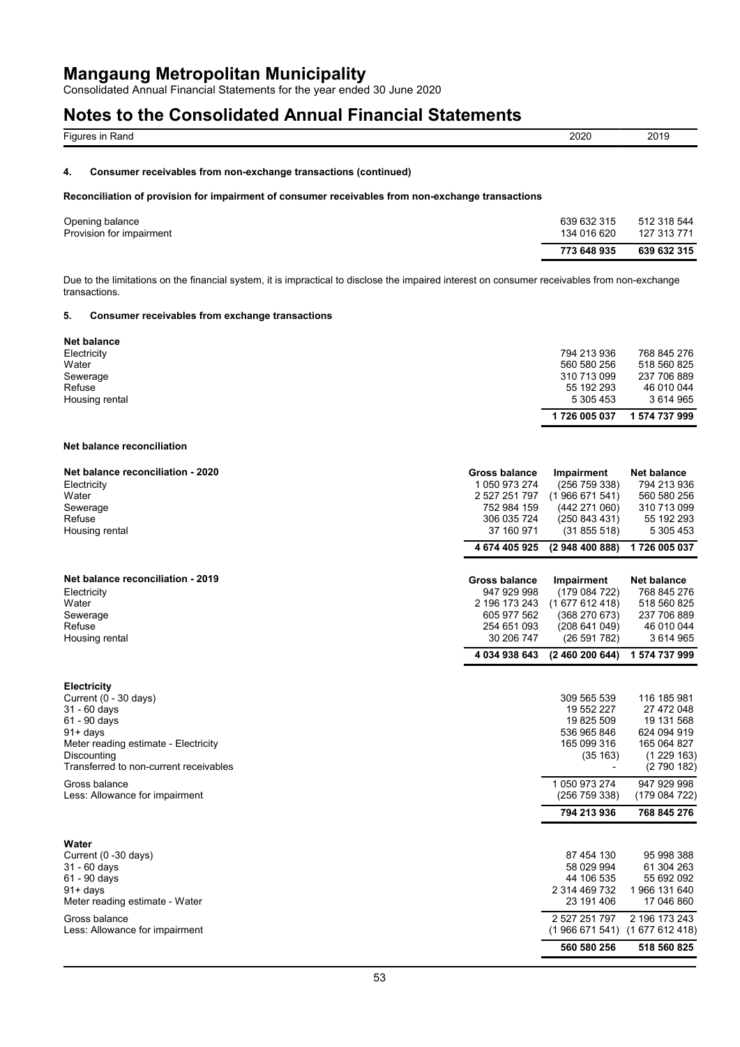Figures in Rand

### 4. Consumer receivables from non-exchange transactions (continued)

**Reconciliation of provision for impairment of consumer receivables from non-exchange transactions**

| | 2020 | 2019 |
|---|---|---|
| Opening balance | 639 632 315 | 512 318 544 |
| Provision for impairment | 134 016 620 | 127 313 771 |
| | **773 648 935** | **639 632 315** |

Due to the limitations on the financial system, it is impractical to disclose the impaired interest on consumer receivables from non-exchange transactions.

### 5. Consumer receivables from exchange transactions

| **Net balance** | 2020 | 2019 |
|---|---|---|
| Electricity | 794 213 936 | 768 845 276 |
| Water | 560 580 256 | 518 560 825 |
| Sewerage | 310 713 099 | 237 706 889 |
| Refuse | 55 192 293 | 46 010 044 |
| Housing rental | 5 305 453 | 3 614 965 |
| | **1 726 005 037** | **1 574 737 999** |

**Net balance reconciliation**

| **Net balance reconciliation - 2020** | **Gross balance** | **Impairment** | **Net balance** |
|---|---|---|---|
| Electricity | 1 050 973 274 | (256 759 338) | 794 213 936 |
| Water | 2 527 251 797 | (1 966 671 541) | 560 580 256 |
| Sewerage | 752 984 159 | (442 271 060) | 310 713 099 |
| Refuse | 306 035 724 | (250 843 431) | 55 192 293 |
| Housing rental | 37 160 971 | (31 855 518) | 5 305 453 |
| | **4 674 405 925** | **(2 948 400 888)** | **1 726 005 037** |

| **Net balance reconciliation - 2019** | **Gross balance** | **Impairment** | **Net balance** |
|---|---|---|---|
| Electricity | 947 929 998 | (179 084 722) | 768 845 276 |
| Water | 2 196 173 243 | (1 677 612 418) | 518 560 825 |
| Sewerage | 605 977 562 | (368 270 673) | 237 706 889 |
| Refuse | 254 651 093 | (208 641 049) | 46 010 044 |
| Housing rental | 30 206 747 | (26 591 782) | 3 614 965 |
| | **4 034 938 643** | **(2 460 200 644)** | **1 574 737 999** |

| **Electricity** | 2020 | 2019 |
|---|---|---|
| Current (0 - 30 days) | 309 565 539 | 116 185 981 |
| 31 - 60 days | 19 552 227 | 27 472 048 |
| 61 - 90 days | 19 825 509 | 19 131 568 |
| 91+ days | 536 965 846 | 624 094 919 |
| Meter reading estimate - Electricity | 165 099 316 | 165 064 827 |
| Discounting | (35 163) | (1 229 163) |
| Transferred to non-current receivables | - | (2 790 182) |
| Gross balance | 1 050 973 274 | 947 929 998 |
| Less: Allowance for impairment | (256 759 338) | (179 084 722) |
| | **794 213 936** | **768 845 276** |

| **Water** | 2020 | 2019 |
|---|---|---|
| Current (0 -30 days) | 87 454 130 | 95 998 388 |
| 31 - 60 days | 58 029 994 | 61 304 263 |
| 61 - 90 days | 44 106 535 | 55 692 092 |
| 91+ days | 2 314 469 732 | 1 966 131 640 |
| Meter reading estimate - Water | 23 191 406 | 17 046 860 |
| Gross balance | 2 527 251 797 | 2 196 173 243 |
| Less: Allowance for impairment | (1 966 671 541) | (1 677 612 418) |
| | **560 580 256** | **518 560 825** |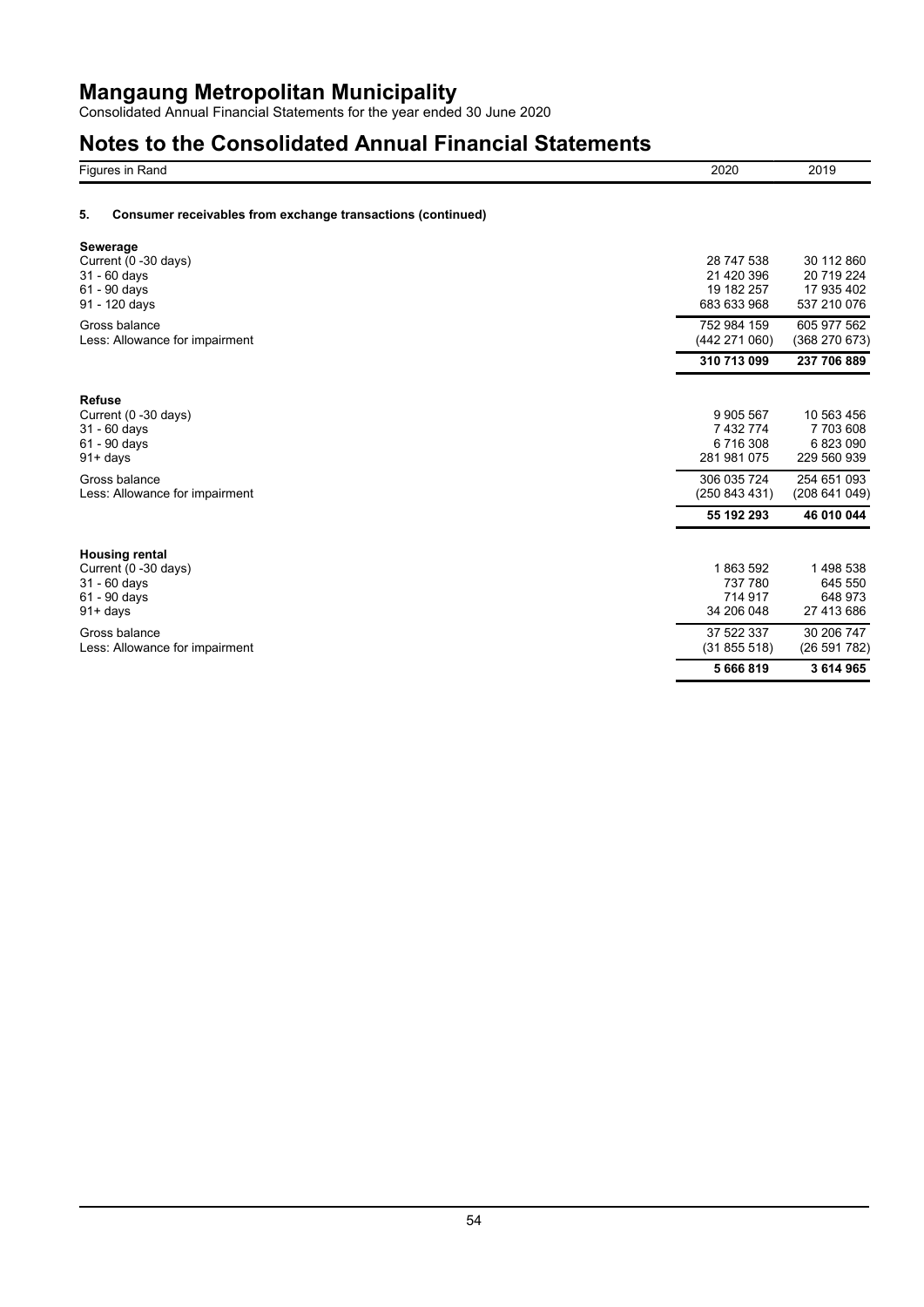# Mangaung Metropolitan Municipality

Consolidated Annual Financial Statements for the year ended 30 June 2020

# Notes to the Consolidated Annual Financial Statements

| Figures in Rand | 2020 | 2019 |
|---|---|---|

## 5. Consumer receivables from exchange transactions (continued)

| | 2020 | 2019 |
|---|---|---|
| **Sewerage** | | |
| Current (0 -30 days) | 28 747 538 | 30 112 860 |
| 31 - 60 days | 21 420 396 | 20 719 224 |
| 61 - 90 days | 19 182 257 | 17 935 402 |
| 91 - 120 days | 683 633 968 | 537 210 076 |
| Gross balance | 752 984 159 | 605 977 562 |
| Less: Allowance for impairment | (442 271 060) | (368 270 673) |
| | **310 713 099** | **237 706 889** |
| **Refuse** | | |
| Current (0 -30 days) | 9 905 567 | 10 563 456 |
| 31 - 60 days | 7 432 774 | 7 703 608 |
| 61 - 90 days | 6 716 308 | 6 823 090 |
| 91+ days | 281 981 075 | 229 560 939 |
| Gross balance | 306 035 724 | 254 651 093 |
| Less: Allowance for impairment | (250 843 431) | (208 641 049) |
| | **55 192 293** | **46 010 044** |
| **Housing rental** | | |
| Current (0 -30 days) | 1 863 592 | 1 498 538 |
| 31 - 60 days | 737 780 | 645 550 |
| 61 - 90 days | 714 917 | 648 973 |
| 91+ days | 34 206 048 | 27 413 686 |
| Gross balance | 37 522 337 | 30 206 747 |
| Less: Allowance for impairment | (31 855 518) | (26 591 782) |
| | **5 666 819** | **3 614 965** |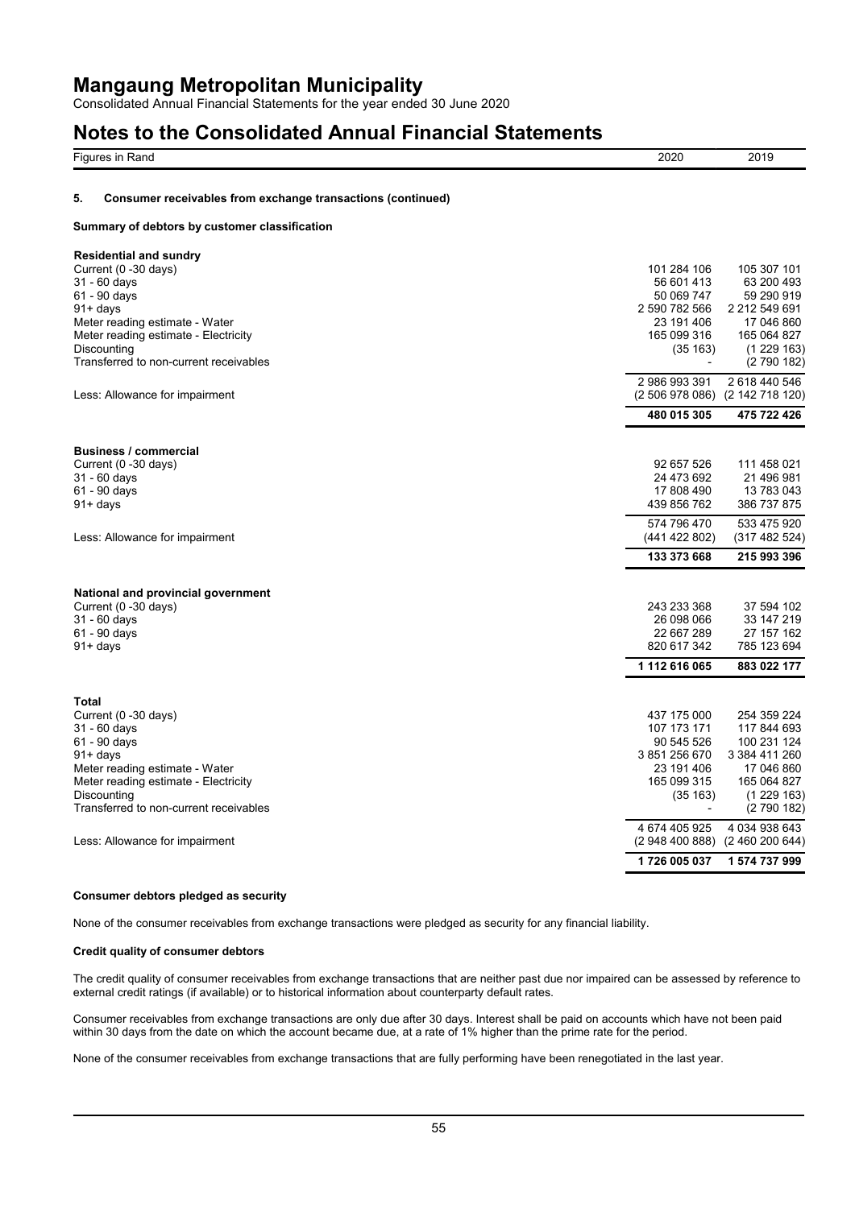# Mangaung Metropolitan Municipality

Consolidated Annual Financial Statements for the year ended 30 June 2020

# Notes to the Consolidated Annual Financial Statements

| Figures in Rand | 2020 | 2019 |
|---|---|---|

### 5. Consumer receivables from exchange transactions (continued)

**Summary of debtors by customer classification**

| | 2020 | 2019 |
|---|---|---|
| **Residential and sundry** | | |
| Current (0 -30 days) | 101 284 106 | 105 307 101 |
| 31 - 60 days | 56 601 413 | 63 200 493 |
| 61 - 90 days | 50 069 747 | 59 290 919 |
| 91+ days | 2 590 782 566 | 2 212 549 691 |
| Meter reading estimate - Water | 23 191 406 | 17 046 860 |
| Meter reading estimate - Electricity | 165 099 316 | 165 064 827 |
| Discounting | (35 163) | (1 229 163) |
| Transferred to non-current receivables | - | (2 790 182) |
| | 2 986 993 391 | 2 618 440 546 |
| Less: Allowance for impairment | (2 506 978 086) | (2 142 718 120) |
| | **480 015 305** | **475 722 426** |
| **Business / commercial** | | |
| Current (0 -30 days) | 92 657 526 | 111 458 021 |
| 31 - 60 days | 24 473 692 | 21 496 981 |
| 61 - 90 days | 17 808 490 | 13 783 043 |
| 91+ days | 439 856 762 | 386 737 875 |
| | 574 796 470 | 533 475 920 |
| Less: Allowance for impairment | (441 422 802) | (317 482 524) |
| | **133 373 668** | **215 993 396** |
| **National and provincial government** | | |
| Current (0 -30 days) | 243 233 368 | 37 594 102 |
| 31 - 60 days | 26 098 066 | 33 147 219 |
| 61 - 90 days | 22 667 289 | 27 157 162 |
| 91+ days | 820 617 342 | 785 123 694 |
| | **1 112 616 065** | **883 022 177** |
| **Total** | | |
| Current (0 -30 days) | 437 175 000 | 254 359 224 |
| 31 - 60 days | 107 173 171 | 117 844 693 |
| 61 - 90 days | 90 545 526 | 100 231 124 |
| 91+ days | 3 851 256 670 | 3 384 411 260 |
| Meter reading estimate - Water | 23 191 406 | 17 046 860 |
| Meter reading estimate - Electricity | 165 099 315 | 165 064 827 |
| Discounting | (35 163) | (1 229 163) |
| Transferred to non-current receivables | - | (2 790 182) |
| | 4 674 405 925 | 4 034 938 643 |
| Less: Allowance for impairment | (2 948 400 888) | (2 460 200 644) |
| | **1 726 005 037** | **1 574 737 999** |

**Consumer debtors pledged as security**

None of the consumer receivables from exchange transactions were pledged as security for any financial liability.

**Credit quality of consumer debtors**

The credit quality of consumer receivables from exchange transactions that are neither past due nor impaired can be assessed by reference to external credit ratings (if available) or to historical information about counterparty default rates.

Consumer receivables from exchange transactions are only due after 30 days. Interest shall be paid on accounts which have not been paid within 30 days from the date on which the account became due, at a rate of 1% higher than the prime rate for the period.

None of the consumer receivables from exchange transactions that are fully performing have been renegotiated in the last year.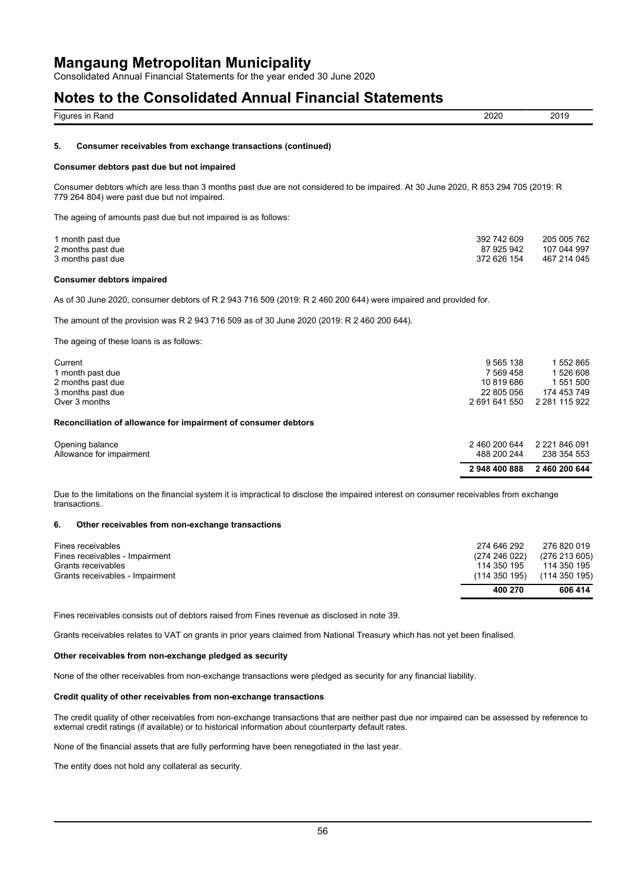| Figures in Rand | 2020 | 2019 |
|---|---|---|

### 5. Consumer receivables from exchange transactions (continued)

**Consumer debtors past due but not impaired**

Consumer debtors which are less than 3 months past due are not considered to be impaired. At 30 June 2020, R 853 294 705 (2019: R 779 264 804) were past due but not impaired.

The ageing of amounts past due but not impaired is as follows:

| | 2020 | 2019 |
|---|---|---|
| 1 month past due | 392 742 609 | 205 005 762 |
| 2 months past due | 87 925 942 | 107 044 997 |
| 3 months past due | 372 626 154 | 467 214 045 |

**Consumer debtors impaired**

As of 30 June 2020, consumer debtors of R 2 943 716 509 (2019: R 2 460 200 644) were impaired and provided for.

The amount of the provision was R 2 943 716 509 as of 30 June 2020 (2019: R 2 460 200 644).

The ageing of these loans is as follows:

| | 2020 | 2019 |
|---|---|---|
| Current | 9 565 138 | 1 552 865 |
| 1 month past due | 7 569 458 | 1 526 608 |
| 2 months past due | 10 819 686 | 1 551 500 |
| 3 months past due | 22 805 056 | 174 453 749 |
| Over 3 months | 2 691 641 550 | 2 281 115 922 |

**Reconciliation of allowance for impairment of consumer debtors**

| | 2020 | 2019 |
|---|---|---|
| Opening balance | 2 460 200 644 | 2 221 846 091 |
| Allowance for impairment | 488 200 244 | 238 354 553 |
| | **2 948 400 888** | **2 460 200 644** |

Due to the limitations on the financial system it is impractical to disclose the impaired interest on consumer receivables from exchange transactions.

### 6. Other receivables from non-exchange transactions

| | 2020 | 2019 |
|---|---|---|
| Fines receivables | 274 646 292 | 276 820 019 |
| Fines receivables - Impairment | (274 246 022) | (276 213 605) |
| Grants receivables | 114 350 195 | 114 350 195 |
| Grants receivables - Impairment | (114 350 195) | (114 350 195) |
| | **400 270** | **606 414** |

Fines receivables consists out of debtors raised from Fines revenue as disclosed in note 39.

Grants receivables relates to VAT on grants in prior years claimed from National Treasury which has not yet been finalised.

**Other receivables from non-exchange pledged as security**

None of the other receivables from non-exchange transactions were pledged as security for any financial liability.

**Credit quality of other receivables from non-exchange transactions**

The credit quality of other receivables from non-exchange transactions that are neither past due nor impaired can be assessed by reference to external credit ratings (if available) or to historical information about counterparty default rates.

None of the financial assets that are fully performing have been renegotiated in the last year.

The entity does not hold any collateral as security.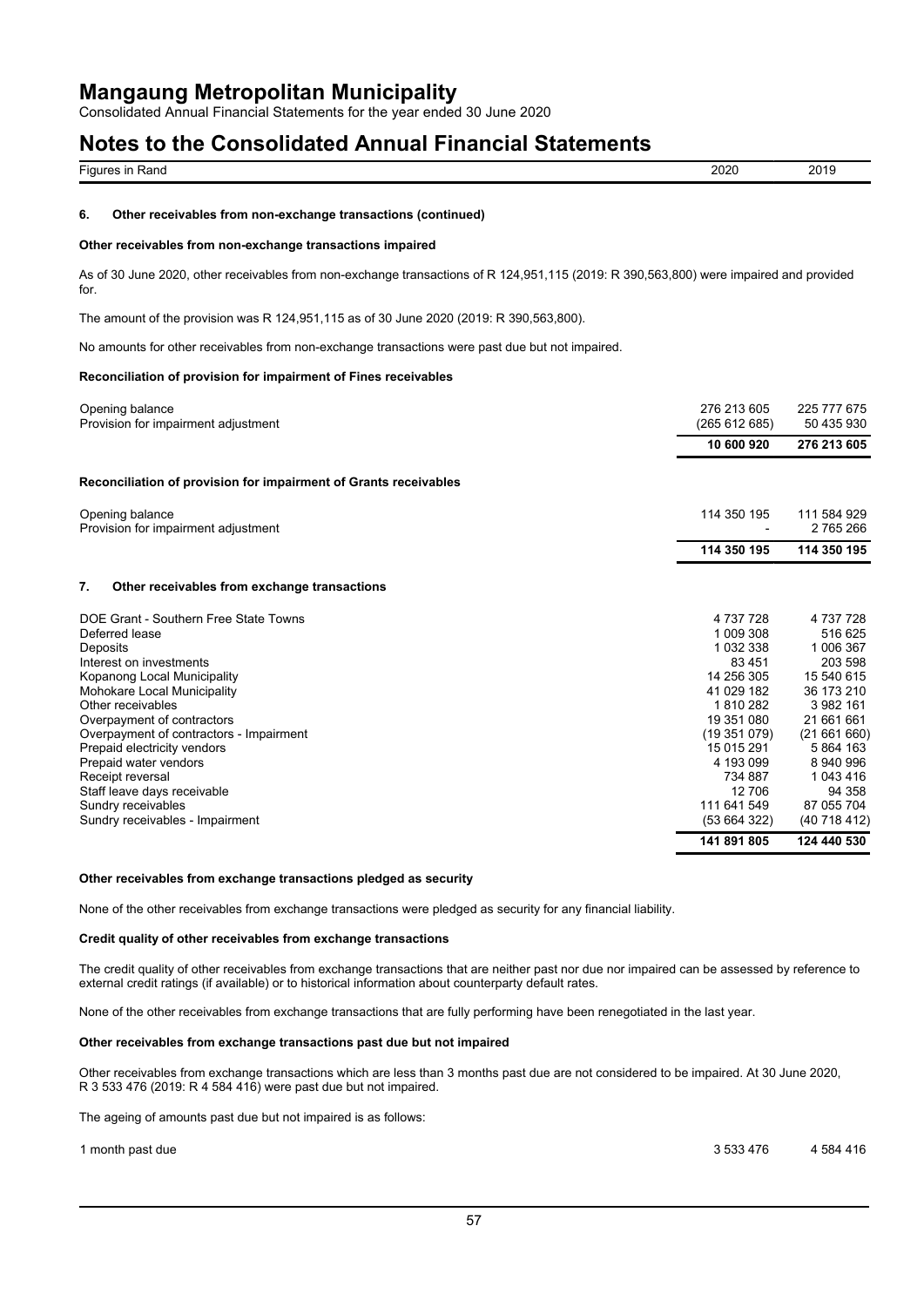# Notes to the Consolidated Annual Financial Statements

| Figures in Rand | 2020 | 2019 |
|---|---|---|

### 6. Other receivables from non-exchange transactions (continued)

**Other receivables from non-exchange transactions impaired**

As of 30 June 2020, other receivables from non-exchange transactions of R 124,951,115 (2019: R 390,563,800) were impaired and provided for.

The amount of the provision was R 124,951,115 as of 30 June 2020 (2019: R 390,563,800).

No amounts for other receivables from non-exchange transactions were past due but not impaired.

**Reconciliation of provision for impairment of Fines receivables**

| | 2020 | 2019 |
|---|---|---|
| Opening balance | 276 213 605 | 225 777 675 |
| Provision for impairment adjustment | (265 612 685) | 50 435 930 |
| | **10 600 920** | **276 213 605** |

**Reconciliation of provision for impairment of Grants receivables**

| | 2020 | 2019 |
|---|---|---|
| Opening balance | 114 350 195 | 111 584 929 |
| Provision for impairment adjustment | - | 2 765 266 |
| | **114 350 195** | **114 350 195** |

### 7. Other receivables from exchange transactions

| | 2020 | 2019 |
|---|---|---|
| DOE Grant - Southern Free State Towns | 4 737 728 | 4 737 728 |
| Deferred lease | 1 009 308 | 516 625 |
| Deposits | 1 032 338 | 1 006 367 |
| Interest on investments | 83 451 | 203 598 |
| Kopanong Local Municipality | 14 256 305 | 15 540 615 |
| Mohokare Local Municipality | 41 029 182 | 36 173 210 |
| Other receivables | 1 810 282 | 3 982 161 |
| Overpayment of contractors | 19 351 080 | 21 661 661 |
| Overpayment of contractors - Impairment | (19 351 079) | (21 661 660) |
| Prepaid electricity vendors | 15 015 291 | 5 864 163 |
| Prepaid water vendors | 4 193 099 | 8 940 996 |
| Receipt reversal | 734 887 | 1 043 416 |
| Staff leave days receivable | 12 706 | 94 358 |
| Sundry receivables | 111 641 549 | 87 055 704 |
| Sundry receivables - Impairment | (53 664 322) | (40 718 412) |
| | **141 891 805** | **124 440 530** |

**Other receivables from exchange transactions pledged as security**

None of the other receivables from exchange transactions were pledged as security for any financial liability.

**Credit quality of other receivables from exchange transactions**

The credit quality of other receivables from exchange transactions that are neither past nor due nor impaired can be assessed by reference to external credit ratings (if available) or to historical information about counterparty default rates.

None of the other receivables from exchange transactions that are fully performing have been renegotiated in the last year.

**Other receivables from exchange transactions past due but not impaired**

Other receivables from exchange transactions which are less than 3 months past due are not considered to be impaired. At 30 June 2020, R 3 533 476 (2019: R 4 584 416) were past due but not impaired.

The ageing of amounts past due but not impaired is as follows:

| | 2020 | 2019 |
|---|---|---|
| 1 month past due | 3 533 476 | 4 584 416 |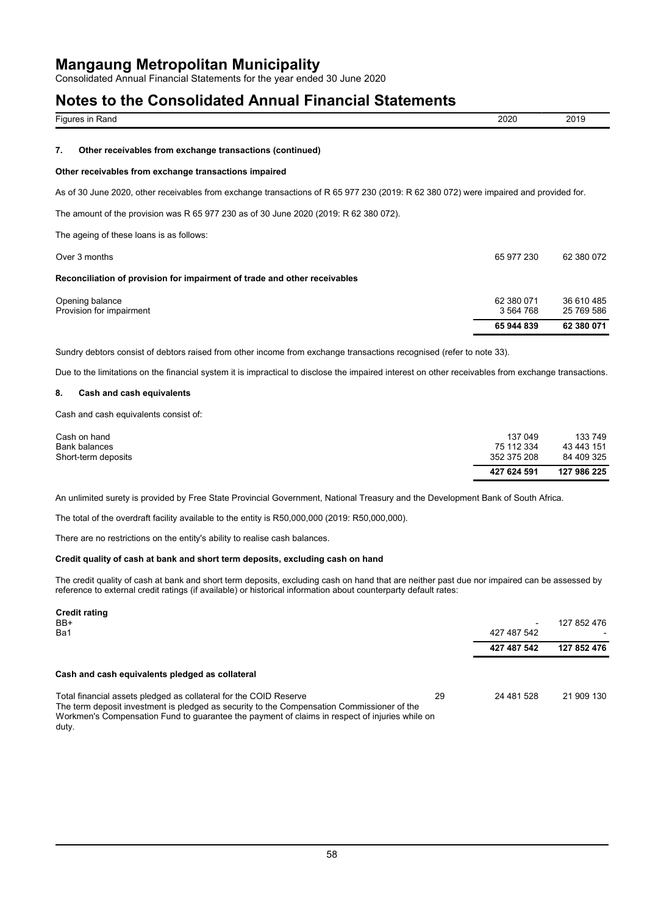# Notes to the Consolidated Annual Financial Statements

| Figures in Rand | 2020 | 2019 |
|---|---|---|

### 7. Other receivables from exchange transactions (continued)

**Other receivables from exchange transactions impaired**

As of 30 June 2020, other receivables from exchange transactions of R 65 977 230 (2019: R 62 380 072) were impaired and provided for.

The amount of the provision was R 65 977 230 as of 30 June 2020 (2019: R 62 380 072).

The ageing of these loans is as follows:

| | 2020 | 2019 |
|---|---|---|
| Over 3 months | 65 977 230 | 62 380 072 |

**Reconciliation of provision for impairment of trade and other receivables**

| | 2020 | 2019 |
|---|---|---|
| Opening balance | 62 380 071 | 36 610 485 |
| Provision for impairment | 3 564 768 | 25 769 586 |
| | **65 944 839** | **62 380 071** |

Sundry debtors consist of debtors raised from other income from exchange transactions recognised (refer to note 33).

Due to the limitations on the financial system it is impractical to disclose the impaired interest on other receivables from exchange transactions.

### 8. Cash and cash equivalents

Cash and cash equivalents consist of:

| | 2020 | 2019 |
|---|---|---|
| Cash on hand | 137 049 | 133 749 |
| Bank balances | 75 112 334 | 43 443 151 |
| Short-term deposits | 352 375 208 | 84 409 325 |
| | **427 624 591** | **127 986 225** |

An unlimited surety is provided by Free State Provincial Government, National Treasury and the Development Bank of South Africa.

The total of the overdraft facility available to the entity is R50,000,000 (2019: R50,000,000).

There are no restrictions on the entity's ability to realise cash balances.

**Credit quality of cash at bank and short term deposits, excluding cash on hand**

The credit quality of cash at bank and short term deposits, excluding cash on hand that are neither past due nor impaired can be assessed by reference to external credit ratings (if available) or historical information about counterparty default rates:

| **Credit rating** | 2020 | 2019 |
|---|---|---|
| BB+ | - | 127 852 476 |
| Ba1 | 427 487 542 | - |
| | **427 487 542** | **127 852 476** |

**Cash and cash equivalents pledged as collateral**

| | Note | 2020 | 2019 |
|---|---|---|---|
| Total financial assets pledged as collateral for the COID Reserve | 29 | 24 481 528 | 21 909 130 |

The term deposit investment is pledged as security to the Compensation Commissioner of the Workmen's Compensation Fund to guarantee the payment of claims in respect of injuries while on duty.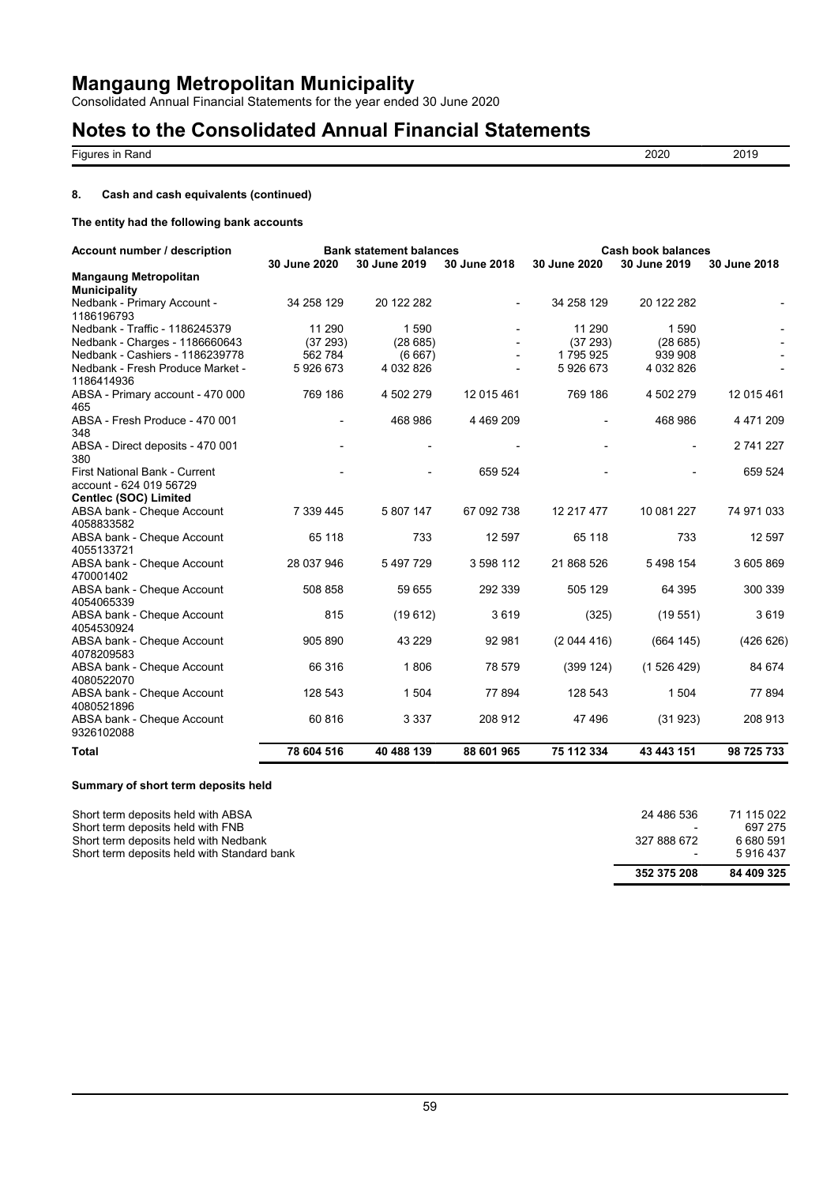# Mangaung Metropolitan Municipality

Consolidated Annual Financial Statements for the year ended 30 June 2020

# Notes to the Consolidated Annual Financial Statements

| Figures in Rand | 2020 | 2019 |
|---|---|---|

### 8. Cash and cash equivalents (continued)

**The entity had the following bank accounts**

| Account number / description | Bank statement balances | | | Cash book balances | | |
|---|---|---|---|---|---|---|
| | 30 June 2020 | 30 June 2019 | 30 June 2018 | 30 June 2020 | 30 June 2019 | 30 June 2018 |
| **Mangaung Metropolitan Municipality** | | | | | | |
| Nedbank - Primary Account - 1186196793 | 34 258 129 | 20 122 282 | - | 34 258 129 | 20 122 282 | - |
| Nedbank - Traffic - 1186245379 | 11 290 | 1 590 | - | 11 290 | 1 590 | - |
| Nedbank - Charges - 1186660643 | (37 293) | (28 685) | - | (37 293) | (28 685) | - |
| Nedbank - Cashiers - 1186239778 | 562 784 | (6 667) | - | 1 795 925 | 939 908 | - |
| Nedbank - Fresh Produce Market - 1186414936 | 5 926 673 | 4 032 826 | - | 5 926 673 | 4 032 826 | - |
| ABSA - Primary account - 470 000 465 | 769 186 | 4 502 279 | 12 015 461 | 769 186 | 4 502 279 | 12 015 461 |
| ABSA - Fresh Produce - 470 001 348 | - | 468 986 | 4 469 209 | - | 468 986 | 4 471 209 |
| ABSA - Direct deposits - 470 001 380 | - | - | - | - | - | 2 741 227 |
| First National Bank - Current account - 624 019 56729 | - | - | 659 524 | - | - | 659 524 |
| **Centlec (SOC) Limited** | | | | | | |
| ABSA bank - Cheque Account 4058833582 | 7 339 445 | 5 807 147 | 67 092 738 | 12 217 477 | 10 081 227 | 74 971 033 |
| ABSA bank - Cheque Account 4055133721 | 65 118 | 733 | 12 597 | 65 118 | 733 | 12 597 |
| ABSA bank - Cheque Account 470001402 | 28 037 946 | 5 497 729 | 3 598 112 | 21 868 526 | 5 498 154 | 3 605 869 |
| ABSA bank - Cheque Account 4054065339 | 508 858 | 59 655 | 292 339 | 505 129 | 64 395 | 300 339 |
| ABSA bank - Cheque Account 4054530924 | 815 | (19 612) | 3 619 | (325) | (19 551) | 3 619 |
| ABSA bank - Cheque Account 4078209583 | 905 890 | 43 229 | 92 981 | (2 044 416) | (664 145) | (426 626) |
| ABSA bank - Cheque Account 4080522070 | 66 316 | 1 806 | 78 579 | (399 124) | (1 526 429) | 84 674 |
| ABSA bank - Cheque Account 4080521896 | 128 543 | 1 504 | 77 894 | 128 543 | 1 504 | 77 894 |
| ABSA bank - Cheque Account 9326102088 | 60 816 | 3 337 | 208 912 | 47 496 | (31 923) | 208 913 |
| **Total** | **78 604 516** | **40 488 139** | **88 601 965** | **75 112 334** | **43 443 151** | **98 725 733** |

**Summary of short term deposits held**

| | 2020 | 2019 |
|---|---|---|
| Short term deposits held with ABSA | 24 486 536 | 71 115 022 |
| Short term deposits held with FNB | - | 697 275 |
| Short term deposits held with Nedbank | 327 888 672 | 6 680 591 |
| Short term deposits held with Standard bank | - | 5 916 437 |
| | **352 375 208** | **84 409 325** |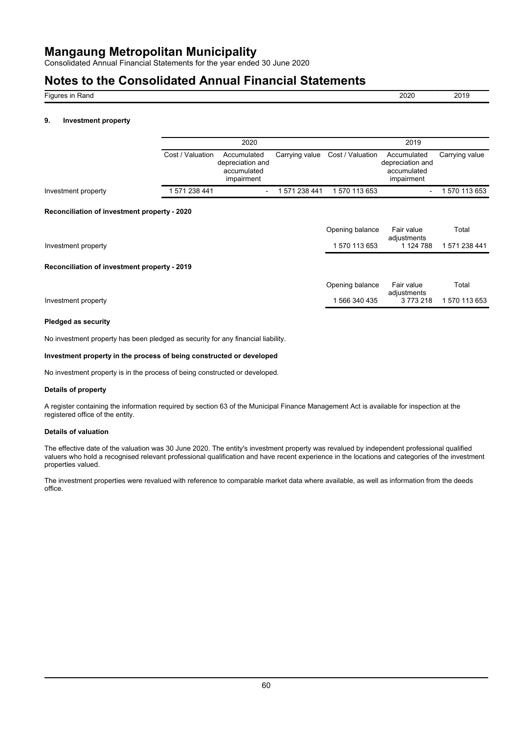# Mangaung Metropolitan Municipality

Consolidated Annual Financial Statements for the year ended 30 June 2020

# Notes to the Consolidated Annual Financial Statements

| Figures in Rand | 2020 | 2019 |
|---|---|---|

## 9. Investment property

| | 2020 | | | 2019 | | |
|---|---|---|---|---|---|---|
| | Cost / Valuation | Accumulated depreciation and accumulated impairment | Carrying value | Cost / Valuation | Accumulated depreciation and accumulated impairment | Carrying value |
| Investment property | 1 571 238 441 | - | 1 571 238 441 | 1 570 113 653 | - | 1 570 113 653 |

**Reconciliation of investment property - 2020**

| | Opening balance | Fair value adjustments | Total |
|---|---|---|---|
| Investment property | 1 570 113 653 | 1 124 788 | 1 571 238 441 |

**Reconciliation of investment property - 2019**

| | Opening balance | Fair value adjustments | Total |
|---|---|---|---|
| Investment property | 1 566 340 435 | 3 773 218 | 1 570 113 653 |

**Pledged as security**

No investment property has been pledged as security for any financial liability.

**Investment property in the process of being constructed or developed**

No investment property is in the process of being constructed or developed.

**Details of property**

A register containing the information required by section 63 of the Municipal Finance Management Act is available for inspection at the registered office of the entity.

**Details of valuation**

The effective date of the valuation was 30 June 2020. The entity's investment property was revalued by independent professional qualified valuers who hold a recognised relevant professional qualification and have recent experience in the locations and categories of the investment properties valued.

The investment properties were revalued with reference to comparable market data where available, as well as information from the deeds office.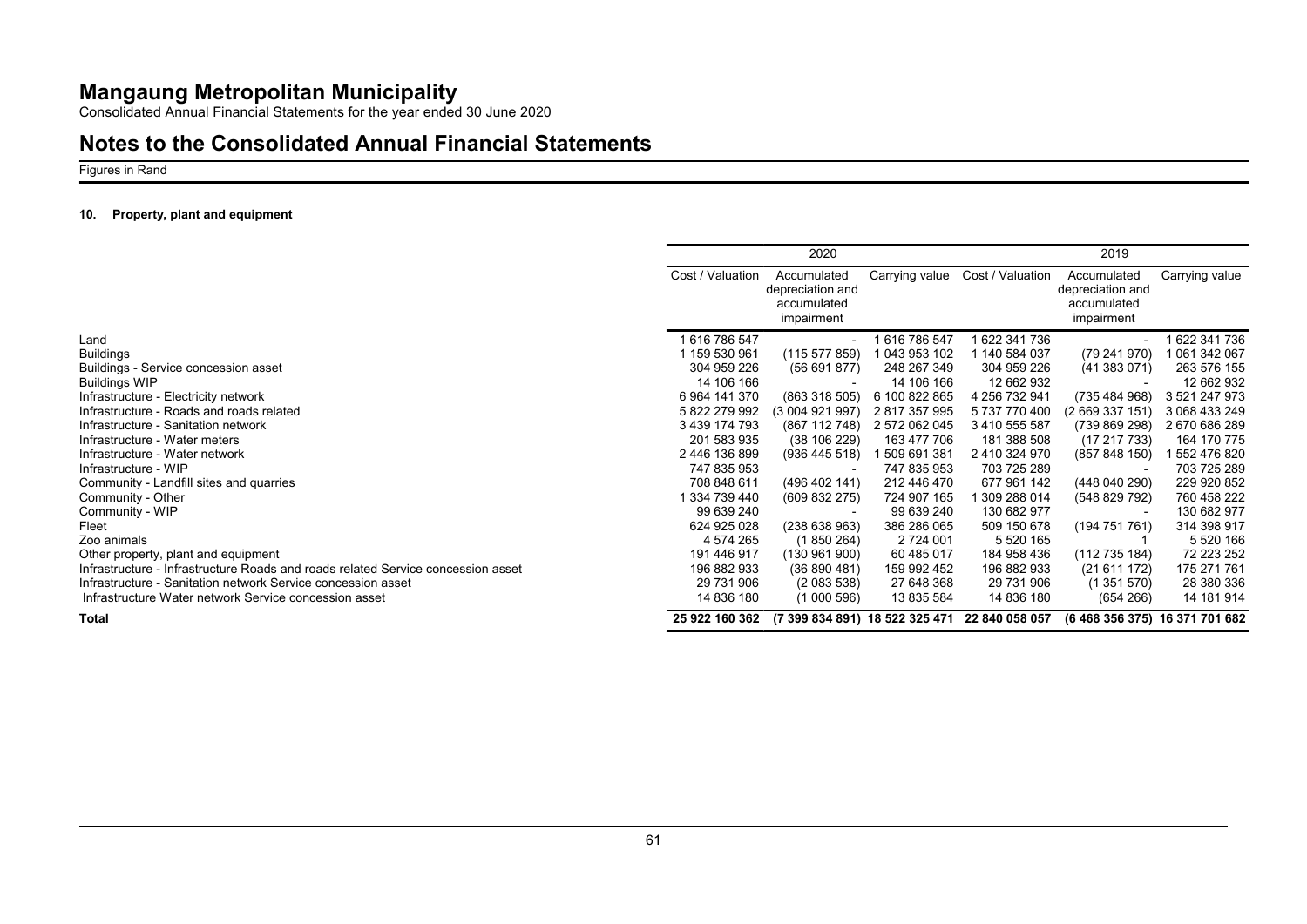# Mangaung Metropolitan Municipality

Consolidated Annual Financial Statements for the year ended 30 June 2020

## Notes to the Consolidated Annual Financial Statements

Figures in Rand

### 10. Property, plant and equipment

| | 2020 | | | 2019 | | |
|---|---|---|---|---|---|---|
| | Cost / Valuation | Accumulated depreciation and accumulated impairment | Carrying value | Cost / Valuation | Accumulated depreciation and accumulated impairment | Carrying value |
| Land | 1 616 786 547 | - | 1 616 786 547 | 1 622 341 736 | - | 1 622 341 736 |
| Buildings | 1 159 530 961 | (115 577 859) | 1 043 953 102 | 1 140 584 037 | (79 241 970) | 1 061 342 067 |
| Buildings - Service concession asset | 304 959 226 | (56 691 877) | 248 267 349 | 304 959 226 | (41 383 071) | 263 576 155 |
| Buildings WIP | 14 106 166 | - | 14 106 166 | 12 662 932 | - | 12 662 932 |
| Infrastructure - Electricity network | 6 964 141 370 | (863 318 505) | 6 100 822 865 | 4 256 732 941 | (735 484 968) | 3 521 247 973 |
| Infrastructure - Roads and roads related | 5 822 279 992 | (3 004 921 997) | 2 817 357 995 | 5 737 770 400 | (2 669 337 151) | 3 068 433 249 |
| Infrastructure - Sanitation network | 3 439 174 793 | (867 112 748) | 2 572 062 045 | 3 410 555 587 | (739 869 298) | 2 670 686 289 |
| Infrastructure - Water meters | 201 583 935 | (38 106 229) | 163 477 706 | 181 388 508 | (17 217 733) | 164 170 775 |
| Infrastructure - Water network | 2 446 136 899 | (936 445 518) | 1 509 691 381 | 2 410 324 970 | (857 848 150) | 1 552 476 820 |
| Infrastructure - WIP | 747 835 953 | - | 747 835 953 | 703 725 289 | - | 703 725 289 |
| Community - Landfill sites and quarries | 708 848 611 | (496 402 141) | 212 446 470 | 677 961 142 | (448 040 290) | 229 920 852 |
| Community - Other | 1 334 739 440 | (609 832 275) | 724 907 165 | 1 309 288 014 | (548 829 792) | 760 458 222 |
| Community - WIP | 99 639 240 | - | 99 639 240 | 130 682 977 | - | 130 682 977 |
| Fleet | 624 925 028 | (238 638 963) | 386 286 065 | 509 150 678 | (194 751 761) | 314 398 917 |
| Zoo animals | 4 574 265 | (1 850 264) | 2 724 001 | 5 520 165 | 1 | 5 520 166 |
| Other property, plant and equipment | 191 446 917 | (130 961 900) | 60 485 017 | 184 958 436 | (112 735 184) | 72 223 252 |
| Infrastructure - Infrastructure Roads and roads related Service concession asset | 196 882 933 | (36 890 481) | 159 992 452 | 196 882 933 | (21 611 172) | 175 271 761 |
| Infrastructure - Sanitation network Service concession asset | 29 731 906 | (2 083 538) | 27 648 368 | 29 731 906 | (1 351 570) | 28 380 336 |
| Infrastructure Water network Service concession asset | 14 836 180 | (1 000 596) | 13 835 584 | 14 836 180 | (654 266) | 14 181 914 |
| **Total** | **25 922 160 362** | **(7 399 834 891)** | **18 522 325 471** | **22 840 058 057** | **(6 468 356 375)** | **16 371 701 682** |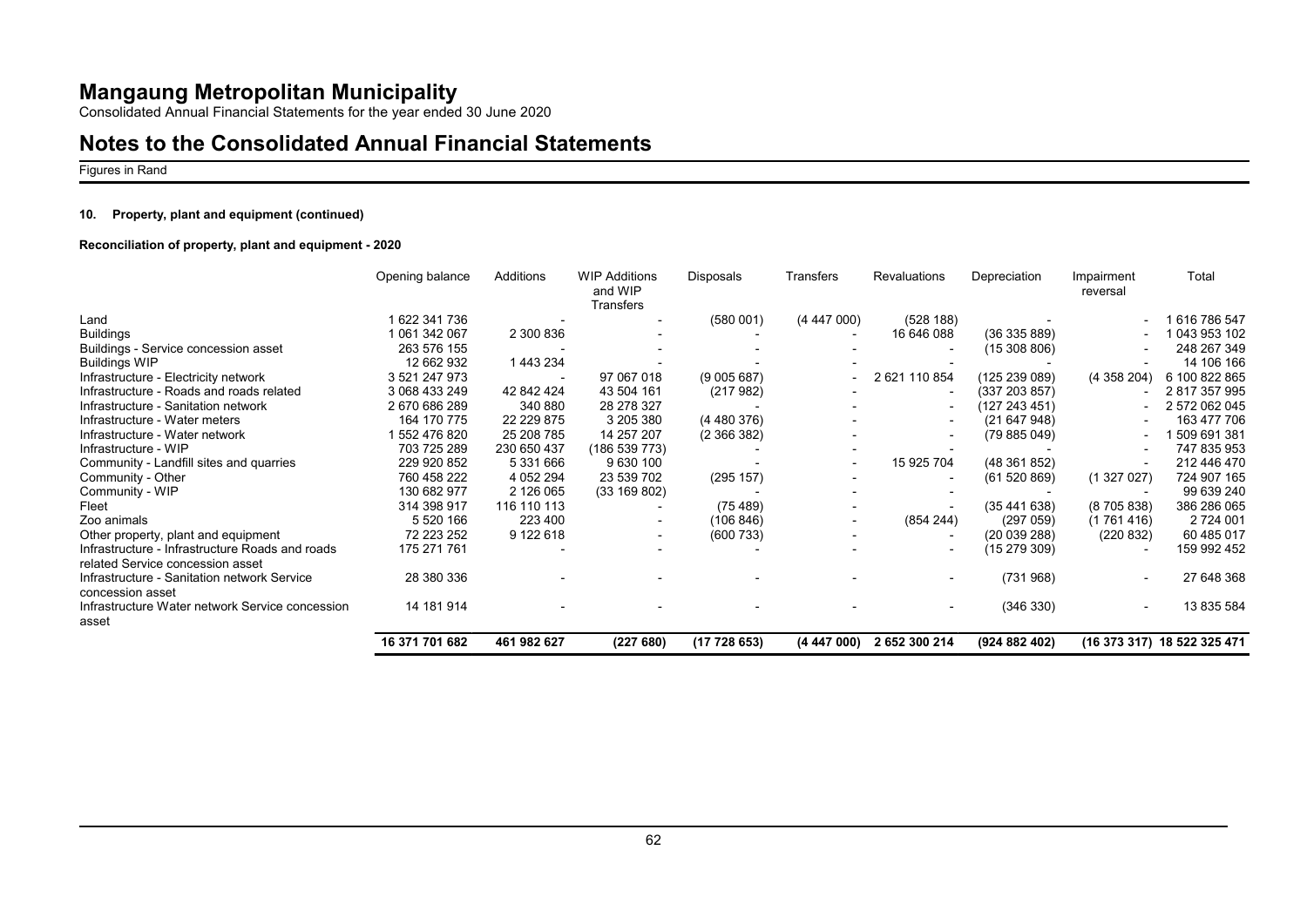# Mangaung Metropolitan Municipality

Consolidated Annual Financial Statements for the year ended 30 June 2020

# Notes to the Consolidated Annual Financial Statements

Figures in Rand

### 10. Property, plant and equipment (continued)

#### Reconciliation of property, plant and equipment - 2020

| | Opening balance | Additions | WIP Additions and WIP Transfers | Disposals | Transfers | Revaluations | Depreciation | Impairment reversal | Total |
|---|---|---|---|---|---|---|---|---|---|
| Land | 1 622 341 736 | - | - | (580 001) | (4 447 000) | (528 188) | - | - | 1 616 786 547 |
| Buildings | 1 061 342 067 | 2 300 836 | - | - | - | 16 646 088 | (36 335 889) | - | 1 043 953 102 |
| Buildings - Service concession asset | 263 576 155 | - | - | - | - | - | (15 308 806) | - | 248 267 349 |
| Buildings WIP | 12 662 932 | 1 443 234 | - | - | - | - | - | - | 14 106 166 |
| Infrastructure - Electricity network | 3 521 247 973 | - | 97 067 018 | (9 005 687) | - | 2 621 110 854 | (125 239 089) | (4 358 204) | 6 100 822 865 |
| Infrastructure - Roads and roads related | 3 068 433 249 | 42 842 424 | 43 504 161 | (217 982) | - | - | (337 203 857) | - | 2 817 357 995 |
| Infrastructure - Sanitation network | 2 670 686 289 | 340 880 | 28 278 327 | - | - | - | (127 243 451) | - | 2 572 062 045 |
| Infrastructure - Water meters | 164 170 775 | 22 229 875 | 3 205 380 | (4 480 376) | - | - | (21 647 948) | - | 163 477 706 |
| Infrastructure - Water network | 1 552 476 820 | 25 208 785 | 14 257 207 | (2 366 382) | - | - | (79 885 049) | - | 1 509 691 381 |
| Infrastructure - WIP | 703 725 289 | 230 650 437 | (186 539 773) | - | - | - | - | - | 747 835 953 |
| Community - Landfill sites and quarries | 229 920 852 | 5 331 666 | 9 630 100 | - | - | 15 925 704 | (48 361 852) | - | 212 446 470 |
| Community - Other | 760 458 222 | 4 052 294 | 23 539 702 | (295 157) | - | - | (61 520 869) | (1 327 027) | 724 907 165 |
| Community - WIP | 130 682 977 | 2 126 065 | (33 169 802) | - | - | - | - | - | 99 639 240 |
| Fleet | 314 398 917 | 116 110 113 | - | (75 489) | - | - | (35 441 638) | (8 705 838) | 386 286 065 |
| Zoo animals | 5 520 166 | 223 400 | - | (106 846) | - | (854 244) | (297 059) | (1 761 416) | 2 724 001 |
| Other property, plant and equipment | 72 223 252 | 9 122 618 | - | (600 733) | - | - | (20 039 288) | (220 832) | 60 485 017 |
| Infrastructure - Infrastructure Roads and roads related Service concession asset | 175 271 761 | - | - | - | - | - | (15 279 309) | - | 159 992 452 |
| Infrastructure - Sanitation network Service concession asset | 28 380 336 | - | - | - | - | - | (731 968) | - | 27 648 368 |
| Infrastructure Water network Service concession asset | 14 181 914 | - | - | - | - | - | (346 330) | - | 13 835 584 |
| | **16 371 701 682** | **461 982 627** | **(227 680)** | **(17 728 653)** | **(4 447 000)** | **2 652 300 214** | **(924 882 402)** | **(16 373 317)** | **18 522 325 471** |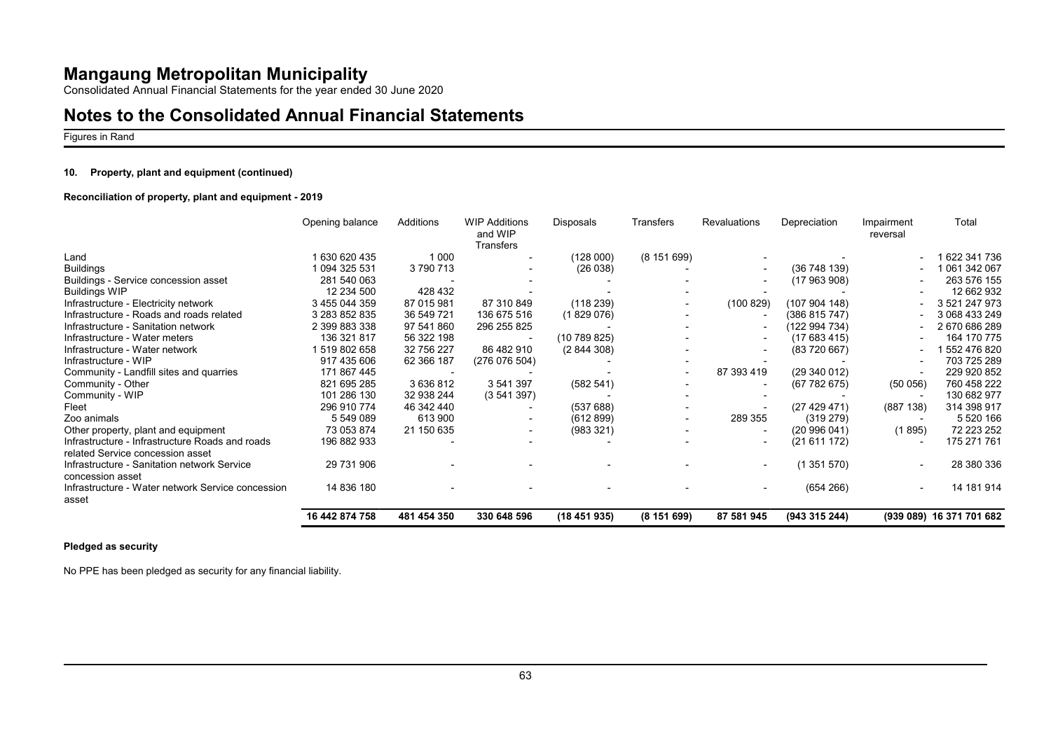# Mangaung Metropolitan Municipality

Consolidated Annual Financial Statements for the year ended 30 June 2020

# Notes to the Consolidated Annual Financial Statements

Figures in Rand

### 10. Property, plant and equipment (continued)

#### Reconciliation of property, plant and equipment - 2019

| | Opening balance | Additions | WIP Additions and WIP Transfers | Disposals | Transfers | Revaluations | Depreciation | Impairment reversal | Total |
|---|---|---|---|---|---|---|---|---|---|
| Land | 1 630 620 435 | 1 000 | - | (128 000) | (8 151 699) | - | - | - | 1 622 341 736 |
| Buildings | 1 094 325 531 | 3 790 713 | - | (26 038) | - | - | (36 748 139) | - | 1 061 342 067 |
| Buildings - Service concession asset | 281 540 063 | - | - | - | - | - | (17 963 908) | - | 263 576 155 |
| Buildings WIP | 12 234 500 | 428 432 | - | - | - | - | - | - | 12 662 932 |
| Infrastructure - Electricity network | 3 455 044 359 | 87 015 981 | 87 310 849 | (118 239) | - | (100 829) | (107 904 148) | - | 3 521 247 973 |
| Infrastructure - Roads and roads related | 3 283 852 835 | 36 549 721 | 136 675 516 | (1 829 076) | - | - | (386 815 747) | - | 3 068 433 249 |
| Infrastructure - Sanitation network | 2 399 883 338 | 97 541 860 | 296 255 825 | - | - | - | (122 994 734) | - | 2 670 686 289 |
| Infrastructure - Water meters | 136 321 817 | 56 322 198 | - | (10 789 825) | - | - | (17 683 415) | - | 164 170 775 |
| Infrastructure - Water network | 1 519 802 658 | 32 756 227 | 86 482 910 | (2 844 308) | - | - | (83 720 667) | - | 1 552 476 820 |
| Infrastructure - WIP | 917 435 606 | 62 366 187 | (276 076 504) | - | - | - | - | - | 703 725 289 |
| Community - Landfill sites and quarries | 171 867 445 | - | - | - | - | 87 393 419 | (29 340 012) | - | 229 920 852 |
| Community - Other | 821 695 285 | 3 636 812 | 3 541 397 | (582 541) | - | - | (67 782 675) | (50 056) | 760 458 222 |
| Community - WIP | 101 286 130 | 32 938 244 | (3 541 397) | - | - | - | - | - | 130 682 977 |
| Fleet | 296 910 774 | 46 342 440 | - | (537 688) | - | - | (27 429 471) | (887 138) | 314 398 917 |
| Zoo animals | 5 549 089 | 613 900 | - | (612 899) | - | 289 355 | (319 279) | - | 5 520 166 |
| Other property, plant and equipment | 73 053 874 | 21 150 635 | - | (983 321) | - | - | (20 996 041) | (1 895) | 72 223 252 |
| Infrastructure - Infrastructure Roads and roads related Service concession asset | 196 882 933 | - | - | - | - | - | (21 611 172) | - | 175 271 761 |
| Infrastructure - Sanitation network Service concession asset | 29 731 906 | - | - | - | - | - | (1 351 570) | - | 28 380 336 |
| Infrastructure - Water network Service concession asset | 14 836 180 | - | - | - | - | - | (654 266) | - | 14 181 914 |
| | **16 442 874 758** | **481 454 350** | **330 648 596** | **(18 451 935)** | **(8 151 699)** | **87 581 945** | **(943 315 244)** | **(939 089)** | **16 371 701 682** |

#### Pledged as security

No PPE has been pledged as security for any financial liability.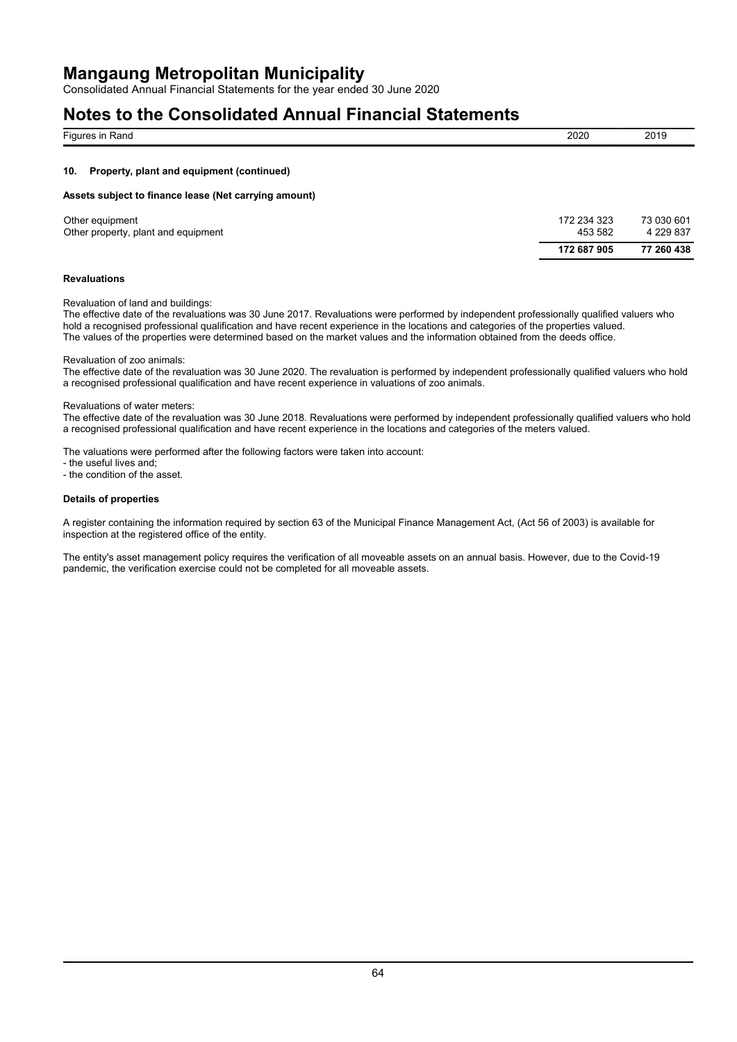## 10. Property, plant and equipment (continued)

### Assets subject to finance lease (Net carrying amount)

| Figures in Rand | 2020 | 2019 |
| --- | --- | --- |
| Other equipment | 172 234 323 | 73 030 601 |
| Other property, plant and equipment | 453 582 | 4 229 837 |
| | **172 687 905** | **77 260 438** |

### Revaluations

Revaluation of land and buildings:
The effective date of the revaluations was 30 June 2017. Revaluations were performed by independent professionally qualified valuers who hold a recognised professional qualification and have recent experience in the locations and categories of the properties valued. The values of the properties were determined based on the market values and the information obtained from the deeds office.

Revaluation of zoo animals:
The effective date of the revaluation was 30 June 2020. The revaluation is performed by independent professionally qualified valuers who hold a recognised professional qualification and have recent experience in valuations of zoo animals.

Revaluations of water meters:
The effective date of the revaluation was 30 June 2018. Revaluations were performed by independent professionally qualified valuers who hold a recognised professional qualification and have recent experience in the locations and categories of the meters valued.

The valuations were performed after the following factors were taken into account:
- the useful lives and;
- the condition of the asset.

### Details of properties

A register containing the information required by section 63 of the Municipal Finance Management Act, (Act 56 of 2003) is available for inspection at the registered office of the entity.

The entity's asset management policy requires the verification of all moveable assets on an annual basis. However, due to the Covid-19 pandemic, the verification exercise could not be completed for all moveable assets.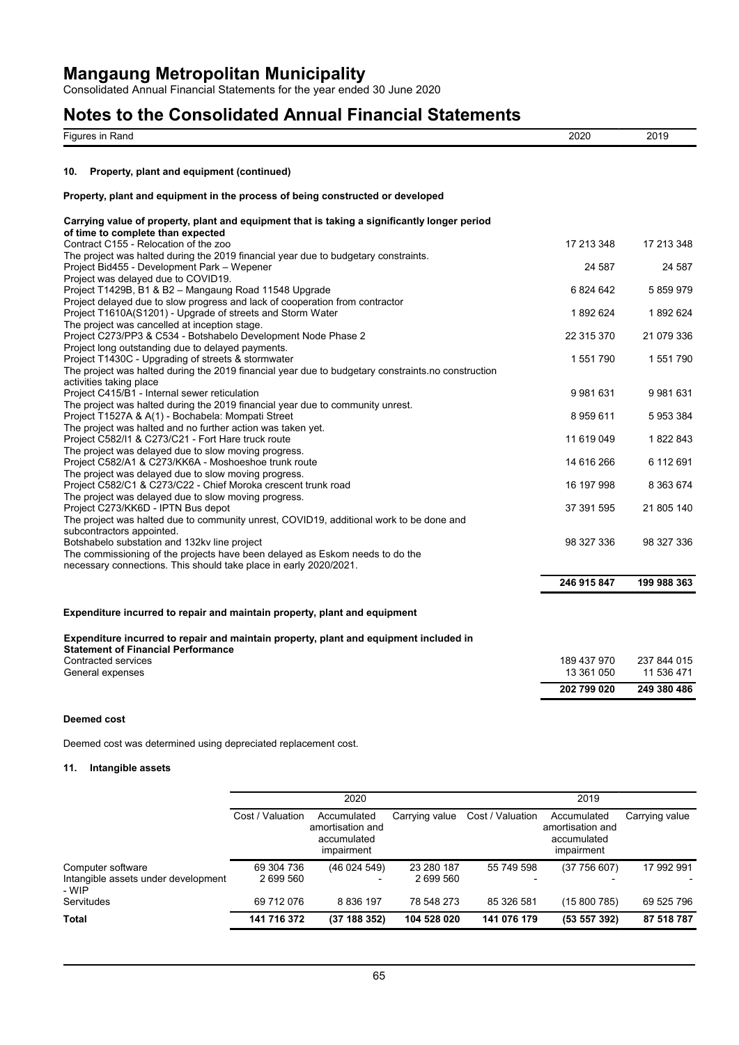# Mangaung Metropolitan Municipality

Consolidated Annual Financial Statements for the year ended 30 June 2020

# Notes to the Consolidated Annual Financial Statements

| Figures in Rand | 2020 | 2019 |
| --- | --- | --- |

## 10. Property, plant and equipment (continued)

**Property, plant and equipment in the process of being constructed or developed**

| **Carrying value of property, plant and equipment that is taking a significantly longer period of time to complete than expected** | | |
| --- | --- | --- |
| Contract C155 - Relocation of the zoo | 17 213 348 | 17 213 348 |
| The project was halted during the 2019 financial year due to budgetary constraints. | | |
| Project Bid455 - Development Park – Wepener | 24 587 | 24 587 |
| Project was delayed due to COVID19. | | |
| Project T1429B, B1 & B2 – Mangaung Road 11548 Upgrade | 6 824 642 | 5 859 979 |
| Project delayed due to slow progress and lack of cooperation from contractor | | |
| Project T1610A(S1201) - Upgrade of streets and Storm Water | 1 892 624 | 1 892 624 |
| The project was cancelled at inception stage. | | |
| Project C273/PP3 & C534 - Botshabelo Development Node Phase 2 | 22 315 370 | 21 079 336 |
| Project long outstanding due to delayed payments. | | |
| Project T1430C - Upgrading of streets & stormwater | 1 551 790 | 1 551 790 |
| The project was halted during the 2019 financial year due to budgetary constraints.no construction activities taking place | | |
| Project C415/B1 - Internal sewer reticulation | 9 981 631 | 9 981 631 |
| The project was halted during the 2019 financial year due to community unrest. | | |
| Project T1527A & A(1) - Bochabela: Mompati Street | 8 959 611 | 5 953 384 |
| The project was halted and no further action was taken yet. | | |
| Project C582/I1 & C273/C21 - Fort Hare truck route | 11 619 049 | 1 822 843 |
| The project was delayed due to slow moving progress. | | |
| Project C582/A1 & C273/KK6A - Moshoeshoe trunk route | 14 616 266 | 6 112 691 |
| The project was delayed due to slow moving progress. | | |
| Project C582/C1 & C273/C22 - Chief Moroka crescent trunk road | 16 197 998 | 8 363 674 |
| The project was delayed due to slow moving progress. | | |
| Project C273/KK6D - IPTN Bus depot | 37 391 595 | 21 805 140 |
| The project was halted due to community unrest, COVID19, additional work to be done and subcontractors appointed. | | |
| Botshabelo substation and 132kv line project | 98 327 336 | 98 327 336 |
| The commissioning of the projects have been delayed as Eskom needs to do the necessary connections. This should take place in early 2020/2021. | | |
| | **246 915 847** | **199 988 363** |

**Expenditure incurred to repair and maintain property, plant and equipment**

| **Expenditure incurred to repair and maintain property, plant and equipment included in Statement of Financial Performance** | | |
| --- | --- | --- |
| Contracted services | 189 437 970 | 237 844 015 |
| General expenses | 13 361 050 | 11 536 471 |
| | **202 799 020** | **249 380 486** |

**Deemed cost**

Deemed cost was determined using depreciated replacement cost.

## 11. Intangible assets

| | 2020 | | | 2019 | | |
| --- | --- | --- | --- | --- | --- | --- |
| | Cost / Valuation | Accumulated amortisation and accumulated impairment | Carrying value | Cost / Valuation | Accumulated amortisation and accumulated impairment | Carrying value |
| Computer software | 69 304 736 | (46 024 549) | 23 280 187 | 55 749 598 | (37 756 607) | 17 992 991 |
| Intangible assets under development - WIP | 2 699 560 | - | 2 699 560 | - | - | - |
| Servitudes | 69 712 076 | 8 836 197 | 78 548 273 | 85 326 581 | (15 800 785) | 69 525 796 |
| **Total** | **141 716 372** | **(37 188 352)** | **104 528 020** | **141 076 179** | **(53 557 392)** | **87 518 787** |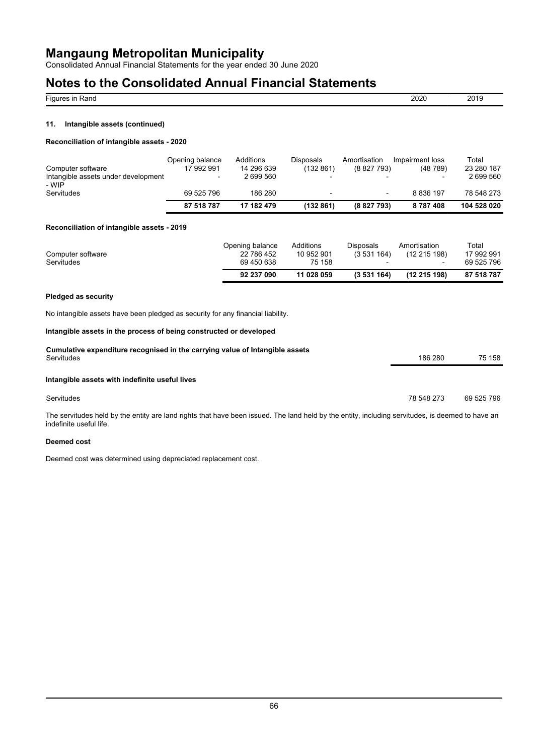# Mangaung Metropolitan Municipality

Consolidated Annual Financial Statements for the year ended 30 June 2020

# Notes to the Consolidated Annual Financial Statements

| Figures in Rand | 2020 | 2019 |
|---|---|---|

### 11. Intangible assets (continued)

**Reconciliation of intangible assets - 2020**

| | Opening balance | Additions | Disposals | Amortisation | Impairment loss | Total |
|---|---|---|---|---|---|---|
| Computer software | 17 992 991 | 14 296 639 | (132 861) | (8 827 793) | (48 789) | 23 280 187 |
| Intangible assets under development - WIP | - | 2 699 560 | - | - | - | 2 699 560 |
| Servitudes | 69 525 796 | 186 280 | - | - | 8 836 197 | 78 548 273 |
| | **87 518 787** | **17 182 479** | **(132 861)** | **(8 827 793)** | **8 787 408** | **104 528 020** |

**Reconciliation of intangible assets - 2019**

| | Opening balance | Additions | Disposals | Amortisation | Total |
|---|---|---|---|---|---|
| Computer software | 22 786 452 | 10 952 901 | (3 531 164) | (12 215 198) | 17 992 991 |
| Servitudes | 69 450 638 | 75 158 | - | - | 69 525 796 |
| | **92 237 090** | **11 028 059** | **(3 531 164)** | **(12 215 198)** | **87 518 787** |

**Pledged as security**

No intangible assets have been pledged as security for any financial liability.

**Intangible assets in the process of being constructed or developed**

| **Cumulative expenditure recognised in the carrying value of Intangible assets** | | |
|---|---|---|
| Servitudes | 186 280 | 75 158 |

**Intangible assets with indefinite useful lives**

| | | |
|---|---|---|
| Servitudes | 78 548 273 | 69 525 796 |

The servitudes held by the entity are land rights that have been issued. The land held by the entity, including servitudes, is deemed to have an indefinite useful life.

**Deemed cost**

Deemed cost was determined using depreciated replacement cost.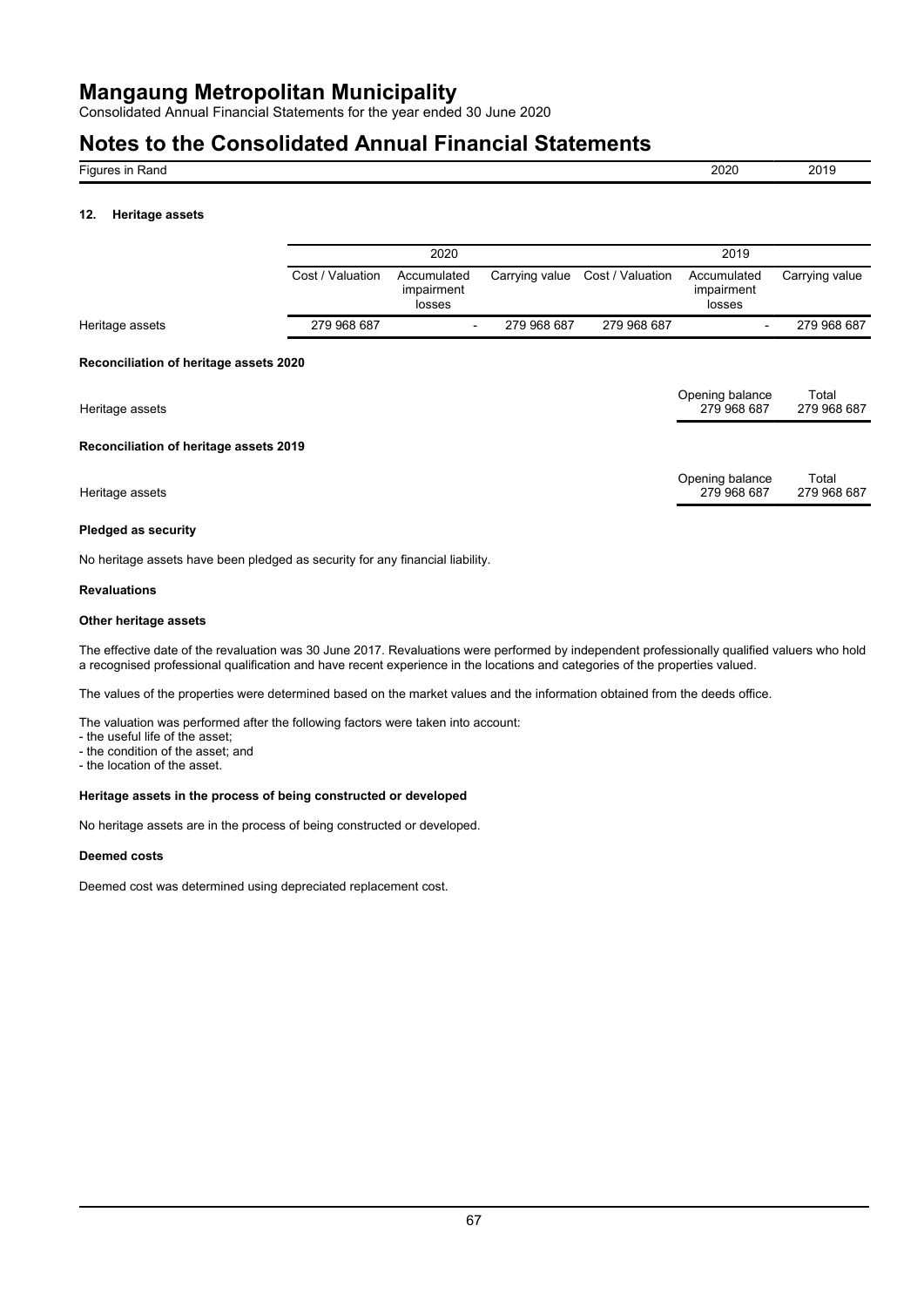# Mangaung Metropolitan Municipality

Consolidated Annual Financial Statements for the year ended 30 June 2020

# Notes to the Consolidated Annual Financial Statements

| Figures in Rand | 2020 | 2019 |
| --- | --- | --- |

### 12. Heritage assets

| | 2020 | | | 2019 | | |
| --- | --- | --- | --- | --- | --- | --- |
| | Cost / Valuation | Accumulated impairment losses | Carrying value | Cost / Valuation | Accumulated impairment losses | Carrying value |
| Heritage assets | 279 968 687 | - | 279 968 687 | 279 968 687 | - | 279 968 687 |

**Reconciliation of heritage assets 2020**

| | Opening balance | Total |
| --- | --- | --- |
| Heritage assets | 279 968 687 | 279 968 687 |

**Reconciliation of heritage assets 2019**

| | Opening balance | Total |
| --- | --- | --- |
| Heritage assets | 279 968 687 | 279 968 687 |

**Pledged as security**

No heritage assets have been pledged as security for any financial liability.

**Revaluations**

**Other heritage assets**

The effective date of the revaluation was 30 June 2017. Revaluations were performed by independent professionally qualified valuers who hold a recognised professional qualification and have recent experience in the locations and categories of the properties valued.

The values of the properties were determined based on the market values and the information obtained from the deeds office.

The valuation was performed after the following factors were taken into account:
- the useful life of the asset;
- the condition of the asset; and
- the location of the asset.

**Heritage assets in the process of being constructed or developed**

No heritage assets are in the process of being constructed or developed.

**Deemed costs**

Deemed cost was determined using depreciated replacement cost.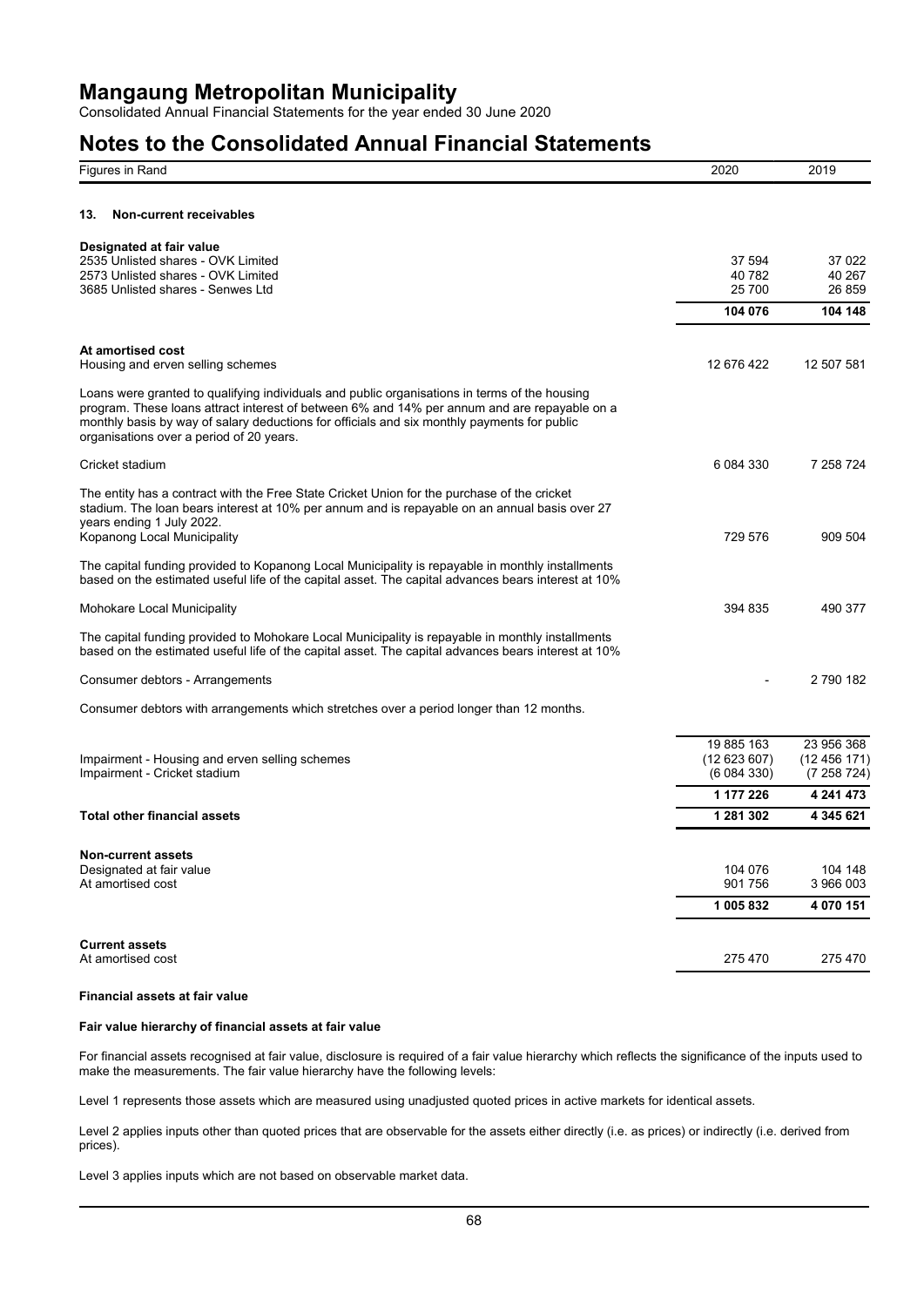# Notes to the Consolidated Annual Financial Statements

| Figures in Rand | 2020 | 2019 |
|---|---|---|

## 13. Non-current receivables

| | 2020 | 2019 |
|---|---|---|
| **Designated at fair value** | | |
| 2535 Unlisted shares - OVK Limited | 37 594 | 37 022 |
| 2573 Unlisted shares - OVK Limited | 40 782 | 40 267 |
| 3685 Unlisted shares - Senwes Ltd | 25 700 | 26 859 |
| | **104 076** | **104 148** |

| | 2020 | 2019 |
|---|---|---|
| **At amortised cost** | | |
| Housing and erven selling schemes | 12 676 422 | 12 507 581 |

Loans were granted to qualifying individuals and public organisations in terms of the housing program. These loans attract interest of between 6% and 14% per annum and are repayable on a monthly basis by way of salary deductions for officials and six monthly payments for public organisations over a period of 20 years.

| | 2020 | 2019 |
|---|---|---|
| Cricket stadium | 6 084 330 | 7 258 724 |

The entity has a contract with the Free State Cricket Union for the purchase of the cricket stadium. The loan bears interest at 10% per annum and is repayable on an annual basis over 27 years ending 1 July 2022.

| | 2020 | 2019 |
|---|---|---|
| Kopanong Local Municipality | 729 576 | 909 504 |

The capital funding provided to Kopanong Local Municipality is repayable in monthly installments based on the estimated useful life of the capital asset. The capital advances bears interest at 10%

| | 2020 | 2019 |
|---|---|---|
| Mohokare Local Municipality | 394 835 | 490 377 |

The capital funding provided to Mohokare Local Municipality is repayable in monthly installments based on the estimated useful life of the capital asset. The capital advances bears interest at 10%

| | 2020 | 2019 |
|---|---|---|
| Consumer debtors - Arrangements | - | 2 790 182 |

Consumer debtors with arrangements which stretches over a period longer than 12 months.

| | 2020 | 2019 |
|---|---|---|
| | 19 885 163 | 23 956 368 |
| Impairment - Housing and erven selling schemes | (12 623 607) | (12 456 171) |
| Impairment - Cricket stadium | (6 084 330) | (7 258 724) |
| | **1 177 226** | **4 241 473** |
| **Total other financial assets** | **1 281 302** | **4 345 621** |

| | 2020 | 2019 |
|---|---|---|
| **Non-current assets** | | |
| Designated at fair value | 104 076 | 104 148 |
| At amortised cost | 901 756 | 3 966 003 |
| | **1 005 832** | **4 070 151** |

| | 2020 | 2019 |
|---|---|---|
| **Current assets** | | |
| At amortised cost | 275 470 | 275 470 |

**Financial assets at fair value**

**Fair value hierarchy of financial assets at fair value**

For financial assets recognised at fair value, disclosure is required of a fair value hierarchy which reflects the significance of the inputs used to make the measurements. The fair value hierarchy have the following levels:

Level 1 represents those assets which are measured using unadjusted quoted prices in active markets for identical assets.

Level 2 applies inputs other than quoted prices that are observable for the assets either directly (i.e. as prices) or indirectly (i.e. derived from prices).

Level 3 applies inputs which are not based on observable market data.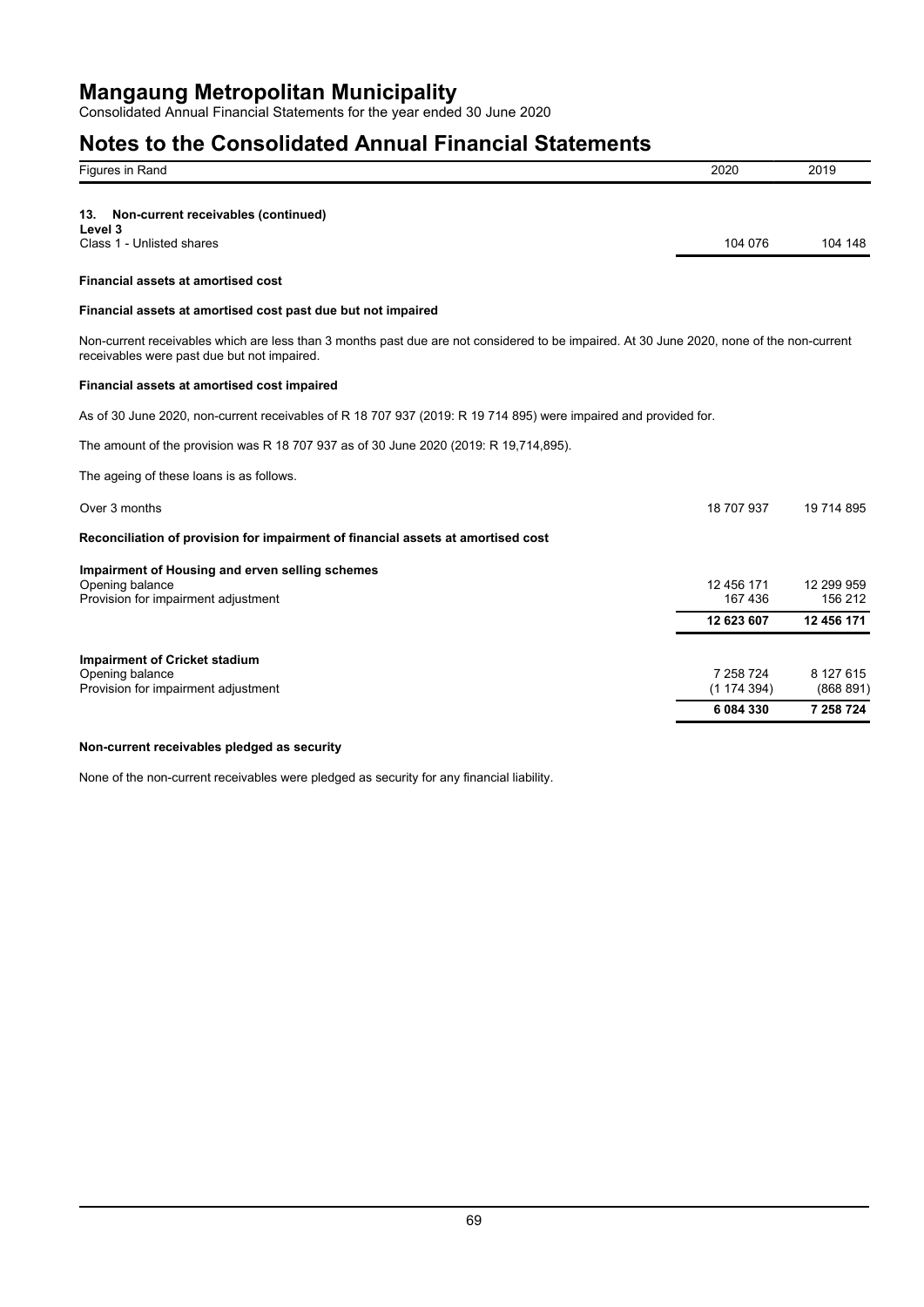| Figures in Rand | 2020 | 2019 |
|---|---|---|

### 13. Non-current receivables (continued)

**Level 3**

| | 2020 | 2019 |
|---|---|---|
| Class 1 - Unlisted shares | 104 076 | 104 148 |

**Financial assets at amortised cost**

**Financial assets at amortised cost past due but not impaired**

Non-current receivables which are less than 3 months past due are not considered to be impaired. At 30 June 2020, none of the non-current receivables were past due but not impaired.

**Financial assets at amortised cost impaired**

As of 30 June 2020, non-current receivables of R 18 707 937 (2019: R 19 714 895) were impaired and provided for.

The amount of the provision was R 18 707 937 as of 30 June 2020 (2019: R 19,714,895).

The ageing of these loans is as follows.

| | 2020 | 2019 |
|---|---|---|
| Over 3 months | 18 707 937 | 19 714 895 |

**Reconciliation of provision for impairment of financial assets at amortised cost**

| | 2020 | 2019 |
|---|---|---|
| **Impairment of Housing and erven selling schemes** | | |
| Opening balance | 12 456 171 | 12 299 959 |
| Provision for impairment adjustment | 167 436 | 156 212 |
| | **12 623 607** | **12 456 171** |
| **Impairment of Cricket stadium** | | |
| Opening balance | 7 258 724 | 8 127 615 |
| Provision for impairment adjustment | (1 174 394) | (868 891) |
| | **6 084 330** | **7 258 724** |

**Non-current receivables pledged as security**

None of the non-current receivables were pledged as security for any financial liability.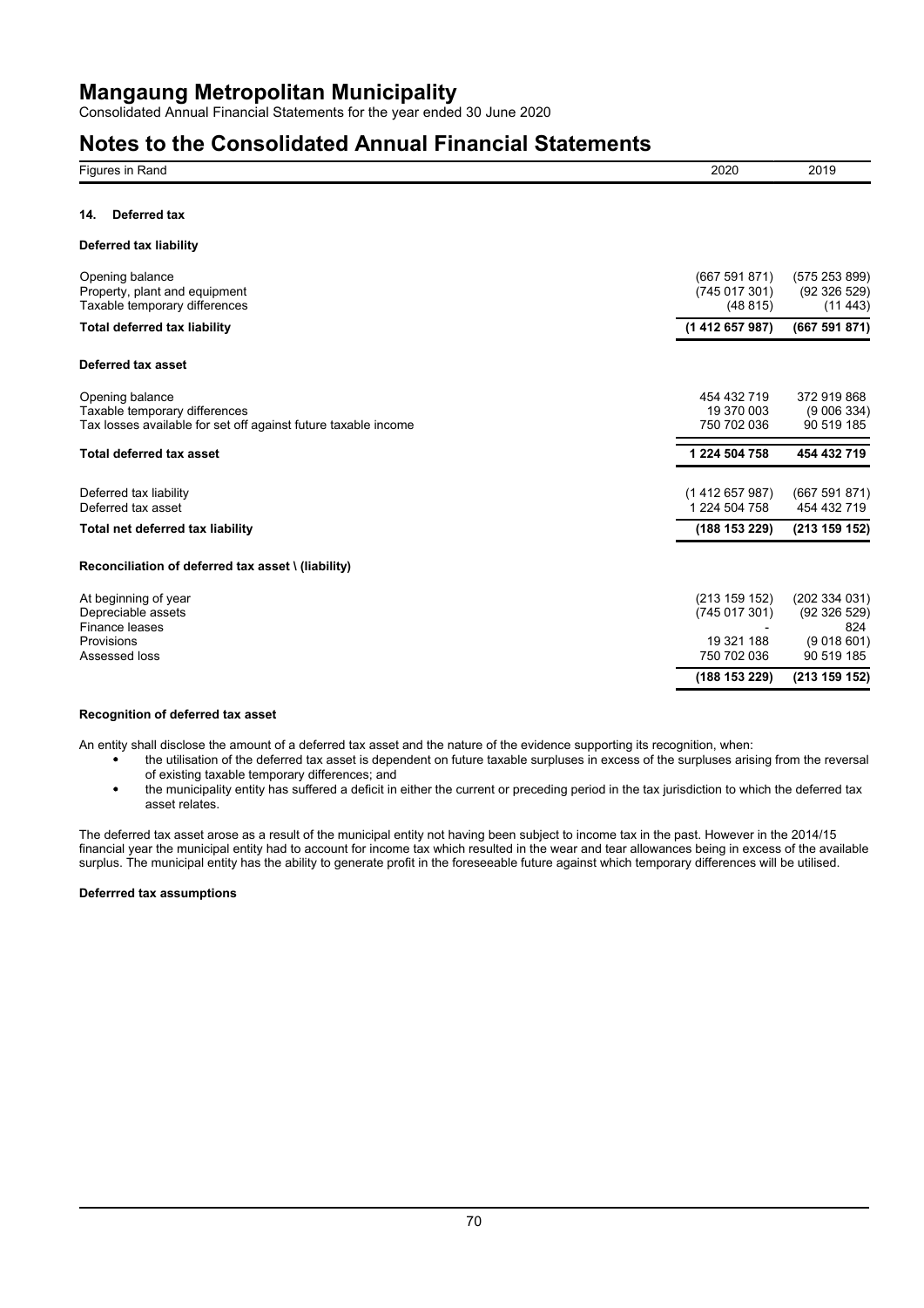# Mangaung Metropolitan Municipality

Consolidated Annual Financial Statements for the year ended 30 June 2020

## Notes to the Consolidated Annual Financial Statements

| Figures in Rand | 2020 | 2019 |
|---|---|---|

### 14. Deferred tax

**Deferred tax liability**

| | 2020 | 2019 |
|---|---|---|
| Opening balance | (667 591 871) | (575 253 899) |
| Property, plant and equipment | (745 017 301) | (92 326 529) |
| Taxable temporary differences | (48 815) | (11 443) |
| **Total deferred tax liability** | **(1 412 657 987)** | **(667 591 871)** |

**Deferred tax asset**

| | 2020 | 2019 |
|---|---|---|
| Opening balance | 454 432 719 | 372 919 868 |
| Taxable temporary differences | 19 370 003 | (9 006 334) |
| Tax losses available for set off against future taxable income | 750 702 036 | 90 519 185 |
| **Total deferred tax asset** | **1 224 504 758** | **454 432 719** |

| | 2020 | 2019 |
|---|---|---|
| Deferred tax liability | (1 412 657 987) | (667 591 871) |
| Deferred tax asset | 1 224 504 758 | 454 432 719 |
| **Total net deferred tax liability** | **(188 153 229)** | **(213 159 152)** |

**Reconciliation of deferred tax asset \ (liability)**

| | 2020 | 2019 |
|---|---|---|
| At beginning of year | (213 159 152) | (202 334 031) |
| Depreciable assets | (745 017 301) | (92 326 529) |
| Finance leases | - | 824 |
| Provisions | 19 321 188 | (9 018 601) |
| Assessed loss | 750 702 036 | 90 519 185 |
| | **(188 153 229)** | **(213 159 152)** |

**Recognition of deferred tax asset**

An entity shall disclose the amount of a deferred tax asset and the nature of the evidence supporting its recognition, when:

- the utilisation of the deferred tax asset is dependent on future taxable surpluses in excess of the surpluses arising from the reversal of existing taxable temporary differences; and
- the municipality entity has suffered a deficit in either the current or preceding period in the tax jurisdiction to which the deferred tax asset relates.

The deferred tax asset arose as a result of the municipal entity not having been subject to income tax in the past. However in the 2014/15 financial year the municipal entity had to account for income tax which resulted in the wear and tear allowances being in excess of the available surplus. The municipal entity has the ability to generate profit in the foreseeable future against which temporary differences will be utilised.

**Deferrred tax assumptions**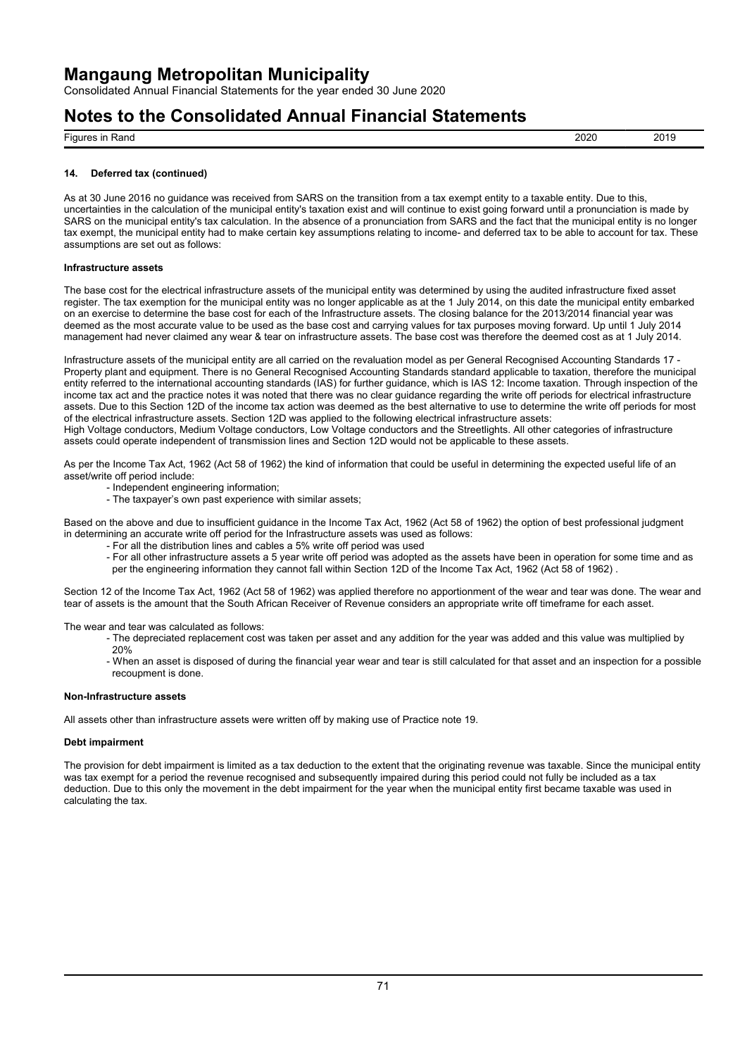## 14. Deferred tax (continued)

As at 30 June 2016 no guidance was received from SARS on the transition from a tax exempt entity to a taxable entity. Due to this, uncertainties in the calculation of the municipal entity's taxation exist and will continue to exist going forward until a pronunciation is made by SARS on the municipal entity's tax calculation. In the absence of a pronunciation from SARS and the fact that the municipal entity is no longer tax exempt, the municipal entity had to make certain key assumptions relating to income- and deferred tax to be able to account for tax. These assumptions are set out as follows:

**Infrastructure assets**

The base cost for the electrical infrastructure assets of the municipal entity was determined by using the audited infrastructure fixed asset register. The tax exemption for the municipal entity was no longer applicable as at the 1 July 2014, on this date the municipal entity embarked on an exercise to determine the base cost for each of the Infrastructure assets. The closing balance for the 2013/2014 financial year was deemed as the most accurate value to be used as the base cost and carrying values for tax purposes moving forward. Up until 1 July 2014 management had never claimed any wear & tear on infrastructure assets. The base cost was therefore the deemed cost as at 1 July 2014.

Infrastructure assets of the municipal entity are all carried on the revaluation model as per General Recognised Accounting Standards 17 - Property plant and equipment. There is no General Recognised Accounting Standards standard applicable to taxation, therefore the municipal entity referred to the international accounting standards (IAS) for further guidance, which is IAS 12: Income taxation. Through inspection of the income tax act and the practice notes it was noted that there was no clear guidance regarding the write off periods for electrical infrastructure assets. Due to this Section 12D of the income tax action was deemed as the best alternative to use to determine the write off periods for most of the electrical infrastructure assets. Section 12D was applied to the following electrical infrastructure assets:
High Voltage conductors, Medium Voltage conductors, Low Voltage conductors and the Streetlights. All other categories of infrastructure assets could operate independent of transmission lines and Section 12D would not be applicable to these assets.

As per the Income Tax Act, 1962 (Act 58 of 1962) the kind of information that could be useful in determining the expected useful life of an asset/write off period include:

- Independent engineering information;
- The taxpayer's own past experience with similar assets;

Based on the above and due to insufficient guidance in the Income Tax Act, 1962 (Act 58 of 1962) the option of best professional judgment in determining an accurate write off period for the Infrastructure assets was used as follows:

- For all the distribution lines and cables a 5% write off period was used
- For all other infrastructure assets a 5 year write off period was adopted as the assets have been in operation for some time and as per the engineering information they cannot fall within Section 12D of the Income Tax Act, 1962 (Act 58 of 1962) .

Section 12 of the Income Tax Act, 1962 (Act 58 of 1962) was applied therefore no apportionment of the wear and tear was done. The wear and tear of assets is the amount that the South African Receiver of Revenue considers an appropriate write off timeframe for each asset.

The wear and tear was calculated as follows:

- The depreciated replacement cost was taken per asset and any addition for the year was added and this value was multiplied by 20%
- When an asset is disposed of during the financial year wear and tear is still calculated for that asset and an inspection for a possible recoupment is done.

**Non-Infrastructure assets**

All assets other than infrastructure assets were written off by making use of Practice note 19.

**Debt impairment**

The provision for debt impairment is limited as a tax deduction to the extent that the originating revenue was taxable. Since the municipal entity was tax exempt for a period the revenue recognised and subsequently impaired during this period could not fully be included as a tax deduction. Due to this only the movement in the debt impairment for the year when the municipal entity first became taxable was used in calculating the tax.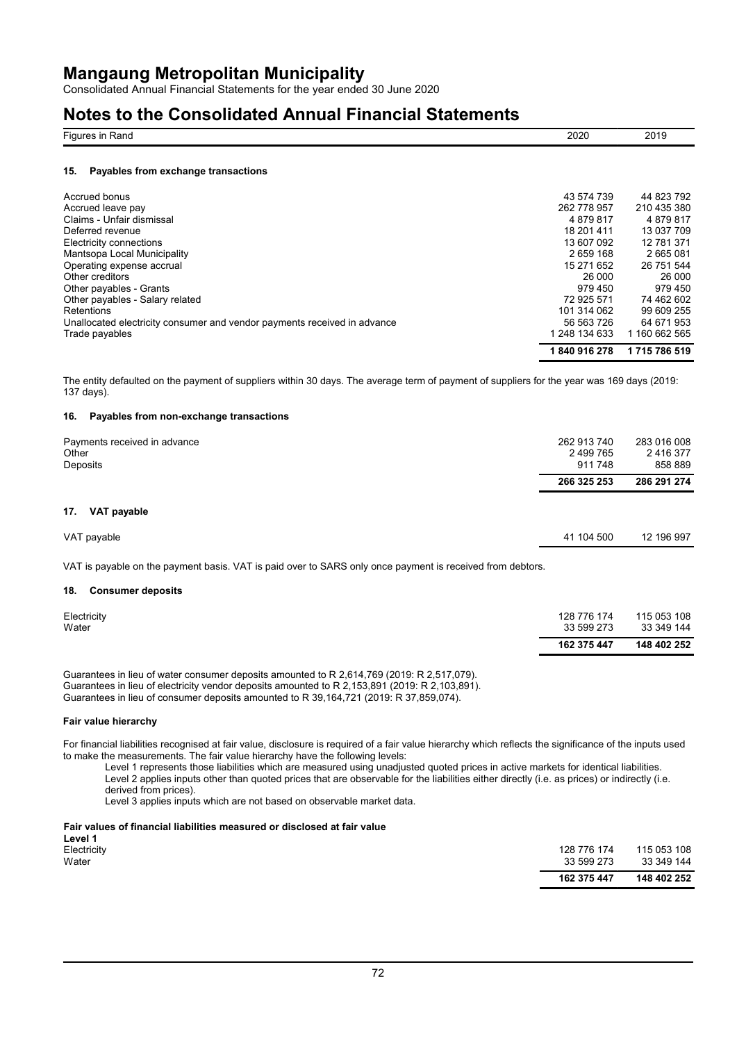# Mangaung Metropolitan Municipality

Consolidated Annual Financial Statements for the year ended 30 June 2020

# Notes to the Consolidated Annual Financial Statements

| Figures in Rand | 2020 | 2019 |
|---|---|---|

### 15. Payables from exchange transactions

| | 2020 | 2019 |
|---|---|---|
| Accrued bonus | 43 574 739 | 44 823 792 |
| Accrued leave pay | 262 778 957 | 210 435 380 |
| Claims - Unfair dismissal | 4 879 817 | 4 879 817 |
| Deferred revenue | 18 201 411 | 13 037 709 |
| Electricity connections | 13 607 092 | 12 781 371 |
| Mantsopa Local Municipality | 2 659 168 | 2 665 081 |
| Operating expense accrual | 15 271 652 | 26 751 544 |
| Other creditors | 26 000 | 26 000 |
| Other payables - Grants | 979 450 | 979 450 |
| Other payables - Salary related | 72 925 571 | 74 462 602 |
| Retentions | 101 314 062 | 99 609 255 |
| Unallocated electricity consumer and vendor payments received in advance | 56 563 726 | 64 671 953 |
| Trade payables | 1 248 134 633 | 1 160 662 565 |
| | **1 840 916 278** | **1 715 786 519** |

The entity defaulted on the payment of suppliers within 30 days. The average term of payment of suppliers for the year was 169 days (2019: 137 days).

### 16. Payables from non-exchange transactions

| | 2020 | 2019 |
|---|---|---|
| Payments received in advance | 262 913 740 | 283 016 008 |
| Other | 2 499 765 | 2 416 377 |
| Deposits | 911 748 | 858 889 |
| | **266 325 253** | **286 291 274** |

### 17. VAT payable

| | 2020 | 2019 |
|---|---|---|
| VAT payable | 41 104 500 | 12 196 997 |

VAT is payable on the payment basis. VAT is paid over to SARS only once payment is received from debtors.

### 18. Consumer deposits

| | 2020 | 2019 |
|---|---|---|
| Electricity | 128 776 174 | 115 053 108 |
| Water | 33 599 273 | 33 349 144 |
| | **162 375 447** | **148 402 252** |

Guarantees in lieu of water consumer deposits amounted to R 2,614,769 (2019: R 2,517,079).
Guarantees in lieu of electricity vendor deposits amounted to R 2,153,891 (2019: R 2,103,891).
Guarantees in lieu of consumer deposits amounted to R 39,164,721 (2019: R 37,859,074).

#### Fair value hierarchy

For financial liabilities recognised at fair value, disclosure is required of a fair value hierarchy which reflects the significance of the inputs used to make the measurements. The fair value hierarchy have the following levels:

Level 1 represents those liabilities which are measured using unadjusted quoted prices in active markets for identical liabilities.
Level 2 applies inputs other than quoted prices that are observable for the liabilities either directly (i.e. as prices) or indirectly (i.e. derived from prices).
Level 3 applies inputs which are not based on observable market data.

#### Fair values of financial liabilities measured or disclosed at fair value

**Level 1**

| | 2020 | 2019 |
|---|---|---|
| Electricity | 128 776 174 | 115 053 108 |
| Water | 33 599 273 | 33 349 144 |
| | **162 375 447** | **148 402 252** |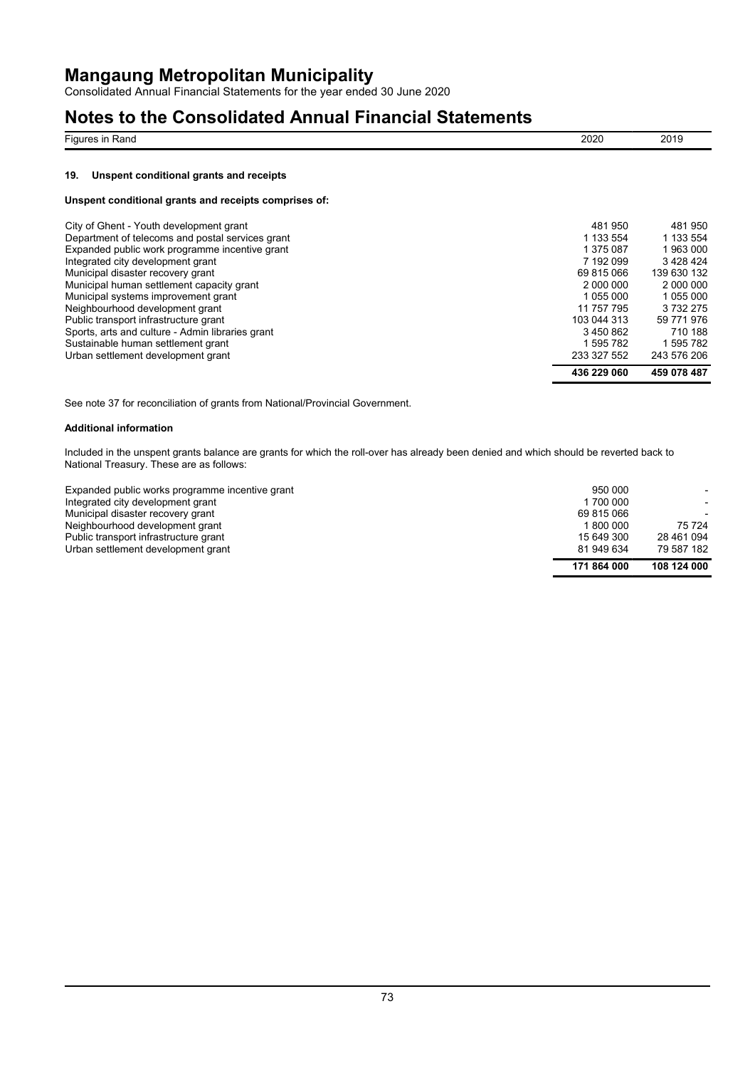# Mangaung Metropolitan Municipality

Consolidated Annual Financial Statements for the year ended 30 June 2020

# Notes to the Consolidated Annual Financial Statements

| Figures in Rand | 2020 | 2019 |
|---|---|---|

### 19. Unspent conditional grants and receipts

**Unspent conditional grants and receipts comprises of:**

| | 2020 | 2019 |
|---|---|---|
| City of Ghent - Youth development grant | 481 950 | 481 950 |
| Department of telecoms and postal services grant | 1 133 554 | 1 133 554 |
| Expanded public work programme incentive grant | 1 375 087 | 1 963 000 |
| Integrated city development grant | 7 192 099 | 3 428 424 |
| Municipal disaster recovery grant | 69 815 066 | 139 630 132 |
| Municipal human settlement capacity grant | 2 000 000 | 2 000 000 |
| Municipal systems improvement grant | 1 055 000 | 1 055 000 |
| Neighbourhood development grant | 11 757 795 | 3 732 275 |
| Public transport infrastructure grant | 103 044 313 | 59 771 976 |
| Sports, arts and culture - Admin libraries grant | 3 450 862 | 710 188 |
| Sustainable human settlement grant | 1 595 782 | 1 595 782 |
| Urban settlement development grant | 233 327 552 | 243 576 206 |
| | **436 229 060** | **459 078 487** |

See note 37 for reconciliation of grants from National/Provincial Government.

**Additional information**

Included in the unspent grants balance are grants for which the roll-over has already been denied and which should be reverted back to National Treasury. These are as follows:

| | 2020 | 2019 |
|---|---|---|
| Expanded public works programme incentive grant | 950 000 | - |
| Integrated city development grant | 1 700 000 | - |
| Municipal disaster recovery grant | 69 815 066 | - |
| Neighbourhood development grant | 1 800 000 | 75 724 |
| Public transport infrastructure grant | 15 649 300 | 28 461 094 |
| Urban settlement development grant | 81 949 634 | 79 587 182 |
| | **171 864 000** | **108 124 000** |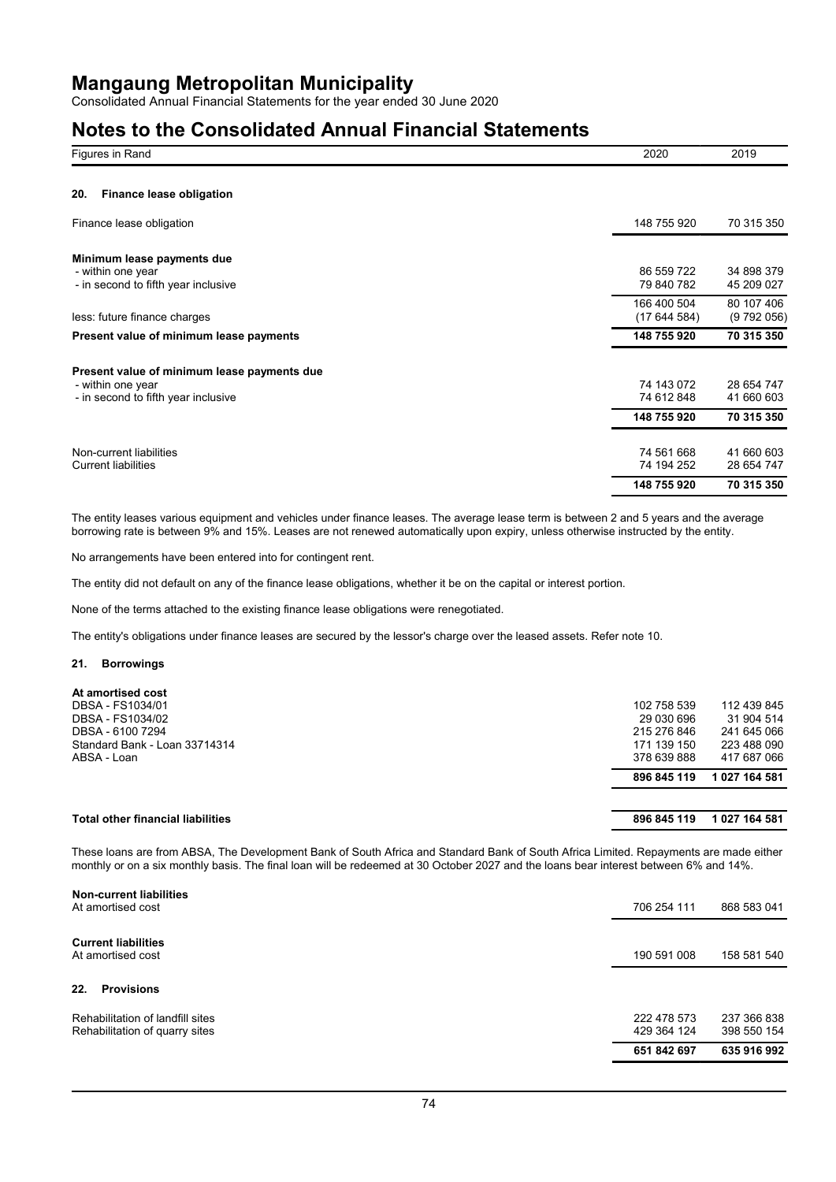# Mangaung Metropolitan Municipality

Consolidated Annual Financial Statements for the year ended 30 June 2020

## Notes to the Consolidated Annual Financial Statements

| Figures in Rand | 2020 | 2019 |
|---|---|---|

### 20. Finance lease obligation

| | 2020 | 2019 |
|---|---|---|
| Finance lease obligation | 148 755 920 | 70 315 350 |
| **Minimum lease payments due** | | |
| - within one year | 86 559 722 | 34 898 379 |
| - in second to fifth year inclusive | 79 840 782 | 45 209 027 |
| | 166 400 504 | 80 107 406 |
| less: future finance charges | (17 644 584) | (9 792 056) |
| **Present value of minimum lease payments** | **148 755 920** | **70 315 350** |
| **Present value of minimum lease payments due** | | |
| - within one year | 74 143 072 | 28 654 747 |
| - in second to fifth year inclusive | 74 612 848 | 41 660 603 |
| | **148 755 920** | **70 315 350** |
| Non-current liabilities | 74 561 668 | 41 660 603 |
| Current liabilities | 74 194 252 | 28 654 747 |
| | **148 755 920** | **70 315 350** |

The entity leases various equipment and vehicles under finance leases. The average lease term is between 2 and 5 years and the average borrowing rate is between 9% and 15%. Leases are not renewed automatically upon expiry, unless otherwise instructed by the entity.

No arrangements have been entered into for contingent rent.

The entity did not default on any of the finance lease obligations, whether it be on the capital or interest portion.

None of the terms attached to the existing finance lease obligations were renegotiated.

The entity's obligations under finance leases are secured by the lessor's charge over the leased assets. Refer note 10.

### 21. Borrowings

| | 2020 | 2019 |
|---|---|---|
| **At amortised cost** | | |
| DBSA - FS1034/01 | 102 758 539 | 112 439 845 |
| DBSA - FS1034/02 | 29 030 696 | 31 904 514 |
| DBSA - 6100 7294 | 215 276 846 | 241 645 066 |
| Standard Bank - Loan 33714314 | 171 139 150 | 223 488 090 |
| ABSA - Loan | 378 639 888 | 417 687 066 |
| | **896 845 119** | **1 027 164 581** |
| **Total other financial liabilities** | **896 845 119** | **1 027 164 581** |

These loans are from ABSA, The Development Bank of South Africa and Standard Bank of South Africa Limited. Repayments are made either monthly or on a six monthly basis. The final loan will be redeemed at 30 October 2027 and the loans bear interest between 6% and 14%.

| | 2020 | 2019 |
|---|---|---|
| **Non-current liabilities** | | |
| At amortised cost | 706 254 111 | 868 583 041 |
| **Current liabilities** | | |
| At amortised cost | 190 591 008 | 158 581 540 |

### 22. Provisions

| | 2020 | 2019 |
|---|---|---|
| Rehabilitation of landfill sites | 222 478 573 | 237 366 838 |
| Rehabilitation of quarry sites | 429 364 124 | 398 550 154 |
| | **651 842 697** | **635 916 992** |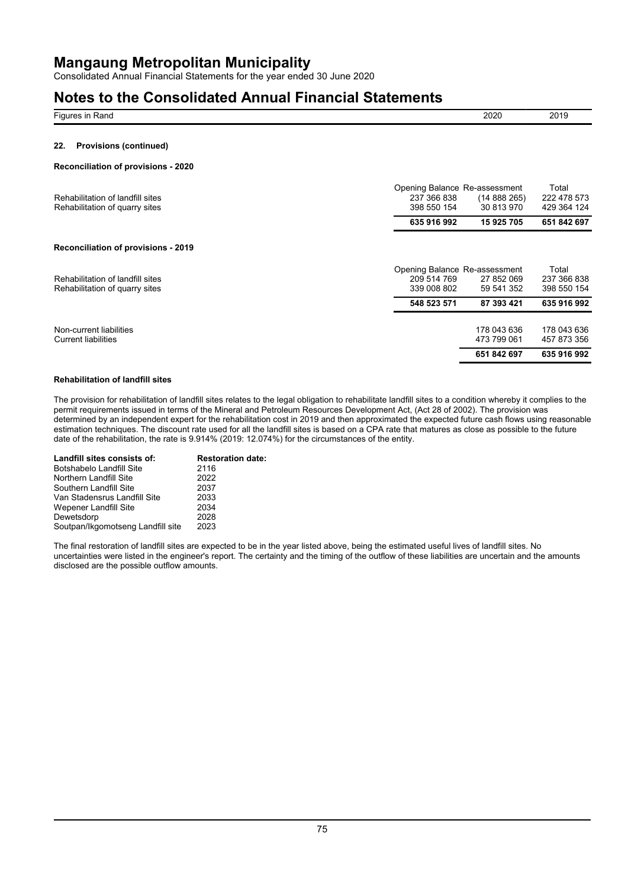# Mangaung Metropolitan Municipality

Consolidated Annual Financial Statements for the year ended 30 June 2020

# Notes to the Consolidated Annual Financial Statements

| Figures in Rand | 2020 | 2019 |
| --- | --- | --- |

### 22. Provisions (continued)

**Reconciliation of provisions - 2020**

| | Opening Balance | Re-assessment | Total |
| --- | --- | --- | --- |
| Rehabilitation of landfill sites | 237 366 838 | (14 888 265) | 222 478 573 |
| Rehabilitation of quarry sites | 398 550 154 | 30 813 970 | 429 364 124 |
| | **635 916 992** | **15 925 705** | **651 842 697** |

**Reconciliation of provisions - 2019**

| | Opening Balance | Re-assessment | Total |
| --- | --- | --- | --- |
| Rehabilitation of landfill sites | 209 514 769 | 27 852 069 | 237 366 838 |
| Rehabilitation of quarry sites | 339 008 802 | 59 541 352 | 398 550 154 |
| | **548 523 571** | **87 393 421** | **635 916 992** |

| | 2020 | 2019 |
| --- | --- | --- |
| Non-current liabilities | 178 043 636 | 178 043 636 |
| Current liabilities | 473 799 061 | 457 873 356 |
| | **651 842 697** | **635 916 992** |

**Rehabilitation of landfill sites**

The provision for rehabilitation of landfill sites relates to the legal obligation to rehabilitate landfill sites to a condition whereby it complies to the permit requirements issued in terms of the Mineral and Petroleum Resources Development Act, (Act 28 of 2002). The provision was determined by an independent expert for the rehabilitation cost in 2019 and then approximated the expected future cash flows using reasonable estimation techniques. The discount rate used for all the landfill sites is based on a CPA rate that matures as close as possible to the future date of the rehabilitation, the rate is 9.914% (2019: 12.074%) for the circumstances of the entity.

| **Landfill sites consists of:** | **Restoration date:** |
| --- | --- |
| Botshabelo Landfill Site | 2116 |
| Northern Landfill Site | 2022 |
| Southern Landfill Site | 2037 |
| Van Stadensrus Landfill Site | 2033 |
| Wepener Landfill Site | 2034 |
| Dewetsdorp | 2028 |
| Soutpan/Ikgomotseng Landfill site | 2023 |

The final restoration of landfill sites are expected to be in the year listed above, being the estimated useful lives of landfill sites. No uncertainties were listed in the engineer's report. The certainty and the timing of the outflow of these liabilities are uncertain and the amounts disclosed are the possible outflow amounts.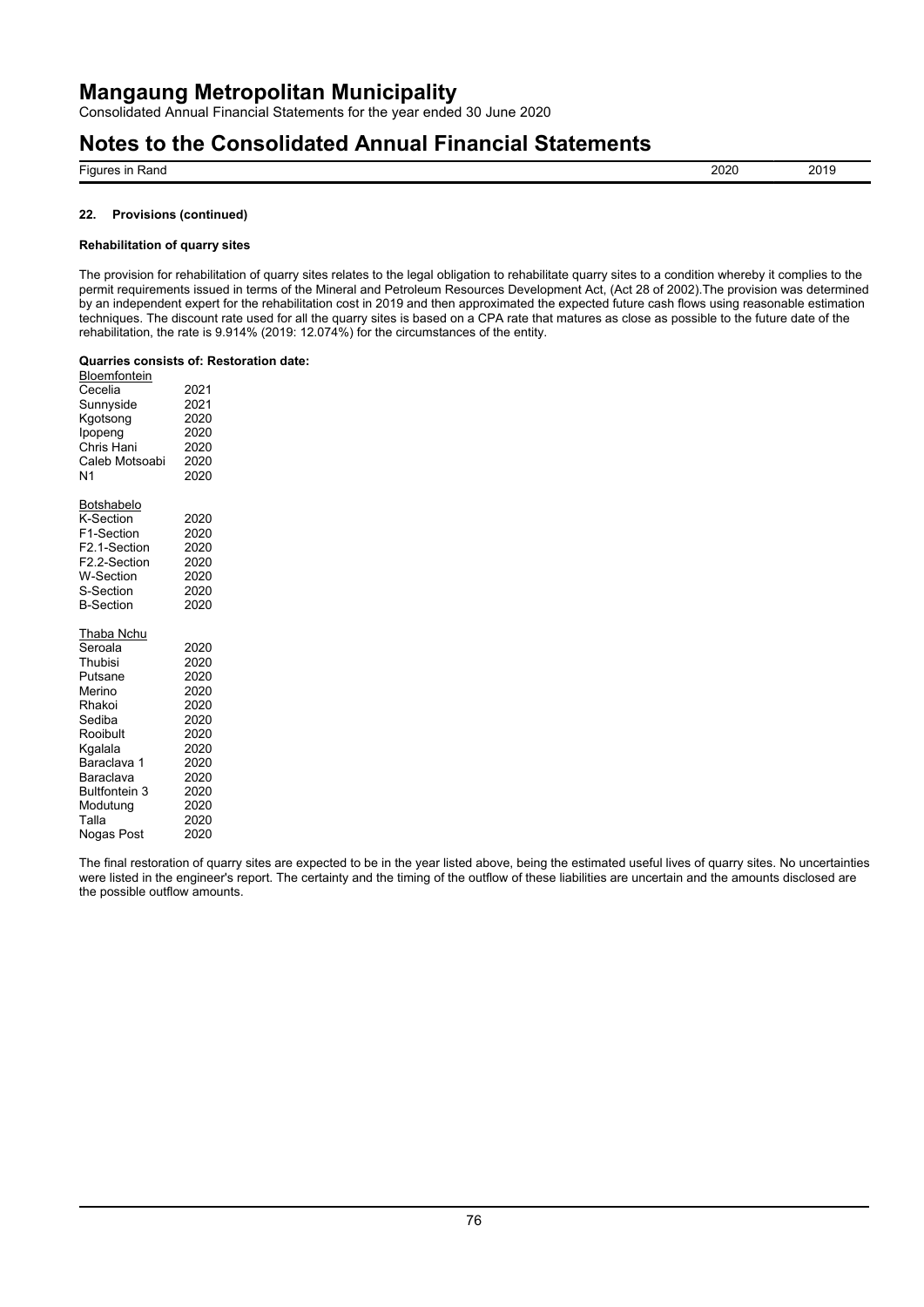# Mangaung Metropolitan Municipality

Consolidated Annual Financial Statements for the year ended 30 June 2020

# Notes to the Consolidated Annual Financial Statements

Figures in Rand | 2020 | 2019

### 22. Provisions (continued)

**Rehabilitation of quarry sites**

The provision for rehabilitation of quarry sites relates to the legal obligation to rehabilitate quarry sites to a condition whereby it complies to the permit requirements issued in terms of the Mineral and Petroleum Resources Development Act, (Act 28 of 2002).The provision was determined by an independent expert for the rehabilitation cost in 2019 and then approximated the expected future cash flows using reasonable estimation techniques. The discount rate used for all the quarry sites is based on a CPA rate that matures as close as possible to the future date of the rehabilitation, the rate is 9.914% (2019: 12.074%) for the circumstances of the entity.

**Quarries consists of: Restoration date:**

| Quarry | Restoration date |
| --- | --- |
| Bloemfontein | |
| Cecelia | 2021 |
| Sunnyside | 2021 |
| Kgotsong | 2020 |
| Ipopeng | 2020 |
| Chris Hani | 2020 |
| Caleb Motsoabi | 2020 |
| N1 | 2020 |
| Botshabelo | |
| K-Section | 2020 |
| F1-Section | 2020 |
| F2.1-Section | 2020 |
| F2.2-Section | 2020 |
| W-Section | 2020 |
| S-Section | 2020 |
| B-Section | 2020 |
| Thaba Nchu | |
| Seroala | 2020 |
| Thubisi | 2020 |
| Putsane | 2020 |
| Merino | 2020 |
| Rhakoi | 2020 |
| Sediba | 2020 |
| Rooibult | 2020 |
| Kgalala | 2020 |
| Baraclava 1 | 2020 |
| Baraclava | 2020 |
| Bultfontein 3 | 2020 |
| Modutung | 2020 |
| Talla | 2020 |
| Nogas Post | 2020 |

The final restoration of quarry sites are expected to be in the year listed above, being the estimated useful lives of quarry sites. No uncertainties were listed in the engineer's report. The certainty and the timing of the outflow of these liabilities are uncertain and the amounts disclosed are the possible outflow amounts.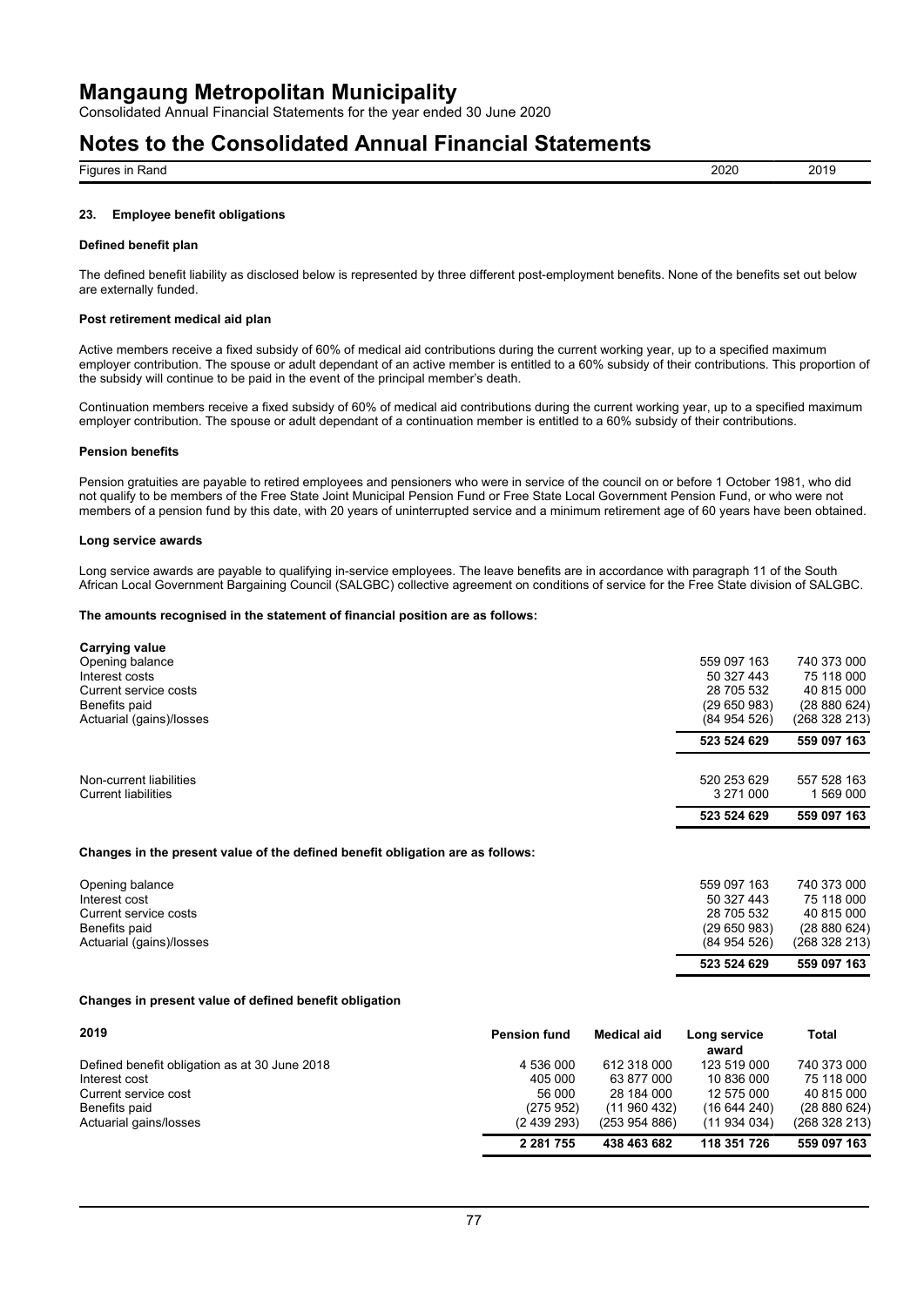## Notes to the Consolidated Annual Financial Statements

| Figures in Rand | 2020 | 2019 |
|---|---|---|

### 23. Employee benefit obligations

#### Defined benefit plan

The defined benefit liability as disclosed below is represented by three different post-employment benefits. None of the benefits set out below are externally funded.

#### Post retirement medical aid plan

Active members receive a fixed subsidy of 60% of medical aid contributions during the current working year, up to a specified maximum employer contribution. The spouse or adult dependant of an active member is entitled to a 60% subsidy of their contributions. This proportion of the subsidy will continue to be paid in the event of the principal member's death.

Continuation members receive a fixed subsidy of 60% of medical aid contributions during the current working year, up to a specified maximum employer contribution. The spouse or adult dependant of a continuation member is entitled to a 60% subsidy of their contributions.

#### Pension benefits

Pension gratuities are payable to retired employees and pensioners who were in service of the council on or before 1 October 1981, who did not qualify to be members of the Free State Joint Municipal Pension Fund or Free State Local Government Pension Fund, or who were not members of a pension fund by this date, with 20 years of uninterrupted service and a minimum retirement age of 60 years have been obtained.

#### Long service awards

Long service awards are payable to qualifying in-service employees. The leave benefits are in accordance with paragraph 11 of the South African Local Government Bargaining Council (SALGBC) collective agreement on conditions of service for the Free State division of SALGBC.

#### The amounts recognised in the statement of financial position are as follows:

| | 2020 | 2019 |
|---|---|---|
| **Carrying value** | | |
| Opening balance | 559 097 163 | 740 373 000 |
| Interest costs | 50 327 443 | 75 118 000 |
| Current service costs | 28 705 532 | 40 815 000 |
| Benefits paid | (29 650 983) | (28 880 624) |
| Actuarial (gains)/losses | (84 954 526) | (268 328 213) |
| | **523 524 629** | **559 097 163** |
| | | |
| Non-current liabilities | 520 253 629 | 557 528 163 |
| Current liabilities | 3 271 000 | 1 569 000 |
| | **523 524 629** | **559 097 163** |

#### Changes in the present value of the defined benefit obligation are as follows:

| | 2020 | 2019 |
|---|---|---|
| Opening balance | 559 097 163 | 740 373 000 |
| Interest cost | 50 327 443 | 75 118 000 |
| Current service costs | 28 705 532 | 40 815 000 |
| Benefits paid | (29 650 983) | (28 880 624) |
| Actuarial (gains)/losses | (84 954 526) | (268 328 213) |
| | **523 524 629** | **559 097 163** |

#### Changes in present value of defined benefit obligation

| 2019 | Pension fund | Medical aid | Long service award | Total |
|---|---|---|---|---|
| Defined benefit obligation as at 30 June 2018 | 4 536 000 | 612 318 000 | 123 519 000 | 740 373 000 |
| Interest cost | 405 000 | 63 877 000 | 10 836 000 | 75 118 000 |
| Current service cost | 56 000 | 28 184 000 | 12 575 000 | 40 815 000 |
| Benefits paid | (275 952) | (11 960 432) | (16 644 240) | (28 880 624) |
| Actuarial gains/losses | (2 439 293) | (253 954 886) | (11 934 034) | (268 328 213) |
| | **2 281 755** | **438 463 682** | **118 351 726** | **559 097 163** |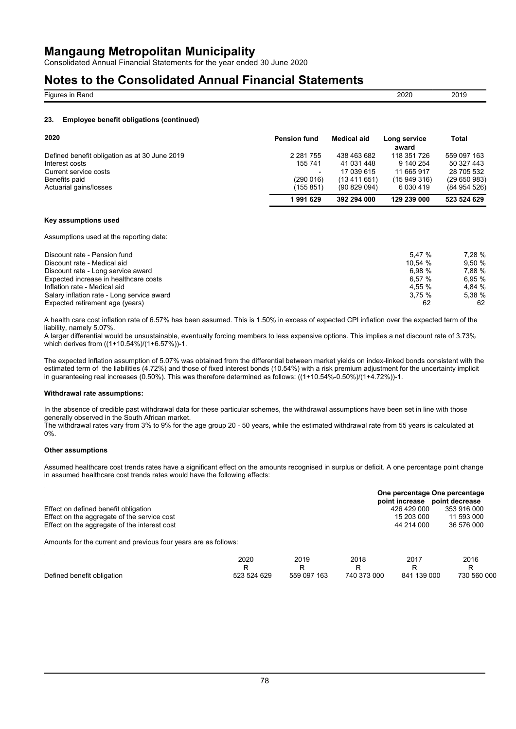## 23. Employee benefit obligations (continued)

| 2020 | Pension fund | Medical aid | Long service award | Total |
| --- | --- | --- | --- | --- |
| Defined benefit obligation as at 30 June 2019 | 2 281 755 | 438 463 682 | 118 351 726 | 559 097 163 |
| Interest costs | 155 741 | 41 031 448 | 9 140 254 | 50 327 443 |
| Current service costs | - | 17 039 615 | 11 665 917 | 28 705 532 |
| Benefits paid | (290 016) | (13 411 651) | (15 949 316) | (29 650 983) |
| Actuarial gains/losses | (155 851) | (90 829 094) | 6 030 419 | (84 954 526) |
| | **1 991 629** | **392 294 000** | **129 239 000** | **523 524 629** |

### Key assumptions used

Assumptions used at the reporting date:

| Figures in Rand | 2020 | 2019 |
| --- | --- | --- |
| Discount rate - Pension fund | 5,47 % | 7,28 % |
| Discount rate - Medical aid | 10,54 % | 9,50 % |
| Discount rate - Long service award | 6,98 % | 7,88 % |
| Expected increase in healthcare costs | 6,57 % | 6,95 % |
| Inflation rate - Medical aid | 4,55 % | 4,84 % |
| Salary inflation rate - Long service award | 3,75 % | 5,38 % |
| Expected retirement age (years) | 62 | 62 |

A health care cost inflation rate of 6.57% has been assumed. This is 1.50% in excess of expected CPI inflation over the expected term of the liability, namely 5.07%.
A larger differential would be unsustainable, eventually forcing members to less expensive options. This implies a net discount rate of 3.73% which derives from ((1+10.54%)/(1+6.57%))-1.

The expected inflation assumption of 5.07% was obtained from the differential between market yields on index-linked bonds consistent with the estimated term of the liabilities (4.72%) and those of fixed interest bonds (10.54%) with a risk premium adjustment for the uncertainty implicit in guaranteeing real increases (0.50%). This was therefore determined as follows: ((1+10.54%-0.50%)/(1+4.72%))-1.

#### Withdrawal rate assumptions:

In the absence of credible past withdrawal data for these particular schemes, the withdrawal assumptions have been set in line with those generally observed in the South African market.
The withdrawal rates vary from 3% to 9% for the age group 20 - 50 years, while the estimated withdrawal rate from 55 years is calculated at 0%.

#### Other assumptions

Assumed healthcare cost trends rates have a significant effect on the amounts recognised in surplus or deficit. A one percentage point change in assumed healthcare cost trends rates would have the following effects:

| | One percentage point increase | One percentage point decrease |
| --- | --- | --- |
| Effect on defined benefit obligation | 426 429 000 | 353 916 000 |
| Effect on the aggregate of the service cost | 15 203 000 | 11 593 000 |
| Effect on the aggregate of the interest cost | 44 214 000 | 36 576 000 |

Amounts for the current and previous four years are as follows:

| | 2020 | 2019 | 2018 | 2017 | 2016 |
| --- | --- | --- | --- | --- | --- |
| | R | R | R | R | R |
| Defined benefit obligation | 523 524 629 | 559 097 163 | 740 373 000 | 841 139 000 | 730 560 000 |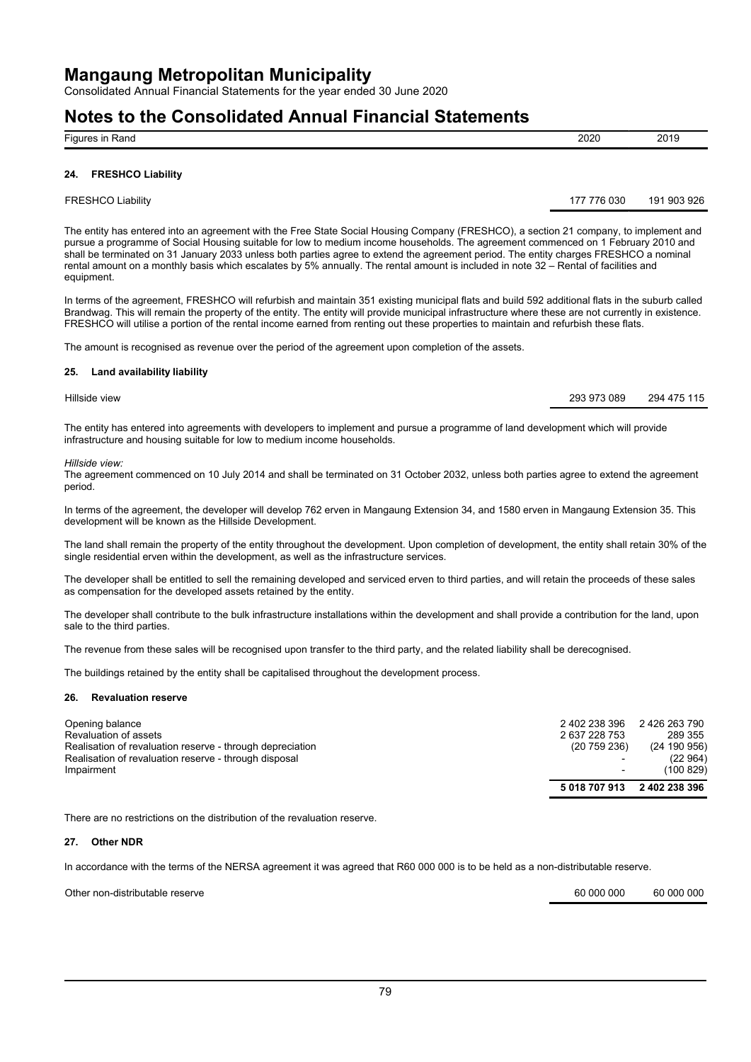# Mangaung Metropolitan Municipality

Consolidated Annual Financial Statements for the year ended 30 June 2020

# Notes to the Consolidated Annual Financial Statements

| Figures in Rand | 2020 | 2019 |
|---|---|---|

## 24. FRESHCO Liability

| | 2020 | 2019 |
|---|---|---|
| FRESHCO Liability | 177 776 030 | 191 903 926 |

The entity has entered into an agreement with the Free State Social Housing Company (FRESHCO), a section 21 company, to implement and pursue a programme of Social Housing suitable for low to medium income households. The agreement commenced on 1 February 2010 and shall be terminated on 31 January 2033 unless both parties agree to extend the agreement period. The entity charges FRESHCO a nominal rental amount on a monthly basis which escalates by 5% annually. The rental amount is included in note 32 – Rental of facilities and equipment.

In terms of the agreement, FRESHCO will refurbish and maintain 351 existing municipal flats and build 592 additional flats in the suburb called Brandwag. This will remain the property of the entity. The entity will provide municipal infrastructure where these are not currently in existence. FRESHCO will utilise a portion of the rental income earned from renting out these properties to maintain and refurbish these flats.

The amount is recognised as revenue over the period of the agreement upon completion of the assets.

## 25. Land availability liability

| | 2020 | 2019 |
|---|---|---|
| Hillside view | 293 973 089 | 294 475 115 |

The entity has entered into agreements with developers to implement and pursue a programme of land development which will provide infrastructure and housing suitable for low to medium income households.

*Hillside view:*

The agreement commenced on 10 July 2014 and shall be terminated on 31 October 2032, unless both parties agree to extend the agreement period.

In terms of the agreement, the developer will develop 762 erven in Mangaung Extension 34, and 1580 erven in Mangaung Extension 35. This development will be known as the Hillside Development.

The land shall remain the property of the entity throughout the development. Upon completion of development, the entity shall retain 30% of the single residential erven within the development, as well as the infrastructure services.

The developer shall be entitled to sell the remaining developed and serviced erven to third parties, and will retain the proceeds of these sales as compensation for the developed assets retained by the entity.

The developer shall contribute to the bulk infrastructure installations within the development and shall provide a contribution for the land, upon sale to the third parties.

The revenue from these sales will be recognised upon transfer to the third party, and the related liability shall be derecognised.

The buildings retained by the entity shall be capitalised throughout the development process.

## 26. Revaluation reserve

| | 2020 | 2019 |
|---|---|---|
| Opening balance | 2 402 238 396 | 2 426 263 790 |
| Revaluation of assets | 2 637 228 753 | 289 355 |
| Realisation of revaluation reserve - through depreciation | (20 759 236) | (24 190 956) |
| Realisation of revaluation reserve - through disposal | - | (22 964) |
| Impairment | - | (100 829) |
| | **5 018 707 913** | **2 402 238 396** |

There are no restrictions on the distribution of the revaluation reserve.

## 27. Other NDR

In accordance with the terms of the NERSA agreement it was agreed that R60 000 000 is to be held as a non-distributable reserve.

| | 2020 | 2019 |
|---|---|---|
| Other non-distributable reserve | 60 000 000 | 60 000 000 |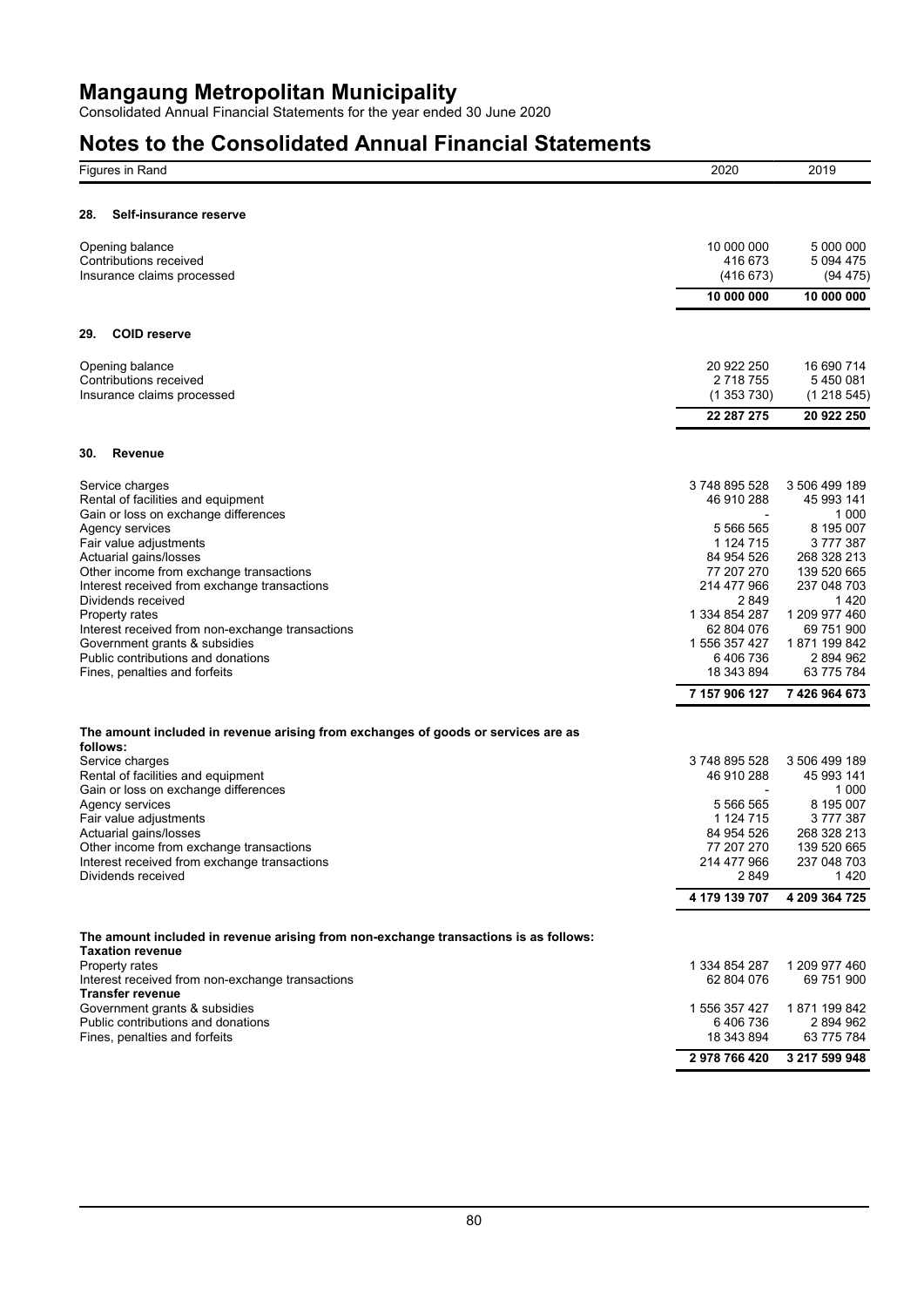# Mangaung Metropolitan Municipality

Consolidated Annual Financial Statements for the year ended 30 June 2020

## Notes to the Consolidated Annual Financial Statements

| Figures in Rand | 2020 | 2019 |
|---|---|---|

### 28. Self-insurance reserve

| | 2020 | 2019 |
|---|---|---|
| Opening balance | 10 000 000 | 5 000 000 |
| Contributions received | 416 673 | 5 094 475 |
| Insurance claims processed | (416 673) | (94 475) |
| | **10 000 000** | **10 000 000** |

### 29. COID reserve

| | 2020 | 2019 |
|---|---|---|
| Opening balance | 20 922 250 | 16 690 714 |
| Contributions received | 2 718 755 | 5 450 081 |
| Insurance claims processed | (1 353 730) | (1 218 545) |
| | **22 287 275** | **20 922 250** |

### 30. Revenue

| | 2020 | 2019 |
|---|---|---|
| Service charges | 3 748 895 528 | 3 506 499 189 |
| Rental of facilities and equipment | 46 910 288 | 45 993 141 |
| Gain or loss on exchange differences | - | 1 000 |
| Agency services | 5 566 565 | 8 195 007 |
| Fair value adjustments | 1 124 715 | 3 777 387 |
| Actuarial gains/losses | 84 954 526 | 268 328 213 |
| Other income from exchange transactions | 77 207 270 | 139 520 665 |
| Interest received from exchange transactions | 214 477 966 | 237 048 703 |
| Dividends received | 2 849 | 1 420 |
| Property rates | 1 334 854 287 | 1 209 977 460 |
| Interest received from non-exchange transactions | 62 804 076 | 69 751 900 |
| Government grants & subsidies | 1 556 357 427 | 1 871 199 842 |
| Public contributions and donations | 6 406 736 | 2 894 962 |
| Fines, penalties and forfeits | 18 343 894 | 63 775 784 |
| | **7 157 906 127** | **7 426 964 673** |

**The amount included in revenue arising from exchanges of goods or services are as follows:**

| | 2020 | 2019 |
|---|---|---|
| Service charges | 3 748 895 528 | 3 506 499 189 |
| Rental of facilities and equipment | 46 910 288 | 45 993 141 |
| Gain or loss on exchange differences | - | 1 000 |
| Agency services | 5 566 565 | 8 195 007 |
| Fair value adjustments | 1 124 715 | 3 777 387 |
| Actuarial gains/losses | 84 954 526 | 268 328 213 |
| Other income from exchange transactions | 77 207 270 | 139 520 665 |
| Interest received from exchange transactions | 214 477 966 | 237 048 703 |
| Dividends received | 2 849 | 1 420 |
| | **4 179 139 707** | **4 209 364 725** |

**The amount included in revenue arising from non-exchange transactions is as follows:**

| | 2020 | 2019 |
|---|---|---|
| **Taxation revenue** | | |
| Property rates | 1 334 854 287 | 1 209 977 460 |
| Interest received from non-exchange transactions | 62 804 076 | 69 751 900 |
| **Transfer revenue** | | |
| Government grants & subsidies | 1 556 357 427 | 1 871 199 842 |
| Public contributions and donations | 6 406 736 | 2 894 962 |
| Fines, penalties and forfeits | 18 343 894 | 63 775 784 |
| | **2 978 766 420** | **3 217 599 948** |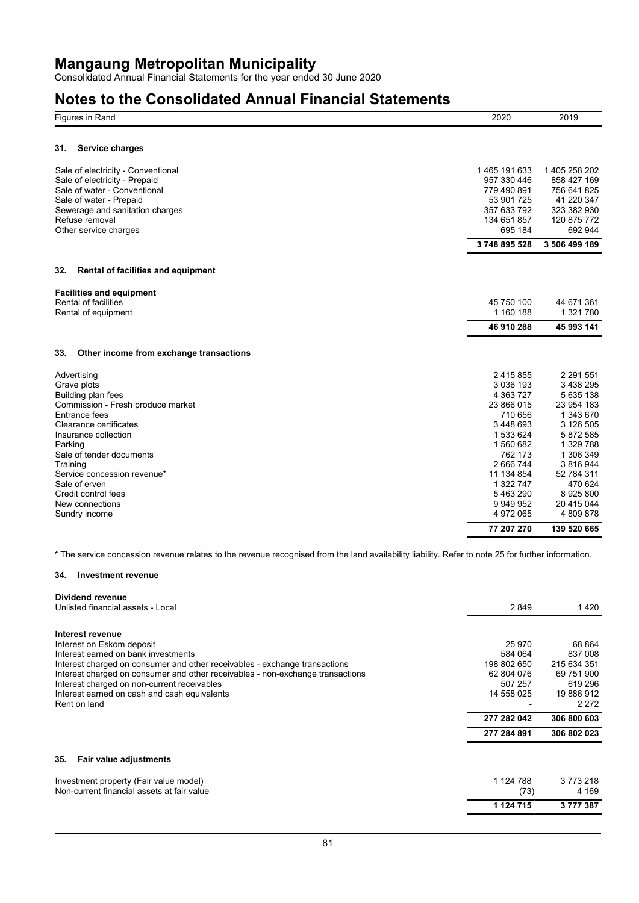# Mangaung Metropolitan Municipality

Consolidated Annual Financial Statements for the year ended 30 June 2020

# Notes to the Consolidated Annual Financial Statements

| Figures in Rand | 2020 | 2019 |
|---|---|---|

## 31. Service charges

| | 2020 | 2019 |
|---|---|---|
| Sale of electricity - Conventional | 1 465 191 633 | 1 405 258 202 |
| Sale of electricity - Prepaid | 957 330 446 | 858 427 169 |
| Sale of water - Conventional | 779 490 891 | 756 641 825 |
| Sale of water - Prepaid | 53 901 725 | 41 220 347 |
| Sewerage and sanitation charges | 357 633 792 | 323 382 930 |
| Refuse removal | 134 651 857 | 120 875 772 |
| Other service charges | 695 184 | 692 944 |
| | **3 748 895 528** | **3 506 499 189** |

## 32. Rental of facilities and equipment

| | 2020 | 2019 |
|---|---|---|
| **Facilities and equipment** | | |
| Rental of facilities | 45 750 100 | 44 671 361 |
| Rental of equipment | 1 160 188 | 1 321 780 |
| | **46 910 288** | **45 993 141** |

## 33. Other income from exchange transactions

| | 2020 | 2019 |
|---|---|---|
| Advertising | 2 415 855 | 2 291 551 |
| Grave plots | 3 036 193 | 3 438 295 |
| Building plan fees | 4 363 727 | 5 635 138 |
| Commission - Fresh produce market | 23 866 015 | 23 954 183 |
| Entrance fees | 710 656 | 1 343 670 |
| Clearance certificates | 3 448 693 | 3 126 505 |
| Insurance collection | 1 533 624 | 5 872 585 |
| Parking | 1 560 682 | 1 329 788 |
| Sale of tender documents | 762 173 | 1 306 349 |
| Training | 2 666 744 | 3 816 944 |
| Service concession revenue* | 11 134 854 | 52 784 311 |
| Sale of erven | 1 322 747 | 470 624 |
| Credit control fees | 5 463 290 | 8 925 800 |
| New connections | 9 949 952 | 20 415 044 |
| Sundry income | 4 972 065 | 4 809 878 |
| | **77 207 270** | **139 520 665** |

* The service concession revenue relates to the revenue recognised from the land availability liability. Refer to note 25 for further information.

## 34. Investment revenue

| | 2020 | 2019 |
|---|---|---|
| **Dividend revenue** | | |
| Unlisted financial assets - Local | 2 849 | 1 420 |
| | | |
| **Interest revenue** | | |
| Interest on Eskom deposit | 25 970 | 68 864 |
| Interest earned on bank investments | 584 064 | 837 008 |
| Interest charged on consumer and other receivables - exchange transactions | 198 802 650 | 215 634 351 |
| Interest charged on consumer and other receivables - non-exchange transactions | 62 804 076 | 69 751 900 |
| Interest charged on non-current receivables | 507 257 | 619 296 |
| Interest earned on cash and cash equivalents | 14 558 025 | 19 886 912 |
| Rent on land | - | 2 272 |
| | **277 282 042** | **306 800 603** |
| | **277 284 891** | **306 802 023** |

## 35. Fair value adjustments

| | 2020 | 2019 |
|---|---|---|
| Investment property (Fair value model) | 1 124 788 | 3 773 218 |
| Non-current financial assets at fair value | (73) | 4 169 |
| | **1 124 715** | **3 777 387** |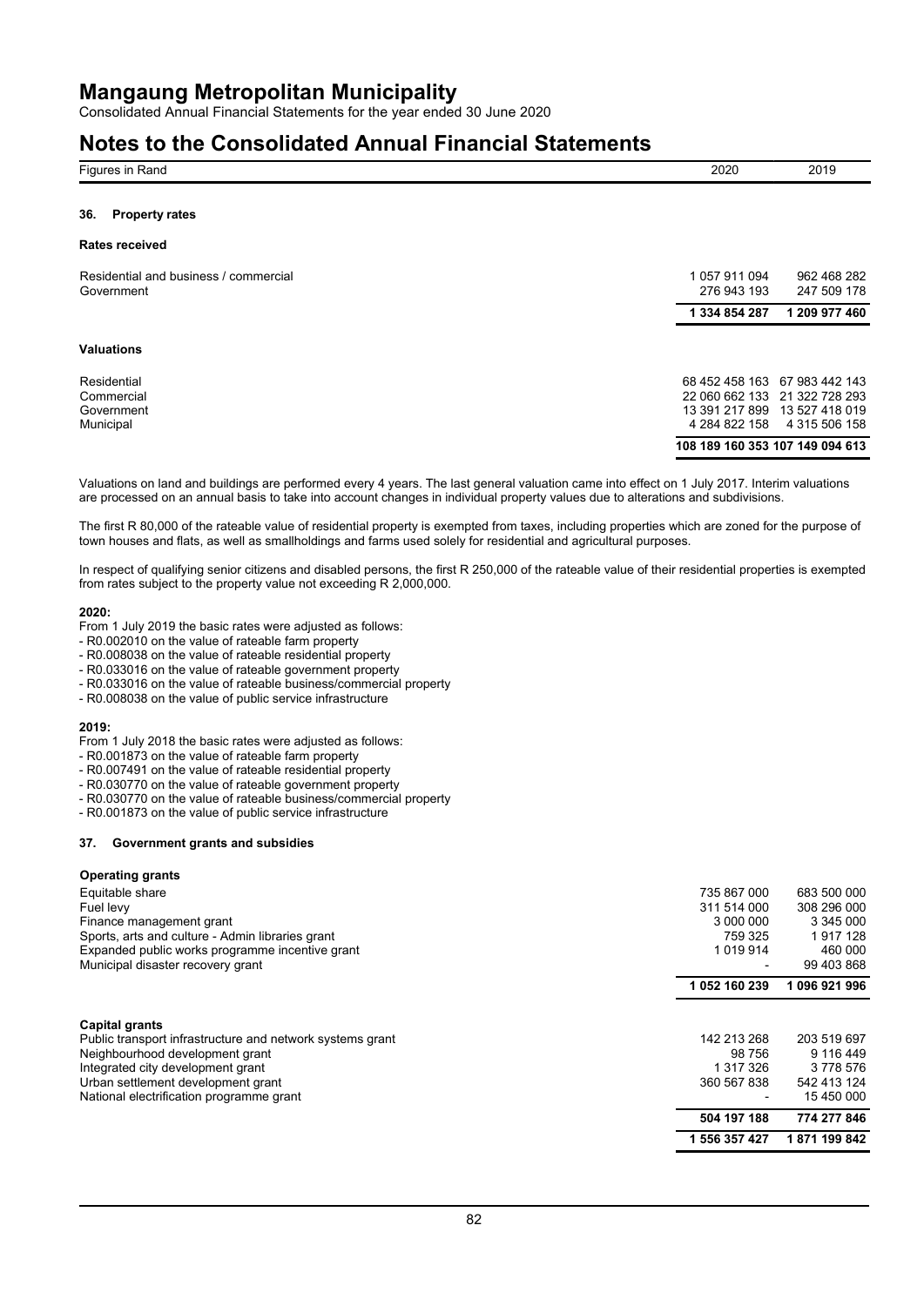# Mangaung Metropolitan Municipality

Consolidated Annual Financial Statements for the year ended 30 June 2020

# Notes to the Consolidated Annual Financial Statements

| Figures in Rand | 2020 | 2019 |
|---|---|---|

### 36. Property rates

**Rates received**

| | 2020 | 2019 |
|---|---|---|
| Residential and business / commercial | 1 057 911 094 | 962 468 282 |
| Government | 276 943 193 | 247 509 178 |
| | **1 334 854 287** | **1 209 977 460** |

**Valuations**

| | 2020 | 2019 |
|---|---|---|
| Residential | 68 452 458 163 | 67 983 442 143 |
| Commercial | 22 060 662 133 | 21 322 728 293 |
| Government | 13 391 217 899 | 13 527 418 019 |
| Municipal | 4 284 822 158 | 4 315 506 158 |
| | **108 189 160 353** | **107 149 094 613** |

Valuations on land and buildings are performed every 4 years. The last general valuation came into effect on 1 July 2017. Interim valuations are processed on an annual basis to take into account changes in individual property values due to alterations and subdivisions.

The first R 80,000 of the rateable value of residential property is exempted from taxes, including properties which are zoned for the purpose of town houses and flats, as well as smallholdings and farms used solely for residential and agricultural purposes.

In respect of qualifying senior citizens and disabled persons, the first R 250,000 of the rateable value of their residential properties is exempted from rates subject to the property value not exceeding R 2,000,000.

**2020:**

From 1 July 2019 the basic rates were adjusted as follows:
- R0.002010 on the value of rateable farm property
- R0.008038 on the value of rateable residential property
- R0.033016 on the value of rateable government property
- R0.033016 on the value of rateable business/commercial property
- R0.008038 on the value of public service infrastructure

**2019:**

From 1 July 2018 the basic rates were adjusted as follows:
- R0.001873 on the value of rateable farm property
- R0.007491 on the value of rateable residential property
- R0.030770 on the value of rateable government property
- R0.030770 on the value of rateable business/commercial property
- R0.001873 on the value of public service infrastructure

### 37. Government grants and subsidies

**Operating grants**

| | 2020 | 2019 |
|---|---|---|
| Equitable share | 735 867 000 | 683 500 000 |
| Fuel levy | 311 514 000 | 308 296 000 |
| Finance management grant | 3 000 000 | 3 345 000 |
| Sports, arts and culture - Admin libraries grant | 759 325 | 1 917 128 |
| Expanded public works programme incentive grant | 1 019 914 | 460 000 |
| Municipal disaster recovery grant | - | 99 403 868 |
| | **1 052 160 239** | **1 096 921 996** |

**Capital grants**

| | 2020 | 2019 |
|---|---|---|
| Public transport infrastructure and network systems grant | 142 213 268 | 203 519 697 |
| Neighbourhood development grant | 98 756 | 9 116 449 |
| Integrated city development grant | 1 317 326 | 3 778 576 |
| Urban settlement development grant | 360 567 838 | 542 413 124 |
| National electrification programme grant | - | 15 450 000 |
| | **504 197 188** | **774 277 846** |
| | **1 556 357 427** | **1 871 199 842** |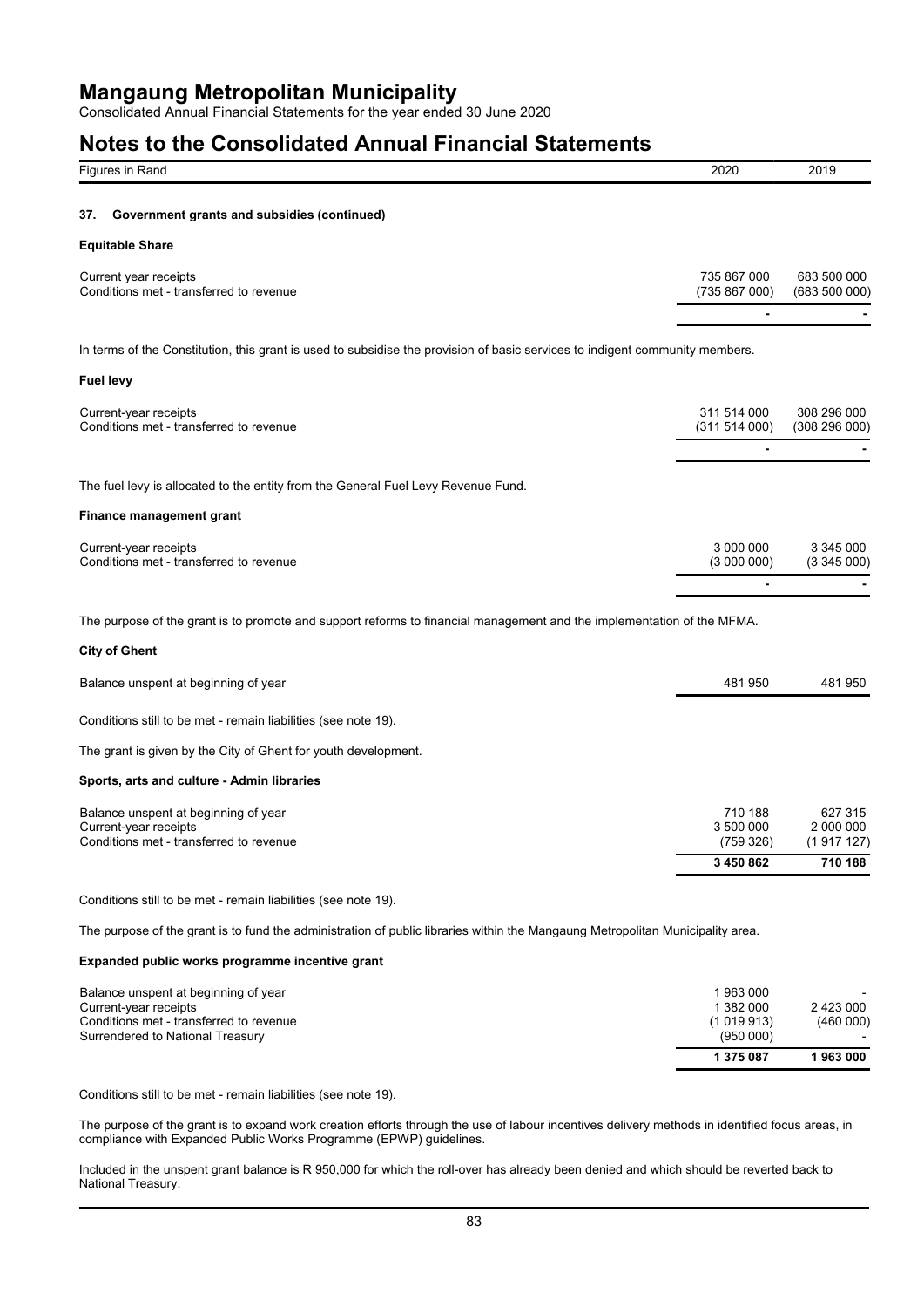# Mangaung Metropolitan Municipality

Consolidated Annual Financial Statements for the year ended 30 June 2020

# Notes to the Consolidated Annual Financial Statements

| Figures in Rand | 2020 | 2019 |
|---|---|---|

## 37. Government grants and subsidies (continued)

### Equitable Share

| | 2020 | 2019 |
|---|---|---|
| Current year receipts | 735 867 000 | 683 500 000 |
| Conditions met - transferred to revenue | (735 867 000) | (683 500 000) |
| | - | - |

In terms of the Constitution, this grant is used to subsidise the provision of basic services to indigent community members.

### Fuel levy

| | 2020 | 2019 |
|---|---|---|
| Current-year receipts | 311 514 000 | 308 296 000 |
| Conditions met - transferred to revenue | (311 514 000) | (308 296 000) |
| | - | - |

The fuel levy is allocated to the entity from the General Fuel Levy Revenue Fund.

### Finance management grant

| | 2020 | 2019 |
|---|---|---|
| Current-year receipts | 3 000 000 | 3 345 000 |
| Conditions met - transferred to revenue | (3 000 000) | (3 345 000) |
| | - | - |

The purpose of the grant is to promote and support reforms to financial management and the implementation of the MFMA.

### City of Ghent

| | 2020 | 2019 |
|---|---|---|
| Balance unspent at beginning of year | 481 950 | 481 950 |

Conditions still to be met - remain liabilities (see note 19).

The grant is given by the City of Ghent for youth development.

### Sports, arts and culture - Admin libraries

| | 2020 | 2019 |
|---|---|---|
| Balance unspent at beginning of year | 710 188 | 627 315 |
| Current-year receipts | 3 500 000 | 2 000 000 |
| Conditions met - transferred to revenue | (759 326) | (1 917 127) |
| | **3 450 862** | **710 188** |

Conditions still to be met - remain liabilities (see note 19).

The purpose of the grant is to fund the administration of public libraries within the Mangaung Metropolitan Municipality area.

### Expanded public works programme incentive grant

| | 2020 | 2019 |
|---|---|---|
| Balance unspent at beginning of year | 1 963 000 | - |
| Current-year receipts | 1 382 000 | 2 423 000 |
| Conditions met - transferred to revenue | (1 019 913) | (460 000) |
| Surrendered to National Treasury | (950 000) | - |
| | **1 375 087** | **1 963 000** |

Conditions still to be met - remain liabilities (see note 19).

The purpose of the grant is to expand work creation efforts through the use of labour incentives delivery methods in identified focus areas, in compliance with Expanded Public Works Programme (EPWP) guidelines.

Included in the unspent grant balance is R 950,000 for which the roll-over has already been denied and which should be reverted back to National Treasury.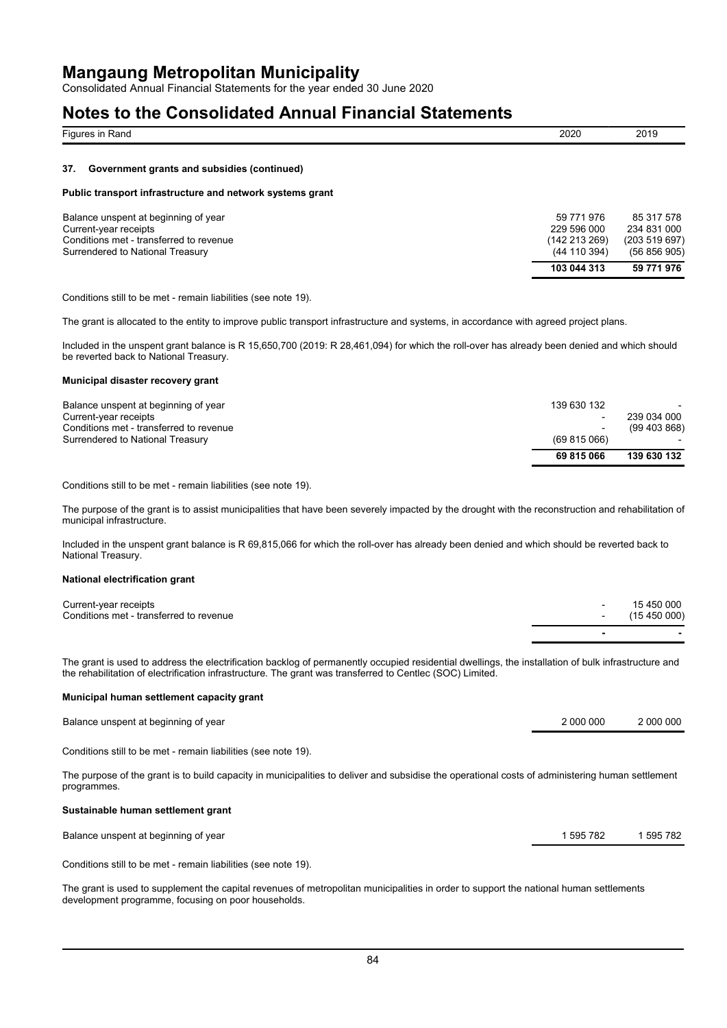### 37. Government grants and subsidies (continued)

#### Public transport infrastructure and network systems grant

| Figures in Rand | 2020 | 2019 |
|---|---|---|
| Balance unspent at beginning of year | 59 771 976 | 85 317 578 |
| Current-year receipts | 229 596 000 | 234 831 000 |
| Conditions met - transferred to revenue | (142 213 269) | (203 519 697) |
| Surrendered to National Treasury | (44 110 394) | (56 856 905) |
| | **103 044 313** | **59 771 976** |

Conditions still to be met - remain liabilities (see note 19).

The grant is allocated to the entity to improve public transport infrastructure and systems, in accordance with agreed project plans.

Included in the unspent grant balance is R 15,650,700 (2019: R 28,461,094) for which the roll-over has already been denied and which should be reverted back to National Treasury.

#### Municipal disaster recovery grant

| Figures in Rand | 2020 | 2019 |
|---|---|---|
| Balance unspent at beginning of year | 139 630 132 | - |
| Current-year receipts | - | 239 034 000 |
| Conditions met - transferred to revenue | - | (99 403 868) |
| Surrendered to National Treasury | (69 815 066) | - |
| | **69 815 066** | **139 630 132** |

Conditions still to be met - remain liabilities (see note 19).

The purpose of the grant is to assist municipalities that have been severely impacted by the drought with the reconstruction and rehabilitation of municipal infrastructure.

Included in the unspent grant balance is R 69,815,066 for which the roll-over has already been denied and which should be reverted back to National Treasury.

#### National electrification grant

| Figures in Rand | 2020 | 2019 |
|---|---|---|
| Current-year receipts | - | 15 450 000 |
| Conditions met - transferred to revenue | - | (15 450 000) |
| | **-** | **-** |

The grant is used to address the electrification backlog of permanently occupied residential dwellings, the installation of bulk infrastructure and the rehabilitation of electrification infrastructure. The grant was transferred to Centlec (SOC) Limited.

#### Municipal human settlement capacity grant

| Figures in Rand | 2020 | 2019 |
|---|---|---|
| Balance unspent at beginning of year | 2 000 000 | 2 000 000 |

Conditions still to be met - remain liabilities (see note 19).

The purpose of the grant is to build capacity in municipalities to deliver and subsidise the operational costs of administering human settlement programmes.

#### Sustainable human settlement grant

| Figures in Rand | 2020 | 2019 |
|---|---|---|
| Balance unspent at beginning of year | 1 595 782 | 1 595 782 |

Conditions still to be met - remain liabilities (see note 19).

The grant is used to supplement the capital revenues of metropolitan municipalities in order to support the national human settlements development programme, focusing on poor households.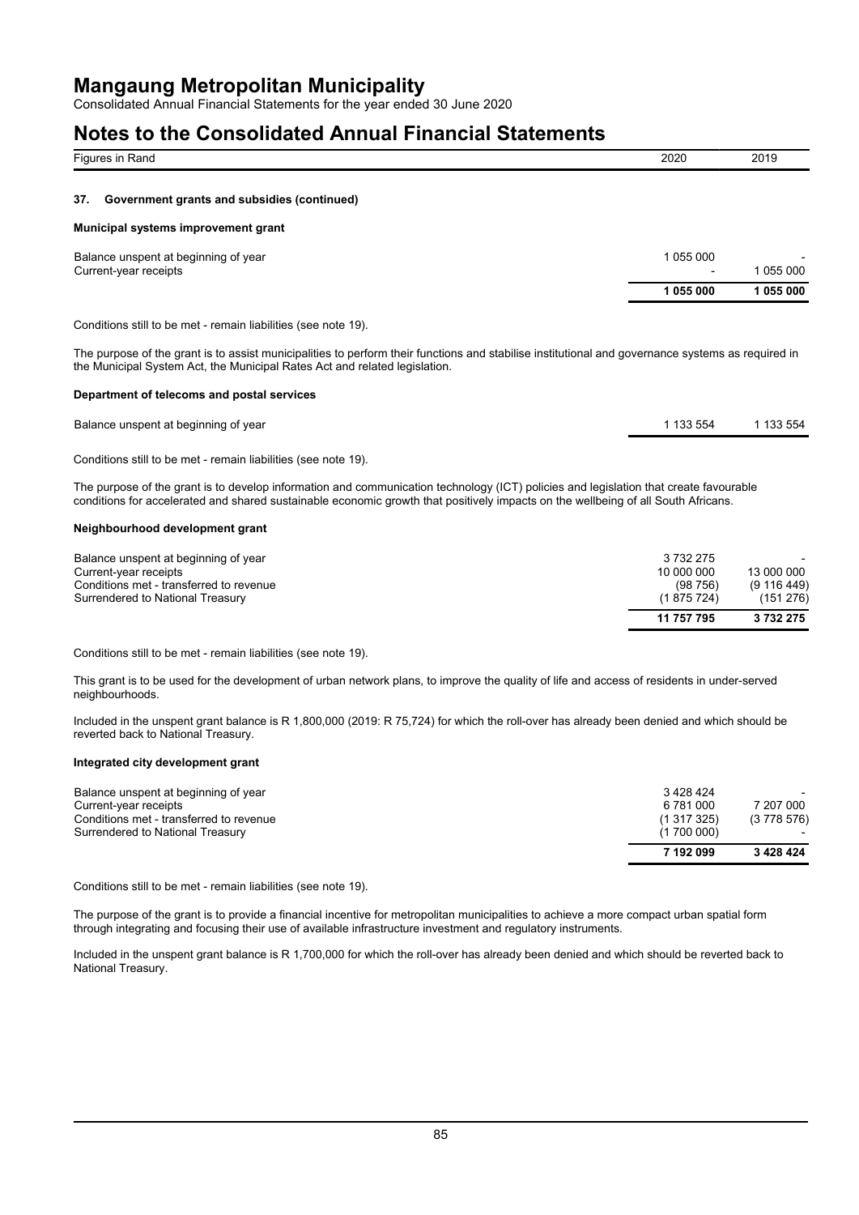# Mangaung Metropolitan Municipality

Consolidated Annual Financial Statements for the year ended 30 June 2020

# Notes to the Consolidated Annual Financial Statements

| Figures in Rand | 2020 | 2019 |
| --- | --- | --- |

## 37. Government grants and subsidies (continued)

### Municipal systems improvement grant

| | 2020 | 2019 |
| --- | --- | --- |
| Balance unspent at beginning of year | 1 055 000 | - |
| Current-year receipts | - | 1 055 000 |
| | **1 055 000** | **1 055 000** |

Conditions still to be met - remain liabilities (see note 19).

The purpose of the grant is to assist municipalities to perform their functions and stabilise institutional and governance systems as required in the Municipal System Act, the Municipal Rates Act and related legislation.

### Department of telecoms and postal services

| | 2020 | 2019 |
| --- | --- | --- |
| Balance unspent at beginning of year | 1 133 554 | 1 133 554 |

Conditions still to be met - remain liabilities (see note 19).

The purpose of the grant is to develop information and communication technology (ICT) policies and legislation that create favourable conditions for accelerated and shared sustainable economic growth that positively impacts on the wellbeing of all South Africans.

### Neighbourhood development grant

| | 2020 | 2019 |
| --- | --- | --- |
| Balance unspent at beginning of year | 3 732 275 | - |
| Current-year receipts | 10 000 000 | 13 000 000 |
| Conditions met - transferred to revenue | (98 756) | (9 116 449) |
| Surrendered to National Treasury | (1 875 724) | (151 276) |
| | **11 757 795** | **3 732 275** |

Conditions still to be met - remain liabilities (see note 19).

This grant is to be used for the development of urban network plans, to improve the quality of life and access of residents in under-served neighbourhoods.

Included in the unspent grant balance is R 1,800,000 (2019: R 75,724) for which the roll-over has already been denied and which should be reverted back to National Treasury.

### Integrated city development grant

| | 2020 | 2019 |
| --- | --- | --- |
| Balance unspent at beginning of year | 3 428 424 | - |
| Current-year receipts | 6 781 000 | 7 207 000 |
| Conditions met - transferred to revenue | (1 317 325) | (3 778 576) |
| Surrendered to National Treasury | (1 700 000) | - |
| | **7 192 099** | **3 428 424** |

Conditions still to be met - remain liabilities (see note 19).

The purpose of the grant is to provide a financial incentive for metropolitan municipalities to achieve a more compact urban spatial form through integrating and focusing their use of available infrastructure investment and regulatory instruments.

Included in the unspent grant balance is R 1,700,000 for which the roll-over has already been denied and which should be reverted back to National Treasury.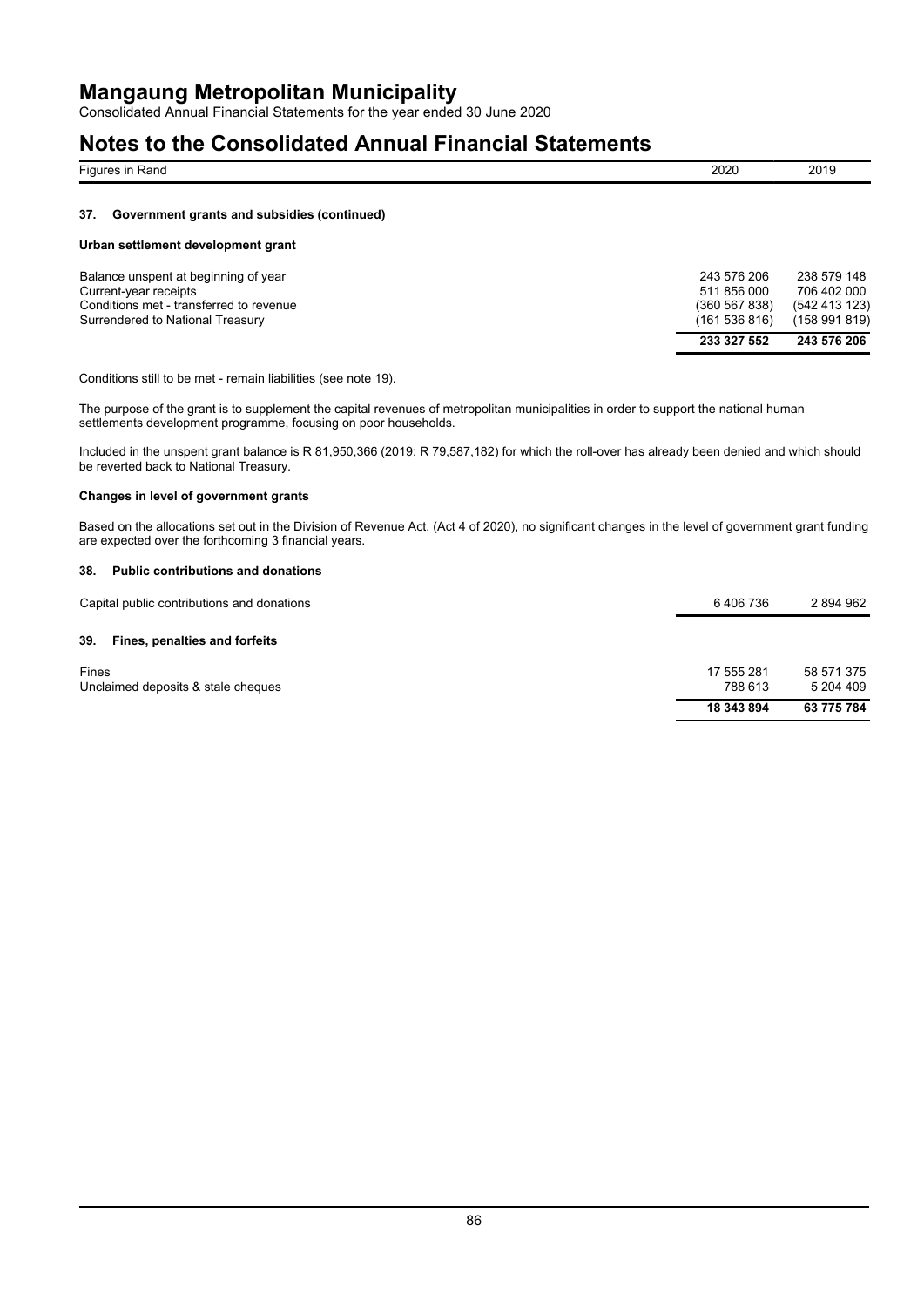# Mangaung Metropolitan Municipality

Consolidated Annual Financial Statements for the year ended 30 June 2020

# Notes to the Consolidated Annual Financial Statements

| Figures in Rand | 2020 | 2019 |
| --- | --- | --- |

### 37. Government grants and subsidies (continued)

**Urban settlement development grant**

| | 2020 | 2019 |
| --- | --- | --- |
| Balance unspent at beginning of year | 243 576 206 | 238 579 148 |
| Current-year receipts | 511 856 000 | 706 402 000 |
| Conditions met - transferred to revenue | (360 567 838) | (542 413 123) |
| Surrendered to National Treasury | (161 536 816) | (158 991 819) |
| | **233 327 552** | **243 576 206** |

Conditions still to be met - remain liabilities (see note 19).

The purpose of the grant is to supplement the capital revenues of metropolitan municipalities in order to support the national human settlements development programme, focusing on poor households.

Included in the unspent grant balance is R 81,950,366 (2019: R 79,587,182) for which the roll-over has already been denied and which should be reverted back to National Treasury.

**Changes in level of government grants**

Based on the allocations set out in the Division of Revenue Act, (Act 4 of 2020), no significant changes in the level of government grant funding are expected over the forthcoming 3 financial years.

### 38. Public contributions and donations

| | 2020 | 2019 |
| --- | --- | --- |
| Capital public contributions and donations | 6 406 736 | 2 894 962 |

### 39. Fines, penalties and forfeits

| | 2020 | 2019 |
| --- | --- | --- |
| Fines | 17 555 281 | 58 571 375 |
| Unclaimed deposits & stale cheques | 788 613 | 5 204 409 |
| | **18 343 894** | **63 775 784** |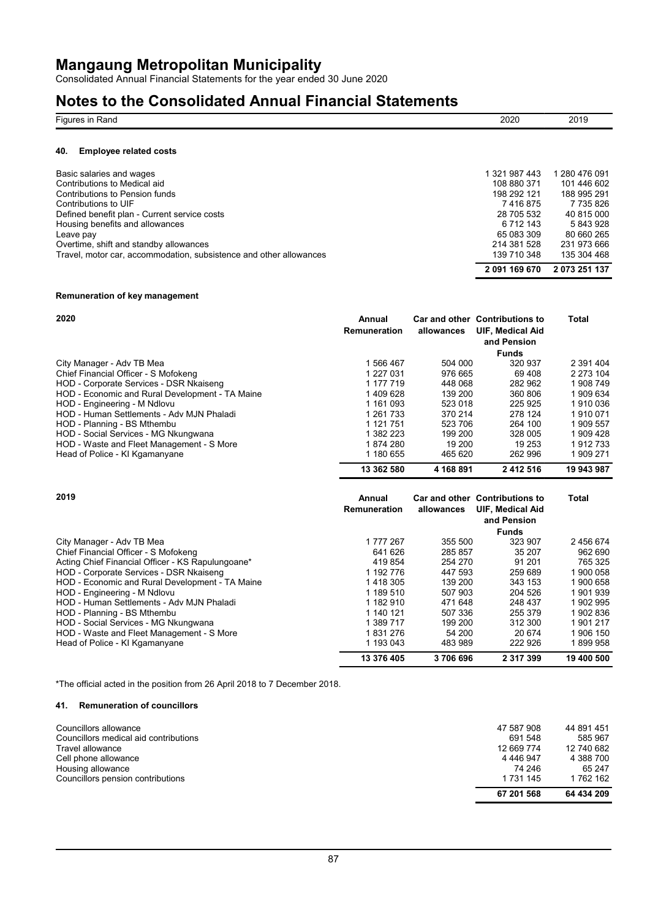# Mangaung Metropolitan Municipality

Consolidated Annual Financial Statements for the year ended 30 June 2020

# Notes to the Consolidated Annual Financial Statements

| Figures in Rand | 2020 | 2019 |
|---|---|---|

### 40. Employee related costs

| | 2020 | 2019 |
|---|---|---|
| Basic salaries and wages | 1 321 987 443 | 1 280 476 091 |
| Contributions to Medical aid | 108 880 371 | 101 446 602 |
| Contributions to Pension funds | 198 292 121 | 188 995 291 |
| Contributions to UIF | 7 416 875 | 7 735 826 |
| Defined benefit plan - Current service costs | 28 705 532 | 40 815 000 |
| Housing benefits and allowances | 6 712 143 | 5 843 928 |
| Leave pay | 65 083 309 | 80 660 265 |
| Overtime, shift and standby allowances | 214 381 528 | 231 973 666 |
| Travel, motor car, accommodation, subsistence and other allowances | 139 710 348 | 135 304 468 |
| | **2 091 169 670** | **2 073 251 137** |

**Remuneration of key management**

| 2020 | Annual Remuneration | Car and other allowances | Contributions to UIF, Medical Aid and Pension Funds | Total |
|---|---|---|---|---|
| City Manager - Adv TB Mea | 1 566 467 | 504 000 | 320 937 | 2 391 404 |
| Chief Financial Officer - S Mofokeng | 1 227 031 | 976 665 | 69 408 | 2 273 104 |
| HOD - Corporate Services - DSR Nkaiseng | 1 177 719 | 448 068 | 282 962 | 1 908 749 |
| HOD - Economic and Rural Development - TA Maine | 1 409 628 | 139 200 | 360 806 | 1 909 634 |
| HOD - Engineering - M Ndlovu | 1 161 093 | 523 018 | 225 925 | 1 910 036 |
| HOD - Human Settlements - Adv MJN Phaladi | 1 261 733 | 370 214 | 278 124 | 1 910 071 |
| HOD - Planning - BS Mthembu | 1 121 751 | 523 706 | 264 100 | 1 909 557 |
| HOD - Social Services - MG Nkungwana | 1 382 223 | 199 200 | 328 005 | 1 909 428 |
| HOD - Waste and Fleet Management - S More | 1 874 280 | 19 200 | 19 253 | 1 912 733 |
| Head of Police - KI Kgamanyane | 1 180 655 | 465 620 | 262 996 | 1 909 271 |
| | **13 362 580** | **4 168 891** | **2 412 516** | **19 943 987** |

| 2019 | Annual Remuneration | Car and other allowances | Contributions to UIF, Medical Aid and Pension Funds | Total |
|---|---|---|---|---|
| City Manager - Adv TB Mea | 1 777 267 | 355 500 | 323 907 | 2 456 674 |
| Chief Financial Officer - S Mofokeng | 641 626 | 285 857 | 35 207 | 962 690 |
| Acting Chief Financial Officer - KS Rapulungoane* | 419 854 | 254 270 | 91 201 | 765 325 |
| HOD - Corporate Services - DSR Nkaiseng | 1 192 776 | 447 593 | 259 689 | 1 900 058 |
| HOD - Economic and Rural Development - TA Maine | 1 418 305 | 139 200 | 343 153 | 1 900 658 |
| HOD - Engineering - M Ndlovu | 1 189 510 | 507 903 | 204 526 | 1 901 939 |
| HOD - Human Settlements - Adv MJN Phaladi | 1 182 910 | 471 648 | 248 437 | 1 902 995 |
| HOD - Planning - BS Mthembu | 1 140 121 | 507 336 | 255 379 | 1 902 836 |
| HOD - Social Services - MG Nkungwana | 1 389 717 | 199 200 | 312 300 | 1 901 217 |
| HOD - Waste and Fleet Management - S More | 1 831 276 | 54 200 | 20 674 | 1 906 150 |
| Head of Police - KI Kgamanyane | 1 193 043 | 483 989 | 222 926 | 1 899 958 |
| | **13 376 405** | **3 706 696** | **2 317 399** | **19 400 500** |

*The official acted in the position from 26 April 2018 to 7 December 2018.

### 41. Remuneration of councillors

| | 2020 | 2019 |
|---|---|---|
| Councillors allowance | 47 587 908 | 44 891 451 |
| Councillors medical aid contributions | 691 548 | 585 967 |
| Travel allowance | 12 669 774 | 12 740 682 |
| Cell phone allowance | 4 446 947 | 4 388 700 |
| Housing allowance | 74 246 | 65 247 |
| Councillors pension contributions | 1 731 145 | 1 762 162 |
| | **67 201 568** | **64 434 209** |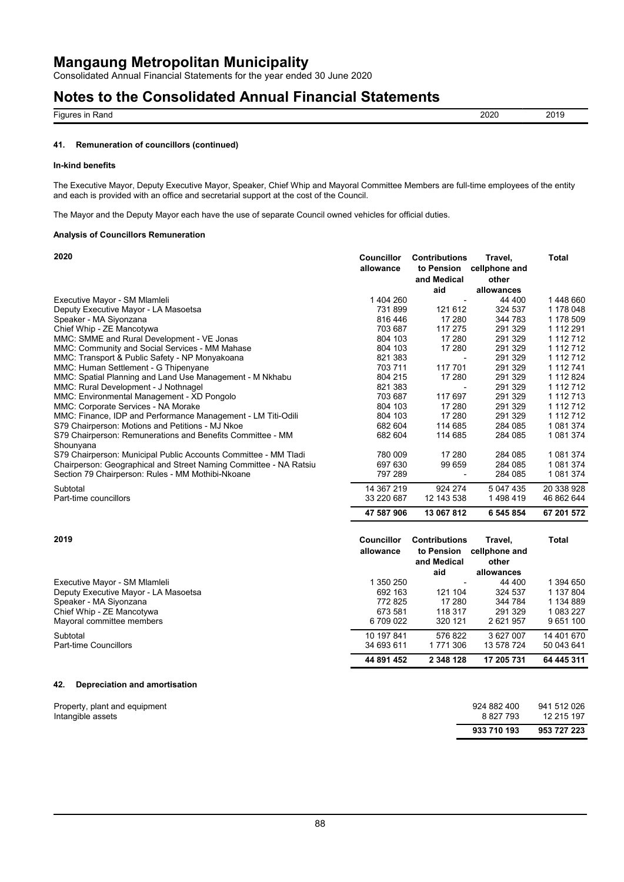# Mangaung Metropolitan Municipality

Consolidated Annual Financial Statements for the year ended 30 June 2020

# Notes to the Consolidated Annual Financial Statements

| Figures in Rand | 2020 | 2019 |
|---|---|---|

### 41. Remuneration of councillors (continued)

**In-kind benefits**

The Executive Mayor, Deputy Executive Mayor, Speaker, Chief Whip and Mayoral Committee Members are full-time employees of the entity and each is provided with an office and secretarial support at the cost of the Council.

The Mayor and the Deputy Mayor each have the use of separate Council owned vehicles for official duties.

**Analysis of Councillors Remuneration**

| 2020 | Councillor allowance | Contributions to Pension and Medical aid | Travel, cellphone and other allowances | Total |
|---|---|---|---|---|
| Executive Mayor - SM Mlamleli | 1 404 260 | - | 44 400 | 1 448 660 |
| Deputy Executive Mayor - LA Masoetsa | 731 899 | 121 612 | 324 537 | 1 178 048 |
| Speaker - MA Siyonzana | 816 446 | 17 280 | 344 783 | 1 178 509 |
| Chief Whip - ZE Mancotywa | 703 687 | 117 275 | 291 329 | 1 112 291 |
| MMC: SMME and Rural Development - VE Jonas | 804 103 | 17 280 | 291 329 | 1 112 712 |
| MMC: Community and Social Services - MM Mahase | 804 103 | 17 280 | 291 329 | 1 112 712 |
| MMC: Transport & Public Safety - NP Monyakoana | 821 383 | - | 291 329 | 1 112 712 |
| MMC: Human Settlement - G Thipenyane | 703 711 | 117 701 | 291 329 | 1 112 741 |
| MMC: Spatial Planning and Land Use Management - M Nkhabu | 804 215 | 17 280 | 291 329 | 1 112 824 |
| MMC: Rural Development - J Nothnagel | 821 383 | - | 291 329 | 1 112 712 |
| MMC: Environmental Management - XD Pongolo | 703 687 | 117 697 | 291 329 | 1 112 713 |
| MMC: Corporate Services - NA Morake | 804 103 | 17 280 | 291 329 | 1 112 712 |
| MMC: Finance, IDP and Performance Management - LM Titi-Odili | 804 103 | 17 280 | 291 329 | 1 112 712 |
| S79 Chairperson: Motions and Petitions - MJ Nkoe | 682 604 | 114 685 | 284 085 | 1 081 374 |
| S79 Chairperson: Remunerations and Benefits Committee - MM Shounyana | 682 604 | 114 685 | 284 085 | 1 081 374 |
| S79 Chairperson: Municipal Public Accounts Committee - MM Tladi | 780 009 | 17 280 | 284 085 | 1 081 374 |
| Chairperson: Geographical and Street Naming Committee - NA Ratsiu | 697 630 | 99 659 | 284 085 | 1 081 374 |
| Section 79 Chairperson: Rules - MM Mothibi-Nkoane | 797 289 | - | 284 085 | 1 081 374 |
| Subtotal | 14 367 219 | 924 274 | 5 047 435 | 20 338 928 |
| Part-time councillors | 33 220 687 | 12 143 538 | 1 498 419 | 46 862 644 |
| | **47 587 906** | **13 067 812** | **6 545 854** | **67 201 572** |

| 2019 | Councillor allowance | Contributions to Pension and Medical aid | Travel, cellphone and other allowances | Total |
|---|---|---|---|---|
| Executive Mayor - SM Mlamleli | 1 350 250 | - | 44 400 | 1 394 650 |
| Deputy Executive Mayor - LA Masoetsa | 692 163 | 121 104 | 324 537 | 1 137 804 |
| Speaker - MA Siyonzana | 772 825 | 17 280 | 344 784 | 1 134 889 |
| Chief Whip - ZE Mancotywa | 673 581 | 118 317 | 291 329 | 1 083 227 |
| Mayoral committee members | 6 709 022 | 320 121 | 2 621 957 | 9 651 100 |
| Subtotal | 10 197 841 | 576 822 | 3 627 007 | 14 401 670 |
| Part-time Councillors | 34 693 611 | 1 771 306 | 13 578 724 | 50 043 641 |
| | **44 891 452** | **2 348 128** | **17 205 731** | **64 445 311** |

### 42. Depreciation and amortisation

| | 2020 | 2019 |
|---|---|---|
| Property, plant and equipment | 924 882 400 | 941 512 026 |
| Intangible assets | 8 827 793 | 12 215 197 |
| | **933 710 193** | **953 727 223** |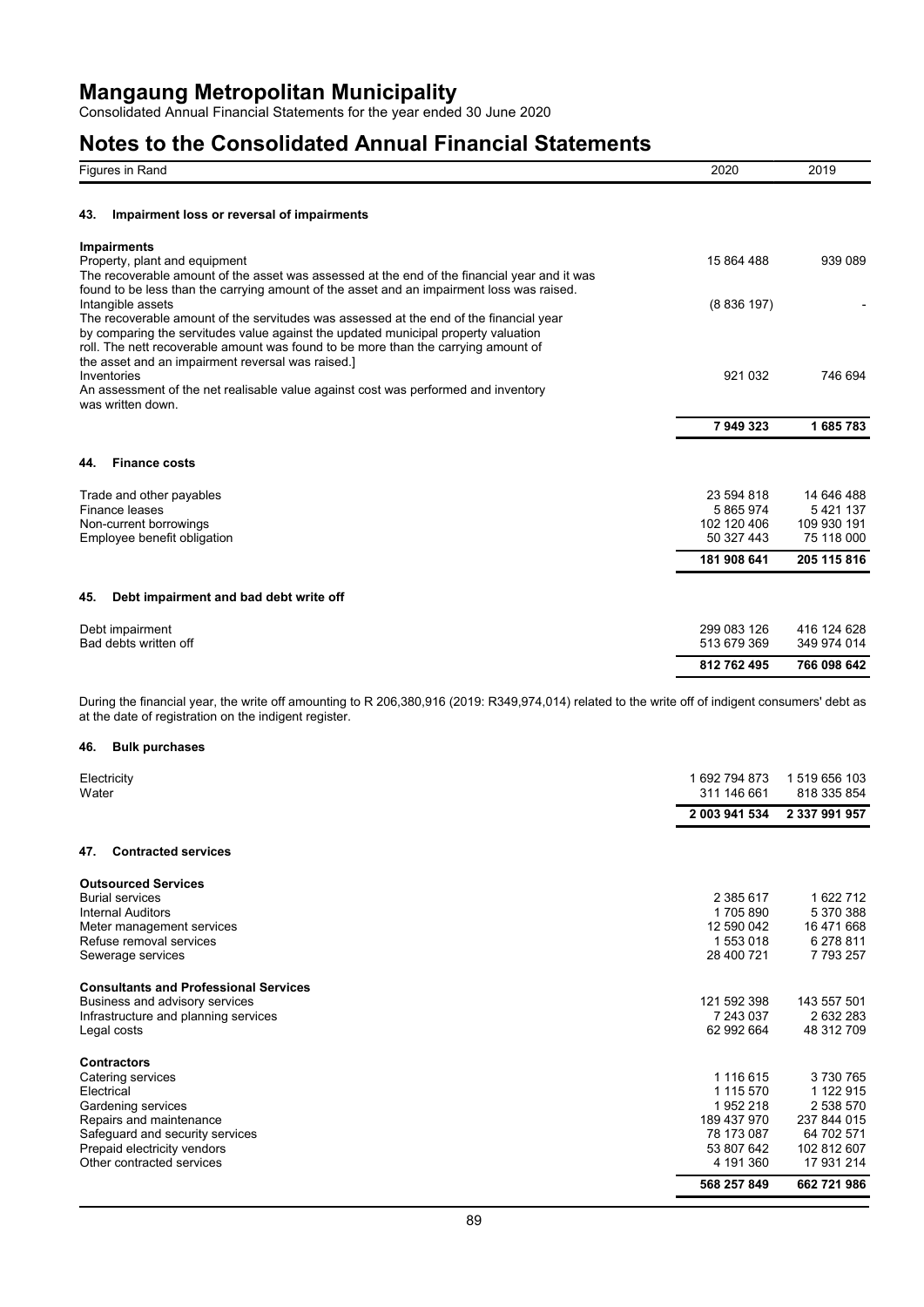# Mangaung Metropolitan Municipality

Consolidated Annual Financial Statements for the year ended 30 June 2020

# Notes to the Consolidated Annual Financial Statements

| Figures in Rand | 2020 | 2019 |
|---|---|---|

### 43. Impairment loss or reversal of impairments

| | 2020 | 2019 |
|---|---|---|
| **Impairments** | | |
| Property, plant and equipment | 15 864 488 | 939 089 |
| The recoverable amount of the asset was assessed at the end of the financial year and it was found to be less than the carrying amount of the asset and an impairment loss was raised. | | |
| Intangible assets | (8 836 197) | - |
| The recoverable amount of the servitudes was assessed at the end of the financial year by comparing the servitudes value against the updated municipal property valuation roll. The nett recoverable amount was found to be more than the carrying amount of the asset and an impairment reversal was raised.] | | |
| Inventories | 921 032 | 746 694 |
| An assessment of the net realisable value against cost was performed and inventory was written down. | | |
| | **7 949 323** | **1 685 783** |

### 44. Finance costs

| | 2020 | 2019 |
|---|---|---|
| Trade and other payables | 23 594 818 | 14 646 488 |
| Finance leases | 5 865 974 | 5 421 137 |
| Non-current borrowings | 102 120 406 | 109 930 191 |
| Employee benefit obligation | 50 327 443 | 75 118 000 |
| | **181 908 641** | **205 115 816** |

### 45. Debt impairment and bad debt write off

| | 2020 | 2019 |
|---|---|---|
| Debt impairment | 299 083 126 | 416 124 628 |
| Bad debts written off | 513 679 369 | 349 974 014 |
| | **812 762 495** | **766 098 642** |

During the financial year, the write off amounting to R 206,380,916 (2019: R349,974,014) related to the write off of indigent consumers' debt as at the date of registration on the indigent register.

### 46. Bulk purchases

| | 2020 | 2019 |
|---|---|---|
| Electricity | 1 692 794 873 | 1 519 656 103 |
| Water | 311 146 661 | 818 335 854 |
| | **2 003 941 534** | **2 337 991 957** |

### 47. Contracted services

| | 2020 | 2019 |
|---|---|---|
| **Outsourced Services** | | |
| Burial services | 2 385 617 | 1 622 712 |
| Internal Auditors | 1 705 890 | 5 370 388 |
| Meter management services | 12 590 042 | 16 471 668 |
| Refuse removal services | 1 553 018 | 6 278 811 |
| Sewerage services | 28 400 721 | 7 793 257 |
| **Consultants and Professional Services** | | |
| Business and advisory services | 121 592 398 | 143 557 501 |
| Infrastructure and planning services | 7 243 037 | 2 632 283 |
| Legal costs | 62 992 664 | 48 312 709 |
| **Contractors** | | |
| Catering services | 1 116 615 | 3 730 765 |
| Electrical | 1 115 570 | 1 122 915 |
| Gardening services | 1 952 218 | 2 538 570 |
| Repairs and maintenance | 189 437 970 | 237 844 015 |
| Safeguard and security services | 78 173 087 | 64 702 571 |
| Prepaid electricity vendors | 53 807 642 | 102 812 607 |
| Other contracted services | 4 191 360 | 17 931 214 |
| | **568 257 849** | **662 721 986** |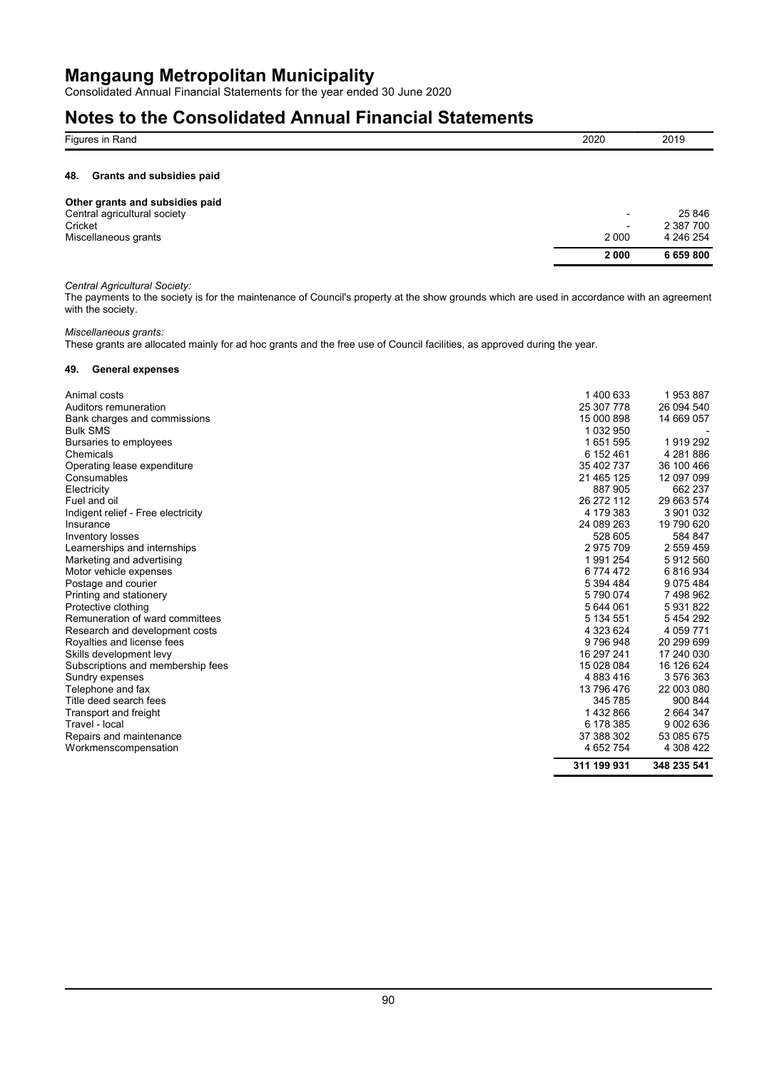## 48. Grants and subsidies paid

| Figures in Rand | 2020 | 2019 |
|---|---|---|
| **Other grants and subsidies paid** | | |
| Central agricultural society | - | 25 846 |
| Cricket | - | 2 387 700 |
| Miscellaneous grants | 2 000 | 4 246 254 |
| | **2 000** | **6 659 800** |

*Central Agricultural Society:*

The payments to the society is for the maintenance of Council's property at the show grounds which are used in accordance with an agreement with the society.

*Miscellaneous grants:*

These grants are allocated mainly for ad hoc grants and the free use of Council facilities, as approved during the year.

## 49. General expenses

| Figures in Rand | 2020 | 2019 |
|---|---|---|
| Animal costs | 1 400 633 | 1 953 887 |
| Auditors remuneration | 25 307 778 | 26 094 540 |
| Bank charges and commissions | 15 000 898 | 14 669 057 |
| Bulk SMS | 1 032 950 | - |
| Bursaries to employees | 1 651 595 | 1 919 292 |
| Chemicals | 6 152 461 | 4 281 886 |
| Operating lease expenditure | 35 402 737 | 36 100 466 |
| Consumables | 21 465 125 | 12 097 099 |
| Electricity | 887 905 | 662 237 |
| Fuel and oil | 26 272 112 | 29 663 574 |
| Indigent relief - Free electricity | 4 179 383 | 3 901 032 |
| Insurance | 24 089 263 | 19 790 620 |
| Inventory losses | 528 605 | 584 847 |
| Learnerships and internships | 2 975 709 | 2 559 459 |
| Marketing and advertising | 1 991 254 | 5 912 560 |
| Motor vehicle expenses | 6 774 472 | 6 816 934 |
| Postage and courier | 5 394 484 | 9 075 484 |
| Printing and stationery | 5 790 074 | 7 498 962 |
| Protective clothing | 5 644 061 | 5 931 822 |
| Remuneration of ward committees | 5 134 551 | 5 454 292 |
| Research and development costs | 4 323 624 | 4 059 771 |
| Royalties and license fees | 9 796 948 | 20 299 699 |
| Skills development levy | 16 297 241 | 17 240 030 |
| Subscriptions and membership fees | 15 028 084 | 16 126 624 |
| Sundry expenses | 4 883 416 | 3 576 363 |
| Telephone and fax | 13 796 476 | 22 003 080 |
| Title deed search fees | 345 785 | 900 844 |
| Transport and freight | 1 432 866 | 2 664 347 |
| Travel - local | 6 178 385 | 9 002 636 |
| Repairs and maintenance | 37 388 302 | 53 085 675 |
| Workmenscompensation | 4 652 754 | 4 308 422 |
| | **311 199 931** | **348 235 541** |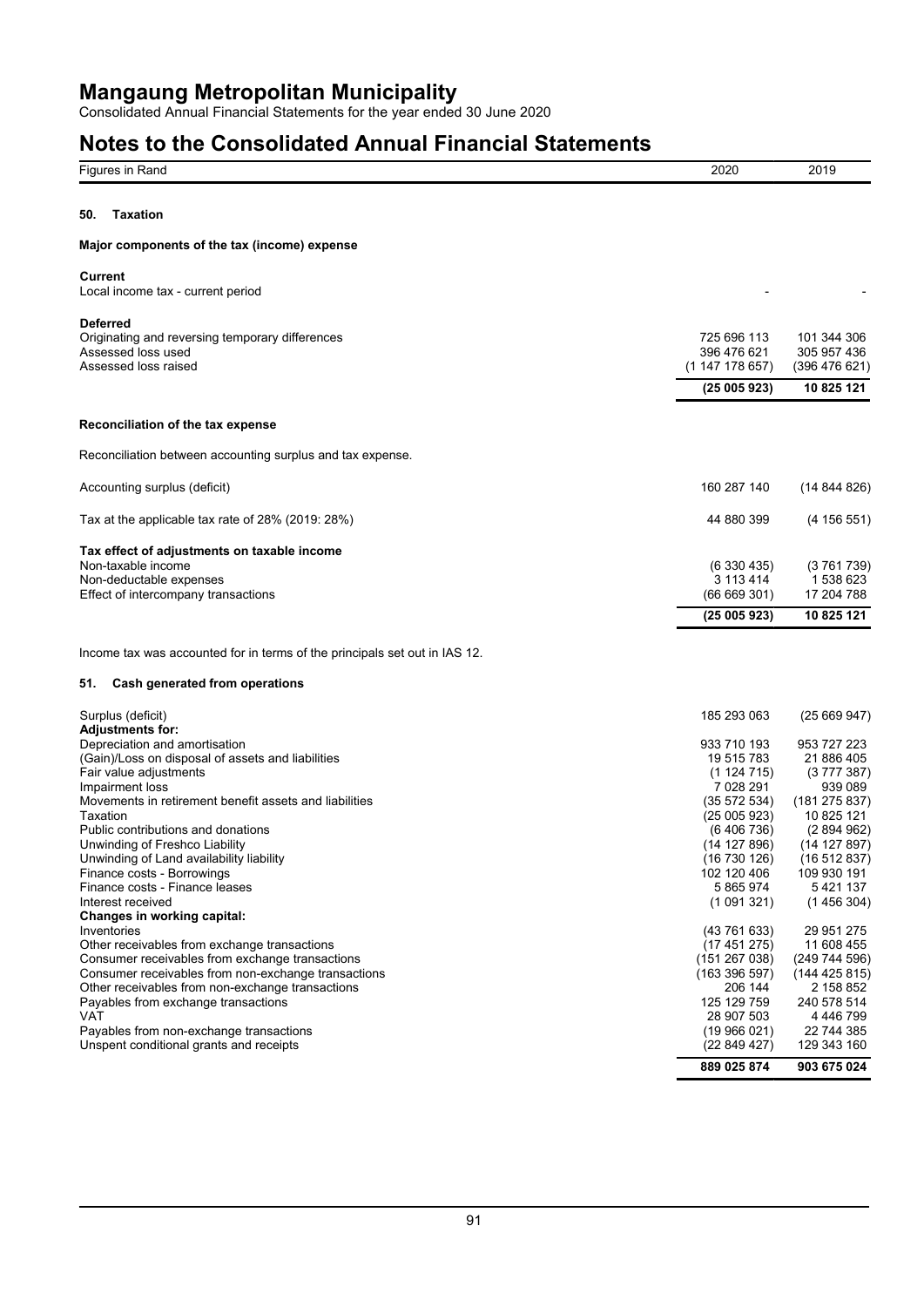# Mangaung Metropolitan Municipality

Consolidated Annual Financial Statements for the year ended 30 June 2020

# Notes to the Consolidated Annual Financial Statements

| Figures in Rand | 2020 | 2019 |
|---|---|---|

## 50. Taxation

**Major components of the tax (income) expense**

| | 2020 | 2019 |
|---|---|---|
| **Current** | | |
| Local income tax - current period | - | - |
| **Deferred** | | |
| Originating and reversing temporary differences | 725 696 113 | 101 344 306 |
| Assessed loss used | 396 476 621 | 305 957 436 |
| Assessed loss raised | (1 147 178 657) | (396 476 621) |
| | **(25 005 923)** | **10 825 121** |

**Reconciliation of the tax expense**

Reconciliation between accounting surplus and tax expense.

| | 2020 | 2019 |
|---|---|---|
| Accounting surplus (deficit) | 160 287 140 | (14 844 826) |
| Tax at the applicable tax rate of 28% (2019: 28%) | 44 880 399 | (4 156 551) |
| **Tax effect of adjustments on taxable income** | | |
| Non-taxable income | (6 330 435) | (3 761 739) |
| Non-deductable expenses | 3 113 414 | 1 538 623 |
| Effect of intercompany transactions | (66 669 301) | 17 204 788 |
| | **(25 005 923)** | **10 825 121** |

Income tax was accounted for in terms of the principals set out in IAS 12.

## 51. Cash generated from operations

| | 2020 | 2019 |
|---|---|---|
| Surplus (deficit) | 185 293 063 | (25 669 947) |
| **Adjustments for:** | | |
| Depreciation and amortisation | 933 710 193 | 953 727 223 |
| (Gain)/Loss on disposal of assets and liabilities | 19 515 783 | 21 886 405 |
| Fair value adjustments | (1 124 715) | (3 777 387) |
| Impairment loss | 7 028 291 | 939 089 |
| Movements in retirement benefit assets and liabilities | (35 572 534) | (181 275 837) |
| Taxation | (25 005 923) | 10 825 121 |
| Public contributions and donations | (6 406 736) | (2 894 962) |
| Unwinding of Freshco Liability | (14 127 896) | (14 127 897) |
| Unwinding of Land availability liability | (16 730 126) | (16 512 837) |
| Finance costs - Borrowings | 102 120 406 | 109 930 191 |
| Finance costs - Finance leases | 5 865 974 | 5 421 137 |
| Interest received | (1 091 321) | (1 456 304) |
| **Changes in working capital:** | | |
| Inventories | (43 761 633) | 29 951 275 |
| Other receivables from exchange transactions | (17 451 275) | 11 608 455 |
| Consumer receivables from exchange transactions | (151 267 038) | (249 744 596) |
| Consumer receivables from non-exchange transactions | (163 396 597) | (144 425 815) |
| Other receivables from non-exchange transactions | 206 144 | 2 158 852 |
| Payables from exchange transactions | 125 129 759 | 240 578 514 |
| VAT | 28 907 503 | 4 446 799 |
| Payables from non-exchange transactions | (19 966 021) | 22 744 385 |
| Unspent conditional grants and receipts | (22 849 427) | 129 343 160 |
| | **889 025 874** | **903 675 024** |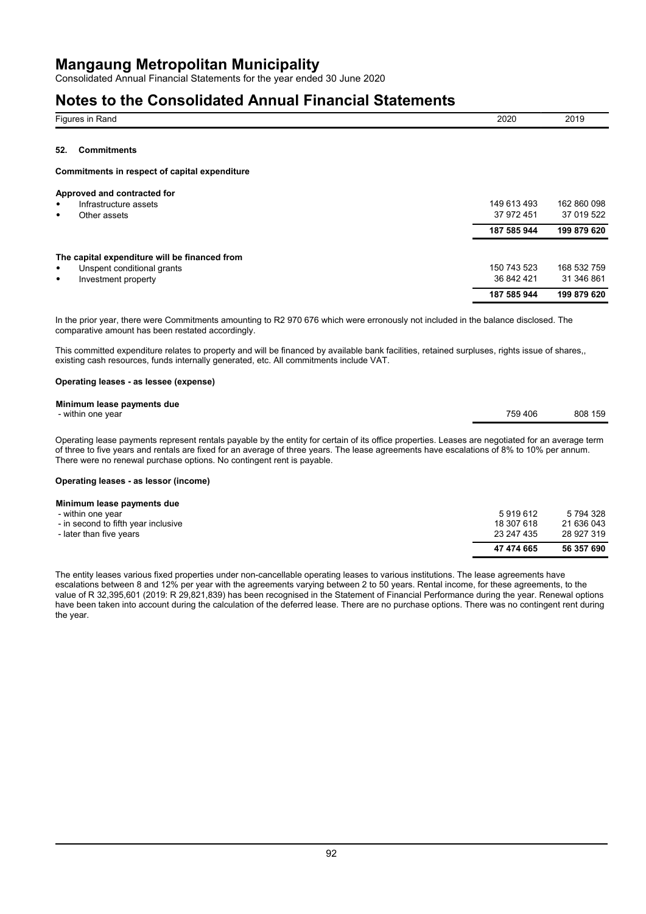# Mangaung Metropolitan Municipality

Consolidated Annual Financial Statements for the year ended 30 June 2020

## Notes to the Consolidated Annual Financial Statements

| Figures in Rand | 2020 | 2019 |
|---|---|---|

### 52. Commitments

**Commitments in respect of capital expenditure**

| | 2020 | 2019 |
|---|---|---|
| **Approved and contracted for** | | |
| • Infrastructure assets | 149 613 493 | 162 860 098 |
| • Other assets | 37 972 451 | 37 019 522 |
| | **187 585 944** | **199 879 620** |
| **The capital expenditure will be financed from** | | |
| • Unspent conditional grants | 150 743 523 | 168 532 759 |
| • Investment property | 36 842 421 | 31 346 861 |
| | **187 585 944** | **199 879 620** |

In the prior year, there were Commitments amounting to R2 970 676 which were erronously not included in the balance disclosed. The comparative amount has been restated accordingly.

This committed expenditure relates to property and will be financed by available bank facilities, retained surpluses, rights issue of shares,, existing cash resources, funds internally generated, etc. All commitments include VAT.

**Operating leases - as lessee (expense)**

| | 2020 | 2019 |
|---|---|---|
| **Minimum lease payments due** | | |
| - within one year | 759 406 | 808 159 |

Operating lease payments represent rentals payable by the entity for certain of its office properties. Leases are negotiated for an average term of three to five years and rentals are fixed for an average of three years. The lease agreements have escalations of 8% to 10% per annum. There were no renewal purchase options. No contingent rent is payable.

**Operating leases - as lessor (income)**

| | 2020 | 2019 |
|---|---|---|
| **Minimum lease payments due** | | |
| - within one year | 5 919 612 | 5 794 328 |
| - in second to fifth year inclusive | 18 307 618 | 21 636 043 |
| - later than five years | 23 247 435 | 28 927 319 |
| | **47 474 665** | **56 357 690** |

The entity leases various fixed properties under non-cancellable operating leases to various institutions. The lease agreements have escalations between 8 and 12% per year with the agreements varying between 2 to 50 years. Rental income, for these agreements, to the value of R 32,395,601 (2019: R 29,821,839) has been recognised in the Statement of Financial Performance during the year. Renewal options have been taken into account during the calculation of the deferred lease. There are no purchase options. There was no contingent rent during the year.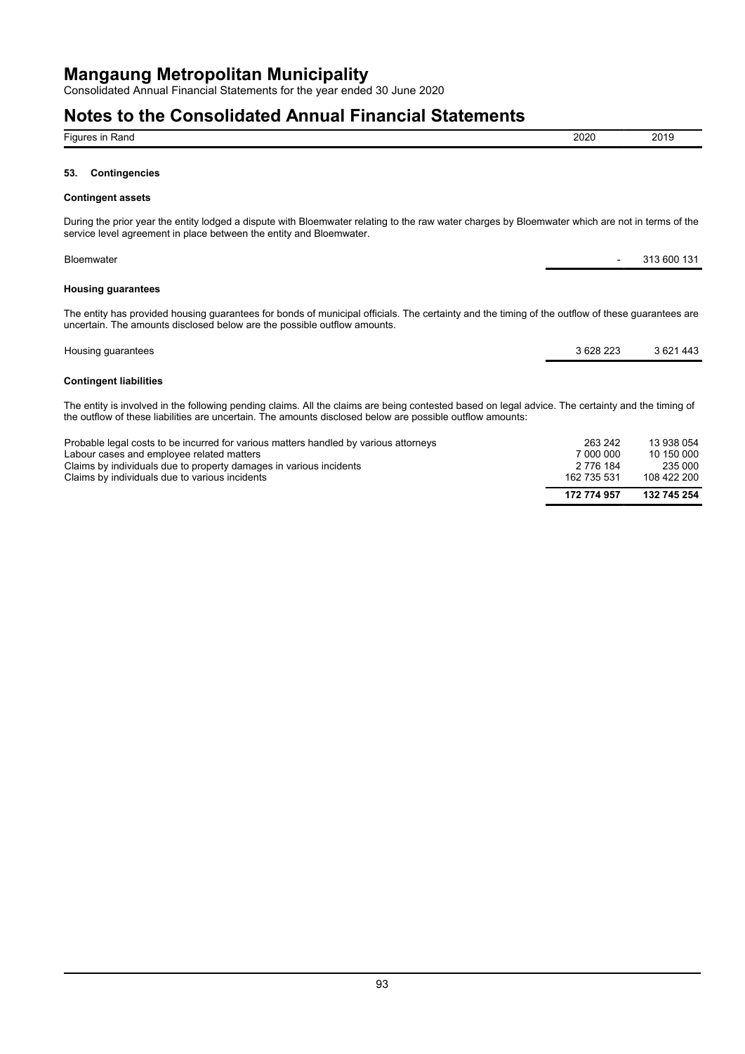# Mangaung Metropolitan Municipality

Consolidated Annual Financial Statements for the year ended 30 June 2020

## Notes to the Consolidated Annual Financial Statements

| Figures in Rand | 2020 | 2019 |
|---|---|---|

### 53. Contingencies

**Contingent assets**

During the prior year the entity lodged a dispute with Bloemwater relating to the raw water charges by Bloemwater which are not in terms of the service level agreement in place between the entity and Bloemwater.

| | 2020 | 2019 |
|---|---|---|
| Bloemwater | - | 313 600 131 |

**Housing guarantees**

The entity has provided housing guarantees for bonds of municipal officials. The certainty and the timing of the outflow of these guarantees are uncertain. The amounts disclosed below are the possible outflow amounts.

| | 2020 | 2019 |
|---|---|---|
| Housing guarantees | 3 628 223 | 3 621 443 |

**Contingent liabilities**

The entity is involved in the following pending claims. All the claims are being contested based on legal advice. The certainty and the timing of the outflow of these liabilities are uncertain. The amounts disclosed below are possible outflow amounts:

| | 2020 | 2019 |
|---|---|---|
| Probable legal costs to be incurred for various matters handled by various attorneys | 263 242 | 13 938 054 |
| Labour cases and employee related matters | 7 000 000 | 10 150 000 |
| Claims by individuals due to property damages in various incidents | 2 776 184 | 235 000 |
| Claims by individuals due to various incidents | 162 735 531 | 108 422 200 |
| | **172 774 957** | **132 745 254** |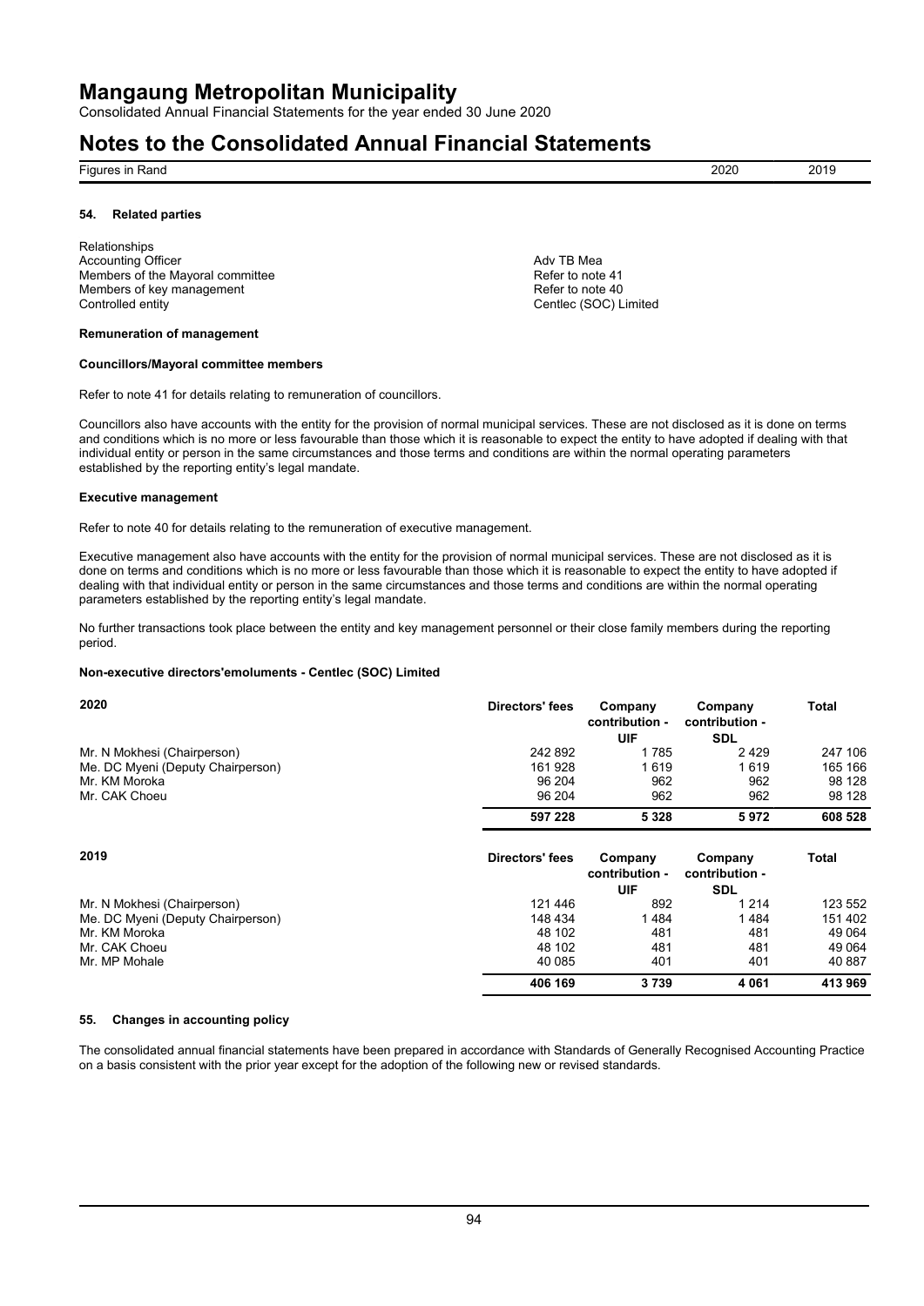## 54. Related parties

| Relationships | |
|---|---|
| Accounting Officer | Adv TB Mea |
| Members of the Mayoral committee | Refer to note 41 |
| Members of key management | Refer to note 40 |
| Controlled entity | Centlec (SOC) Limited |

**Remuneration of management**

**Councillors/Mayoral committee members**

Refer to note 41 for details relating to remuneration of councillors.

Councillors also have accounts with the entity for the provision of normal municipal services. These are not disclosed as it is done on terms and conditions which is no more or less favourable than those which it is reasonable to expect the entity to have adopted if dealing with that individual entity or person in the same circumstances and those terms and conditions are within the normal operating parameters established by the reporting entity's legal mandate.

**Executive management**

Refer to note 40 for details relating to the remuneration of executive management.

Executive management also have accounts with the entity for the provision of normal municipal services. These are not disclosed as it is done on terms and conditions which is no more or less favourable than those which it is reasonable to expect the entity to have adopted if dealing with that individual entity or person in the same circumstances and those terms and conditions are within the normal operating parameters established by the reporting entity's legal mandate.

No further transactions took place between the entity and key management personnel or their close family members during the reporting period.

**Non-executive directors'emoluments - Centlec (SOC) Limited**

| 2020 | Directors' fees | Company contribution - UIF | Company contribution - SDL | Total |
|---|---|---|---|---|
| Mr. N Mokhesi (Chairperson) | 242 892 | 1 785 | 2 429 | 247 106 |
| Me. DC Myeni (Deputy Chairperson) | 161 928 | 1 619 | 1 619 | 165 166 |
| Mr. KM Moroka | 96 204 | 962 | 962 | 98 128 |
| Mr. CAK Choeu | 96 204 | 962 | 962 | 98 128 |
| | **597 228** | **5 328** | **5 972** | **608 528** |

| 2019 | Directors' fees | Company contribution - UIF | Company contribution - SDL | Total |
|---|---|---|---|---|
| Mr. N Mokhesi (Chairperson) | 121 446 | 892 | 1 214 | 123 552 |
| Me. DC Myeni (Deputy Chairperson) | 148 434 | 1 484 | 1 484 | 151 402 |
| Mr. KM Moroka | 48 102 | 481 | 481 | 49 064 |
| Mr. CAK Choeu | 48 102 | 481 | 481 | 49 064 |
| Mr. MP Mohale | 40 085 | 401 | 401 | 40 887 |
| | **406 169** | **3 739** | **4 061** | **413 969** |

## 55. Changes in accounting policy

The consolidated annual financial statements have been prepared in accordance with Standards of Generally Recognised Accounting Practice on a basis consistent with the prior year except for the adoption of the following new or revised standards.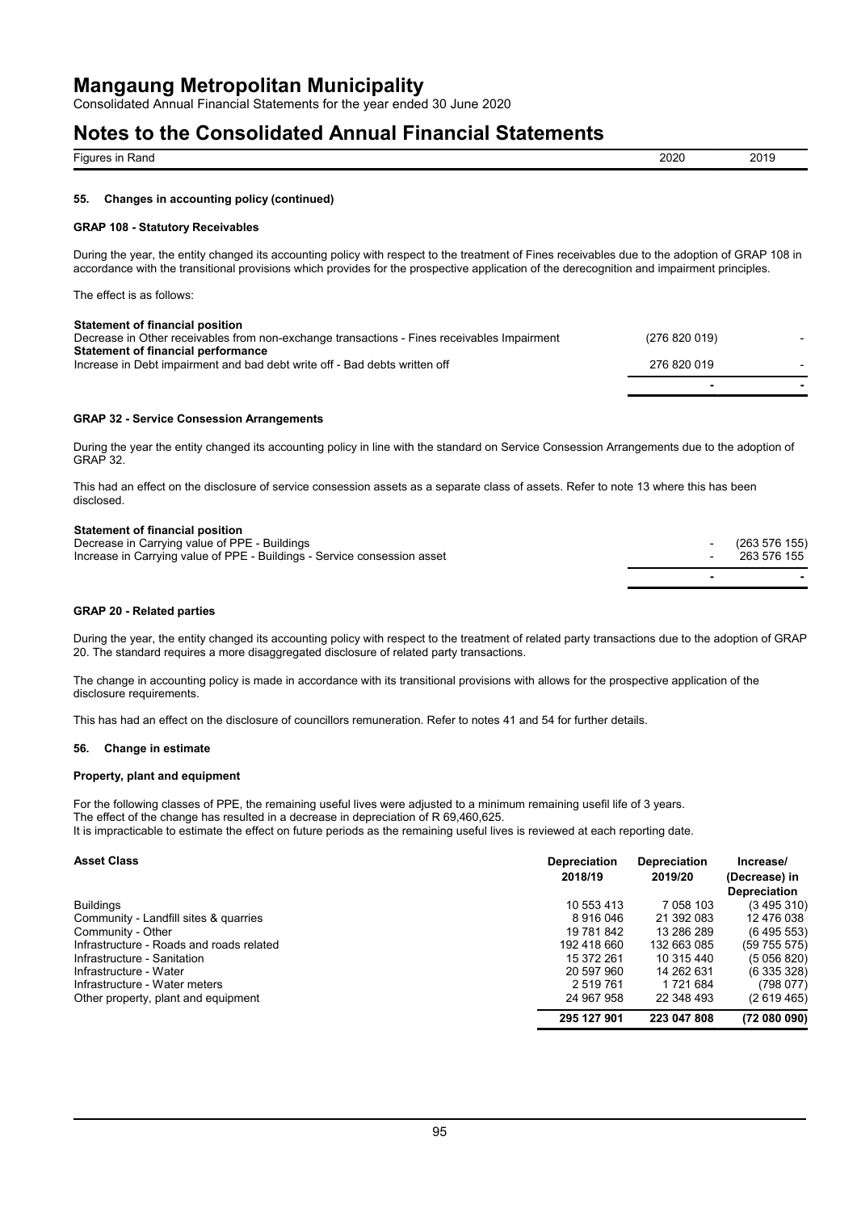# Mangaung Metropolitan Municipality

Consolidated Annual Financial Statements for the year ended 30 June 2020

# Notes to the Consolidated Annual Financial Statements

| Figures in Rand | 2020 | 2019 |
|---|---|---|

### 55. Changes in accounting policy (continued)

#### GRAP 108 - Statutory Receivables

During the year, the entity changed its accounting policy with respect to the treatment of Fines receivables due to the adoption of GRAP 108 in accordance with the transitional provisions which provides for the prospective application of the derecognition and impairment principles.

The effect is as follows:

| | 2020 | 2019 |
|---|---|---|
| **Statement of financial position** | | |
| Decrease in Other receivables from non-exchange transactions - Fines receivables Impairment | (276 820 019) | - |
| **Statement of financial performance** | | |
| Increase in Debt impairment and bad debt write off - Bad debts written off | 276 820 019 | - |
| | - | - |

#### GRAP 32 - Service Concession Arrangements

During the year the entity changed its accounting policy in line with the standard on Service Concession Arrangements due to the adoption of GRAP 32.

This had an effect on the disclosure of service concession assets as a separate class of assets. Refer to note 13 where this has been disclosed.

| | 2020 | 2019 |
|---|---|---|
| **Statement of financial position** | | |
| Decrease in Carrying value of PPE - Buildings | - | (263 576 155) |
| Increase in Carrying value of PPE - Buildings - Service consession asset | - | 263 576 155 |
| | - | - |

#### GRAP 20 - Related parties

During the year, the entity changed its accounting policy with respect to the treatment of related party transactions due to the adoption of GRAP 20. The standard requires a more disaggregated disclosure of related party transactions.

The change in accounting policy is made in accordance with its transitional provisions with allows for the prospective application of the disclosure requirements.

This has had an effect on the disclosure of councillors remuneration. Refer to notes 41 and 54 for further details.

### 56. Change in estimate

#### Property, plant and equipment

For the following classes of PPE, the remaining useful lives were adjusted to a minimum remaining usefil life of 3 years.
The effect of the change has resulted in a decrease in depreciation of R 69,460,625.
It is impracticable to estimate the effect on future periods as the remaining useful lives is reviewed at each reporting date.

| Asset Class | Depreciation 2018/19 | Depreciation 2019/20 | Increase/ (Decrease) in Depreciation |
|---|---|---|---|
| Buildings | 10 553 413 | 7 058 103 | (3 495 310) |
| Community - Landfill sites & quarries | 8 916 046 | 21 392 083 | 12 476 038 |
| Community - Other | 19 781 842 | 13 286 289 | (6 495 553) |
| Infrastructure - Roads and roads related | 192 418 660 | 132 663 085 | (59 755 575) |
| Infrastructure - Sanitation | 15 372 261 | 10 315 440 | (5 056 820) |
| Infrastructure - Water | 20 597 960 | 14 262 631 | (6 335 328) |
| Infrastructure - Water meters | 2 519 761 | 1 721 684 | (798 077) |
| Other property, plant and equipment | 24 967 958 | 22 348 493 | (2 619 465) |
| | **295 127 901** | **223 047 808** | **(72 080 090)** |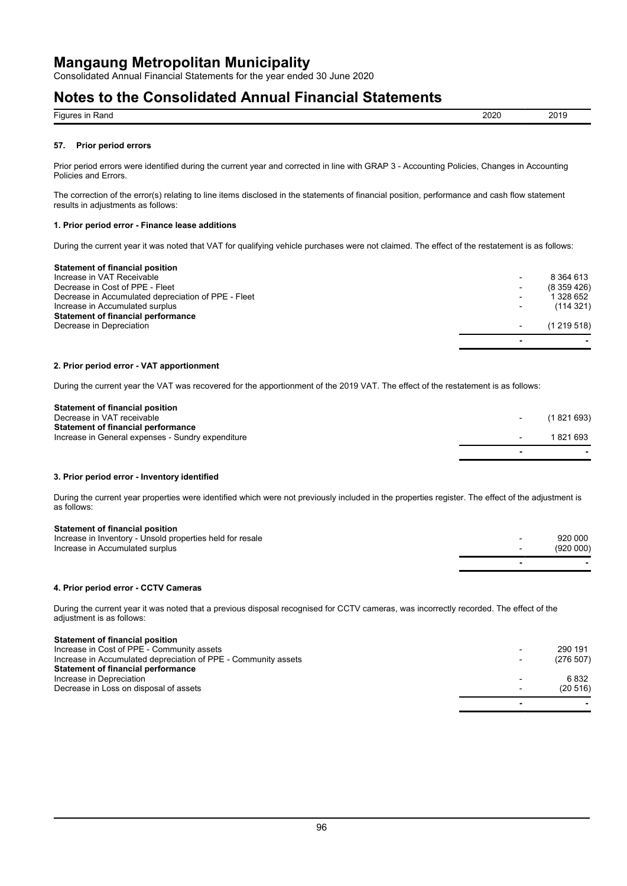# Mangaung Metropolitan Municipality

Consolidated Annual Financial Statements for the year ended 30 June 2020

# Notes to the Consolidated Annual Financial Statements

| Figures in Rand | 2020 | 2019 |
|---|---|---|

### 57. Prior period errors

Prior period errors were identified during the current year and corrected in line with GRAP 3 - Accounting Policies, Changes in Accounting Policies and Errors.

The correction of the error(s) relating to line items disclosed in the statements of financial position, performance and cash flow statement results in adjustments as follows:

#### 1. Prior period error - Finance lease additions

During the current year it was noted that VAT for qualifying vehicle purchases were not claimed. The effect of the restatement is as follows:

| | 2020 | 2019 |
|---|---|---|
| **Statement of financial position** | | |
| Increase in VAT Receivable | - | 8 364 613 |
| Decrease in Cost of PPE - Fleet | - | (8 359 426) |
| Decrease in Accumulated depreciation of PPE - Fleet | - | 1 328 652 |
| Increase in Accumulated surplus | - | (114 321) |
| **Statement of financial performance** | | |
| Decrease in Depreciation | - | (1 219 518) |
| | - | - |

#### 2. Prior period error - VAT apportionment

During the current year the VAT was recovered for the apportionment of the 2019 VAT. The effect of the restatement is as follows:

| | 2020 | 2019 |
|---|---|---|
| **Statement of financial position** | | |
| Decrease in VAT receivable | - | (1 821 693) |
| **Statement of financial performance** | | |
| Increase in General expenses - Sundry expenditure | - | 1 821 693 |
| | - | - |

#### 3. Prior period error - Inventory identified

During the current year properties were identified which were not previously included in the properties register. The effect of the adjustment is as follows:

| | 2020 | 2019 |
|---|---|---|
| **Statement of financial position** | | |
| Increase in Inventory - Unsold properties held for resale | - | 920 000 |
| Increase in Accumulated surplus | - | (920 000) |
| | - | - |

#### 4. Prior period error - CCTV Cameras

During the current year it was noted that a previous disposal recognised for CCTV cameras, was incorrectly recorded. The effect of the adjustment is as follows:

| | 2020 | 2019 |
|---|---|---|
| **Statement of financial position** | | |
| Increase in Cost of PPE - Community assets | - | 290 191 |
| Increase in Accumulated depreciation of PPE - Community assets | - | (276 507) |
| **Statement of financial performance** | | |
| Increase in Depreciation | - | 6 832 |
| Decrease in Loss on disposal of assets | - | (20 516) |
| | - | - |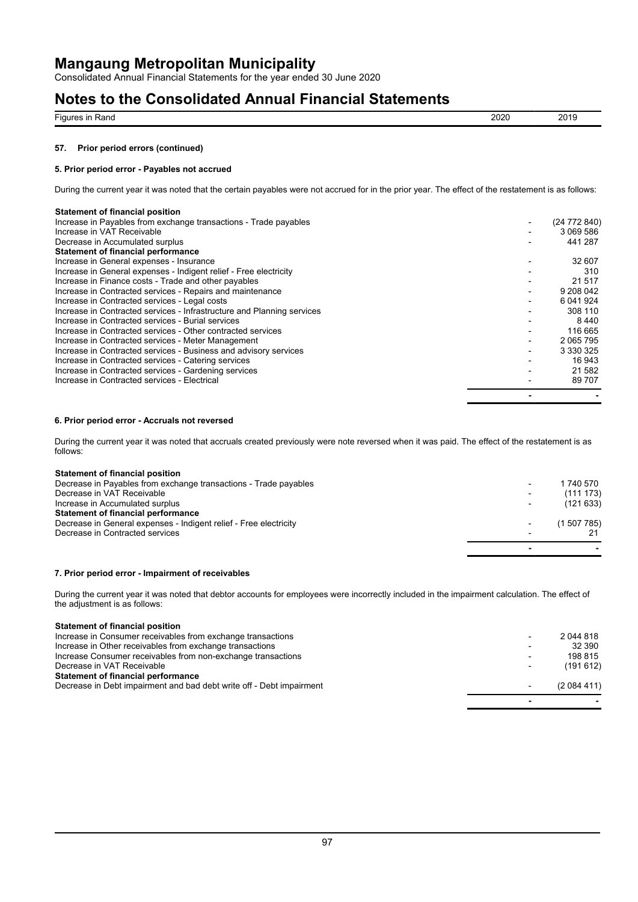## 57. Prior period errors (continued)

### 5. Prior period error - Payables not accrued

During the current year it was noted that the certain payables were not accrued for in the prior year. The effect of the restatement is as follows:

| Figures in Rand | 2020 | 2019 |
|---|---|---|
| **Statement of financial position** | | |
| Increase in Payables from exchange transactions - Trade payables | - | (24 772 840) |
| Increase in VAT Receivable | - | 3 069 586 |
| Decrease in Accumulated surplus | - | 441 287 |
| **Statement of financial performance** | | |
| Increase in General expenses - Insurance | - | 32 607 |
| Increase in General expenses - Indigent relief - Free electricity | - | 310 |
| Increase in Finance costs - Trade and other payables | - | 21 517 |
| Increase in Contracted services - Repairs and maintenance | - | 9 208 042 |
| Increase in Contracted services - Legal costs | - | 6 041 924 |
| Increase in Contracted services - Infrastructure and Planning services | - | 308 110 |
| Increase in Contracted services - Burial services | - | 8 440 |
| Increase in Contracted services - Other contracted services | - | 116 665 |
| Increase in Contracted services - Meter Management | - | 2 065 795 |
| Increase in Contracted services - Business and advisory services | - | 3 330 325 |
| Increase in Contracted services - Catering services | - | 16 943 |
| Increase in Contracted services - Gardening services | - | 21 582 |
| Increase in Contracted services - Electrical | - | 89 707 |
| | - | - |

### 6. Prior period error - Accruals not reversed

During the current year it was noted that accruals created previously were note reversed when it was paid. The effect of the restatement is as follows:

| Figures in Rand | 2020 | 2019 |
|---|---|---|
| **Statement of financial position** | | |
| Decrease in Payables from exchange transactions - Trade payables | - | 1 740 570 |
| Decrease in VAT Receivable | - | (111 173) |
| Increase in Accumulated surplus | - | (121 633) |
| **Statement of financial performance** | | |
| Decrease in General expenses - Indigent relief - Free electricity | - | (1 507 785) |
| Decrease in Contracted services | - | 21 |
| | - | - |

### 7. Prior period error - Impairment of receivables

During the current year it was noted that debtor accounts for employees were incorrectly included in the impairment calculation. The effect of the adjustment is as follows:

| Figures in Rand | 2020 | 2019 |
|---|---|---|
| **Statement of financial position** | | |
| Increase in Consumer receivables from exchange transactions | - | 2 044 818 |
| Increase in Other receivables from exchange transactions | - | 32 390 |
| Increase Consumer receivables from non-exchange transactions | - | 198 815 |
| Decrease in VAT Receivable | - | (191 612) |
| **Statement of financial performance** | | |
| Decrease in Debt impairment and bad debt write off - Debt impairment | - | (2 084 411) |
| | - | - |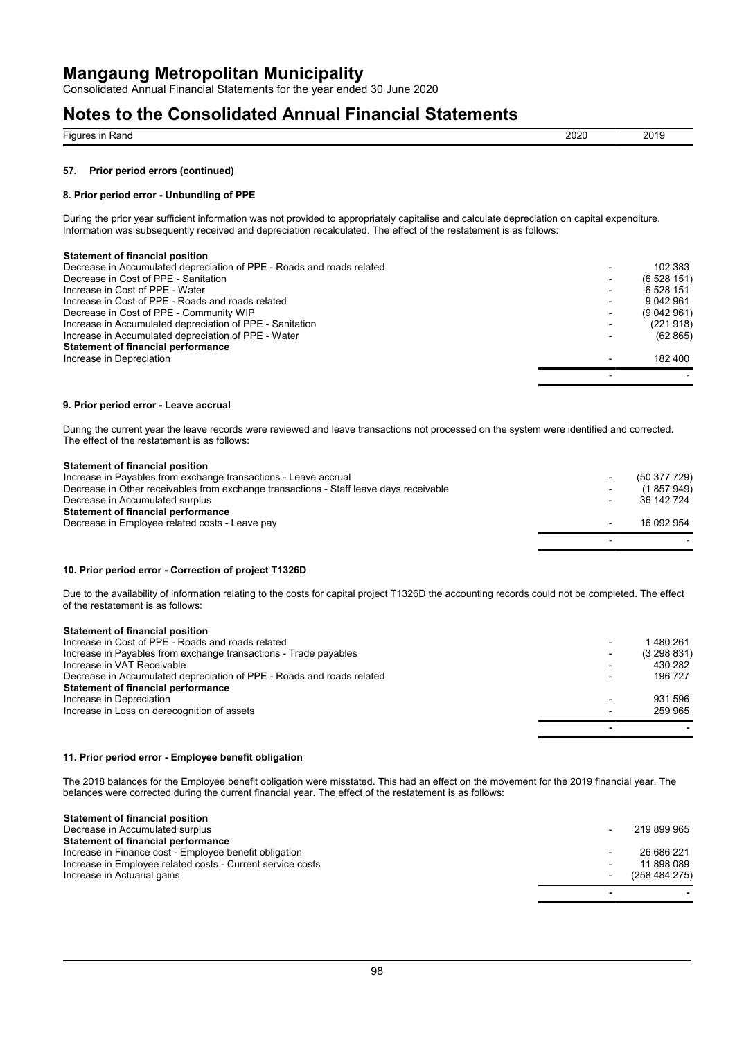## 57. Prior period errors (continued)

### 8. Prior period error - Unbundling of PPE

During the prior year sufficient information was not provided to appropriately capitalise and calculate depreciation on capital expenditure. Information was subsequently received and depreciation recalculated. The effect of the restatement is as follows:

| Figures in Rand | 2020 | 2019 |
|---|---|---|
| **Statement of financial position** | | |
| Decrease in Accumulated depreciation of PPE - Roads and roads related | - | 102 383 |
| Decrease in Cost of PPE - Sanitation | - | (6 528 151) |
| Increase in Cost of PPE - Water | - | 6 528 151 |
| Increase in Cost of PPE - Roads and roads related | - | 9 042 961 |
| Decrease in Cost of PPE - Community WIP | - | (9 042 961) |
| Increase in Accumulated depreciation of PPE - Sanitation | - | (221 918) |
| Increase in Accumulated depreciation of PPE - Water | - | (62 865) |
| **Statement of financial performance** | | |
| Increase in Depreciation | - | 182 400 |
| | **-** | **-** |

### 9. Prior period error - Leave accrual

During the current year the leave records were reviewed and leave transactions not processed on the system were identified and corrected. The effect of the restatement is as follows:

| Figures in Rand | 2020 | 2019 |
|---|---|---|
| **Statement of financial position** | | |
| Increase in Payables from exchange transactions - Leave accrual | - | (50 377 729) |
| Decrease in Other receivables from exchange transactions - Staff leave days receivable | - | (1 857 949) |
| Decrease in Accumulated surplus | - | 36 142 724 |
| **Statement of financial performance** | | |
| Decrease in Employee related costs - Leave pay | - | 16 092 954 |
| | **-** | **-** |

### 10. Prior period error - Correction of project T1326D

Due to the availability of information relating to the costs for capital project T1326D the accounting records could not be completed. The effect of the restatement is as follows:

| Figures in Rand | 2020 | 2019 |
|---|---|---|
| **Statement of financial position** | | |
| Increase in Cost of PPE - Roads and roads related | - | 1 480 261 |
| Increase in Payables from exchange transactions - Trade payables | - | (3 298 831) |
| Increase in VAT Receivable | - | 430 282 |
| Decrease in Accumulated depreciation of PPE - Roads and roads related | - | 196 727 |
| **Statement of financial performance** | | |
| Increase in Depreciation | - | 931 596 |
| Increase in Loss on derecognition of assets | - | 259 965 |
| | **-** | **-** |

### 11. Prior period error - Employee benefit obligation

The 2018 balances for the Employee benefit obligation were misstated. This had an effect on the movement for the 2019 financial year. The belances were corrected during the current financial year. The effect of the restatement is as follows:

| Figures in Rand | 2020 | 2019 |
|---|---|---|
| **Statement of financial position** | | |
| Decrease in Accumulated surplus | - | 219 899 965 |
| **Statement of financial performance** | | |
| Increase in Finance cost - Employee benefit obligation | - | 26 686 221 |
| Increase in Employee related costs - Current service costs | - | 11 898 089 |
| Increase in Actuarial gains | - | (258 484 275) |
| | **-** | **-** |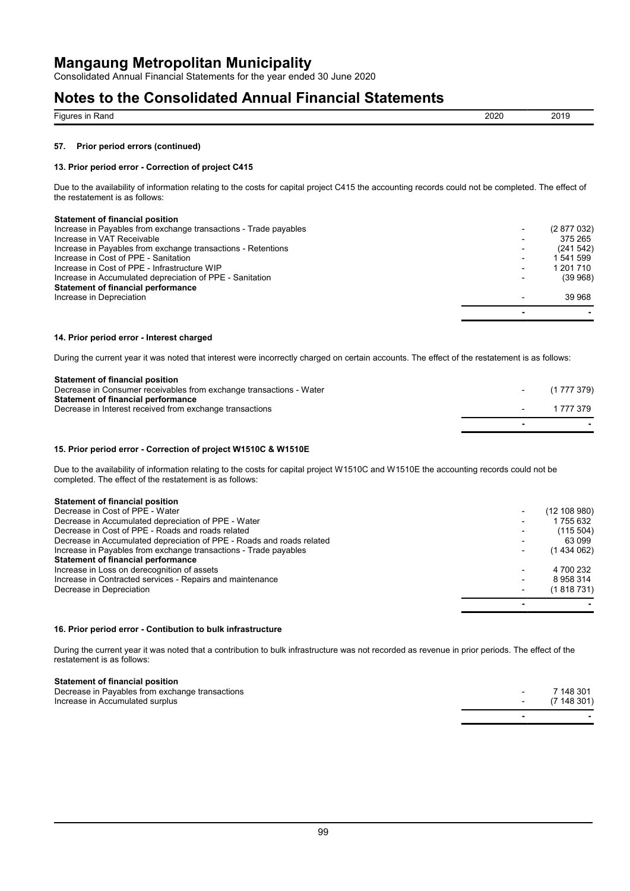# Mangaung Metropolitan Municipality

Consolidated Annual Financial Statements for the year ended 30 June 2020

# Notes to the Consolidated Annual Financial Statements

| Figures in Rand | 2020 | 2019 |
| --- | --- | --- |

## 57. Prior period errors (continued)

### 13. Prior period error - Correction of project C415

Due to the availability of information relating to the costs for capital project C415 the accounting records could not be completed. The effect of the restatement is as follows:

| | 2020 | 2019 |
| --- | --- | --- |
| **Statement of financial position** | | |
| Increase in Payables from exchange transactions - Trade payables | - | (2 877 032) |
| Increase in VAT Receivable | - | 375 265 |
| Increase in Payables from exchange transactions - Retentions | - | (241 542) |
| Increase in Cost of PPE - Sanitation | - | 1 541 599 |
| Increase in Cost of PPE - Infrastructure WIP | - | 1 201 710 |
| Increase in Accumulated depreciation of PPE - Sanitation | - | (39 968) |
| **Statement of financial performance** | | |
| Increase in Depreciation | - | 39 968 |
| | - | - |

### 14. Prior period error - Interest charged

During the current year it was noted that interest were incorrectly charged on certain accounts. The effect of the restatement is as follows:

| | 2020 | 2019 |
| --- | --- | --- |
| **Statement of financial position** | | |
| Decrease in Consumer receivables from exchange transactions - Water | - | (1 777 379) |
| **Statement of financial performance** | | |
| Decrease in Interest received from exchange transactions | - | 1 777 379 |
| | - | - |

### 15. Prior period error - Correction of project W1510C & W1510E

Due to the availability of information relating to the costs for capital project W1510C and W1510E the accounting records could not be completed. The effect of the restatement is as follows:

| | 2020 | 2019 |
| --- | --- | --- |
| **Statement of financial position** | | |
| Decrease in Cost of PPE - Water | - | (12 108 980) |
| Decrease in Accumulated depreciation of PPE - Water | - | 1 755 632 |
| Decrease in Cost of PPE - Roads and roads related | - | (115 504) |
| Decrease in Accumulated depreciation of PPE - Roads and roads related | - | 63 099 |
| Increase in Payables from exchange transactions - Trade payables | - | (1 434 062) |
| **Statement of financial performance** | | |
| Increase in Loss on derecognition of assets | - | 4 700 232 |
| Increase in Contracted services - Repairs and maintenance | - | 8 958 314 |
| Decrease in Depreciation | - | (1 818 731) |
| | - | - |

### 16. Prior period error - Contibution to bulk infrastructure

During the current year it was noted that a contribution to bulk infrastructure was not recorded as revenue in prior periods. The effect of the restatement is as follows:

| | 2020 | 2019 |
| --- | --- | --- |
| **Statement of financial position** | | |
| Decrease in Payables from exchange transactions | - | 7 148 301 |
| Increase in Accumulated surplus | - | (7 148 301) |
| | - | - |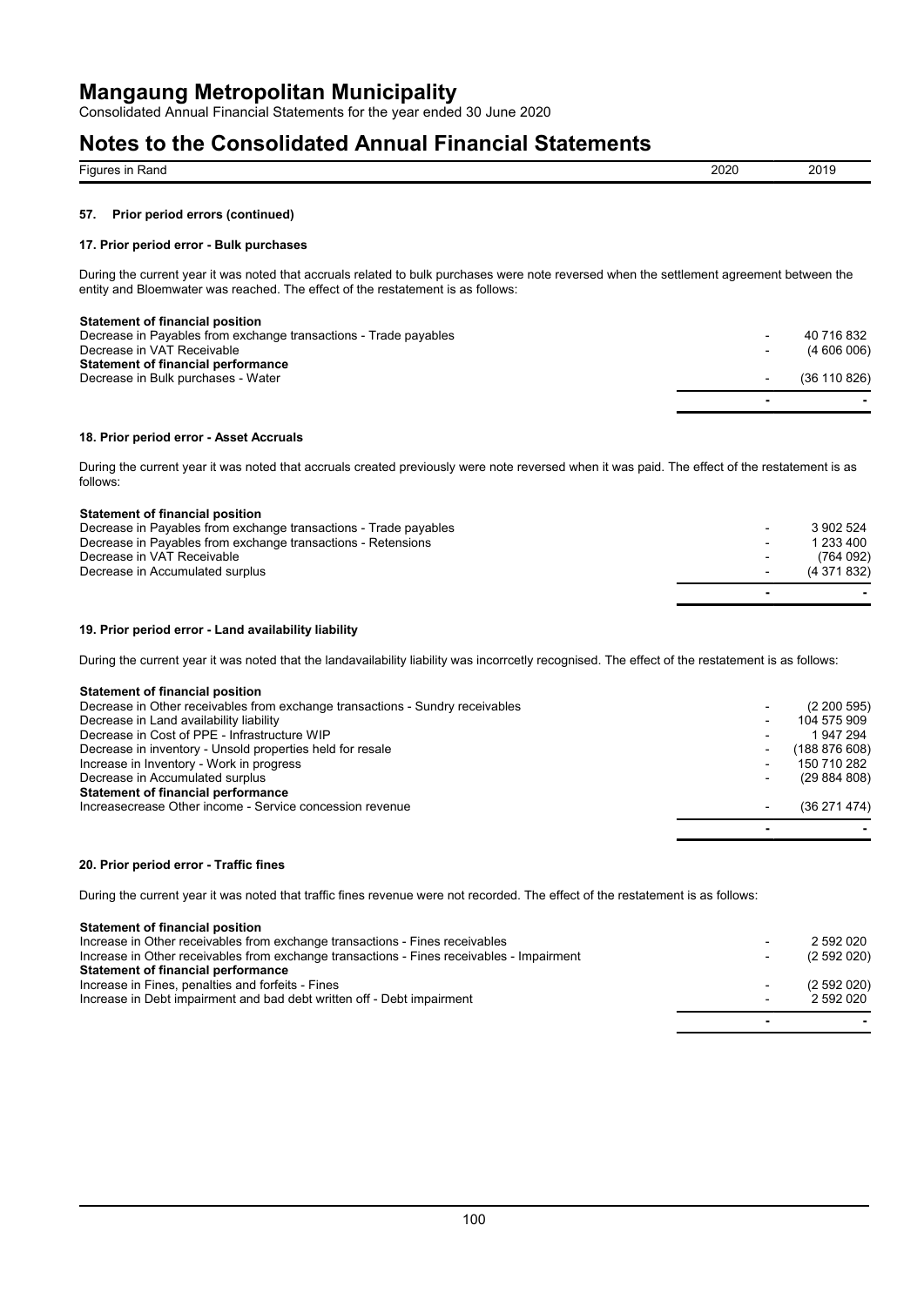# Mangaung Metropolitan Municipality

Consolidated Annual Financial Statements for the year ended 30 June 2020

# Notes to the Consolidated Annual Financial Statements

| Figures in Rand | 2020 | 2019 |
|---|---|---|

### 57. Prior period errors (continued)

#### 17. Prior period error - Bulk purchases

During the current year it was noted that accruals related to bulk purchases were note reversed when the settlement agreement between the entity and Bloemwater was reached. The effect of the restatement is as follows:

| | 2020 | 2019 |
|---|---|---|
| **Statement of financial position** | | |
| Decrease in Payables from exchange transactions - Trade payables | - | 40 716 832 |
| Decrease in VAT Receivable | - | (4 606 006) |
| **Statement of financial performance** | | |
| Decrease in Bulk purchases - Water | - | (36 110 826) |
| | - | - |

#### 18. Prior period error - Asset Accruals

During the current year it was noted that accruals created previously were note reversed when it was paid. The effect of the restatement is as follows:

| | 2020 | 2019 |
|---|---|---|
| **Statement of financial position** | | |
| Decrease in Payables from exchange transactions - Trade payables | - | 3 902 524 |
| Decrease in Payables from exchange transactions - Retensions | - | 1 233 400 |
| Decrease in VAT Receivable | - | (764 092) |
| Decrease in Accumulated surplus | - | (4 371 832) |
| | - | - |

#### 19. Prior period error - Land availability liability

During the current year it was noted that the landavailability liability was incorrcetly recognised. The effect of the restatement is as follows:

| | 2020 | 2019 |
|---|---|---|
| **Statement of financial position** | | |
| Decrease in Other receivables from exchange transactions - Sundry receivables | - | (2 200 595) |
| Decrease in Land availability liability | - | 104 575 909 |
| Decrease in Cost of PPE - Infrastructure WIP | - | 1 947 294 |
| Decrease in inventory - Unsold properties held for resale | - | (188 876 608) |
| Increase in Inventory - Work in progress | - | 150 710 282 |
| Decrease in Accumulated surplus | - | (29 884 808) |
| **Statement of financial performance** | | |
| Increasecrease Other income - Service concession revenue | - | (36 271 474) |
| | - | - |

#### 20. Prior period error - Traffic fines

During the current year it was noted that traffic fines revenue were not recorded. The effect of the restatement is as follows:

| | 2020 | 2019 |
|---|---|---|
| **Statement of financial position** | | |
| Increase in Other receivables from exchange transactions - Fines receivables | - | 2 592 020 |
| Increase in Other receivables from exchange transactions - Fines receivables - Impairment | - | (2 592 020) |
| **Statement of financial performance** | | |
| Increase in Fines, penalties and forfeits - Fines | - | (2 592 020) |
| Increase in Debt impairment and bad debt written off - Debt impairment | - | 2 592 020 |
| | - | - |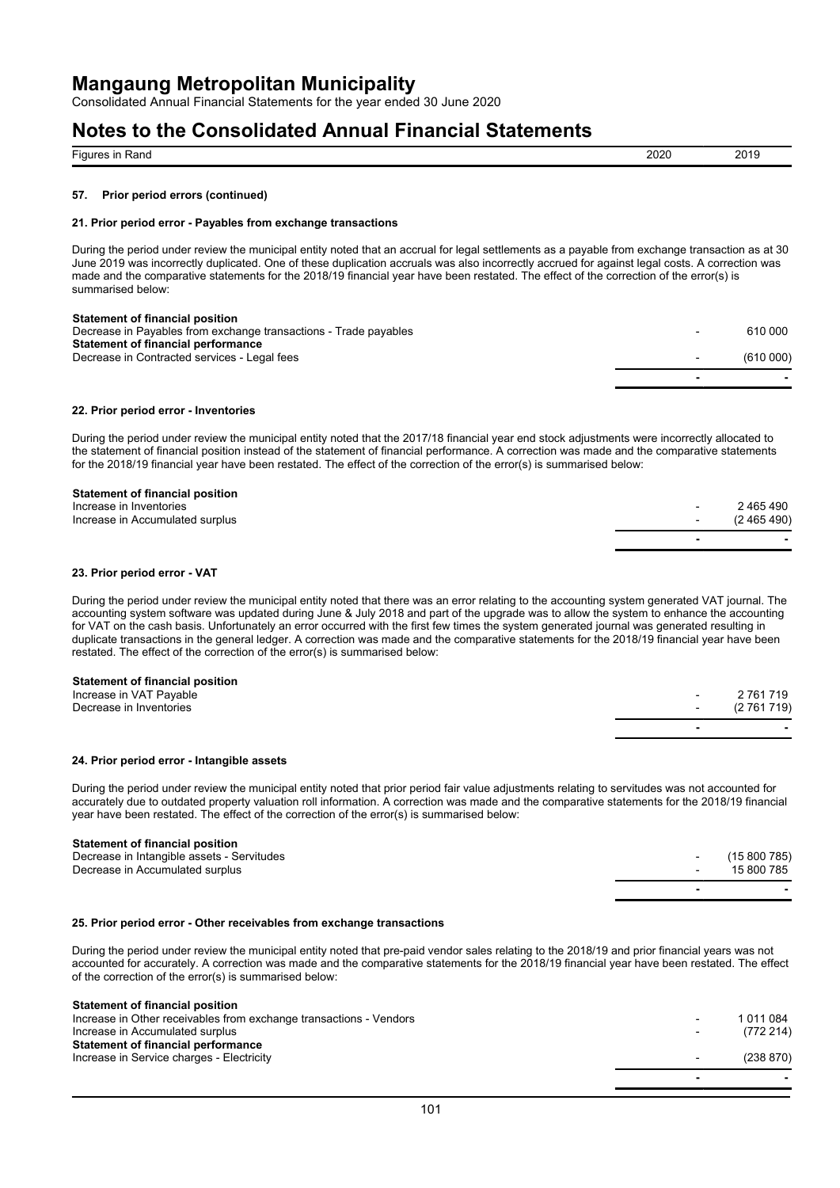# Mangaung Metropolitan Municipality

Consolidated Annual Financial Statements for the year ended 30 June 2020

# Notes to the Consolidated Annual Financial Statements

| Figures in Rand | 2020 | 2019 |
|---|---|---|

### 57. Prior period errors (continued)

#### 21. Prior period error - Payables from exchange transactions

During the period under review the municipal entity noted that an accrual for legal settlements as a payable from exchange transaction as at 30 June 2019 was incorrectly duplicated. One of these duplication accruals was also incorrectly accrued for against legal costs. A correction was made and the comparative statements for the 2018/19 financial year have been restated. The effect of the correction of the error(s) is summarised below:

| | 2020 | 2019 |
|---|---|---|
| **Statement of financial position** | | |
| Decrease in Payables from exchange transactions - Trade payables | - | 610 000 |
| **Statement of financial performance** | | |
| Decrease in Contracted services - Legal fees | - | (610 000) |
| | - | - |

#### 22. Prior period error - Inventories

During the period under review the municipal entity noted that the 2017/18 financial year end stock adjustments were incorrectly allocated to the statement of financial position instead of the statement of financial performance. A correction was made and the comparative statements for the 2018/19 financial year have been restated. The effect of the correction of the error(s) is summarised below:

| | 2020 | 2019 |
|---|---|---|
| **Statement of financial position** | | |
| Increase in Inventories | - | 2 465 490 |
| Increase in Accumulated surplus | - | (2 465 490) |
| | - | - |

#### 23. Prior period error - VAT

During the period under review the municipal entity noted that there was an error relating to the accounting system generated VAT journal. The accounting system software was updated during June & July 2018 and part of the upgrade was to allow the system to enhance the accounting for VAT on the cash basis. Unfortunately an error occurred with the first few times the system generated journal was generated resulting in duplicate transactions in the general ledger. A correction was made and the comparative statements for the 2018/19 financial year have been restated. The effect of the correction of the error(s) is summarised below:

| | 2020 | 2019 |
|---|---|---|
| **Statement of financial position** | | |
| Increase in VAT Payable | - | 2 761 719 |
| Decrease in Inventories | - | (2 761 719) |
| | - | - |

#### 24. Prior period error - Intangible assets

During the period under review the municipal entity noted that prior period fair value adjustments relating to servitudes was not accounted for accurately due to outdated property valuation roll information. A correction was made and the comparative statements for the 2018/19 financial year have been restated. The effect of the correction of the error(s) is summarised below:

| | 2020 | 2019 |
|---|---|---|
| **Statement of financial position** | | |
| Decrease in Intangible assets - Servitudes | - | (15 800 785) |
| Decrease in Accumulated surplus | - | 15 800 785 |
| | - | - |

#### 25. Prior period error - Other receivables from exchange transactions

During the period under review the municipal entity noted that pre-paid vendor sales relating to the 2018/19 and prior financial years was not accounted for accurately. A correction was made and the comparative statements for the 2018/19 financial year have been restated. The effect of the correction of the error(s) is summarised below:

| | 2020 | 2019 |
|---|---|---|
| **Statement of financial position** | | |
| Increase in Other receivables from exchange transactions - Vendors | - | 1 011 084 |
| Increase in Accumulated surplus | - | (772 214) |
| **Statement of financial performance** | | |
| Increase in Service charges - Electricity | - | (238 870) |
| | - | - |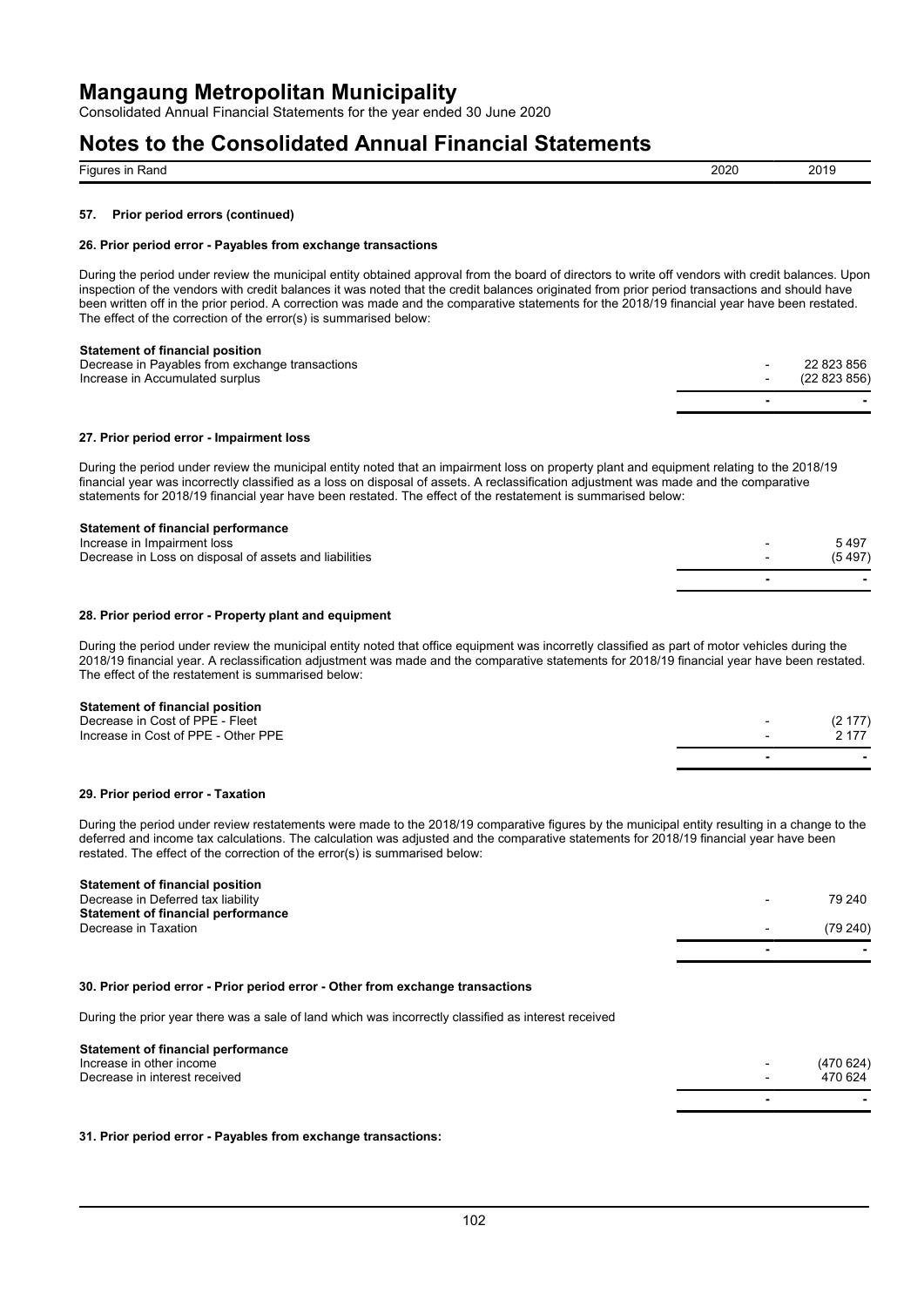## 57. Prior period errors (continued)

| Figures in Rand | 2020 | 2019 |
|---|---|---|

### 26. Prior period error - Payables from exchange transactions

During the period under review the municipal entity obtained approval from the board of directors to write off vendors with credit balances. Upon inspection of the vendors with credit balances it was noted that the credit balances originated from prior period transactions and should have been written off in the prior period. A correction was made and the comparative statements for the 2018/19 financial year have been restated. The effect of the correction of the error(s) is summarised below:

| | 2020 | 2019 |
|---|---|---|
| **Statement of financial position** | | |
| Decrease in Payables from exchange transactions | - | 22 823 856 |
| Increase in Accumulated surplus | - | (22 823 856) |
| | **-** | **-** |

### 27. Prior period error - Impairment loss

During the period under review the municipal entity noted that an impairment loss on property plant and equipment relating to the 2018/19 financial year was incorrectly classified as a loss on disposal of assets. A reclassification adjustment was made and the comparative statements for 2018/19 financial year have been restated. The effect of the restatement is summarised below:

| | 2020 | 2019 |
|---|---|---|
| **Statement of financial performance** | | |
| Increase in Impairment loss | - | 5 497 |
| Decrease in Loss on disposal of assets and liabilities | - | (5 497) |
| | **-** | **-** |

### 28. Prior period error - Property plant and equipment

During the period under review the municipal entity noted that office equipment was incorrectly classified as part of motor vehicles during the 2018/19 financial year. A reclassification adjustment was made and the comparative statements for 2018/19 financial year have been restated. The effect of the restatement is summarised below:

| | 2020 | 2019 |
|---|---|---|
| **Statement of financial position** | | |
| Decrease in Cost of PPE - Fleet | - | (2 177) |
| Increase in Cost of PPE - Other PPE | - | 2 177 |
| | **-** | **-** |

### 29. Prior period error - Taxation

During the period under review restatements were made to the 2018/19 comparative figures by the municipal entity resulting in a change to the deferred and income tax calculations. The calculation was adjusted and the comparative statements for 2018/19 financial year have been restated. The effect of the correction of the error(s) is summarised below:

| | 2020 | 2019 |
|---|---|---|
| **Statement of financial position** | | |
| Decrease in Deferred tax liability | - | 79 240 |
| **Statement of financial performance** | | |
| Decrease in Taxation | - | (79 240) |
| | **-** | **-** |

### 30. Prior period error - Prior period error - Other from exchange transactions

During the prior year there was a sale of land which was incorrectly classified as interest received

| | 2020 | 2019 |
|---|---|---|
| **Statement of financial performance** | | |
| Increase in other income | - | (470 624) |
| Decrease in interest received | - | 470 624 |
| | **-** | **-** |

### 31. Prior period error - Payables from exchange transactions: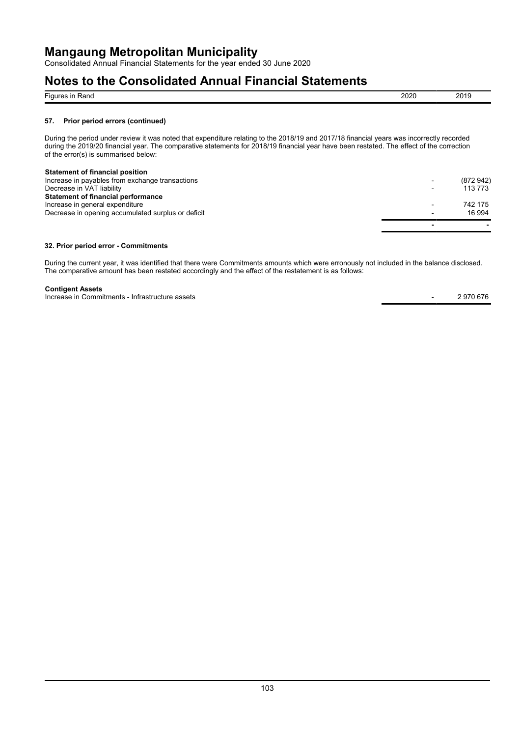# Mangaung Metropolitan Municipality

Consolidated Annual Financial Statements for the year ended 30 June 2020

# Notes to the Consolidated Annual Financial Statements

| Figures in Rand | 2020 | 2019 |
| --- | --- | --- |

### 57. Prior period errors (continued)

During the period under review it was noted that expenditure relating to the 2018/19 and 2017/18 financial years was incorrectly recorded during the 2019/20 financial year. The comparative statements for 2018/19 financial year have been restated. The effect of the correction of the error(s) is summarised below:

| | 2020 | 2019 |
| --- | --- | --- |
| **Statement of financial position** | | |
| Increase in payables from exchange transactions | - | (872 942) |
| Decrease in VAT liability | - | 113 773 |
| **Statement of financial performance** | | |
| Increase in general expenditure | - | 742 175 |
| Decrease in opening accumulated surplus or deficit | - | 16 994 |
| | - | - |

### 32. Prior period error - Commitments

During the current year, it was identified that there were Commitments amounts which were erronously not included in the balance disclosed. The comparative amount has been restated accordingly and the effect of the restatement is as follows:

| | 2020 | 2019 |
| --- | --- | --- |
| **Contigent Assets** | | |
| Increase in Commitments - Infrastructure assets | - | 2 970 676 |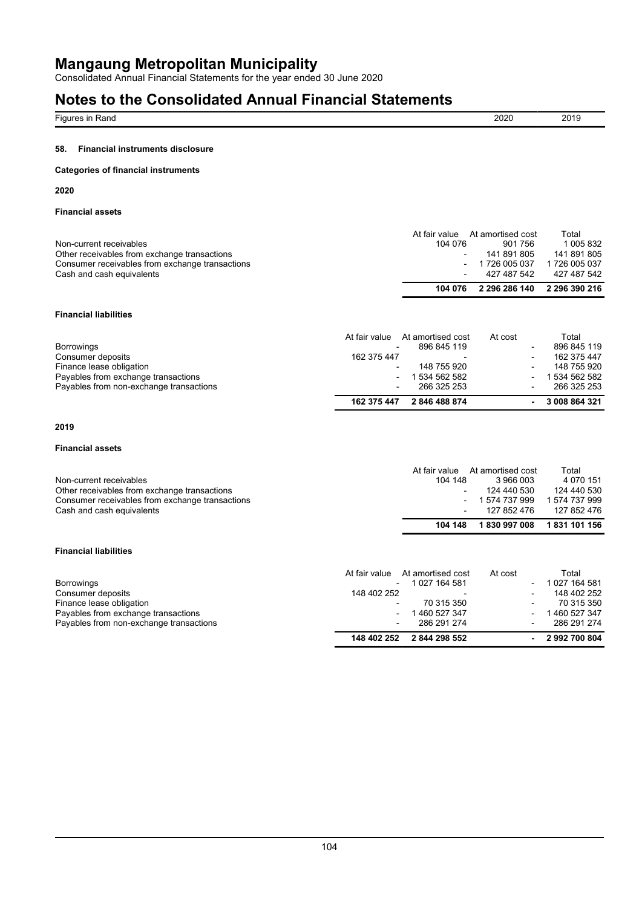# Mangaung Metropolitan Municipality

Consolidated Annual Financial Statements for the year ended 30 June 2020

# Notes to the Consolidated Annual Financial Statements

Figures in Rand

### 58. Financial instruments disclosure

**Categories of financial instruments**

**2020**

**Financial assets**

| | At fair value | At amortised cost | Total |
|---|---|---|---|
| Non-current receivables | 104 076 | 901 756 | 1 005 832 |
| Other receivables from exchange transactions | - | 141 891 805 | 141 891 805 |
| Consumer receivables from exchange transactions | - | 1 726 005 037 | 1 726 005 037 |
| Cash and cash equivalents | - | 427 487 542 | 427 487 542 |
| | **104 076** | **2 296 286 140** | **2 296 390 216** |

**Financial liabilities**

| | At fair value | At amortised cost | At cost | Total |
|---|---|---|---|---|
| Borrowings | - | 896 845 119 | - | 896 845 119 |
| Consumer deposits | 162 375 447 | - | - | 162 375 447 |
| Finance lease obligation | - | 148 755 920 | - | 148 755 920 |
| Payables from exchange transactions | - | 1 534 562 582 | - | 1 534 562 582 |
| Payables from non-exchange transactions | - | 266 325 253 | - | 266 325 253 |
| | **162 375 447** | **2 846 488 874** | **-** | **3 008 864 321** |

**2019**

**Financial assets**

| | At fair value | At amortised cost | Total |
|---|---|---|---|
| Non-current receivables | 104 148 | 3 966 003 | 4 070 151 |
| Other receivables from exchange transactions | - | 124 440 530 | 124 440 530 |
| Consumer receivables from exchange transactions | - | 1 574 737 999 | 1 574 737 999 |
| Cash and cash equivalents | - | 127 852 476 | 127 852 476 |
| | **104 148** | **1 830 997 008** | **1 831 101 156** |

**Financial liabilities**

| | At fair value | At amortised cost | At cost | Total |
|---|---|---|---|---|
| Borrowings | - | 1 027 164 581 | - | 1 027 164 581 |
| Consumer deposits | 148 402 252 | - | - | 148 402 252 |
| Finance lease obligation | - | 70 315 350 | - | 70 315 350 |
| Payables from exchange transactions | - | 1 460 527 347 | - | 1 460 527 347 |
| Payables from non-exchange transactions | - | 286 291 274 | - | 286 291 274 |
| | **148 402 252** | **2 844 298 552** | **-** | **2 992 700 804** |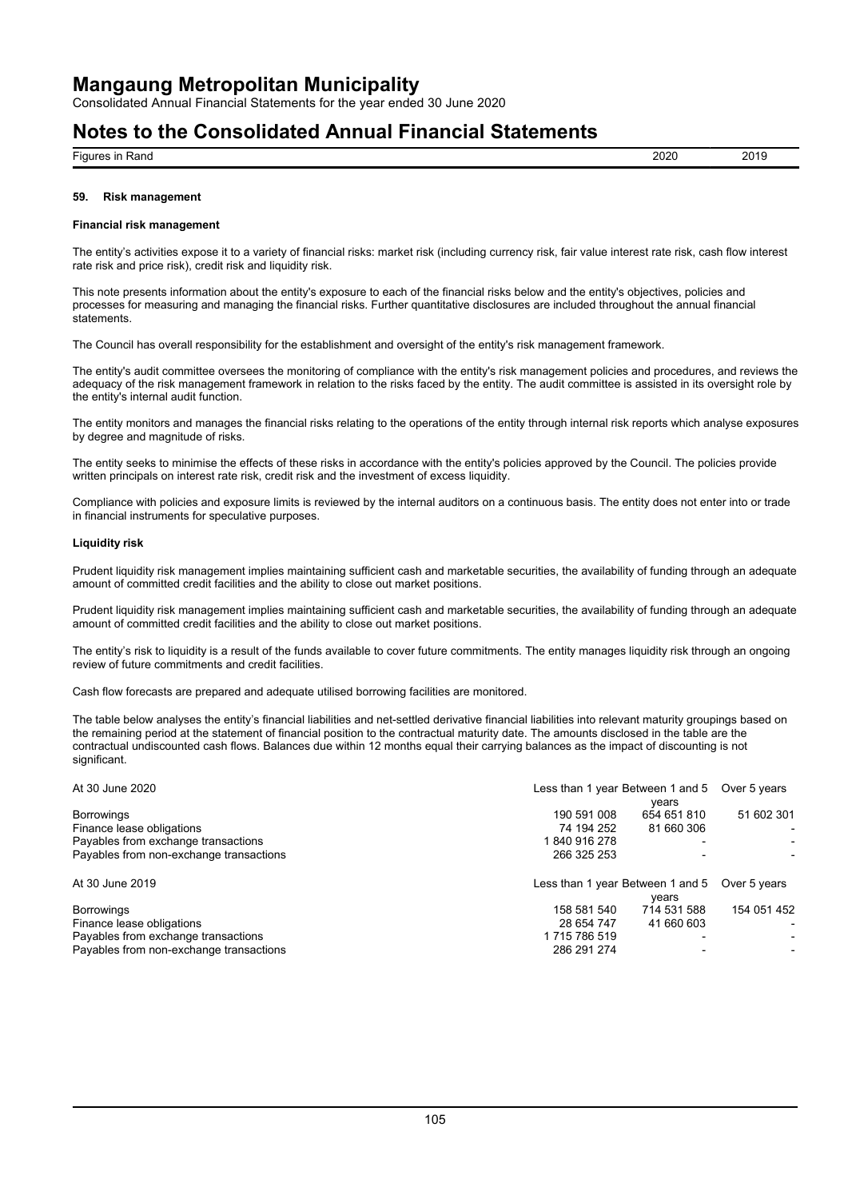# Mangaung Metropolitan Municipality

Consolidated Annual Financial Statements for the year ended 30 June 2020

# Notes to the Consolidated Annual Financial Statements

| Figures in Rand | 2020 | 2019 |
|---|---|---|

### 59. Risk management

**Financial risk management**

The entity's activities expose it to a variety of financial risks: market risk (including currency risk, fair value interest rate risk, cash flow interest rate risk and price risk), credit risk and liquidity risk.

This note presents information about the entity's exposure to each of the financial risks below and the entity's objectives, policies and processes for measuring and managing the financial risks. Further quantitative disclosures are included throughout the annual financial statements.

The Council has overall responsibility for the establishment and oversight of the entity's risk management framework.

The entity's audit committee oversees the monitoring of compliance with the entity's risk management policies and procedures, and reviews the adequacy of the risk management framework in relation to the risks faced by the entity. The audit committee is assisted in its oversight role by the entity's internal audit function.

The entity monitors and manages the financial risks relating to the operations of the entity through internal risk reports which analyse exposures by degree and magnitude of risks.

The entity seeks to minimise the effects of these risks in accordance with the entity's policies approved by the Council. The policies provide written principals on interest rate risk, credit risk and the investment of excess liquidity.

Compliance with policies and exposure limits is reviewed by the internal auditors on a continuous basis. The entity does not enter into or trade in financial instruments for speculative purposes.

**Liquidity risk**

Prudent liquidity risk management implies maintaining sufficient cash and marketable securities, the availability of funding through an adequate amount of committed credit facilities and the ability to close out market positions.

Prudent liquidity risk management implies maintaining sufficient cash and marketable securities, the availability of funding through an adequate amount of committed credit facilities and the ability to close out market positions.

The entity's risk to liquidity is a result of the funds available to cover future commitments. The entity manages liquidity risk through an ongoing review of future commitments and credit facilities.

Cash flow forecasts are prepared and adequate utilised borrowing facilities are monitored.

The table below analyses the entity's financial liabilities and net-settled derivative financial liabilities into relevant maturity groupings based on the remaining period at the statement of financial position to the contractual maturity date. The amounts disclosed in the table are the contractual undiscounted cash flows. Balances due within 12 months equal their carrying balances as the impact of discounting is not significant.

| At 30 June 2020 | Less than 1 year | Between 1 and 5 years | Over 5 years |
|---|---|---|---|
| Borrowings | 190 591 008 | 654 651 810 | 51 602 301 |
| Finance lease obligations | 74 194 252 | 81 660 306 | - |
| Payables from exchange transactions | 1 840 916 278 | - | - |
| Payables from non-exchange transactions | 266 325 253 | - | - |

| At 30 June 2019 | Less than 1 year | Between 1 and 5 years | Over 5 years |
|---|---|---|---|
| Borrowings | 158 581 540 | 714 531 588 | 154 051 452 |
| Finance lease obligations | 28 654 747 | 41 660 603 | - |
| Payables from exchange transactions | 1 715 786 519 | - | - |
| Payables from non-exchange transactions | 286 291 274 | - | - |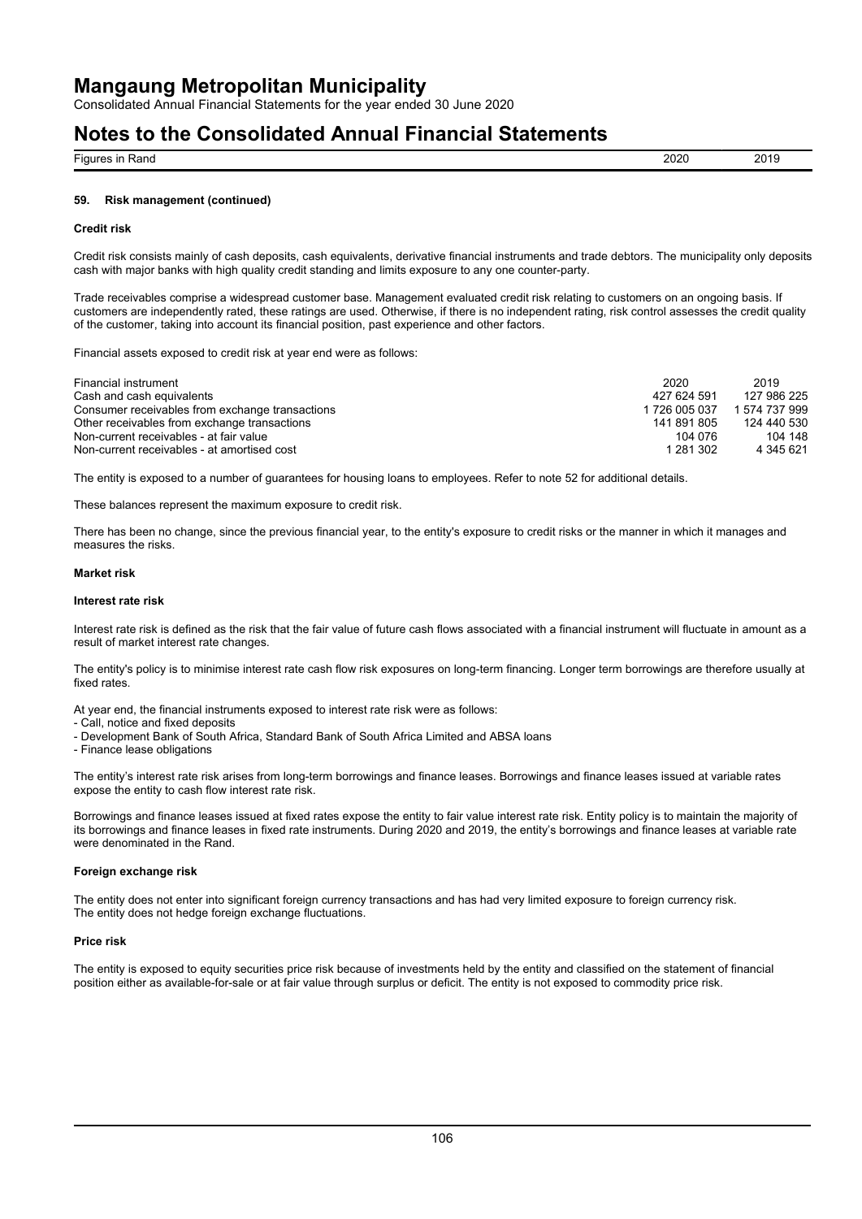# Mangaung Metropolitan Municipality

Consolidated Annual Financial Statements for the year ended 30 June 2020

# Notes to the Consolidated Annual Financial Statements

| Figures in Rand | 2020 | 2019 |
|---|---|---|

### 59. Risk management (continued)

#### Credit risk

Credit risk consists mainly of cash deposits, cash equivalents, derivative financial instruments and trade debtors. The municipality only deposits cash with major banks with high quality credit standing and limits exposure to any one counter-party.

Trade receivables comprise a widespread customer base. Management evaluated credit risk relating to customers on an ongoing basis. If customers are independently rated, these ratings are used. Otherwise, if there is no independent rating, risk control assesses the credit quality of the customer, taking into account its financial position, past experience and other factors.

Financial assets exposed to credit risk at year end were as follows:

| Financial instrument | 2020 | 2019 |
|---|---|---|
| Cash and cash equivalents | 427 624 591 | 127 986 225 |
| Consumer receivables from exchange transactions | 1 726 005 037 | 1 574 737 999 |
| Other receivables from exchange transactions | 141 891 805 | 124 440 530 |
| Non-current receivables - at fair value | 104 076 | 104 148 |
| Non-current receivables - at amortised cost | 1 281 302 | 4 345 621 |

The entity is exposed to a number of guarantees for housing loans to employees. Refer to note 52 for additional details.

These balances represent the maximum exposure to credit risk.

There has been no change, since the previous financial year, to the entity's exposure to credit risks or the manner in which it manages and measures the risks.

#### Market risk

#### Interest rate risk

Interest rate risk is defined as the risk that the fair value of future cash flows associated with a financial instrument will fluctuate in amount as a result of market interest rate changes.

The entity's policy is to minimise interest rate cash flow risk exposures on long-term financing. Longer term borrowings are therefore usually at fixed rates.

At year end, the financial instruments exposed to interest rate risk were as follows:
- Call, notice and fixed deposits
- Development Bank of South Africa, Standard Bank of South Africa Limited and ABSA loans
- Finance lease obligations

The entity's interest rate risk arises from long-term borrowings and finance leases. Borrowings and finance leases issued at variable rates expose the entity to cash flow interest rate risk.

Borrowings and finance leases issued at fixed rates expose the entity to fair value interest rate risk. Entity policy is to maintain the majority of its borrowings and finance leases in fixed rate instruments. During 2020 and 2019, the entity's borrowings and finance leases at variable rate were denominated in the Rand.

#### Foreign exchange risk

The entity does not enter into significant foreign currency transactions and has had very limited exposure to foreign currency risk. The entity does not hedge foreign exchange fluctuations.

#### Price risk

The entity is exposed to equity securities price risk because of investments held by the entity and classified on the statement of financial position either as available-for-sale or at fair value through surplus or deficit. The entity is not exposed to commodity price risk.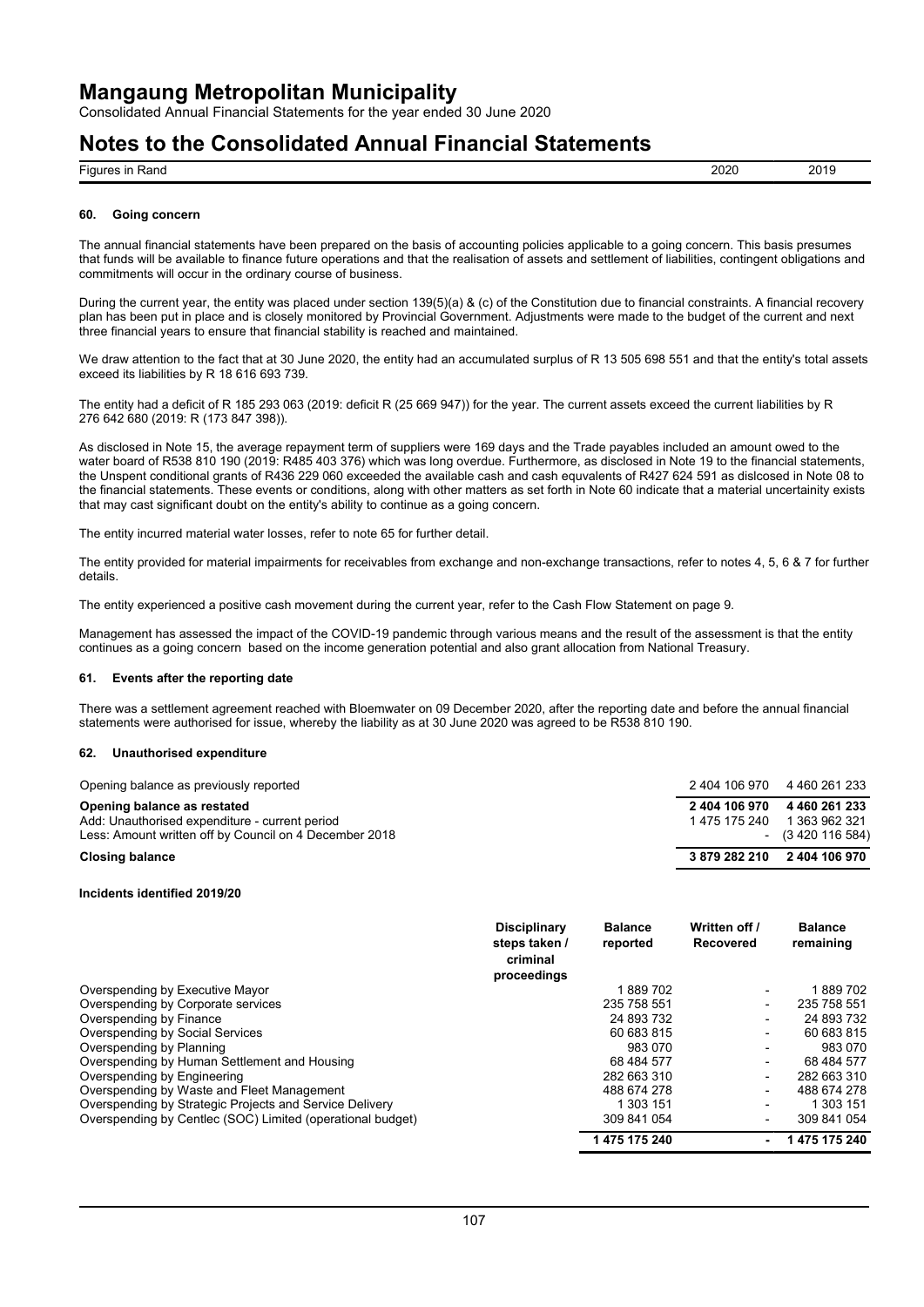# Mangaung Metropolitan Municipality

Consolidated Annual Financial Statements for the year ended 30 June 2020

# Notes to the Consolidated Annual Financial Statements

| Figures in Rand | 2020 | 2019 |
|---|---|---|

### 60. Going concern

The annual financial statements have been prepared on the basis of accounting policies applicable to a going concern. This basis presumes that funds will be available to finance future operations and that the realisation of assets and settlement of liabilities, contingent obligations and commitments will occur in the ordinary course of business.

During the current year, the entity was placed under section 139(5)(a) & (c) of the Constitution due to financial constraints. A financial recovery plan has been put in place and is closely monitored by Provincial Government. Adjustments were made to the budget of the current and next three financial years to ensure that financial stability is reached and maintained.

We draw attention to the fact that at 30 June 2020, the entity had an accumulated surplus of R 13 505 698 551 and that the entity's total assets exceed its liabilities by R 18 616 693 739.

The entity had a deficit of R 185 293 063 (2019: deficit R (25 669 947)) for the year. The current assets exceed the current liabilities by R 276 642 680 (2019: R (173 847 398)).

As disclosed in Note 15, the average repayment term of suppliers were 169 days and the Trade payables included an amount owed to the water board of R538 810 190 (2019: R485 403 376) which was long overdue. Furthermore, as disclosed in Note 19 to the financial statements, the Unspent conditional grants of R436 229 060 exceeded the available cash and cash equvalents of R427 624 591 as dislcosed in Note 08 to the financial statements. These events or conditions, along with other matters as set forth in Note 60 indicate that a material uncertainity exists that may cast significant doubt on the entity's ability to continue as a going concern.

The entity incurred material water losses, refer to note 65 for further detail.

The entity provided for material impairments for receivables from exchange and non-exchange transactions, refer to notes 4, 5, 6 & 7 for further details.

The entity experienced a positive cash movement during the current year, refer to the Cash Flow Statement on page 9.

Management has assessed the impact of the COVID-19 pandemic through various means and the result of the assessment is that the entity continues as a going concern based on the income generation potential and also grant allocation from National Treasury.

### 61. Events after the reporting date

There was a settlement agreement reached with Bloemwater on 09 December 2020, after the reporting date and before the annual financial statements were authorised for issue, whereby the liability as at 30 June 2020 was agreed to be R538 810 190.

### 62. Unauthorised expenditure

| | 2020 | 2019 |
|---|---|---|
| Opening balance as previously reported | 2 404 106 970 | 4 460 261 233 |
| **Opening balance as restated** | **2 404 106 970** | **4 460 261 233** |
| Add: Unauthorised expenditure - current period | 1 475 175 240 | 1 363 962 321 |
| Less: Amount written off by Council on 4 December 2018 | - | (3 420 116 584) |
| **Closing balance** | **3 879 282 210** | **2 404 106 970** |

**Incidents identified 2019/20**

| | Disciplinary steps taken / criminal proceedings | Balance reported | Written off / Recovered | Balance remaining |
|---|---|---|---|---|
| Overspending by Executive Mayor | | 1 889 702 | - | 1 889 702 |
| Overspending by Corporate services | | 235 758 551 | - | 235 758 551 |
| Overspending by Finance | | 24 893 732 | - | 24 893 732 |
| Overspending by Social Services | | 60 683 815 | - | 60 683 815 |
| Overspending by Planning | | 983 070 | - | 983 070 |
| Overspending by Human Settlement and Housing | | 68 484 577 | - | 68 484 577 |
| Overspending by Engineering | | 282 663 310 | - | 282 663 310 |
| Overspending by Waste and Fleet Management | | 488 674 278 | - | 488 674 278 |
| Overspending by Strategic Projects and Service Delivery | | 1 303 151 | - | 1 303 151 |
| Overspending by Centlec (SOC) Limited (operational budget) | | 309 841 054 | - | 309 841 054 |
| | | **1 475 175 240** | **-** | **1 475 175 240** |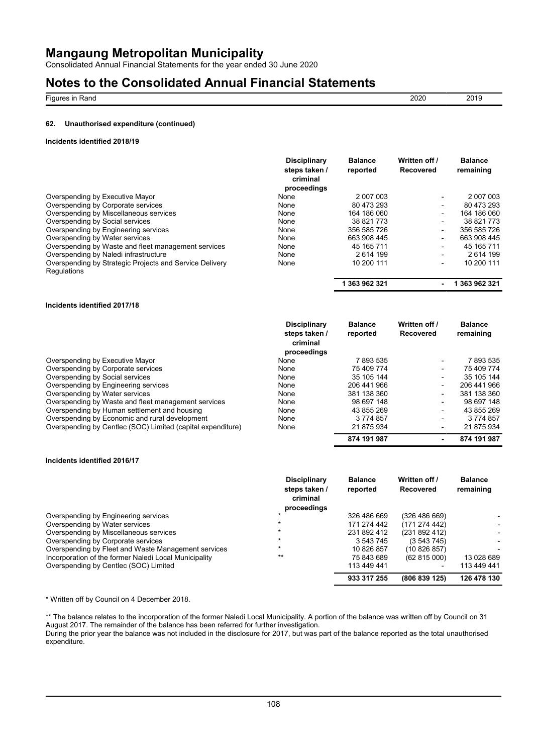# Mangaung Metropolitan Municipality

Consolidated Annual Financial Statements for the year ended 30 June 2020

# Notes to the Consolidated Annual Financial Statements

| Figures in Rand | 2020 | 2019 |
| --- | --- | --- |

### 62. Unauthorised expenditure (continued)

**Incidents identified 2018/19**

| | Disciplinary steps taken / criminal proceedings | Balance reported | Written off / Recovered | Balance remaining |
| --- | --- | --- | --- | --- |
| Overspending by Executive Mayor | None | 2 007 003 | - | 2 007 003 |
| Overspending by Corporate services | None | 80 473 293 | - | 80 473 293 |
| Overspending by Miscellaneous services | None | 164 186 060 | - | 164 186 060 |
| Overspending by Social services | None | 38 821 773 | - | 38 821 773 |
| Overspending by Engineering services | None | 356 585 726 | - | 356 585 726 |
| Overspending by Water services | None | 663 908 445 | - | 663 908 445 |
| Overspending by Waste and fleet management services | None | 45 165 711 | - | 45 165 711 |
| Overspending by Naledi infrastructure | None | 2 614 199 | - | 2 614 199 |
| Overspending by Strategic Projects and Service Delivery Regulations | None | 10 200 111 | - | 10 200 111 |
| | | **1 363 962 321** | **-** | **1 363 962 321** |

**Incidents identified 2017/18**

| | Disciplinary steps taken / criminal proceedings | Balance reported | Written off / Recovered | Balance remaining |
| --- | --- | --- | --- | --- |
| Overspending by Executive Mayor | None | 7 893 535 | - | 7 893 535 |
| Overspending by Corporate services | None | 75 409 774 | - | 75 409 774 |
| Overspending by Social services | None | 35 105 144 | - | 35 105 144 |
| Overspending by Engineering services | None | 206 441 966 | - | 206 441 966 |
| Overspending by Water services | None | 381 138 360 | - | 381 138 360 |
| Overspending by Waste and fleet management services | None | 98 697 148 | - | 98 697 148 |
| Overspending by Human settlement and housing | None | 43 855 269 | - | 43 855 269 |
| Overspending by Economic and rural development | None | 3 774 857 | - | 3 774 857 |
| Overspending by Centlec (SOC) Limited (capital expenditure) | None | 21 875 934 | - | 21 875 934 |
| | | **874 191 987** | **-** | **874 191 987** |

**Incidents identified 2016/17**

| | Disciplinary steps taken / criminal proceedings | Balance reported | Written off / Recovered | Balance remaining |
| --- | --- | --- | --- | --- |
| Overspending by Engineering services | * | 326 486 669 | (326 486 669) | - |
| Overspending by Water services | * | 171 274 442 | (171 274 442) | - |
| Overspending by Miscellaneous services | * | 231 892 412 | (231 892 412) | - |
| Overspending by Corporate services | * | 3 543 745 | (3 543 745) | - |
| Overspending by Fleet and Waste Management services | * | 10 826 857 | (10 826 857) | - |
| Incorporation of the former Naledi Local Municipality | ** | 75 843 689 | (62 815 000) | 13 028 689 |
| Overspending by Centlec (SOC) Limited | | 113 449 441 | - | 113 449 441 |
| | | **933 317 255** | **(806 839 125)** | **126 478 130** |

* Written off by Council on 4 December 2018.

** The balance relates to the incorporation of the former Naledi Local Municipality. A portion of the balance was written off by Council on 31 August 2017. The remainder of the balance has been referred for further investigation.
During the prior year the balance was not included in the disclosure for 2017, but was part of the balance reported as the total unauthorised expenditure.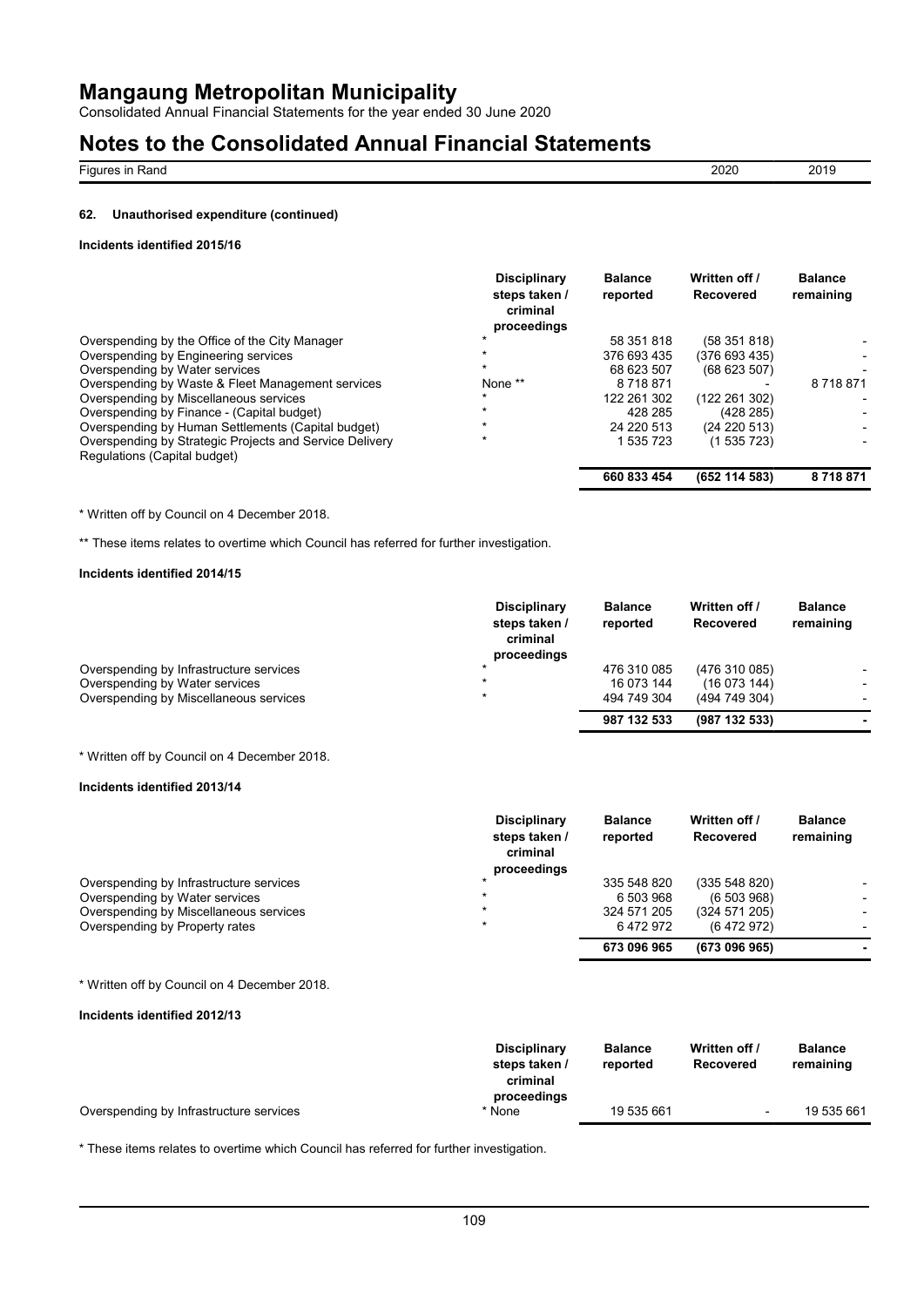# Mangaung Metropolitan Municipality

Consolidated Annual Financial Statements for the year ended 30 June 2020

# Notes to the Consolidated Annual Financial Statements

| Figures in Rand | 2020 | 2019 |
|---|---|---|

### 62. Unauthorised expenditure (continued)

**Incidents identified 2015/16**

| | Disciplinary steps taken / criminal proceedings | Balance reported | Written off / Recovered | Balance remaining |
|---|---|---|---|---|
| Overspending by the Office of the City Manager | * | 58 351 818 | (58 351 818) | - |
| Overspending by Engineering services | * | 376 693 435 | (376 693 435) | - |
| Overspending by Water services | * | 68 623 507 | (68 623 507) | - |
| Overspending by Waste & Fleet Management services | None ** | 8 718 871 | - | 8 718 871 |
| Overspending by Miscellaneous services | * | 122 261 302 | (122 261 302) | - |
| Overspending by Finance - (Capital budget) | * | 428 285 | (428 285) | - |
| Overspending by Human Settlements (Capital budget) | * | 24 220 513 | (24 220 513) | - |
| Overspending by Strategic Projects and Service Delivery Regulations (Capital budget) | * | 1 535 723 | (1 535 723) | - |
| | | **660 833 454** | **(652 114 583)** | **8 718 871** |

\* Written off by Council on 4 December 2018.

** These items relates to overtime which Council has referred for further investigation.

**Incidents identified 2014/15**

| | Disciplinary steps taken / criminal proceedings | Balance reported | Written off / Recovered | Balance remaining |
|---|---|---|---|---|
| Overspending by Infrastructure services | * | 476 310 085 | (476 310 085) | - |
| Overspending by Water services | * | 16 073 144 | (16 073 144) | - |
| Overspending by Miscellaneous services | * | 494 749 304 | (494 749 304) | - |
| | | **987 132 533** | **(987 132 533)** | **-** |

\* Written off by Council on 4 December 2018.

**Incidents identified 2013/14**

| | Disciplinary steps taken / criminal proceedings | Balance reported | Written off / Recovered | Balance remaining |
|---|---|---|---|---|
| Overspending by Infrastructure services | * | 335 548 820 | (335 548 820) | - |
| Overspending by Water services | * | 6 503 968 | (6 503 968) | - |
| Overspending by Miscellaneous services | * | 324 571 205 | (324 571 205) | - |
| Overspending by Property rates | * | 6 472 972 | (6 472 972) | - |
| | | **673 096 965** | **(673 096 965)** | **-** |

\* Written off by Council on 4 December 2018.

**Incidents identified 2012/13**

| | Disciplinary steps taken / criminal proceedings | Balance reported | Written off / Recovered | Balance remaining |
|---|---|---|---|---|
| Overspending by Infrastructure services | * None | 19 535 661 | - | 19 535 661 |

\* These items relates to overtime which Council has referred for further investigation.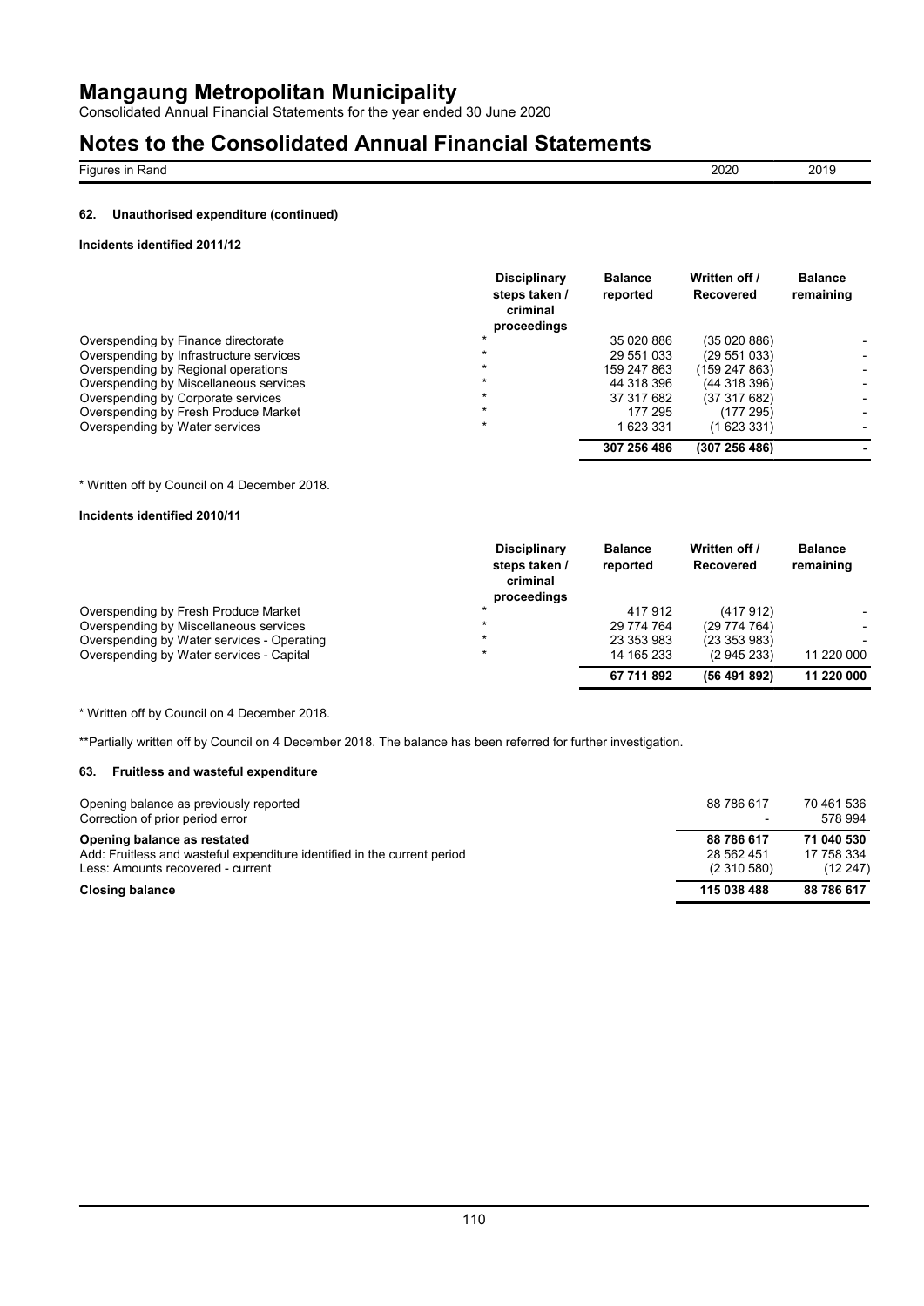# Mangaung Metropolitan Municipality

Consolidated Annual Financial Statements for the year ended 30 June 2020

# Notes to the Consolidated Annual Financial Statements

| Figures in Rand | 2020 | 2019 |
| --- | --- | --- |

### 62. Unauthorised expenditure (continued)

**Incidents identified 2011/12**

| | Disciplinary steps taken / criminal proceedings | Balance reported | Written off / Recovered | Balance remaining |
| --- | --- | --- | --- | --- |
| Overspending by Finance directorate | * | 35 020 886 | (35 020 886) | - |
| Overspending by Infrastructure services | * | 29 551 033 | (29 551 033) | - |
| Overspending by Regional operations | * | 159 247 863 | (159 247 863) | - |
| Overspending by Miscellaneous services | * | 44 318 396 | (44 318 396) | - |
| Overspending by Corporate services | * | 37 317 682 | (37 317 682) | - |
| Overspending by Fresh Produce Market | * | 177 295 | (177 295) | - |
| Overspending by Water services | * | 1 623 331 | (1 623 331) | - |
| | | **307 256 486** | **(307 256 486)** | **-** |

* Written off by Council on 4 December 2018.

**Incidents identified 2010/11**

| | Disciplinary steps taken / criminal proceedings | Balance reported | Written off / Recovered | Balance remaining |
| --- | --- | --- | --- | --- |
| Overspending by Fresh Produce Market | * | 417 912 | (417 912) | - |
| Overspending by Miscellaneous services | * | 29 774 764 | (29 774 764) | - |
| Overspending by Water services - Operating | * | 23 353 983 | (23 353 983) | - |
| Overspending by Water services - Capital | * | 14 165 233 | (2 945 233) | 11 220 000 |
| | | **67 711 892** | **(56 491 892)** | **11 220 000** |

* Written off by Council on 4 December 2018.

**Partially written off by Council on 4 December 2018. The balance has been referred for further investigation.

### 63. Fruitless and wasteful expenditure

| | 2020 | 2019 |
| --- | --- | --- |
| Opening balance as previously reported | 88 786 617 | 70 461 536 |
| Correction of prior period error | - | 578 994 |
| **Opening balance as restated** | **88 786 617** | **71 040 530** |
| Add: Fruitless and wasteful expenditure identified in the current period | 28 562 451 | 17 758 334 |
| Less: Amounts recovered - current | (2 310 580) | (12 247) |
| **Closing balance** | **115 038 488** | **88 786 617** |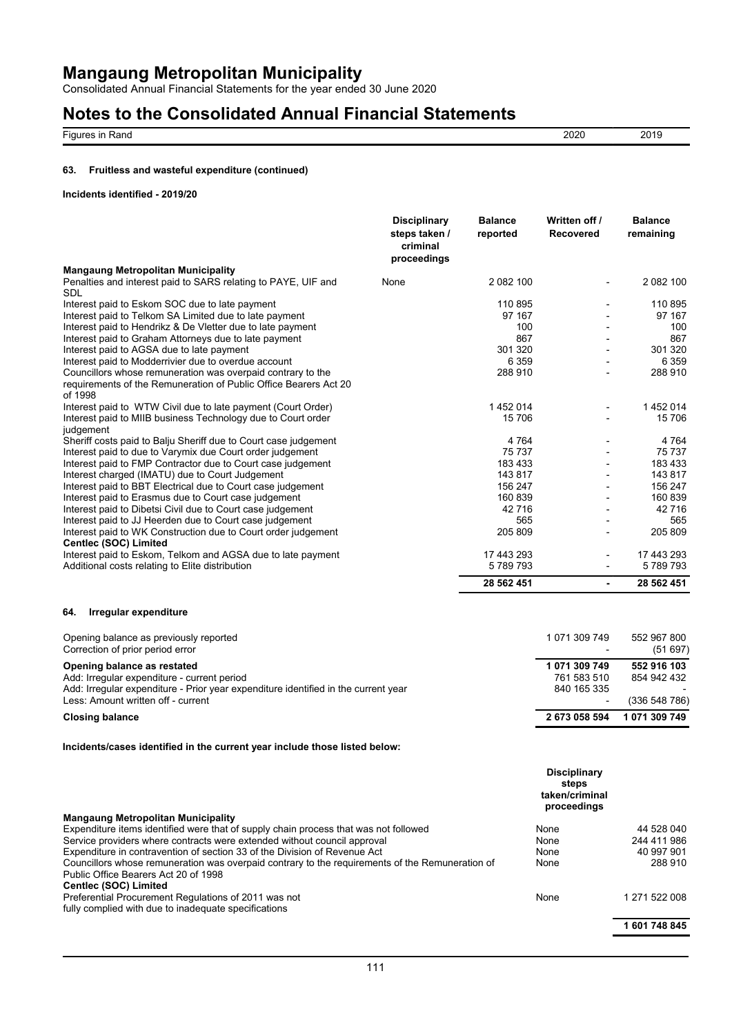# Mangaung Metropolitan Municipality

Consolidated Annual Financial Statements for the year ended 30 June 2020

# Notes to the Consolidated Annual Financial Statements

| Figures in Rand | 2020 | 2019 |
|---|---|---|

### 63. Fruitless and wasteful expenditure (continued)

**Incidents identified - 2019/20**

| | Disciplinary steps taken / criminal proceedings | Balance reported | Written off / Recovered | Balance remaining |
|---|---|---|---|---|
| **Mangaung Metropolitan Municipality** | | | | |
| Penalties and interest paid to SARS relating to PAYE, UIF and SDL | None | 2 082 100 | - | 2 082 100 |
| Interest paid to Eskom SOC due to late payment | | 110 895 | - | 110 895 |
| Interest paid to Telkom SA Limited due to late payment | | 97 167 | - | 97 167 |
| Interest paid to Hendrikz & De Vletter due to late payment | | 100 | - | 100 |
| Interest paid to Graham Attorneys due to late payment | | 867 | - | 867 |
| Interest paid to AGSA due to late payment | | 301 320 | - | 301 320 |
| Interest paid to Modderrivier due to overdue account | | 6 359 | - | 6 359 |
| Councillors whose remuneration was overpaid contrary to the requirements of the Remuneration of Public Office Bearers Act 20 of 1998 | | 288 910 | - | 288 910 |
| Interest paid to WTW Civil due to late payment (Court Order) | | 1 452 014 | - | 1 452 014 |
| Interest paid to MIIB business Technology due to Court order judgement | | 15 706 | - | 15 706 |
| Sheriff costs paid to Balju Sheriff due to Court case judgement | | 4 764 | - | 4 764 |
| Interest paid to due to Varymix due Court order judgement | | 75 737 | - | 75 737 |
| Interest paid to FMP Contractor due to Court case judgement | | 183 433 | - | 183 433 |
| Interest charged (IMATU) due to Court Judgement | | 143 817 | - | 143 817 |
| Interest paid to BBT Electrical due to Court case judgement | | 156 247 | - | 156 247 |
| Interest paid to Erasmus due to Court case judgement | | 160 839 | - | 160 839 |
| Interest paid to Dibetsi Civil due to Court case judgement | | 42 716 | - | 42 716 |
| Interest paid to JJ Heerden due to Court case judgement | | 565 | - | 565 |
| Interest paid to WK Construction due to Court order judgement | | 205 809 | - | 205 809 |
| **Centlec (SOC) Limited** | | | | |
| Interest paid to Eskom, Telkom and AGSA due to late payment | | 17 443 293 | - | 17 443 293 |
| Additional costs relating to Elite distribution | | 5 789 793 | - | 5 789 793 |
| | | **28 562 451** | **-** | **28 562 451** |

### 64. Irregular expenditure

| | 2020 | 2019 |
|---|---|---|
| Opening balance as previously reported | 1 071 309 749 | 552 967 800 |
| Correction of prior period error | - | (51 697) |
| **Opening balance as restated** | **1 071 309 749** | **552 916 103** |
| Add: Irregular expenditure - current period | 761 583 510 | 854 942 432 |
| Add: Irregular expenditure - Prior year expenditure identified in the current year | 840 165 335 | - |
| Less: Amount written off - current | - | (336 548 786) |
| **Closing balance** | **2 673 058 594** | **1 071 309 749** |

**Incidents/cases identified in the current year include those listed below:**

| | Disciplinary steps taken/criminal proceedings | |
|---|---|---|
| **Mangaung Metropolitan Municipality** | | |
| Expenditure items identified were that of supply chain process that was not followed | None | 44 528 040 |
| Service providers where contracts were extended without council approval | None | 244 411 986 |
| Expenditure in contravention of section 33 of the Division of Revenue Act | None | 40 997 901 |
| Councillors whose remuneration was overpaid contrary to the requirements of the Remuneration of Public Office Bearers Act 20 of 1998 | None | 288 910 |
| **Centlec (SOC) Limited** | | |
| Preferential Procurement Regulations of 2011 was not fully complied with due to inadequate specifications | None | 1 271 522 008 |
| | | **1 601 748 845** |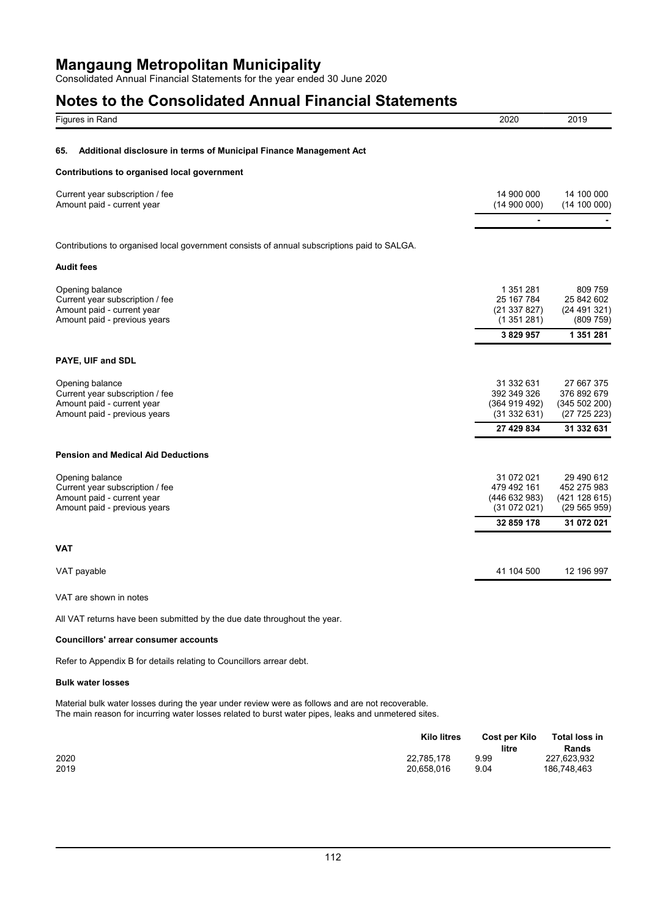# Mangaung Metropolitan Municipality

Consolidated Annual Financial Statements for the year ended 30 June 2020

## Notes to the Consolidated Annual Financial Statements

| Figures in Rand | 2020 | 2019 |
|---|---|---|

### 65. Additional disclosure in terms of Municipal Finance Management Act

**Contributions to organised local government**

| | 2020 | 2019 |
|---|---|---|
| Current year subscription / fee | 14 900 000 | 14 100 000 |
| Amount paid - current year | (14 900 000) | (14 100 000) |
| | - | - |

Contributions to organised local government consists of annual subscriptions paid to SALGA.

**Audit fees**

| | 2020 | 2019 |
|---|---|---|
| Opening balance | 1 351 281 | 809 759 |
| Current year subscription / fee | 25 167 784 | 25 842 602 |
| Amount paid - current year | (21 337 827) | (24 491 321) |
| Amount paid - previous years | (1 351 281) | (809 759) |
| | **3 829 957** | **1 351 281** |

**PAYE, UIF and SDL**

| | 2020 | 2019 |
|---|---|---|
| Opening balance | 31 332 631 | 27 667 375 |
| Current year subscription / fee | 392 349 326 | 376 892 679 |
| Amount paid - current year | (364 919 492) | (345 502 200) |
| Amount paid - previous years | (31 332 631) | (27 725 223) |
| | **27 429 834** | **31 332 631** |

**Pension and Medical Aid Deductions**

| | 2020 | 2019 |
|---|---|---|
| Opening balance | 31 072 021 | 29 490 612 |
| Current year subscription / fee | 479 492 161 | 452 275 983 |
| Amount paid - current year | (446 632 983) | (421 128 615) |
| Amount paid - previous years | (31 072 021) | (29 565 959) |
| | **32 859 178** | **31 072 021** |

**VAT**

| | 2020 | 2019 |
|---|---|---|
| VAT payable | 41 104 500 | 12 196 997 |

VAT are shown in notes

All VAT returns have been submitted by the due date throughout the year.

**Councillors' arrear consumer accounts**

Refer to Appendix B for details relating to Councillors arrear debt.

**Bulk water losses**

Material bulk water losses during the year under review were as follows and are not recoverable.
The main reason for incurring water losses related to burst water pipes, leaks and unmetered sites.

| | Kilo litres | Cost per Kilo litre | Total loss in Rands |
|---|---|---|---|
| 2020 | 22,785,178 | 9.99 | 227,623,932 |
| 2019 | 20,658,016 | 9.04 | 186,748,463 |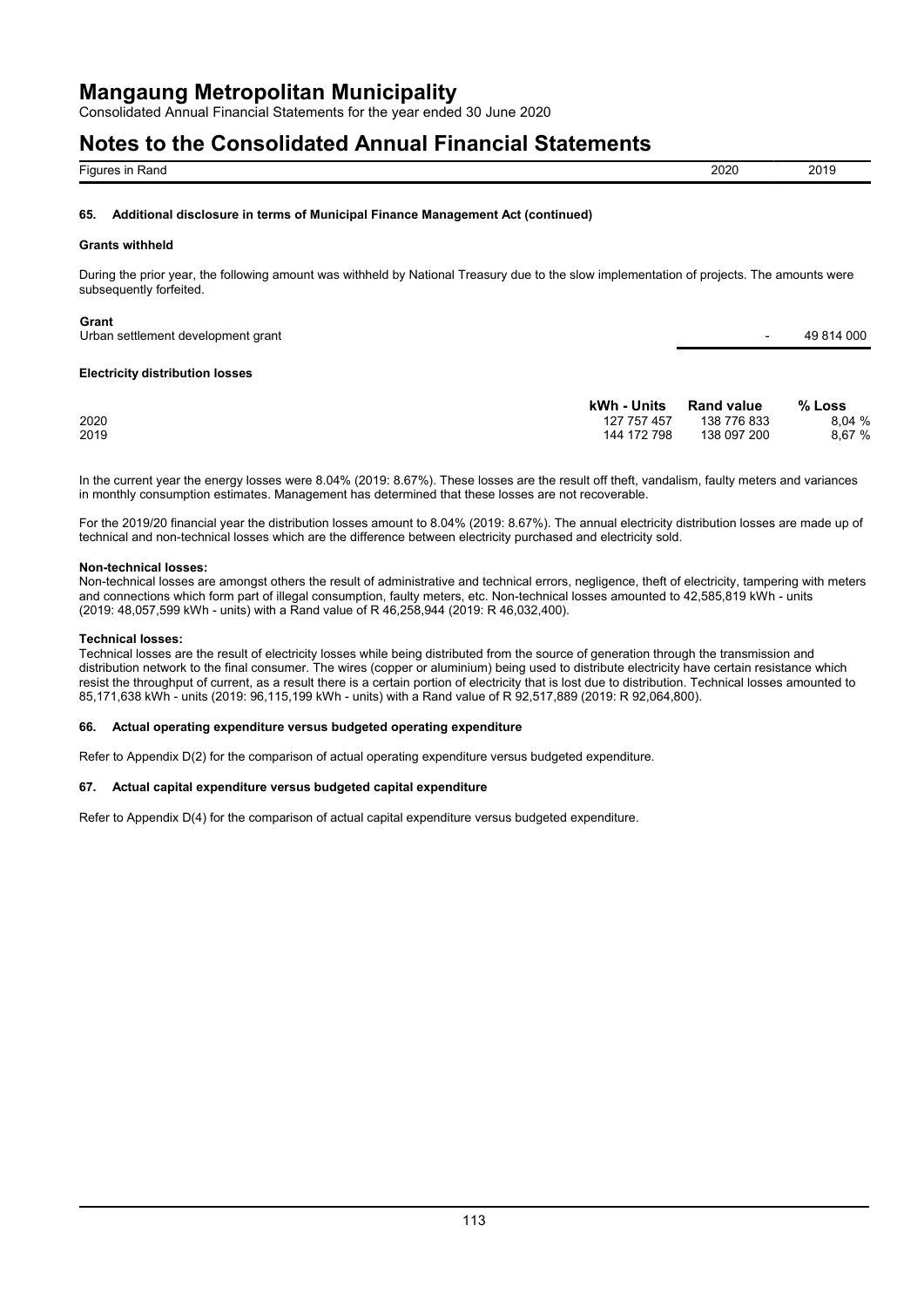# Mangaung Metropolitan Municipality

Consolidated Annual Financial Statements for the year ended 30 June 2020

# Notes to the Consolidated Annual Financial Statements

| Figures in Rand | 2020 | 2019 |
|---|---|---|

### 65. Additional disclosure in terms of Municipal Finance Management Act (continued)

**Grants withheld**

During the prior year, the following amount was withheld by National Treasury due to the slow implementation of projects. The amounts were subsequently forfeited.

| Grant | 2020 | 2019 |
|---|---|---|
| Urban settlement development grant | - | 49 814 000 |

**Electricity distribution losses**

| | kWh - Units | Rand value | % Loss |
|---|---|---|---|
| 2020 | 127 757 457 | 138 776 833 | 8,04 % |
| 2019 | 144 172 798 | 138 097 200 | 8,67 % |

In the current year the energy losses were 8.04% (2019: 8.67%). These losses are the result off theft, vandalism, faulty meters and variances in monthly consumption estimates. Management has determined that these losses are not recoverable.

For the 2019/20 financial year the distribution losses amount to 8.04% (2019: 8.67%). The annual electricity distribution losses are made up of technical and non-technical losses which are the difference between electricity purchased and electricity sold.

**Non-technical losses:**
Non-technical losses are amongst others the result of administrative and technical errors, negligence, theft of electricity, tampering with meters and connections which form part of illegal consumption, faulty meters, etc. Non-technical losses amounted to 42,585,819 kWh - units (2019: 48,057,599 kWh - units) with a Rand value of R 46,258,944 (2019: R 46,032,400).

**Technical losses:**
Technical losses are the result of electricity losses while being distributed from the source of generation through the transmission and distribution network to the final consumer. The wires (copper or aluminium) being used to distribute electricity have certain resistance which resist the throughput of current, as a result there is a certain portion of electricity that is lost due to distribution. Technical losses amounted to 85,171,638 kWh - units (2019: 96,115,199 kWh - units) with a Rand value of R 92,517,889 (2019: R 92,064,800).

### 66. Actual operating expenditure versus budgeted operating expenditure

Refer to Appendix D(2) for the comparison of actual operating expenditure versus budgeted expenditure.

### 67. Actual capital expenditure versus budgeted capital expenditure

Refer to Appendix D(4) for the comparison of actual capital expenditure versus budgeted expenditure.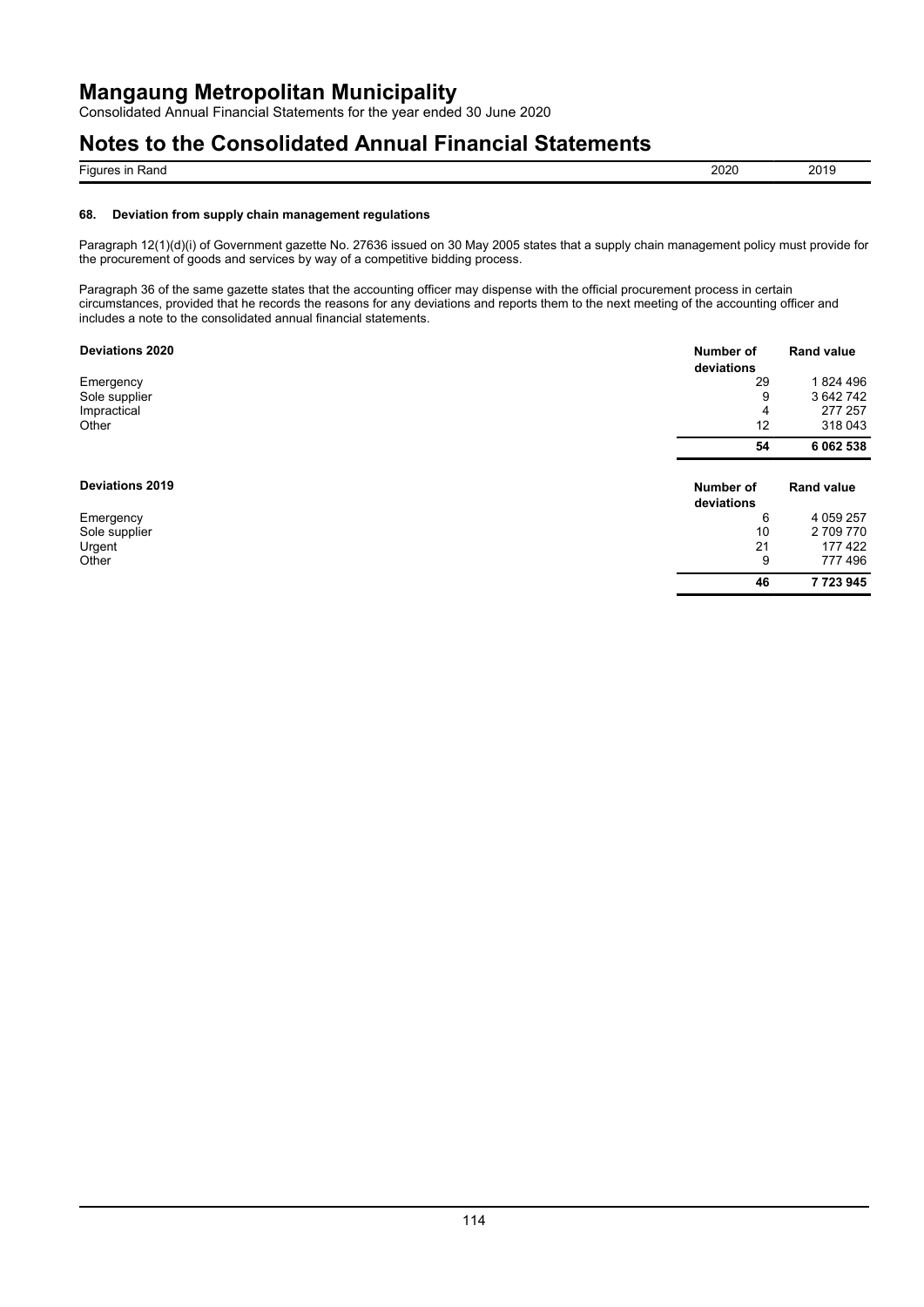# Mangaung Metropolitan Municipality

Consolidated Annual Financial Statements for the year ended 30 June 2020

# Notes to the Consolidated Annual Financial Statements

| Figures in Rand | 2020 | 2019 |
| --- | --- | --- |

### 68. Deviation from supply chain management regulations

Paragraph 12(1)(d)(i) of Government gazette No. 27636 issued on 30 May 2005 states that a supply chain management policy must provide for the procurement of goods and services by way of a competitive bidding process.

Paragraph 36 of the same gazette states that the accounting officer may dispense with the official procurement process in certain circumstances, provided that he records the reasons for any deviations and reports them to the next meeting of the accounting officer and includes a note to the consolidated annual financial statements.

| **Deviations 2020** | **Number of deviations** | **Rand value** |
| --- | --- | --- |
| Emergency | 29 | 1 824 496 |
| Sole supplier | 9 | 3 642 742 |
| Impractical | 4 | 277 257 |
| Other | 12 | 318 043 |
| | **54** | **6 062 538** |

| **Deviations 2019** | **Number of deviations** | **Rand value** |
| --- | --- | --- |
| Emergency | 6 | 4 059 257 |
| Sole supplier | 10 | 2 709 770 |
| Urgent | 21 | 177 422 |
| Other | 9 | 777 496 |
| | **46** | **7 723 945** |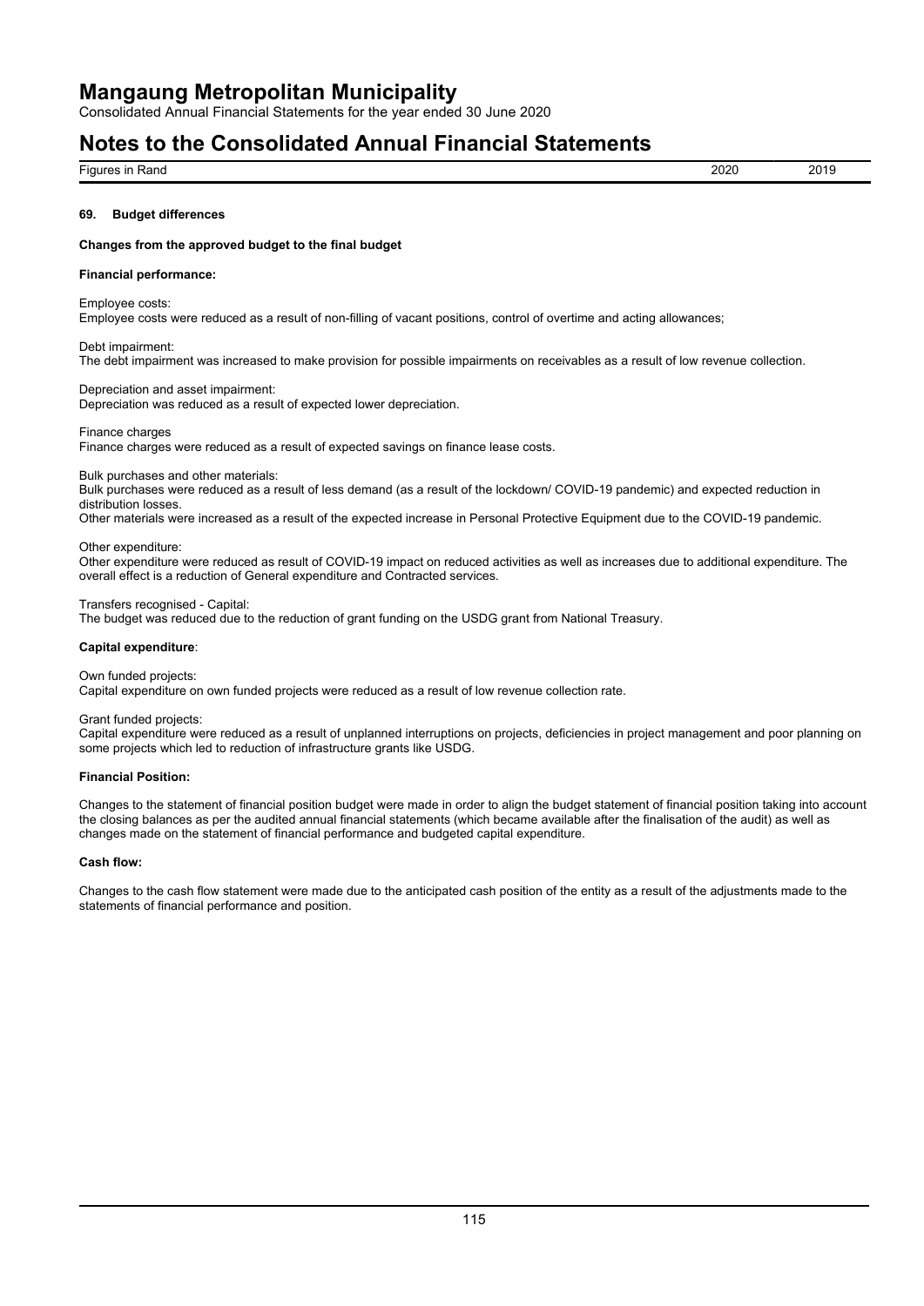### 69. Budget differences

**Changes from the approved budget to the final budget**

**Financial performance:**

Employee costs:
Employee costs were reduced as a result of non-filling of vacant positions, control of overtime and acting allowances;

Debt impairment:
The debt impairment was increased to make provision for possible impairments on receivables as a result of low revenue collection.

Depreciation and asset impairment:
Depreciation was reduced as a result of expected lower depreciation.

Finance charges
Finance charges were reduced as a result of expected savings on finance lease costs.

Bulk purchases and other materials:
Bulk purchases were reduced as a result of less demand (as a result of the lockdown/ COVID-19 pandemic) and expected reduction in distribution losses.
Other materials were increased as a result of the expected increase in Personal Protective Equipment due to the COVID-19 pandemic.

Other expenditure:
Other expenditure were reduced as result of COVID-19 impact on reduced activities as well as increases due to additional expenditure. The overall effect is a reduction of General expenditure and Contracted services.

Transfers recognised - Capital:
The budget was reduced due to the reduction of grant funding on the USDG grant from National Treasury.

**Capital expenditure**:

Own funded projects:
Capital expenditure on own funded projects were reduced as a result of low revenue collection rate.

Grant funded projects:
Capital expenditure were reduced as a result of unplanned interruptions on projects, deficiencies in project management and poor planning on some projects which led to reduction of infrastructure grants like USDG.

**Financial Position:**

Changes to the statement of financial position budget were made in order to align the budget statement of financial position taking into account the closing balances as per the audited annual financial statements (which became available after the finalisation of the audit) as well as changes made on the statement of financial performance and budgeted capital expenditure.

**Cash flow:**

Changes to the cash flow statement were made due to the anticipated cash position of the entity as a result of the adjustments made to the statements of financial performance and position.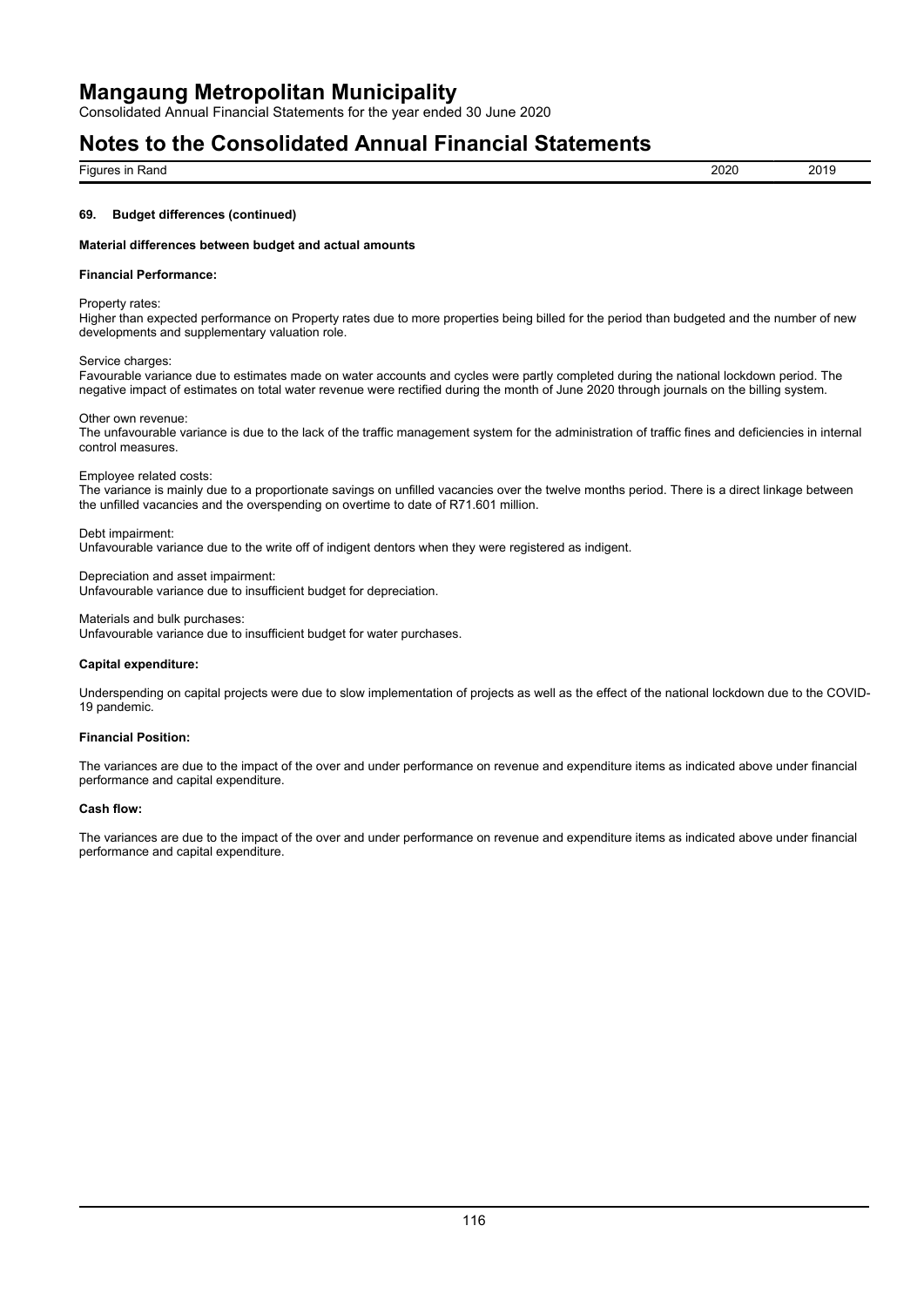### 69. Budget differences (continued)

**Material differences between budget and actual amounts**

**Financial Performance:**

Property rates:
Higher than expected performance on Property rates due to more properties being billed for the period than budgeted and the number of new developments and supplementary valuation role.

Service charges:
Favourable variance due to estimates made on water accounts and cycles were partly completed during the national lockdown period. The negative impact of estimates on total water revenue were rectified during the month of June 2020 through journals on the billing system.

Other own revenue:
The unfavourable variance is due to the lack of the traffic management system for the administration of traffic fines and deficiencies in internal control measures.

Employee related costs:
The variance is mainly due to a proportionate savings on unfilled vacancies over the twelve months period. There is a direct linkage between the unfilled vacancies and the overspending on overtime to date of R71.601 million.

Debt impairment:
Unfavourable variance due to the write off of indigent dentors when they were registered as indigent.

Depreciation and asset impairment:
Unfavourable variance due to insufficient budget for depreciation.

Materials and bulk purchases:
Unfavourable variance due to insufficient budget for water purchases.

**Capital expenditure:**

Underspending on capital projects were due to slow implementation of projects as well as the effect of the national lockdown due to the COVID-19 pandemic.

**Financial Position:**

The variances are due to the impact of the over and under performance on revenue and expenditure items as indicated above under financial performance and capital expenditure.

**Cash flow:**

The variances are due to the impact of the over and under performance on revenue and expenditure items as indicated above under financial performance and capital expenditure.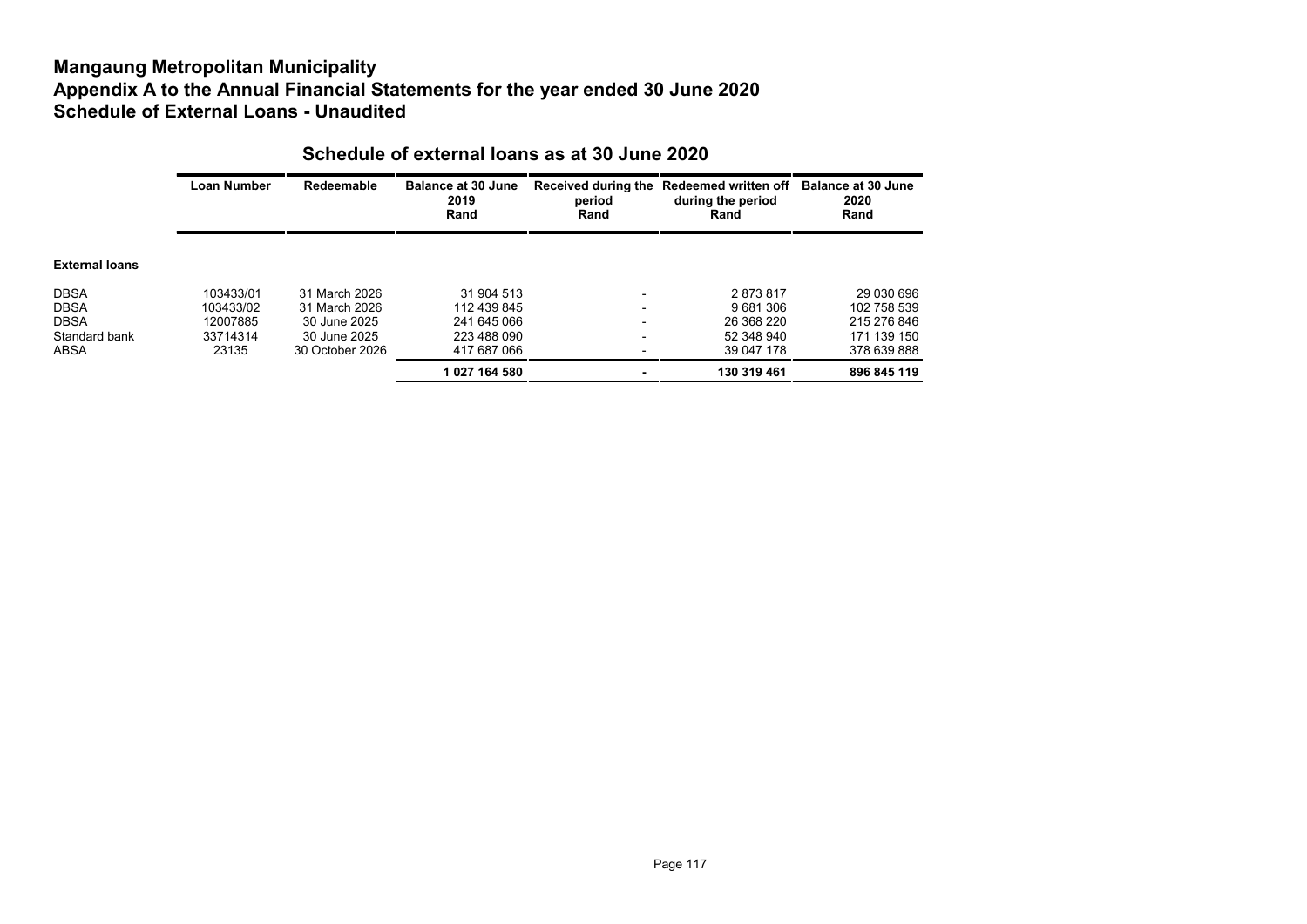# Mangaung Metropolitan Municipality
# Appendix A to the Annual Financial Statements for the year ended 30 June 2020
# Schedule of External Loans - Unaudited

## Schedule of external loans as at 30 June 2020

| | Loan Number | Redeemable | Balance at 30 June 2019 Rand | Received during the period Rand | Redeemed written off during the period Rand | Balance at 30 June 2020 Rand |
|---|---|---|---|---|---|---|
| **External loans** | | | | | | |
| DBSA | 103433/01 | 31 March 2026 | 31 904 513 | - | 2 873 817 | 29 030 696 |
| DBSA | 103433/02 | 31 March 2026 | 112 439 845 | - | 9 681 306 | 102 758 539 |
| DBSA | 12007885 | 30 June 2025 | 241 645 066 | - | 26 368 220 | 215 276 846 |
| Standard bank | 33714314 | 30 June 2025 | 223 488 090 | - | 52 348 940 | 171 139 150 |
| ABSA | 23135 | 30 October 2026 | 417 687 066 | - | 39 047 178 | 378 639 888 |
| | | | **1 027 164 580** | **-** | **130 319 461** | **896 845 119** |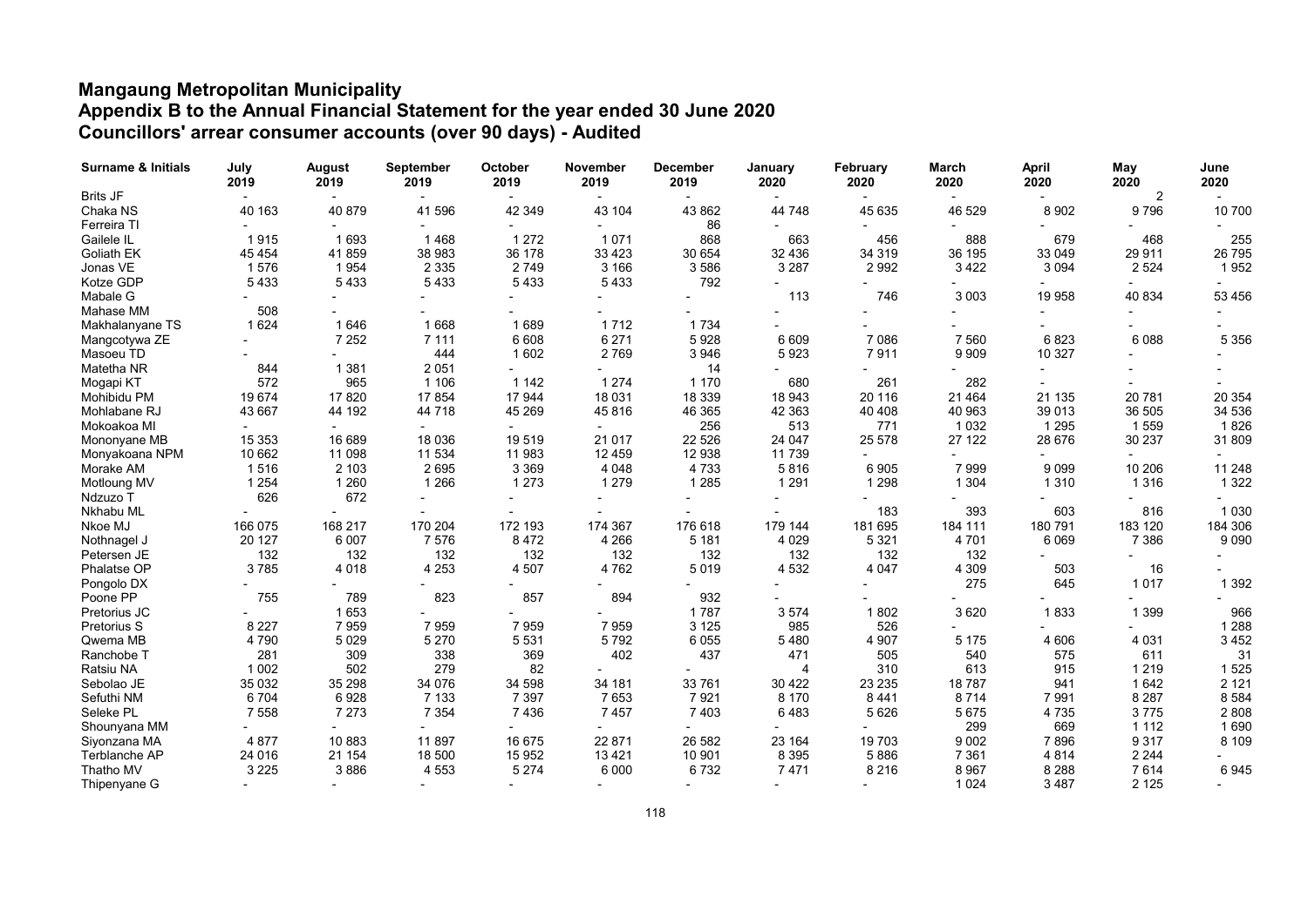# Mangaung Metropolitan Municipality
## Appendix B to the Annual Financial Statement for the year ended 30 June 2020
## Councillors' arrear consumer accounts (over 90 days) - Audited

| Surname & Initials | July 2019 | August 2019 | September 2019 | October 2019 | November 2019 | December 2019 | January 2020 | February 2020 | March 2020 | April 2020 | May 2020 | June 2020 |
|---|---|---|---|---|---|---|---|---|---|---|---|---|
| Brits JF | - | - | - | - | - | - | - | - | - | - | 2 | - |
| Chaka NS | 40 163 | 40 879 | 41 596 | 42 349 | 43 104 | 43 862 | 44 748 | 45 635 | 46 529 | 8 902 | 9 796 | 10 700 |
| Ferreira TI | - | - | - | - | - | 86 | - | - | - | - | - | - |
| Gailele IL | 1 915 | 1 693 | 1 468 | 1 272 | 1 071 | 868 | 663 | 456 | 888 | 679 | 468 | 255 |
| Goliath EK | 45 454 | 41 859 | 38 983 | 36 178 | 33 423 | 30 654 | 32 436 | 34 319 | 36 195 | 33 049 | 29 911 | 26 795 |
| Jonas VE | 1 576 | 1 954 | 2 335 | 2 749 | 3 166 | 3 586 | 3 287 | 2 992 | 3 422 | 3 094 | 2 524 | 1 952 |
| Kotze GDP | 5 433 | 5 433 | 5 433 | 5 433 | 5 433 | 792 | - | - | - | - | - | - |
| Mabale G | - | - | - | - | - | - | 113 | 746 | 3 003 | 19 958 | 40 834 | 53 456 |
| Mahase MM | 508 | - | - | - | - | - | - | - | - | - | - | - |
| Makhalanyane TS | 1 624 | 1 646 | 1 668 | 1 689 | 1 712 | 1 734 | - | - | - | - | - | - |
| Mangcotywa ZE | - | 7 252 | 7 111 | 6 608 | 6 271 | 5 928 | 6 609 | 7 086 | 7 560 | 6 823 | 6 088 | 5 356 |
| Masoeu TD | - | - | 444 | 1 602 | 2 769 | 3 946 | 5 923 | 7 911 | 9 909 | 10 327 | - | - |
| Matetha NR | 844 | 1 381 | 2 051 | - | - | 14 | - | - | - | - | - | - |
| Mogapi KT | 572 | 965 | 1 106 | 1 142 | 1 274 | 1 170 | 680 | 261 | 282 | - | - | - |
| Mohibidu PM | 19 674 | 17 820 | 17 854 | 17 944 | 18 031 | 18 339 | 18 943 | 20 116 | 21 464 | 21 135 | 20 781 | 20 354 |
| Mohlabane RJ | 43 667 | 44 192 | 44 718 | 45 269 | 45 816 | 46 365 | 42 363 | 40 408 | 40 963 | 39 013 | 36 505 | 34 536 |
| Mokoakoa MI | - | - | - | - | - | 256 | 513 | 771 | 1 032 | 1 295 | 1 559 | 1 826 |
| Mononyane MB | 15 353 | 16 689 | 18 036 | 19 519 | 21 017 | 22 526 | 24 047 | 25 578 | 27 122 | 28 676 | 30 237 | 31 809 |
| Monyakoana NPM | 10 662 | 11 098 | 11 534 | 11 983 | 12 459 | 12 938 | 11 739 | - | - | - | - | - |
| Morake AM | 1 516 | 2 103 | 2 695 | 3 369 | 4 048 | 4 733 | 5 816 | 6 905 | 7 999 | 9 099 | 10 206 | 11 248 |
| Motloung MV | 1 254 | 1 260 | 1 266 | 1 273 | 1 279 | 1 285 | 1 291 | 1 298 | 1 304 | 1 310 | 1 316 | 1 322 |
| Ndzuzo T | 626 | 672 | - | - | - | - | - | - | - | - | - | - |
| Nkhabu ML | - | - | - | - | - | - | - | 183 | 393 | 603 | 816 | 1 030 |
| Nkoe MJ | 166 075 | 168 217 | 170 204 | 172 193 | 174 367 | 176 618 | 179 144 | 181 695 | 184 111 | 180 791 | 183 120 | 184 306 |
| Nothnagel J | 20 127 | 6 007 | 7 576 | 8 472 | 4 266 | 5 181 | 4 029 | 5 321 | 4 701 | 6 069 | 7 386 | 9 090 |
| Petersen JE | 132 | 132 | 132 | 132 | 132 | 132 | 132 | 132 | 132 | - | - | - |
| Phalatse OP | 3 785 | 4 018 | 4 253 | 4 507 | 4 762 | 5 019 | 4 532 | 4 047 | 4 309 | 503 | 16 | - |
| Pongolo DX | - | - | - | - | - | - | - | - | 275 | 645 | 1 017 | 1 392 |
| Poone PP | 755 | 789 | 823 | 857 | 894 | 932 | - | - | - | - | - | - |
| Pretorius JC | - | 1 653 | - | - | - | 1 787 | 3 574 | 1 802 | 3 620 | 1 833 | 1 399 | 966 |
| Pretorius S | 8 227 | 7 959 | 7 959 | 7 959 | 7 959 | 3 125 | 985 | 526 | - | - | - | 1 288 |
| Qwema MB | 4 790 | 5 029 | 5 270 | 5 531 | 5 792 | 6 055 | 5 480 | 4 907 | 5 175 | 4 606 | 4 031 | 3 452 |
| Ranchobe T | 281 | 309 | 338 | 369 | 402 | 437 | 471 | 505 | 540 | 575 | 611 | 31 |
| Ratsiu NA | 1 002 | 502 | 279 | 82 | - | - | 4 | 310 | 613 | 915 | 1 219 | 1 525 |
| Sebolao JE | 35 032 | 35 298 | 34 076 | 34 598 | 34 181 | 33 761 | 30 422 | 23 235 | 18 787 | 941 | 1 642 | 2 121 |
| Sefuthi NM | 6 704 | 6 928 | 7 133 | 7 397 | 7 653 | 7 921 | 8 170 | 8 441 | 8 714 | 7 991 | 8 287 | 8 584 |
| Seleke PL | 7 558 | 7 273 | 7 354 | 7 436 | 7 457 | 7 403 | 6 483 | 5 626 | 5 675 | 4 735 | 3 775 | 2 808 |
| Shounyana MM | - | - | - | - | - | - | - | - | 299 | 669 | 1 112 | 1 690 |
| Siyonzana MA | 4 877 | 10 883 | 11 897 | 16 675 | 22 871 | 26 582 | 23 164 | 19 703 | 9 002 | 7 896 | 9 317 | 8 109 |
| Terblanche AP | 24 016 | 21 154 | 18 500 | 15 952 | 13 421 | 10 901 | 8 395 | 5 886 | 7 361 | 4 814 | 2 244 | - |
| Thatho MV | 3 225 | 3 886 | 4 553 | 5 274 | 6 000 | 6 732 | 7 471 | 8 216 | 8 967 | 8 288 | 7 614 | 6 945 |
| Thipenyane G | - | - | - | - | - | - | - | - | 1 024 | 3 487 | 2 125 | - |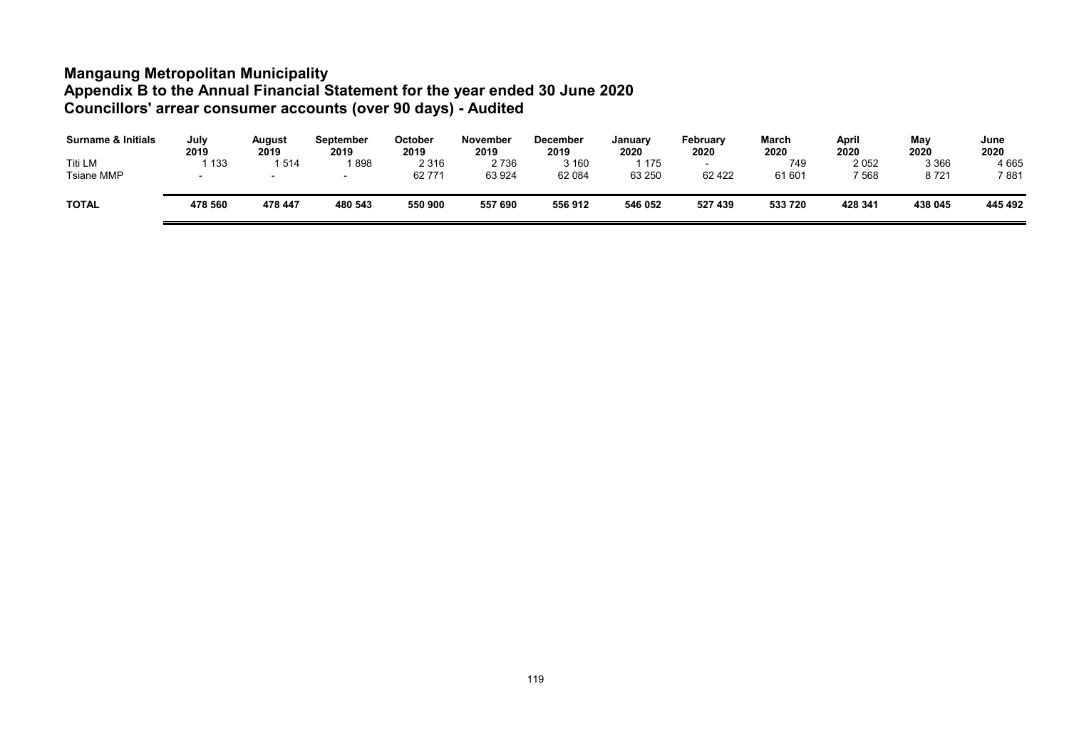# Mangaung Metropolitan Municipality
## Appendix B to the Annual Financial Statement for the year ended 30 June 2020
## Councillors' arrear consumer accounts (over 90 days) - Audited

| Surname & Initials | July 2019 | August 2019 | September 2019 | October 2019 | November 2019 | December 2019 | January 2020 | February 2020 | March 2020 | April 2020 | May 2020 | June 2020 |
|---|---|---|---|---|---|---|---|---|---|---|---|---|
| Titi LM | 1 133 | 1 514 | 1 898 | 2 316 | 2 736 | 3 160 | 1 175 | - | 749 | 2 052 | 3 366 | 4 665 |
| Tsiane MMP | - | - | - | 62 771 | 63 924 | 62 084 | 63 250 | 62 422 | 61 601 | 7 568 | 8 721 | 7 881 |
| **TOTAL** | **478 560** | **478 447** | **480 543** | **550 900** | **557 690** | **556 912** | **546 052** | **527 439** | **533 720** | **428 341** | **438 045** | **445 492** |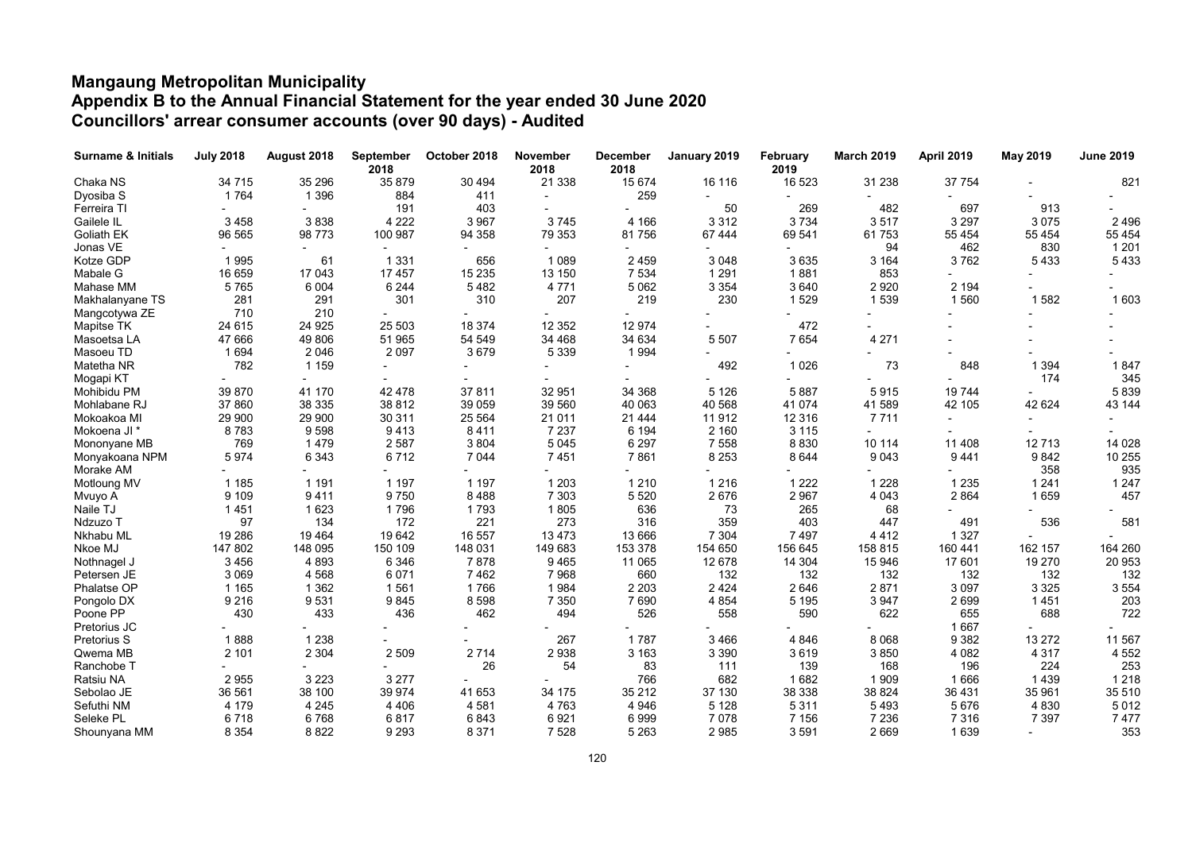# Mangaung Metropolitan Municipality
## Appendix B to the Annual Financial Statement for the year ended 30 June 2020
## Councillors' arrear consumer accounts (over 90 days) - Audited

| Surname & Initials | July 2018 | August 2018 | September 2018 | October 2018 | November 2018 | December 2018 | January 2019 | February 2019 | March 2019 | April 2019 | May 2019 | June 2019 |
|---|---|---|---|---|---|---|---|---|---|---|---|---|
| Chaka NS | 34 715 | 35 296 | 35 879 | 30 494 | 21 338 | 15 674 | 16 116 | 16 523 | 31 238 | 37 754 | - | 821 |
| Dyosiba S | 1 764 | 1 396 | 884 | 411 | - | 259 | - | - | - | - | - | - |
| Ferreira TI | - | - | 191 | 403 | - | - | 50 | 269 | 482 | 697 | 913 | - |
| Gailele IL | 3 458 | 3 838 | 4 222 | 3 967 | 3 745 | 4 166 | 3 312 | 3 734 | 3 517 | 3 297 | 3 075 | 2 496 |
| Goliath EK | 96 565 | 98 773 | 100 987 | 94 358 | 79 353 | 81 756 | 67 444 | 69 541 | 61 753 | 55 454 | 55 454 | 55 454 |
| Jonas VE | - | - | - | - | - | - | - | - | 94 | 462 | 830 | 1 201 |
| Kotze GDP | 1 995 | 61 | 1 331 | 656 | 1 089 | 2 459 | 3 048 | 3 635 | 3 164 | 3 762 | 5 433 | 5 433 |
| Mabale G | 16 659 | 17 043 | 17 457 | 15 235 | 13 150 | 7 534 | 1 291 | 1 881 | 853 | - | - | - |
| Mahase MM | 5 765 | 6 004 | 6 244 | 5 482 | 4 771 | 5 062 | 3 354 | 3 640 | 2 920 | 2 194 | - | - |
| Makhalanyane TS | 281 | 291 | 301 | 310 | 207 | 219 | 230 | 1 529 | 1 539 | 1 560 | 1 582 | 1 603 |
| Mangcotywa ZE | 710 | 210 | - | - | - | - | - | - | - | - | - | - |
| Mapitse TK | 24 615 | 24 925 | 25 503 | 18 374 | 12 352 | 12 974 | - | 472 | - | - | - | - |
| Masoetsa LA | 47 666 | 49 806 | 51 965 | 54 549 | 34 468 | 34 634 | 5 507 | 7 654 | 4 271 | - | - | - |
| Masoeu TD | 1 694 | 2 046 | 2 097 | 3 679 | 5 339 | 1 994 | - | - | - | - | - | - |
| Matetha NR | 782 | 1 159 | - | - | - | - | 492 | 1 026 | 73 | 848 | 1 394 | 1 847 |
| Mogapi KT | - | - | - | - | - | - | - | - | - | - | 174 | 345 |
| Mohibidu PM | 39 870 | 41 170 | 42 478 | 37 811 | 32 951 | 34 368 | 5 126 | 5 887 | 5 915 | 19 744 | - | 5 839 |
| Mohlabane RJ | 37 860 | 38 335 | 38 812 | 39 059 | 39 560 | 40 063 | 40 568 | 41 074 | 41 589 | 42 105 | 42 624 | 43 144 |
| Mokoakoa MI | 29 900 | 29 900 | 30 311 | 25 564 | 21 011 | 21 444 | 11 912 | 12 316 | 7 711 | - | - | - |
| Mokoena JI * | 8 783 | 9 598 | 9 413 | 8 411 | 7 237 | 6 194 | 2 160 | 3 115 | - | - | - | - |
| Mononyane MB | 769 | 1 479 | 2 587 | 3 804 | 5 045 | 6 297 | 7 558 | 8 830 | 10 114 | 11 408 | 12 713 | 14 028 |
| Monyakoana NPM | 5 974 | 6 343 | 6 712 | 7 044 | 7 451 | 7 861 | 8 253 | 8 644 | 9 043 | 9 441 | 9 842 | 10 255 |
| Morake AM | - | - | - | - | - | - | - | - | - | - | 358 | 935 |
| Motloung MV | 1 185 | 1 191 | 1 197 | 1 197 | 1 203 | 1 210 | 1 216 | 1 222 | 1 228 | 1 235 | 1 241 | 1 247 |
| Mvuyo A | 9 109 | 9 411 | 9 750 | 8 488 | 7 303 | 5 520 | 2 676 | 2 967 | 4 043 | 2 864 | 1 659 | 457 |
| Naile TJ | 1 451 | 1 623 | 1 796 | 1 793 | 1 805 | 636 | 73 | 265 | 68 | - | - | - |
| Ndzuzo T | 97 | 134 | 172 | 221 | 273 | 316 | 359 | 403 | 447 | 491 | 536 | 581 |
| Nkhabu ML | 19 286 | 19 464 | 19 642 | 16 557 | 13 473 | 13 666 | 7 304 | 7 497 | 4 412 | 1 327 | - | - |
| Nkoe MJ | 147 802 | 148 095 | 150 109 | 148 031 | 149 683 | 153 378 | 154 650 | 156 645 | 158 815 | 160 441 | 162 157 | 164 260 |
| Nothnagel J | 3 456 | 4 893 | 6 346 | 7 878 | 9 465 | 11 065 | 12 678 | 14 304 | 15 946 | 17 601 | 19 270 | 20 953 |
| Petersen JE | 3 069 | 4 568 | 6 071 | 7 462 | 7 968 | 660 | 132 | 132 | 132 | 132 | 132 | 132 |
| Phalatse OP | 1 165 | 1 362 | 1 561 | 1 766 | 1 984 | 2 203 | 2 424 | 2 646 | 2 871 | 3 097 | 3 325 | 3 554 |
| Pongolo DX | 9 216 | 9 531 | 9 845 | 8 598 | 7 350 | 7 690 | 4 854 | 5 195 | 3 947 | 2 699 | 1 451 | 203 |
| Poone PP | 430 | 433 | 436 | 462 | 494 | 526 | 558 | 590 | 622 | 655 | 688 | 722 |
| Pretorius JC | - | - | - | - | - | - | - | - | - | 1 667 | - | - |
| Pretorius S | 1 888 | 1 238 | - | - | - | 267 | 1 787 | 3 466 | 4 846 | 8 068 | 9 382 | 13 272 | 11 567 |
| Qwema MB | 2 101 | 2 304 | 2 509 | 2 714 | 2 938 | 3 163 | 3 390 | 3 619 | 3 850 | 4 082 | 4 317 | 4 552 |
| Ranchobe T | - | - | - | 26 | 54 | 83 | 111 | 139 | 168 | 196 | 224 | 253 |
| Ratsiu NA | 2 955 | 3 223 | 3 277 | - | - | 766 | 682 | 1 682 | 1 909 | 1 666 | 1 439 | 1 218 |
| Sebolao JE | 36 561 | 38 100 | 39 974 | 41 653 | 34 175 | 35 212 | 37 130 | 38 338 | 38 824 | 36 431 | 35 961 | 35 510 |
| Sefuthi NM | 4 179 | 4 245 | 4 406 | 4 581 | 4 763 | 4 946 | 5 128 | 5 311 | 5 493 | 5 676 | 4 830 | 5 012 |
| Seleke PL | 6 718 | 6 768 | 6 817 | 6 843 | 6 921 | 6 999 | 7 078 | 7 156 | 7 236 | 7 316 | 7 397 | 7 477 |
| Shounyana MM | 8 354 | 8 822 | 9 293 | 8 371 | 7 528 | 5 263 | 2 985 | 3 591 | 2 669 | 1 639 | - | 353 |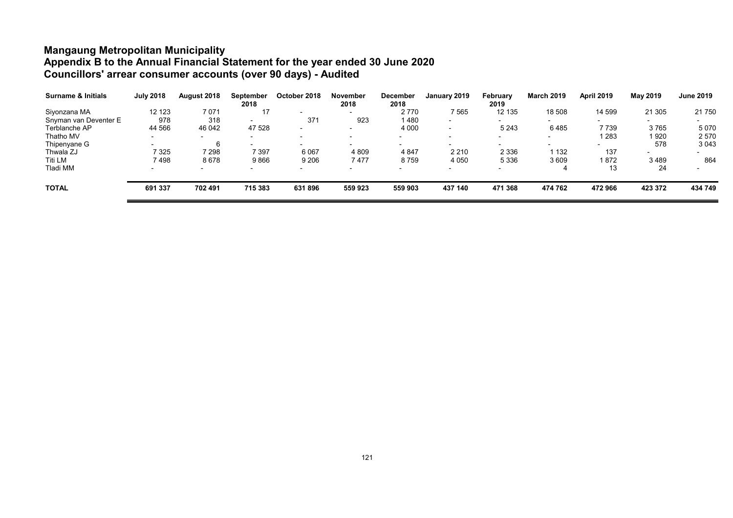# Mangaung Metropolitan Municipality
## Appendix B to the Annual Financial Statement for the year ended 30 June 2020
## Councillors' arrear consumer accounts (over 90 days) - Audited

| Surname & Initials | July 2018 | August 2018 | September 2018 | October 2018 | November 2018 | December 2018 | January 2019 | February 2019 | March 2019 | April 2019 | May 2019 | June 2019 |
|---|---|---|---|---|---|---|---|---|---|---|---|---|
| Siyonzana MA | 12 123 | 7 071 | 17 | - | - | 2 770 | 7 565 | 12 135 | 18 508 | 14 599 | 21 305 | 21 750 |
| Snyman van Deventer E | 978 | 318 | - | 371 | 923 | 1 480 | - | - | - | - | - | - |
| Terblanche AP | 44 566 | 46 042 | 47 528 | - | - | 4 000 | - | 5 243 | 6 485 | 7 739 | 3 765 | 5 070 |
| Thatho MV | - | - | - | - | - | - | - | - | - | 1 283 | 1 920 | 2 570 |
| Thipenyane G | - | 6 | - | - | - | - | - | - | - | - | 578 | 3 043 |
| Thwala ZJ | 7 325 | 7 298 | 7 397 | 6 067 | 4 809 | 4 847 | 2 210 | 2 336 | 1 132 | 137 | - | - |
| Titi LM | 7 498 | 8 678 | 9 866 | 9 206 | 7 477 | 8 759 | 4 050 | 5 336 | 3 609 | 1 872 | 3 489 | 864 |
| Tladi MM | - | - | - | - | - | - | - | - | 4 | 13 | 24 | - |
| **TOTAL** | **691 337** | **702 491** | **715 383** | **631 896** | **559 923** | **559 903** | **437 140** | **471 368** | **474 762** | **472 966** | **423 372** | **434 749** |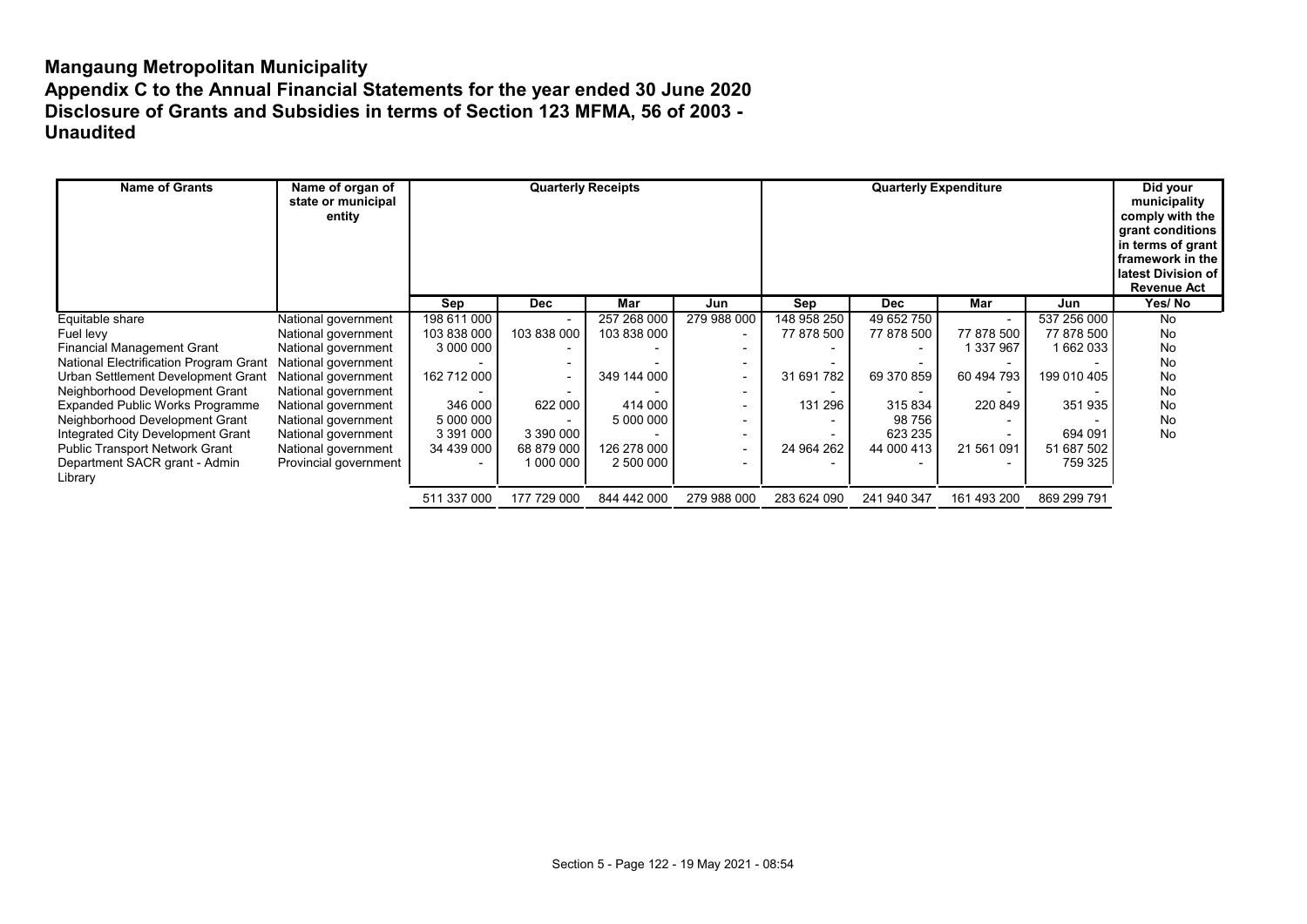# Mangaung Metropolitan Municipality
## Appendix C to the Annual Financial Statements for the year ended 30 June 2020
## Disclosure of Grants and Subsidies in terms of Section 123 MFMA, 56 of 2003 - Unaudited

| Name of Grants | Name of organ of state or municipal entity | Quarterly Receipts | | | | Quarterly Expenditure | | | | Did your municipality comply with the grant conditions in terms of grant framework in the latest Division of Revenue Act |
|---|---|---|---|---|---|---|---|---|---|---|
| | | Sep | Dec | Mar | Jun | Sep | Dec | Mar | Jun | Yes/ No |
| Equitable share | National government | 198 611 000 | - | 257 268 000 | 279 988 000 | 148 958 250 | 49 652 750 | - | 537 256 000 | No |
| Fuel levy | National government | 103 838 000 | 103 838 000 | 103 838 000 | - | 77 878 500 | 77 878 500 | 77 878 500 | 77 878 500 | No |
| Financial Management Grant | National government | 3 000 000 | - | - | - | - | - | 1 337 967 | 1 662 033 | No |
| National Electrification Program Grant | National government | - | - | - | - | - | - | - | - | No |
| Urban Settlement Development Grant | National government | 162 712 000 | - | 349 144 000 | - | 31 691 782 | 69 370 859 | 60 494 793 | 199 010 405 | No |
| Neighborhood Development Grant | National government | - | - | - | - | - | - | - | - | No |
| Expanded Public Works Programme | National government | 346 000 | 622 000 | 414 000 | - | 131 296 | 315 834 | 220 849 | 351 935 | No |
| Neighborhood Development Grant | National government | 5 000 000 | - | 5 000 000 | - | - | 98 756 | - | - | No |
| Integrated City Development Grant | National government | 3 391 000 | 3 390 000 | - | - | - | 623 235 | - | 694 091 | No |
| Public Transport Network Grant | National government | 34 439 000 | 68 879 000 | 126 278 000 | - | 24 964 262 | 44 000 413 | 21 561 091 | 51 687 502 | |
| Department SACR grant - Admin Library | Provincial government | - | 1 000 000 | 2 500 000 | - | - | - | - | 759 325 | |
| | | 511 337 000 | 177 729 000 | 844 442 000 | 279 988 000 | 283 624 090 | 241 940 347 | 161 493 200 | 869 299 791 | |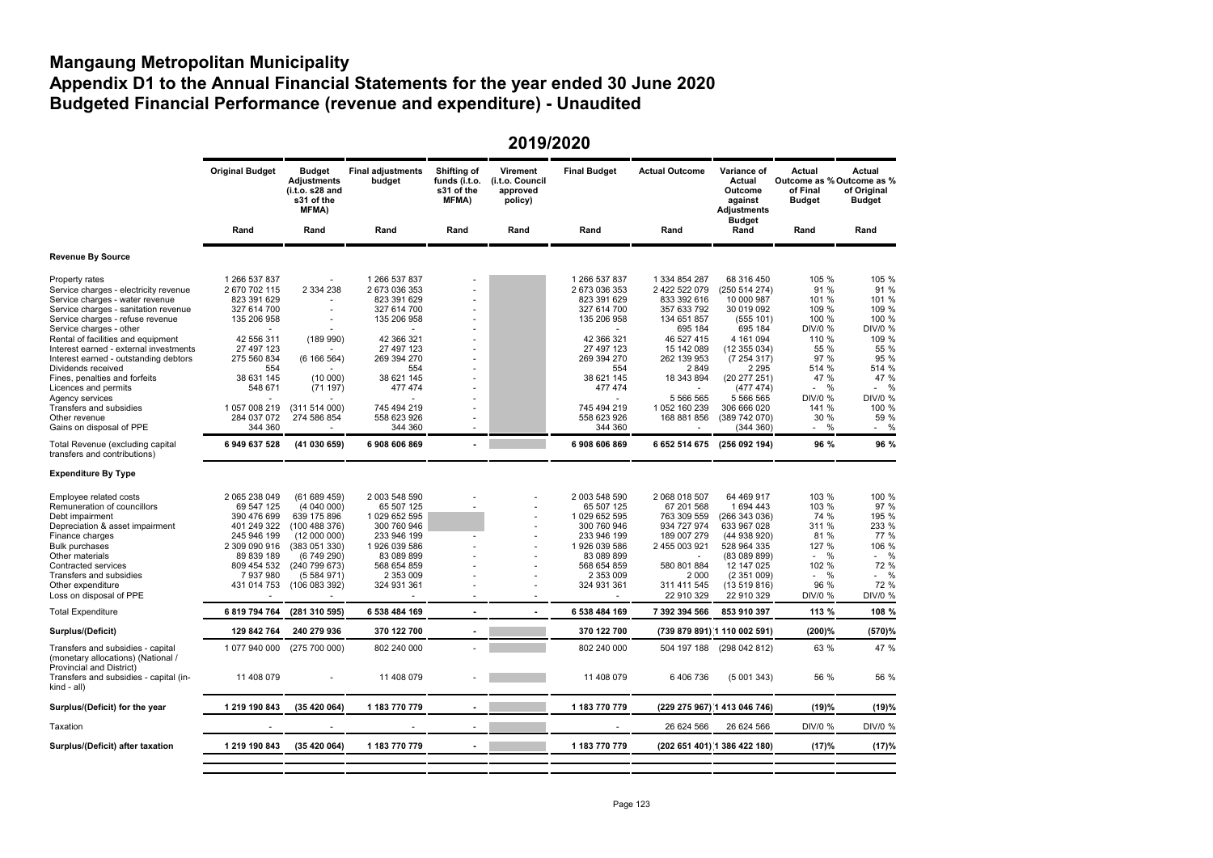# Mangaung Metropolitan Municipality

# Appendix D1 to the Annual Financial Statements for the year ended 30 June 2020

# Budgeted Financial Performance (revenue and expenditure) - Unaudited

**2019/2020**

| | Original Budget | Budget Adjustments (i.t.o. s28 and s31 of the MFMA) | Final adjustments budget | Shifting of funds (i.t.o. s31 of the MFMA) | Virement (i.t.o. Council approved policy) | Final Budget | Actual Outcome | Variance of Actual Outcome against Adjustments Budget | Actual Outcome as % of Final Budget | Actual Outcome as % of Original Budget |
|---|---|---|---|---|---|---|---|---|---|---|
| | Rand | Rand | Rand | Rand | Rand | Rand | Rand | Rand | Rand | Rand |
| **Revenue By Source** | | | | | | | | | | |
| Property rates | 1 266 537 837 | - | 1 266 537 837 | - | | 1 266 537 837 | 1 334 854 287 | 68 316 450 | 105 % | 105 % |
| Service charges - electricity revenue | 2 670 702 115 | 2 334 238 | 2 673 036 353 | - | | 2 673 036 353 | 2 422 522 079 | (250 514 274) | 91 % | 91 % |
| Service charges - water revenue | 823 391 629 | - | 823 391 629 | - | | 823 391 629 | 833 392 616 | 10 000 987 | 101 % | 101 % |
| Service charges - sanitation revenue | 327 614 700 | - | 327 614 700 | - | | 327 614 700 | 357 633 792 | 30 019 092 | 109 % | 109 % |
| Service charges - refuse revenue | 135 206 958 | - | 135 206 958 | - | | 135 206 958 | 134 651 857 | (555 101) | 100 % | 100 % |
| Service charges - other | - | - | - | - | | - | 695 184 | 695 184 | DIV/0 % | DIV/0 % |
| Rental of facilities and equipment | 42 556 311 | (189 990) | 42 366 321 | - | | 42 366 321 | 46 527 415 | 4 161 094 | 110 % | 109 % |
| Interest earned - external investments | 27 497 123 | - | 27 497 123 | - | | 27 497 123 | 15 142 089 | (12 355 034) | 55 % | 55 % |
| Interest earned - outstanding debtors | 275 560 834 | (6 166 564) | 269 394 270 | - | | 269 394 270 | 262 139 953 | (7 254 317) | 97 % | 95 % |
| Dividends received | 554 | - | 554 | - | | 554 | 2 849 | 2 295 | 514 % | 514 % |
| Fines, penalties and forfeits | 38 631 145 | (10 000) | 38 621 145 | - | | 38 621 145 | 18 343 894 | (20 277 251) | 47 % | 47 % |
| Licences and permits | 548 671 | (71 197) | 477 474 | - | | 477 474 | - | (477 474) | - % | - % |
| Agency services | - | - | - | - | | - | 5 566 565 | 5 566 565 | DIV/0 % | DIV/0 % |
| Transfers and subsidies | 1 057 008 219 | (311 514 000) | 745 494 219 | - | | 745 494 219 | 1 052 160 239 | 306 666 020 | 141 % | 100 % |
| Other revenue | 284 037 072 | 274 586 854 | 558 623 926 | - | | 558 623 926 | 168 881 856 | (389 742 070) | 30 % | 59 % |
| Gains on disposal of PPE | 344 360 | - | 344 360 | - | | 344 360 | - | (344 360) | - % | - % |
| Total Revenue (excluding capital transfers and contributions) | **6 949 637 528** | **(41 030 659)** | **6 908 606 869** | **-** | | **6 908 606 869** | **6 652 514 675** | **(256 092 194)** | **96 %** | **96 %** |
| **Expenditure By Type** | | | | | | | | | | |
| Employee related costs | 2 065 238 049 | (61 689 459) | 2 003 548 590 | - | - | 2 003 548 590 | 2 068 018 507 | 64 469 917 | 103 % | 100 % |
| Remuneration of councillors | 69 547 125 | (4 040 000) | 65 507 125 | - | - | 65 507 125 | 67 201 568 | 1 694 443 | 103 % | 97 % |
| Debt impairment | 390 476 699 | 639 175 896 | 1 029 652 595 | | - | 1 029 652 595 | 763 309 559 | (266 343 036) | 74 % | 195 % |
| Depreciation & asset impairment | 401 249 322 | (100 488 376) | 300 760 946 | | - | 300 760 946 | 934 727 974 | 633 967 028 | 311 % | 233 % |
| Finance charges | 245 946 199 | (12 000 000) | 233 946 199 | - | - | 233 946 199 | 189 007 279 | (44 938 920) | 81 % | 77 % |
| Bulk purchases | 2 309 090 916 | (383 051 330) | 1 926 039 586 | - | - | 1 926 039 586 | 2 455 003 921 | 528 964 335 | 127 % | 106 % |
| Other materials | 89 839 189 | (6 749 290) | 83 089 899 | - | - | 83 089 899 | - | (83 089 899) | - % | - % |
| Contracted services | 809 454 532 | (240 799 673) | 568 654 859 | - | - | 568 654 859 | 580 801 884 | 12 147 025 | 102 % | 72 % |
| Transfers and subsidies | 7 937 980 | (5 584 971) | 2 353 009 | - | - | 2 353 009 | 2 000 | (2 351 009) | - % | - % |
| Other expenditure | 431 014 753 | (106 083 392) | 324 931 361 | - | - | 324 931 361 | 311 411 545 | (13 519 816) | 96 % | 72 % |
| Loss on disposal of PPE | - | - | - | - | - | - | 22 910 329 | 22 910 329 | DIV/0 % | DIV/0 % |
| Total Expenditure | **6 819 794 764** | **(281 310 595)** | **6 538 484 169** | **-** | **-** | **6 538 484 169** | **7 392 394 566** | **853 910 397** | **113 %** | **108 %** |
| **Surplus/(Deficit)** | **129 842 764** | **240 279 936** | **370 122 700** | **-** | | **370 122 700** | **(739 879 891)** | **1 110 002 591)** | **(200)%** | **(570)%** |
| Transfers and subsidies - capital (monetary allocations) (National / Provincial and District) | 1 077 940 000 | (275 700 000) | 802 240 000 | - | | 802 240 000 | 504 197 188 | (298 042 812) | 63 % | 47 % |
| Transfers and subsidies - capital (in-kind - all) | 11 408 079 | - | 11 408 079 | - | | 11 408 079 | 6 406 736 | (5 001 343) | 56 % | 56 % |
| **Surplus/(Deficit) for the year** | **1 219 190 843** | **(35 420 064)** | **1 183 770 779** | **-** | | **1 183 770 779** | **(229 275 967)** | **1 413 046 746)** | **(19)%** | **(19)%** |
| Taxation | - | - | - | - | | - | 26 624 566 | 26 624 566 | DIV/0 % | DIV/0 % |
| **Surplus/(Deficit) after taxation** | **1 219 190 843** | **(35 420 064)** | **1 183 770 779** | **-** | | **1 183 770 779** | **(202 651 401)** | **1 386 422 180)** | **(17)%** | **(17)%** |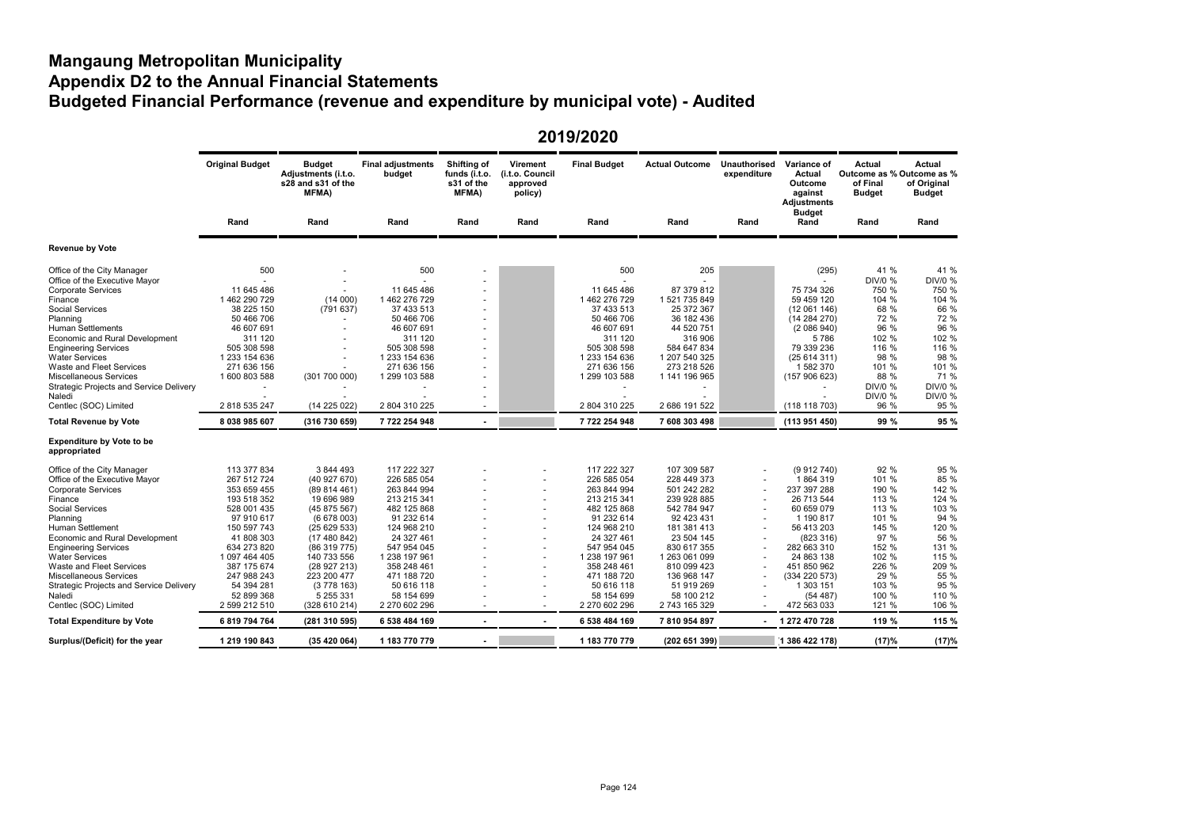# Mangaung Metropolitan Municipality
# Appendix D2 to the Annual Financial Statements
# Budgeted Financial Performance (revenue and expenditure by municipal vote) - Audited

## 2019/2020

| | Original Budget | Budget Adjustments (i.t.o. s28 and s31 of the MFMA) | Final adjustments budget | Shifting of funds (i.t.o. s31 of the MFMA) | Virement (i.t.o. Council approved policy) | Final Budget | Actual Outcome | Unauthorised expenditure | Variance of Actual Outcome against Adjustments Budget | Actual Outcome as % of Final Budget | Actual Outcome as % of Original Budget |
|---|---|---|---|---|---|---|---|---|---|---|---|
| | Rand | Rand | Rand | Rand | Rand | Rand | Rand | Rand | Rand | Rand | Rand |
| **Revenue by Vote** | | | | | | | | | | | |
| Office of the City Manager | 500 | - | 500 | - | | 500 | 205 | | (295) | 41 % | 41 % |
| Office of the Executive Mayor | - | - | - | - | | - | - | | - | DIV/0 % | DIV/0 % |
| Corporate Services | 11 645 486 | - | 11 645 486 | - | | 11 645 486 | 87 379 812 | | 75 734 326 | 750 % | 750 % |
| Finance | 1 462 290 729 | (14 000) | 1 462 276 729 | - | | 1 462 276 729 | 1 521 735 849 | | 59 459 120 | 104 % | 104 % |
| Social Services | 38 225 150 | (791 637) | 37 433 513 | - | | 37 433 513 | 25 372 367 | | (12 061 146) | 68 % | 66 % |
| Planning | 50 466 706 | - | 50 466 706 | - | | 50 466 706 | 36 182 436 | | (14 284 270) | 72 % | 72 % |
| Human Settlements | 46 607 691 | - | 46 607 691 | - | | 46 607 691 | 44 520 751 | | (2 086 940) | 96 % | 96 % |
| Economic and Rural Development | 311 120 | - | 311 120 | - | | 311 120 | 316 906 | | 5 786 | 102 % | 102 % |
| Engineering Services | 505 308 598 | - | 505 308 598 | - | | 505 308 598 | 584 647 834 | | 79 339 236 | 116 % | 116 % |
| Water Services | 1 233 154 636 | - | 1 233 154 636 | - | | 1 233 154 636 | 1 207 540 325 | | (25 614 311) | 98 % | 98 % |
| Waste and Fleet Services | 271 636 156 | - | 271 636 156 | - | | 271 636 156 | 273 218 526 | | 1 582 370 | 101 % | 101 % |
| Miscellaneous Services | 1 600 803 588 | (301 700 000) | 1 299 103 588 | - | | 1 299 103 588 | 1 141 196 965 | | (157 906 623) | 88 % | 71 % |
| Strategic Projects and Service Delivery | - | - | - | - | | - | - | | - | DIV/0 % | DIV/0 % |
| Naledi | - | - | - | - | | - | - | | - | DIV/0 % | DIV/0 % |
| Centlec (SOC) Limited | 2 818 535 247 | (14 225 022) | 2 804 310 225 | - | | 2 804 310 225 | 2 686 191 522 | | (118 118 703) | 96 % | 95 % |
| **Total Revenue by Vote** | **8 038 985 607** | **(316 730 659)** | **7 722 254 948** | **-** | | **7 722 254 948** | **7 608 303 498** | | **(113 951 450)** | **99 %** | **95 %** |
| **Expenditure by Vote to be appropriated** | | | | | | | | | | | |
| Office of the City Manager | 113 377 834 | 3 844 493 | 117 222 327 | - | - | 117 222 327 | 107 309 587 | - | (9 912 740) | 92 % | 95 % |
| Office of the Executive Mayor | 267 512 724 | (40 927 670) | 226 585 054 | - | - | 226 585 054 | 228 449 373 | - | 1 864 319 | 101 % | 85 % |
| Corporate Services | 353 659 455 | (89 814 461) | 263 844 994 | - | - | 263 844 994 | 501 242 282 | - | 237 397 288 | 190 % | 142 % |
| Finance | 193 518 352 | 19 696 989 | 213 215 341 | - | - | 213 215 341 | 239 928 885 | - | 26 713 544 | 113 % | 124 % |
| Social Services | 528 001 435 | (45 875 567) | 482 125 868 | - | - | 482 125 868 | 542 784 947 | - | 60 659 079 | 113 % | 103 % |
| Planning | 97 910 617 | (6 678 003) | 91 232 614 | - | - | 91 232 614 | 92 423 431 | - | 1 190 817 | 101 % | 94 % |
| Human Settlement | 150 597 743 | (25 629 533) | 124 968 210 | - | - | 124 968 210 | 181 381 413 | - | 56 413 203 | 145 % | 120 % |
| Economic and Rural Development | 41 808 303 | (17 480 842) | 24 327 461 | - | - | 24 327 461 | 23 504 145 | - | (823 316) | 97 % | 56 % |
| Engineering Services | 634 273 820 | (86 319 775) | 547 954 045 | - | - | 547 954 045 | 830 617 355 | - | 282 663 310 | 152 % | 131 % |
| Water Services | 1 097 464 405 | 140 733 556 | 1 238 197 961 | - | - | 1 238 197 961 | 1 263 061 099 | - | 24 863 138 | 102 % | 115 % |
| Waste and Fleet Services | 387 175 674 | (28 927 213) | 358 248 461 | - | - | 358 248 461 | 810 099 423 | - | 451 850 962 | 226 % | 209 % |
| Miscellaneous Services | 247 988 243 | 223 200 477 | 471 188 720 | - | - | 471 188 720 | 136 968 147 | - | (334 220 573) | 29 % | 55 % |
| Strategic Projects and Service Delivery | 54 394 281 | (3 778 163) | 50 616 118 | - | - | 50 616 118 | 51 919 269 | - | 1 303 151 | 103 % | 95 % |
| Naledi | 52 899 368 | 5 255 331 | 58 154 699 | - | - | 58 154 699 | 58 100 212 | - | (54 487) | 100 % | 110 % |
| Centlec (SOC) Limited | 2 599 212 510 | (328 610 214) | 2 270 602 296 | - | - | 2 270 602 296 | 2 743 165 329 | - | 472 563 033 | 121 % | 106 % |
| **Total Expenditure by Vote** | **6 819 794 764** | **(281 310 595)** | **6 538 484 169** | **-** | **-** | **6 538 484 169** | **7 810 954 897** | **-** | **1 272 470 728** | **119 %** | **115 %** |
| **Surplus/(Deficit) for the year** | **1 219 190 843** | **(35 420 064)** | **1 183 770 779** | **-** | | **1 183 770 779** | **(202 651 399)** | | **(1 386 422 178)** | **(17)%** | **(17)%** |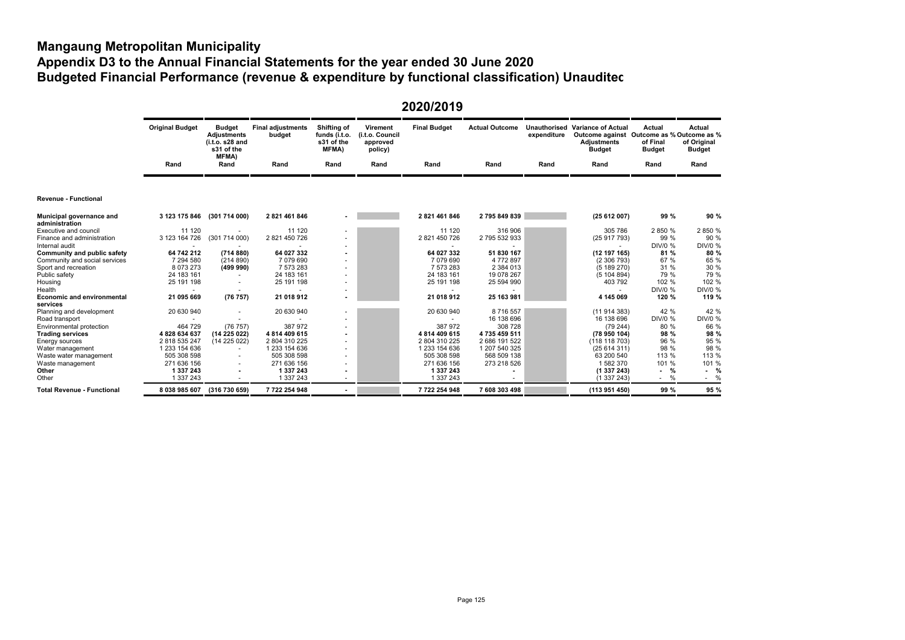# Mangaung Metropolitan Municipality

## Appendix D3 to the Annual Financial Statements for the year ended 30 June 2020

## Budgeted Financial Performance (revenue & expenditure by functional classification) Unaudited

**2020/2019**

| | Original Budget | Budget Adjustments (i.t.o. s28 and s31 of the MFMA) | Final adjustments budget | Shifting of funds (i.t.o. s31 of the MFMA) | Virement (i.t.o. Council approved policy) | Final Budget | Actual Outcome | Unauthorised expenditure | Variance of Actual Outcome against Adjustments Budget | Actual Outcome as % of Final Budget | Actual Outcome as % of Original Budget |
|---|---|---|---|---|---|---|---|---|---|---|---|
| | Rand | Rand | Rand | Rand | Rand | Rand | Rand | Rand | Rand | Rand | Rand |
| **Revenue - Functional** | | | | | | | | | | | |
| **Municipal governance and administration** | **3 123 175 846** | **(301 714 000)** | **2 821 461 846** | **-** | | **2 821 461 846** | **2 795 849 839** | | **(25 612 007)** | **99 %** | **90 %** |
| Executive and council | 11 120 | - | 11 120 | - | | 11 120 | 316 906 | | 305 786 | 2 850 % | 2 850 % |
| Finance and administration | 3 123 164 726 | (301 714 000) | 2 821 450 726 | - | | 2 821 450 726 | 2 795 532 933 | | (25 917 793) | 99 % | 90 % |
| Internal audit | - | - | - | - | | - | - | | - | DIV/0 % | DIV/0 % |
| **Community and public safety** | **64 742 212** | **(714 880)** | **64 027 332** | **-** | | **64 027 332** | **51 830 167** | | **(12 197 165)** | **81 %** | **80 %** |
| Community and social services | 7 294 580 | (214 890) | 7 079 690 | - | | 7 079 690 | 4 772 897 | | (2 306 793) | 67 % | 65 % |
| Sport and recreation | 8 073 273 | **(499 990)** | 7 573 283 | - | | 7 573 283 | 2 384 013 | | (5 189 270) | 31 % | 30 % |
| Public safety | 24 183 161 | - | 24 183 161 | - | | 24 183 161 | 19 078 267 | | (5 104 894) | 79 % | 79 % |
| Housing | 25 191 198 | - | 25 191 198 | - | | 25 191 198 | 25 594 990 | | 403 792 | 102 % | 102 % |
| Health | - | - | - | - | | - | - | | - | DIV/0 % | DIV/0 % |
| **Economic and environmental services** | **21 095 669** | **(76 757)** | **21 018 912** | **-** | | **21 018 912** | **25 163 981** | | **4 145 069** | **120 %** | **119 %** |
| Planning and development | 20 630 940 | - | 20 630 940 | - | | 20 630 940 | 8 716 557 | | (11 914 383) | 42 % | 42 % |
| Road transport | - | - | - | - | | - | 16 138 696 | | 16 138 696 | DIV/0 % | DIV/0 % |
| Environmental protection | 464 729 | (76 757) | 387 972 | - | | 387 972 | 308 728 | | (79 244) | 80 % | 66 % |
| **Trading services** | **4 828 634 637** | **(14 225 022)** | **4 814 409 615** | **-** | | **4 814 409 615** | **4 735 459 511** | | **(78 950 104)** | **98 %** | **98 %** |
| Energy sources | 2 818 535 247 | (14 225 022) | 2 804 310 225 | - | | 2 804 310 225 | 2 686 191 522 | | (118 118 703) | 96 % | 95 % |
| Water management | 1 233 154 636 | - | 1 233 154 636 | - | | 1 233 154 636 | 1 207 540 325 | | (25 614 311) | 98 % | 98 % |
| Waste water management | 505 308 598 | - | 505 308 598 | - | | 505 308 598 | 568 509 138 | | 63 200 540 | 113 % | 113 % |
| Waste management | 271 636 156 | - | 271 636 156 | - | | 271 636 156 | 273 218 526 | | 1 582 370 | 101 % | 101 % |
| **Other** | **1 337 243** | **-** | **1 337 243** | **-** | | **1 337 243** | **-** | | **(1 337 243)** | **- %** | **- %** |
| Other | 1 337 243 | - | 1 337 243 | - | | 1 337 243 | - | | (1 337 243) | - % | - % |
| **Total Revenue - Functional** | **8 038 985 607** | **(316 730 659)** | **7 722 254 948** | **-** | | **7 722 254 948** | **7 608 303 498** | | **(113 951 450)** | **99 %** | **95 %** |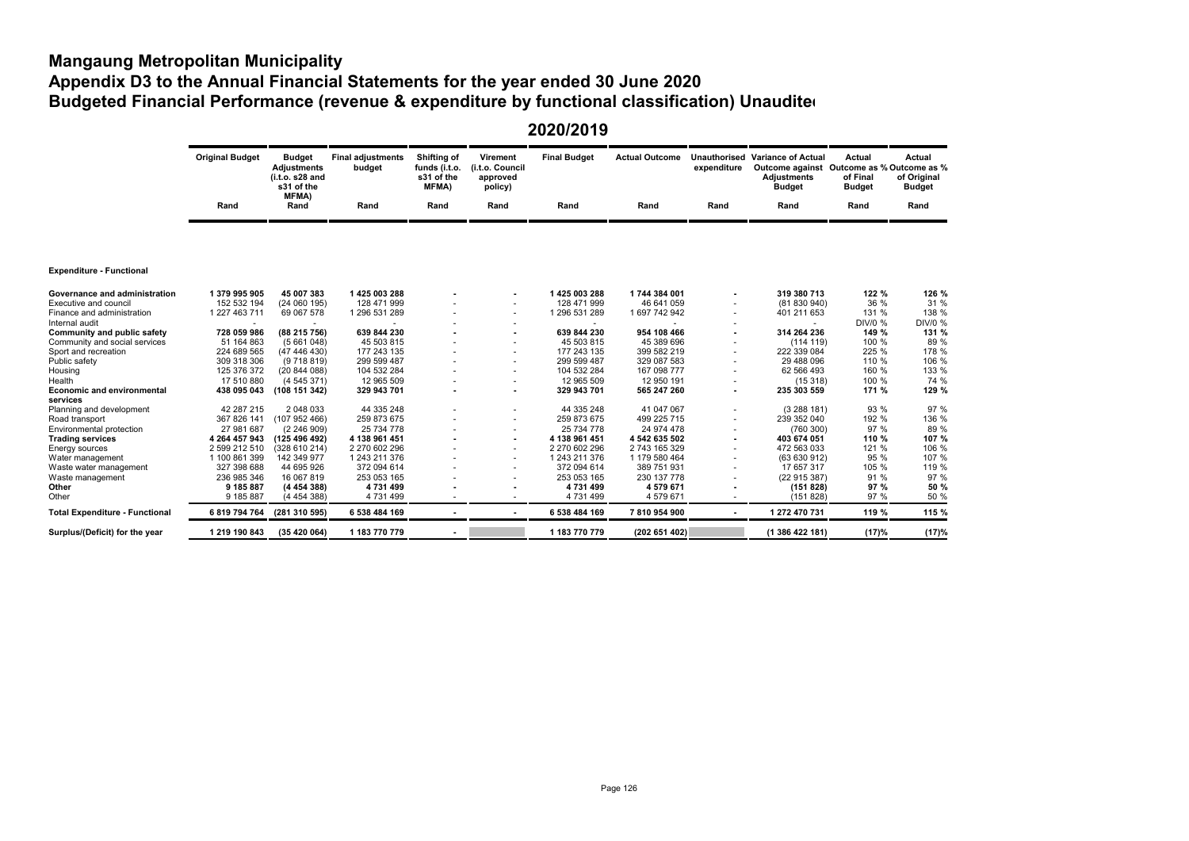# Mangaung Metropolitan Municipality

## Appendix D3 to the Annual Financial Statements for the year ended 30 June 2020

## Budgeted Financial Performance (revenue & expenditure by functional classification) Unaudited

### 2020/2019

| | Original Budget | Budget Adjustments (i.t.o. s28 and s31 of the MFMA) | Final adjustments budget | Shifting of funds (i.t.o. s31 of the MFMA) | Virement (i.t.o. Council approved policy) | Final Budget | Actual Outcome | Unauthorised expenditure | Variance of Actual Outcome against Adjustments Budget | Actual Outcome as % of Final Budget | Actual Outcome as % of Original Budget |
|---|---|---|---|---|---|---|---|---|---|---|---|
| | Rand | Rand | Rand | Rand | Rand | Rand | Rand | Rand | Rand | Rand | Rand |
| **Expenditure - Functional** | | | | | | | | | | | |
| **Governance and administration** | **1 379 995 905** | **45 007 383** | **1 425 003 288** | **-** | **-** | **1 425 003 288** | **1 744 384 001** | **-** | **319 380 713** | **122 %** | **126 %** |
| Executive and council | 152 532 194 | (24 060 195) | 128 471 999 | - | - | 128 471 999 | 46 641 059 | - | (81 830 940) | 36 % | 31 % |
| Finance and administration | 1 227 463 711 | 69 067 578 | 1 296 531 289 | - | - | 1 296 531 289 | 1 697 742 942 | - | 401 211 653 | 131 % | 138 % |
| Internal audit | - | - | - | - | - | - | - | - | - | DIV/0 % | DIV/0 % |
| **Community and public safety** | **728 059 986** | **(88 215 756)** | **639 844 230** | **-** | **-** | **639 844 230** | **954 108 466** | **-** | **314 264 236** | **149 %** | **131 %** |
| Community and social services | 51 164 863 | (5 661 048) | 45 503 815 | - | - | 45 503 815 | 45 389 696 | - | (114 119) | 100 % | 89 % |
| Sport and recreation | 224 689 565 | (47 446 430) | 177 243 135 | - | - | 177 243 135 | 399 582 219 | - | 222 339 084 | 225 % | 178 % |
| Public safety | 309 318 306 | (9 718 819) | 299 599 487 | - | - | 299 599 487 | 329 087 583 | - | 29 488 096 | 110 % | 106 % |
| Housing | 125 376 372 | (20 844 088) | 104 532 284 | - | - | 104 532 284 | 167 098 777 | - | 62 566 493 | 160 % | 133 % |
| Health | 17 510 880 | (4 545 371) | 12 965 509 | - | - | 12 965 509 | 12 950 191 | - | (15 318) | 100 % | 74 % |
| **Economic and environmental services** | **438 095 043** | **(108 151 342)** | **329 943 701** | **-** | **-** | **329 943 701** | **565 247 260** | **-** | **235 303 559** | **171 %** | **129 %** |
| Planning and development | 42 287 215 | 2 048 033 | 44 335 248 | - | - | 44 335 248 | 41 047 067 | - | (3 288 181) | 93 % | 97 % |
| Road transport | 367 826 141 | (107 952 466) | 259 873 675 | - | - | 259 873 675 | 499 225 715 | - | 239 352 040 | 192 % | 136 % |
| Environmental protection | 27 981 687 | (2 246 909) | 25 734 778 | - | - | 25 734 778 | 24 974 478 | - | (760 300) | 97 % | 89 % |
| **Trading services** | **4 264 457 943** | **(125 496 492)** | **4 138 961 451** | **-** | **-** | **4 138 961 451** | **4 542 635 502** | **-** | **403 674 051** | **110 %** | **107 %** |
| Energy sources | 2 599 212 510 | (328 610 214) | 2 270 602 296 | - | - | 2 270 602 296 | 2 743 165 329 | - | 472 563 033 | 121 % | 106 % |
| Water management | 1 100 861 399 | 142 349 977 | 1 243 211 376 | - | - | 1 243 211 376 | 1 179 580 464 | - | (63 630 912) | 95 % | 107 % |
| Waste water management | 327 398 688 | 44 695 926 | 372 094 614 | - | - | 372 094 614 | 389 751 931 | - | 17 657 317 | 105 % | 119 % |
| Waste management | 236 985 346 | 16 067 819 | 253 053 165 | - | - | 253 053 165 | 230 137 778 | - | (22 915 387) | 91 % | 97 % |
| **Other** | **9 185 887** | **(4 454 388)** | **4 731 499** | **-** | **-** | **4 731 499** | **4 579 671** | **-** | **(151 828)** | **97 %** | **50 %** |
| Other | 9 185 887 | (4 454 388) | 4 731 499 | - | - | 4 731 499 | 4 579 671 | - | (151 828) | 97 % | 50 % |
| **Total Expenditure - Functional** | **6 819 794 764** | **(281 310 595)** | **6 538 484 169** | **-** | **-** | **6 538 484 169** | **7 810 954 900** | **-** | **1 272 470 731** | **119 %** | **115 %** |
| **Surplus/(Deficit) for the year** | **1 219 190 843** | **(35 420 064)** | **1 183 770 779** | **-** | | **1 183 770 779** | **(202 651 402)** | | **(1 386 422 181)** | **(17)%** | **(17)%** |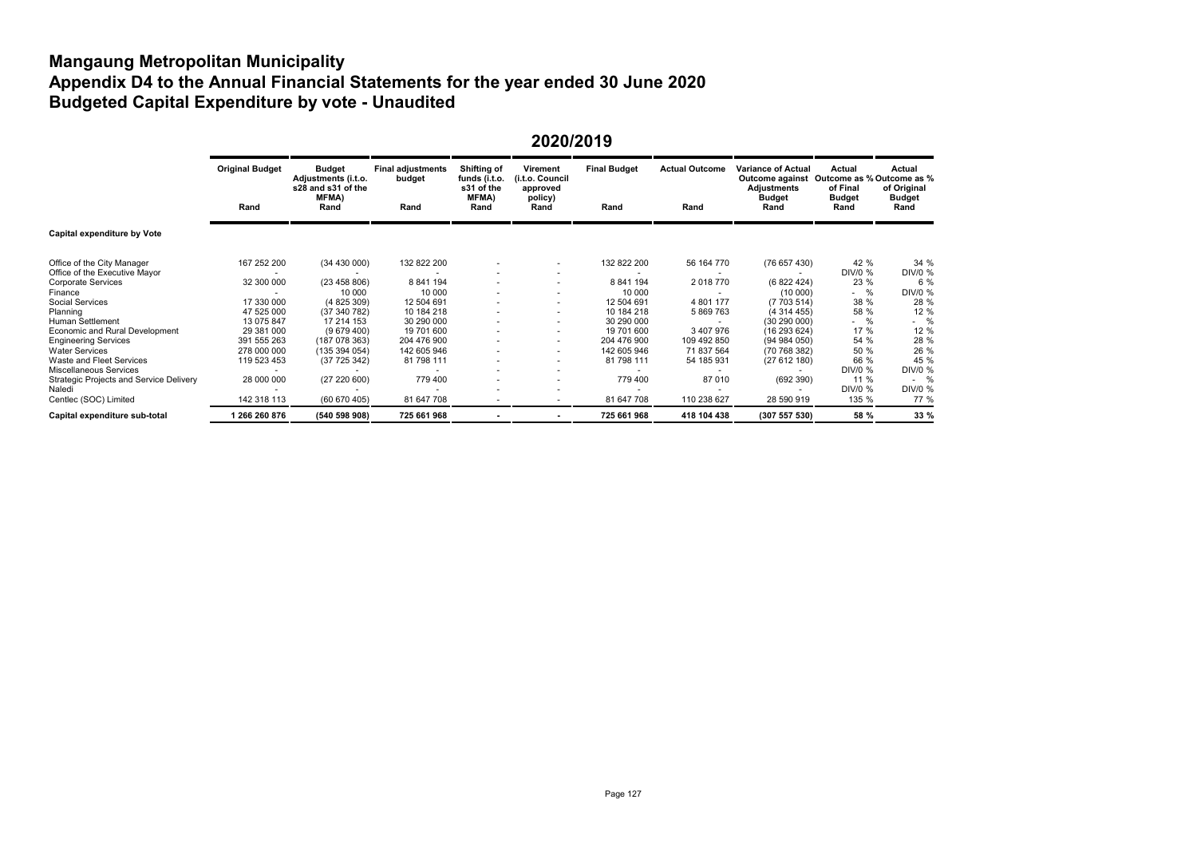# Mangaung Metropolitan Municipality

# Appendix D4 to the Annual Financial Statements for the year ended 30 June 2020

# Budgeted Capital Expenditure by vote - Unaudited

## 2020/2019

| | Original Budget | Budget Adjustments (i.t.o. s28 and s31 of the MFMA) | Final adjustments budget | Shifting of funds (i.t.o. s31 of the MFMA) | Virement (i.t.o. Council approved policy) | Final Budget | Actual Outcome | Variance of Actual Outcome against Adjustments Budget | Actual Outcome as % of Final Budget | Actual Outcome as % of Original Budget |
|---|---|---|---|---|---|---|---|---|---|---|
| | Rand | Rand | Rand | Rand | Rand | Rand | Rand | Rand | Rand | Rand |
| **Capital expenditure by Vote** | | | | | | | | | | |
| Office of the City Manager | 167 252 200 | (34 430 000) | 132 822 200 | - | - | 132 822 200 | 56 164 770 | (76 657 430) | 42 % | 34 % |
| Office of the Executive Mayor | - | - | - | - | - | - | - | - | DIV/0 % | DIV/0 % |
| Corporate Services | 32 300 000 | (23 458 806) | 8 841 194 | - | - | 8 841 194 | 2 018 770 | (6 822 424) | 23 % | 6 % |
| Finance | - | 10 000 | 10 000 | - | - | 10 000 | - | (10 000) | - % | DIV/0 % |
| Social Services | 17 330 000 | (4 825 309) | 12 504 691 | - | - | 12 504 691 | 4 801 177 | (7 703 514) | 38 % | 28 % |
| Planning | 47 525 000 | (37 340 782) | 10 184 218 | - | - | 10 184 218 | 5 869 763 | (4 314 455) | 58 % | 12 % |
| Human Settlement | 13 075 847 | 17 214 153 | 30 290 000 | - | - | 30 290 000 | - | (30 290 000) | - % | - % |
| Economic and Rural Development | 29 381 000 | (9 679 400) | 19 701 600 | - | - | 19 701 600 | 3 407 976 | (16 293 624) | 17 % | 12 % |
| Engineering Services | 391 555 263 | (187 078 363) | 204 476 900 | - | - | 204 476 900 | 109 492 850 | (94 984 050) | 54 % | 28 % |
| Water Services | 278 000 000 | (135 394 054) | 142 605 946 | - | - | 142 605 946 | 71 837 564 | (70 768 382) | 50 % | 26 % |
| Waste and Fleet Services | 119 523 453 | (37 725 342) | 81 798 111 | - | - | 81 798 111 | 54 185 931 | (27 612 180) | 66 % | 45 % |
| Miscellaneous Services | - | - | - | - | - | - | - | - | DIV/0 % | DIV/0 % |
| Strategic Projects and Service Delivery | 28 000 000 | (27 220 600) | 779 400 | - | - | 779 400 | 87 010 | (692 390) | 11 % | - % |
| Naledi | - | - | - | - | - | - | - | - | DIV/0 % | DIV/0 % |
| Centlec (SOC) Limited | 142 318 113 | (60 670 405) | 81 647 708 | - | - | 81 647 708 | 110 238 627 | 28 590 919 | 135 % | 77 % |
| **Capital expenditure sub-total** | **1 266 260 876** | **(540 598 908)** | **725 661 968** | **-** | **-** | **725 661 968** | **418 104 438** | **(307 557 530)** | **58 %** | **33 %** |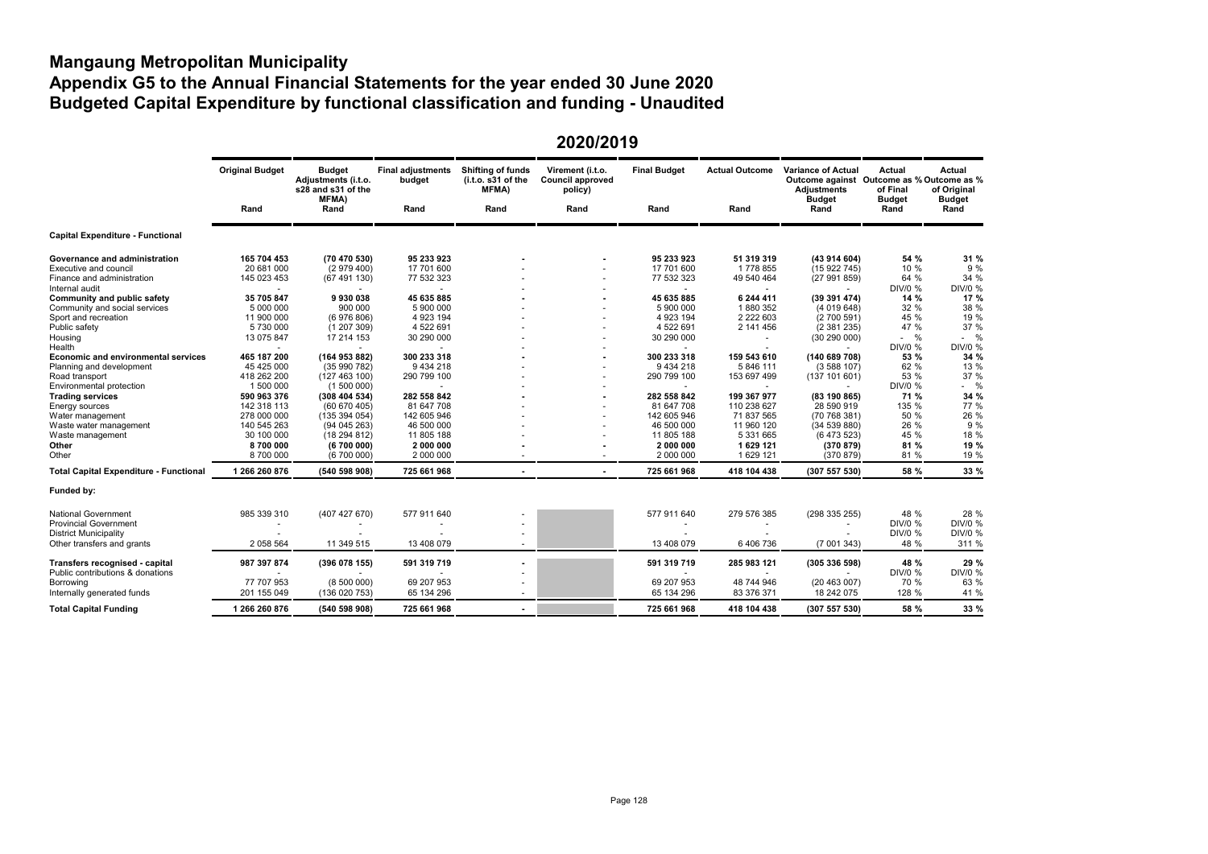# Mangaung Metropolitan Municipality

## Appendix G5 to the Annual Financial Statements for the year ended 30 June 2020

## Budgeted Capital Expenditure by functional classification and funding - Unaudited

### 2020/2019

| | Original Budget | Budget Adjustments (i.t.o. s28 and s31 of the MFMA) | Final adjustments budget | Shifting of funds (i.t.o. s31 of the MFMA) | Virement (i.t.o. Council approved policy) | Final Budget | Actual Outcome | Variance of Actual Outcome against Adjustments Budget | Actual Outcome as % of Final Budget | Actual Outcome as % of Original Budget |
|---|---|---|---|---|---|---|---|---|---|---|
| | Rand | Rand | Rand | Rand | Rand | Rand | Rand | Rand | Rand | Rand |
| **Capital Expenditure - Functional** | | | | | | | | | | |
| **Governance and administration** | **165 704 453** | **(70 470 530)** | **95 233 923** | **-** | **-** | **95 233 923** | **51 319 319** | **(43 914 604)** | **54 %** | **31 %** |
| Executive and council | 20 681 000 | (2 979 400) | 17 701 600 | - | - | 17 701 600 | 1 778 855 | (15 922 745) | 10 % | 9 % |
| Finance and administration | 145 023 453 | (67 491 130) | 77 532 323 | - | - | 77 532 323 | 49 540 464 | (27 991 859) | 64 % | 34 % |
| Internal audit | - | - | - | - | - | - | - | - | DIV/0 % | DIV/0 % |
| **Community and public safety** | **35 705 847** | **9 930 038** | **45 635 885** | **-** | **-** | **45 635 885** | **6 244 411** | **(39 391 474)** | **14 %** | **17 %** |
| Community and social services | 5 000 000 | 900 000 | 5 900 000 | - | - | 5 900 000 | 1 880 352 | (4 019 648) | 32 % | 38 % |
| Sport and recreation | 11 900 000 | (6 976 806) | 4 923 194 | - | - | 4 923 194 | 2 222 603 | (2 700 591) | 45 % | 19 % |
| Public safety | 5 730 000 | (1 207 309) | 4 522 691 | - | - | 4 522 691 | 2 141 456 | (2 381 235) | 47 % | 37 % |
| Housing | 13 075 847 | 17 214 153 | 30 290 000 | - | - | 30 290 000 | - | (30 290 000) | - % | - % |
| Health | - | - | - | - | - | - | - | - | DIV/0 % | DIV/0 % |
| **Economic and environmental services** | **465 187 200** | **(164 953 882)** | **300 233 318** | **-** | **-** | **300 233 318** | **159 543 610** | **(140 689 708)** | **53 %** | **34 %** |
| Planning and development | 45 425 000 | (35 990 782) | 9 434 218 | - | - | 9 434 218 | 5 846 111 | (3 588 107) | 62 % | 13 % |
| Road transport | 418 262 200 | (127 463 100) | 290 799 100 | - | - | 290 799 100 | 153 697 499 | (137 101 601) | 53 % | 37 % |
| Environmental protection | 1 500 000 | (1 500 000) | - | - | - | - | - | - | DIV/0 % | - % |
| **Trading services** | **590 963 376** | **(308 404 534)** | **282 558 842** | **-** | **-** | **282 558 842** | **199 367 977** | **(83 190 865)** | **71 %** | **34 %** |
| Energy sources | 142 318 113 | (60 670 405) | 81 647 708 | - | - | 81 647 708 | 110 238 627 | 28 590 919 | 135 % | 77 % |
| Water management | 278 000 000 | (135 394 054) | 142 605 946 | - | - | 142 605 946 | 71 837 565 | (70 768 381) | 50 % | 26 % |
| Waste water management | 140 545 263 | (94 045 263) | 46 500 000 | - | - | 46 500 000 | 11 960 120 | (34 539 880) | 26 % | 9 % |
| Waste management | 30 100 000 | (18 294 812) | 11 805 188 | - | - | 11 805 188 | 5 331 665 | (6 473 523) | 45 % | 18 % |
| **Other** | **8 700 000** | **(6 700 000)** | **2 000 000** | **-** | **-** | **2 000 000** | **1 629 121** | **(370 879)** | **81 %** | **19 %** |
| Other | 8 700 000 | (6 700 000) | 2 000 000 | - | - | 2 000 000 | 1 629 121 | (370 879) | 81 % | 19 % |
| **Total Capital Expenditure - Functional** | **1 266 260 876** | **(540 598 908)** | **725 661 968** | **-** | **-** | **725 661 968** | **418 104 438** | **(307 557 530)** | **58 %** | **33 %** |
| **Funded by:** | | | | | | | | | | |
| National Government | 985 339 310 | (407 427 670) | 577 911 640 | - | | 577 911 640 | 279 576 385 | (298 335 255) | 48 % | 28 % |
| Provincial Government | - | - | - | - | | - | - | - | DIV/0 % | DIV/0 % |
| District Municipality | - | - | - | - | | - | - | - | DIV/0 % | DIV/0 % |
| Other transfers and grants | 2 058 564 | 11 349 515 | 13 408 079 | - | | 13 408 079 | 6 406 736 | (7 001 343) | 48 % | 311 % |
| **Transfers recognised - capital** | **987 397 874** | **(396 078 155)** | **591 319 719** | **-** | | **591 319 719** | **285 983 121** | **(305 336 598)** | **48 %** | **29 %** |
| Public contributions & donations | - | - | - | - | | - | - | - | DIV/0 % | DIV/0 % |
| Borrowing | 77 707 953 | (8 500 000) | 69 207 953 | - | | 69 207 953 | 48 744 946 | (20 463 007) | 70 % | 63 % |
| Internally generated funds | 201 155 049 | (136 020 753) | 65 134 296 | - | | 65 134 296 | 83 376 371 | 18 242 075 | 128 % | 41 % |
| **Total Capital Funding** | **1 266 260 876** | **(540 598 908)** | **725 661 968** | **-** | | **725 661 968** | **418 104 438** | **(307 557 530)** | **58 %** | **33 %** |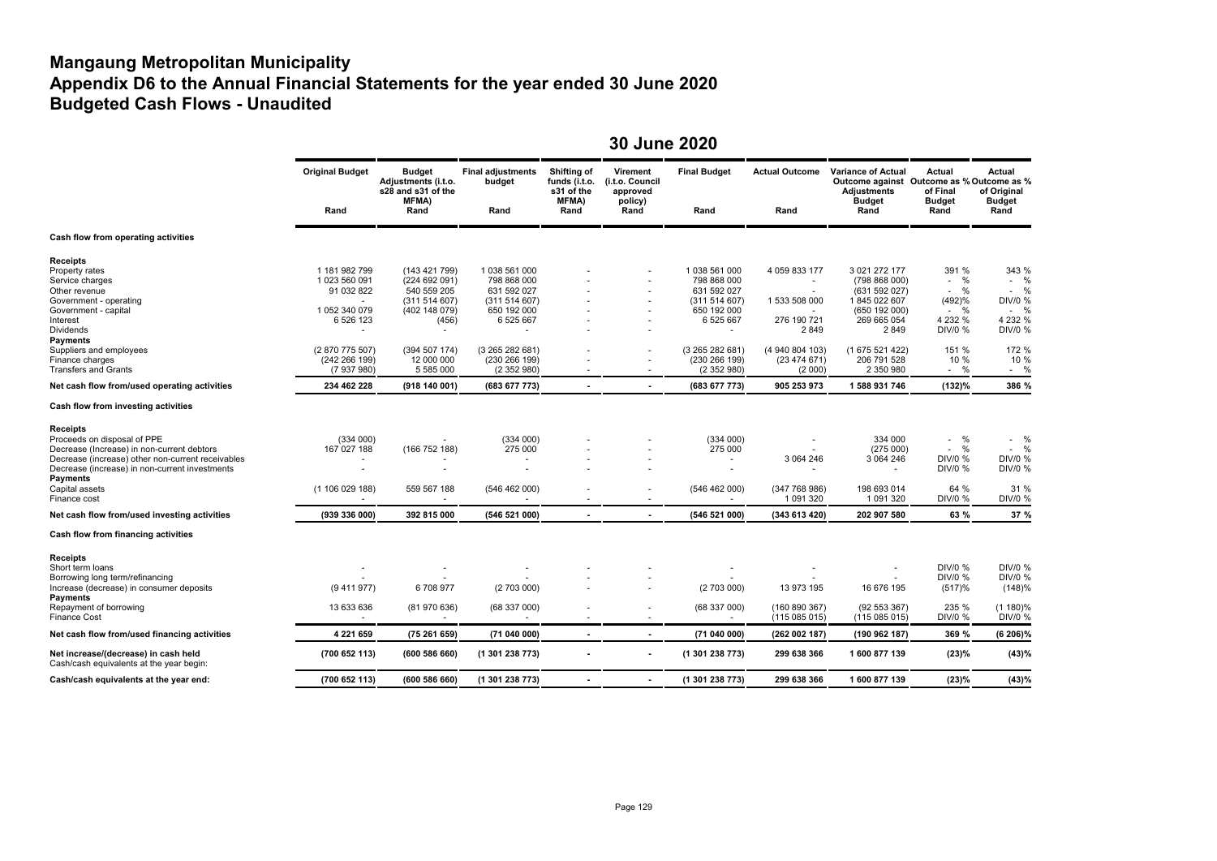# Mangaung Metropolitan Municipality
# Appendix D6 to the Annual Financial Statements for the year ended 30 June 2020
# Budgeted Cash Flows - Unaudited

## 30 June 2020

| | Original Budget | Budget Adjustments (i.t.o. s28 and s31 of the MFMA) | Final adjustments budget | Shifting of funds (i.t.o. s31 of the MFMA) | Virement (i.t.o. Council approved policy) | Final Budget | Actual Outcome | Variance of Actual Outcome against Adjustments Budget | Actual Outcome as % of Final Budget | Actual Outcome as % of Original Budget |
|---|---|---|---|---|---|---|---|---|---|---|
| | Rand | Rand | Rand | Rand | Rand | Rand | Rand | Rand | Rand | Rand |
| **Cash flow from operating activities** | | | | | | | | | | |
| **Receipts** | | | | | | | | | | |
| Property rates | 1 181 982 799 | (143 421 799) | 1 038 561 000 | - | - | 1 038 561 000 | 4 059 833 177 | 3 021 272 177 | 391 % | 343 % |
| Service charges | 1 023 560 091 | (224 692 091) | 798 868 000 | - | - | 798 868 000 | - | (798 868 000) | - % | - % |
| Other revenue | 91 032 822 | 540 559 205 | 631 592 027 | - | - | 631 592 027 | - | (631 592 027) | - % | - % |
| Government - operating | - | (311 514 607) | (311 514 607) | - | - | (311 514 607) | 1 533 508 000 | 1 845 022 607 | (492)% | DIV/0 % |
| Government - capital | 1 052 340 079 | (402 148 079) | 650 192 000 | - | - | 650 192 000 | - | (650 192 000) | - % | - % |
| Interest | 6 526 123 | (456) | 6 525 667 | - | - | 6 525 667 | 276 190 721 | 269 665 054 | 4 232 % | 4 232 % |
| Dividends | - | - | - | - | - | - | 2 849 | 2 849 | DIV/0 % | DIV/0 % |
| **Payments** | | | | | | | | | | |
| Suppliers and employees | (2 870 775 507) | (394 507 174) | (3 265 282 681) | - | - | (3 265 282 681) | (4 940 804 103) | (1 675 521 422) | 151 % | 172 % |
| Finance charges | (242 266 199) | 12 000 000 | (230 266 199) | - | - | (230 266 199) | (23 474 671) | 206 791 528 | 10 % | 10 % |
| Transfers and Grants | (7 937 980) | 5 585 000 | (2 352 980) | - | - | (2 352 980) | (2 000) | 2 350 980 | - % | - % |
| **Net cash flow from/used operating activities** | **234 462 228** | **(918 140 001)** | **(683 677 773)** | **-** | **-** | **(683 677 773)** | **905 253 973** | **1 588 931 746** | **(132)%** | **386 %** |
| **Cash flow from investing activities** | | | | | | | | | | |
| **Receipts** | | | | | | | | | | |
| Proceeds on disposal of PPE | (334 000) | - | (334 000) | - | - | (334 000) | - | 334 000 | - % | - % |
| Decrease (Increase) in non-current debtors | 167 027 188 | (166 752 188) | 275 000 | - | - | 275 000 | - | (275 000) | - % | - % |
| Decrease (increase) other non-current receivables | - | - | - | - | - | - | 3 064 246 | 3 064 246 | DIV/0 % | DIV/0 % |
| Decrease (increase) in non-current investments | - | - | - | - | - | - | - | - | DIV/0 % | DIV/0 % |
| **Payments** | | | | | | | | | | |
| Capital assets | (1 106 029 188) | 559 567 188 | (546 462 000) | - | - | (546 462 000) | (347 768 986) | 198 693 014 | 64 % | 31 % |
| Finance cost | - | - | - | - | - | - | 1 091 320 | 1 091 320 | DIV/0 % | DIV/0 % |
| **Net cash flow from/used investing activities** | **(939 336 000)** | **392 815 000** | **(546 521 000)** | **-** | **-** | **(546 521 000)** | **(343 613 420)** | **202 907 580** | **63 %** | **37 %** |
| **Cash flow from financing activities** | | | | | | | | | | |
| **Receipts** | | | | | | | | | | |
| Short term loans | - | - | - | - | - | - | - | - | DIV/0 % | DIV/0 % |
| Borrowing long term/refinancing | - | - | - | - | - | - | - | - | DIV/0 % | DIV/0 % |
| Increase (decrease) in consumer deposits | (9 411 977) | 6 708 977 | (2 703 000) | - | - | (2 703 000) | 13 973 195 | 16 676 195 | (517)% | (148)% |
| **Payments** | | | | | | | | | | |
| Repayment of borrowing | 13 633 636 | (81 970 636) | (68 337 000) | - | - | (68 337 000) | (160 890 367) | (92 553 367) | 235 % | (1 180)% |
| Finance Cost | - | - | - | - | - | - | (115 085 015) | (115 085 015) | DIV/0 % | DIV/0 % |
| **Net cash flow from/used financing activities** | **4 221 659** | **(75 261 659)** | **(71 040 000)** | **-** | **-** | **(71 040 000)** | **(262 002 187)** | **(190 962 187)** | **369 %** | **(6 206)%** |
| **Net increase/(decrease) in cash held** | **(700 652 113)** | **(600 586 660)** | **(1 301 238 773)** | **-** | **-** | **(1 301 238 773)** | **299 638 366** | **1 600 877 139** | **(23)%** | **(43)%** |
| Cash/cash equivalents at the year begin: | | | | | | | | | | |
| **Cash/cash equivalents at the year end:** | **(700 652 113)** | **(600 586 660)** | **(1 301 238 773)** | **-** | **-** | **(1 301 238 773)** | **299 638 366** | **1 600 877 139** | **(23)%** | **(43)%** |